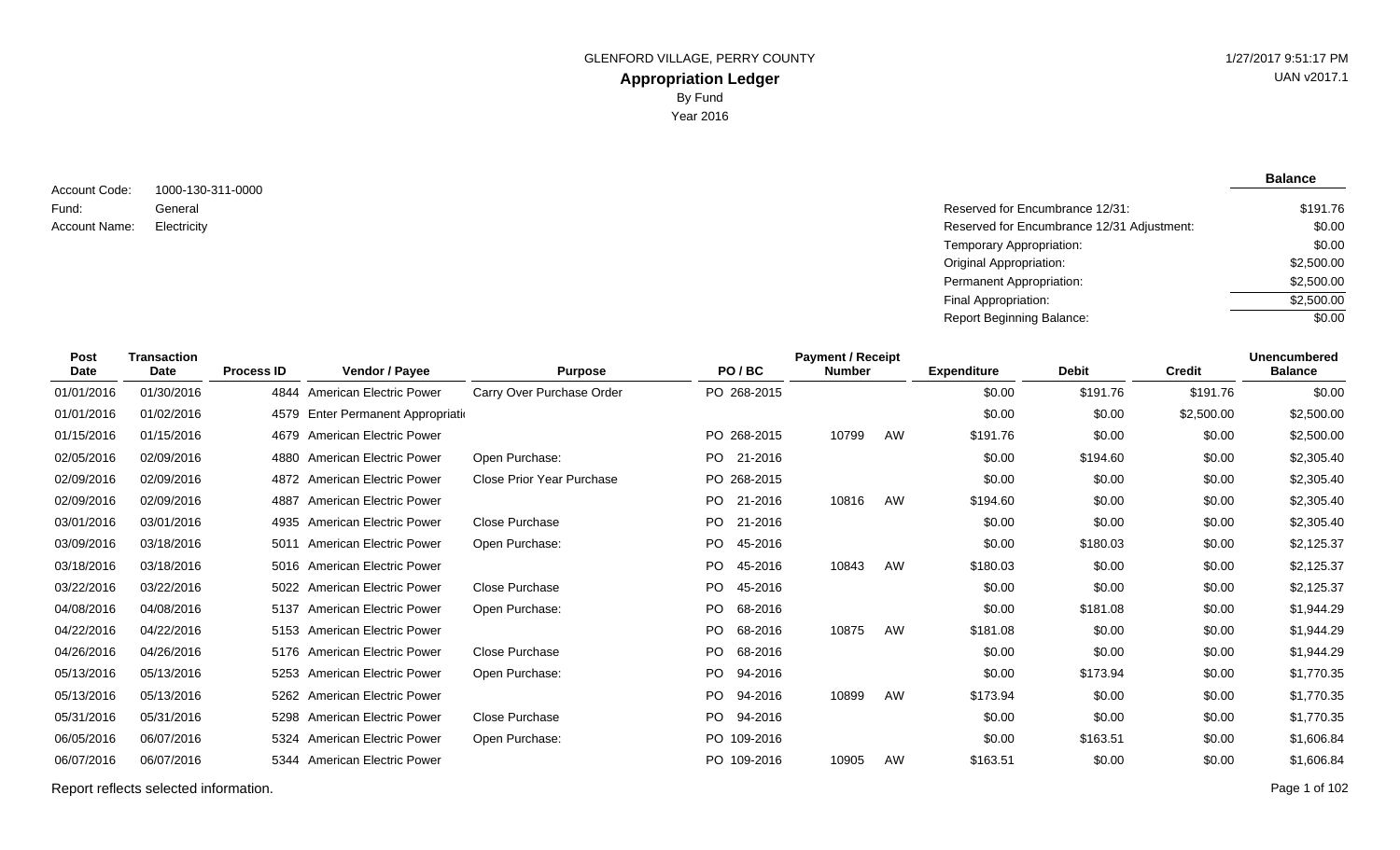GLENFORD VILLAGE, PERRY COUNTY

# Appropriation Ledger

By Fund

Year 2016

1/27/2017 9:51:17 PM

UAN v2017.1

Account Code: 1000-130-311-0000
Fund: General
Account Name: Electricity

| | Balance |
|---|---|
| Reserved for Encumbrance 12/31: | $191.76 |
| Reserved for Encumbrance 12/31 Adjustment: | $0.00 |
| Temporary Appropriation: | $0.00 |
| Original Appropriation: | $2,500.00 |
| Permanent Appropriation: | $2,500.00 |
| Final Appropriation: | $2,500.00 |
| Report Beginning Balance: | $0.00 |

| Post Date | Transaction Date | Process ID | Vendor / Payee | Purpose | PO / BC | Payment / Receipt Number | | Expenditure | Debit | Credit | Unencumbered Balance |
|---|---|---|---|---|---|---|---|---|---|---|---|
| 01/01/2016 | 01/30/2016 | 4844 | American Electric Power | Carry Over Purchase Order | PO 268-2015 | | | $0.00 | $191.76 | $191.76 | $0.00 |
| 01/01/2016 | 01/02/2016 | 4579 | Enter Permanent Appropriati | | | | | $0.00 | $0.00 | $2,500.00 | $2,500.00 |
| 01/15/2016 | 01/15/2016 | 4679 | American Electric Power | | PO 268-2015 | 10799 | AW | $191.76 | $0.00 | $0.00 | $2,500.00 |
| 02/05/2016 | 02/09/2016 | 4880 | American Electric Power | Open Purchase: | PO 21-2016 | | | $0.00 | $194.60 | $0.00 | $2,305.40 |
| 02/09/2016 | 02/09/2016 | 4872 | American Electric Power | Close Prior Year Purchase | PO 268-2015 | | | $0.00 | $0.00 | $0.00 | $2,305.40 |
| 02/09/2016 | 02/09/2016 | 4887 | American Electric Power | | PO 21-2016 | 10816 | AW | $194.60 | $0.00 | $0.00 | $2,305.40 |
| 03/01/2016 | 03/01/2016 | 4935 | American Electric Power | Close Purchase | PO 21-2016 | | | $0.00 | $0.00 | $0.00 | $2,305.40 |
| 03/09/2016 | 03/18/2016 | 5011 | American Electric Power | Open Purchase: | PO 45-2016 | | | $0.00 | $180.03 | $0.00 | $2,125.37 |
| 03/18/2016 | 03/18/2016 | 5016 | American Electric Power | | PO 45-2016 | 10843 | AW | $180.03 | $0.00 | $0.00 | $2,125.37 |
| 03/22/2016 | 03/22/2016 | 5022 | American Electric Power | Close Purchase | PO 45-2016 | | | $0.00 | $0.00 | $0.00 | $2,125.37 |
| 04/08/2016 | 04/08/2016 | 5137 | American Electric Power | Open Purchase: | PO 68-2016 | | | $0.00 | $181.08 | $0.00 | $1,944.29 |
| 04/22/2016 | 04/22/2016 | 5153 | American Electric Power | | PO 68-2016 | 10875 | AW | $181.08 | $0.00 | $0.00 | $1,944.29 |
| 04/26/2016 | 04/26/2016 | 5176 | American Electric Power | Close Purchase | PO 68-2016 | | | $0.00 | $0.00 | $0.00 | $1,944.29 |
| 05/13/2016 | 05/13/2016 | 5253 | American Electric Power | Open Purchase: | PO 94-2016 | | | $0.00 | $173.94 | $0.00 | $1,770.35 |
| 05/13/2016 | 05/13/2016 | 5262 | American Electric Power | | PO 94-2016 | 10899 | AW | $173.94 | $0.00 | $0.00 | $1,770.35 |
| 05/31/2016 | 05/31/2016 | 5298 | American Electric Power | Close Purchase | PO 94-2016 | | | $0.00 | $0.00 | $0.00 | $1,770.35 |
| 06/05/2016 | 06/07/2016 | 5324 | American Electric Power | Open Purchase: | PO 109-2016 | | | $0.00 | $163.51 | $0.00 | $1,606.84 |
| 06/07/2016 | 06/07/2016 | 5344 | American Electric Power | | PO 109-2016 | 10905 | AW | $163.51 | $0.00 | $0.00 | $1,606.84 |

Report reflects selected information.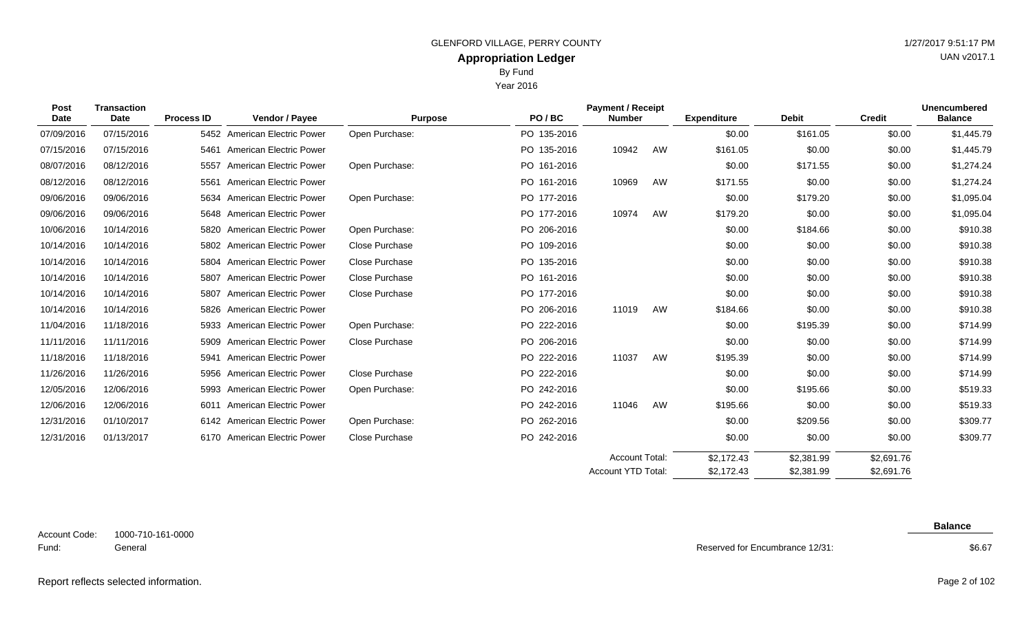GLENFORD VILLAGE, PERRY COUNTY

## Appropriation Ledger

By Fund

Year 2016

1/27/2017 9:51:17 PM
UAN v2017.1

| Post Date | Transaction Date | Process ID | Vendor / Payee | Purpose | PO / BC | Payment / Receipt Number | | Expenditure | Debit | Credit | Unencumbered Balance |
|---|---|---|---|---|---|---|---|---|---|---|---|
| 07/09/2016 | 07/15/2016 | 5452 | American Electric Power | Open Purchase: | PO 135-2016 | | | $0.00 | $161.05 | $0.00 | $1,445.79 |
| 07/15/2016 | 07/15/2016 | 5461 | American Electric Power | | PO 135-2016 | 10942 | AW | $161.05 | $0.00 | $0.00 | $1,445.79 |
| 08/07/2016 | 08/12/2016 | 5557 | American Electric Power | Open Purchase: | PO 161-2016 | | | $0.00 | $171.55 | $0.00 | $1,274.24 |
| 08/12/2016 | 08/12/2016 | 5561 | American Electric Power | | PO 161-2016 | 10969 | AW | $171.55 | $0.00 | $0.00 | $1,274.24 |
| 09/06/2016 | 09/06/2016 | 5634 | American Electric Power | Open Purchase: | PO 177-2016 | | | $0.00 | $179.20 | $0.00 | $1,095.04 |
| 09/06/2016 | 09/06/2016 | 5648 | American Electric Power | | PO 177-2016 | 10974 | AW | $179.20 | $0.00 | $0.00 | $1,095.04 |
| 10/06/2016 | 10/14/2016 | 5820 | American Electric Power | Open Purchase: | PO 206-2016 | | | $0.00 | $184.66 | $0.00 | $910.38 |
| 10/14/2016 | 10/14/2016 | 5802 | American Electric Power | Close Purchase | PO 109-2016 | | | $0.00 | $0.00 | $0.00 | $910.38 |
| 10/14/2016 | 10/14/2016 | 5804 | American Electric Power | Close Purchase | PO 135-2016 | | | $0.00 | $0.00 | $0.00 | $910.38 |
| 10/14/2016 | 10/14/2016 | 5807 | American Electric Power | Close Purchase | PO 161-2016 | | | $0.00 | $0.00 | $0.00 | $910.38 |
| 10/14/2016 | 10/14/2016 | 5807 | American Electric Power | Close Purchase | PO 177-2016 | | | $0.00 | $0.00 | $0.00 | $910.38 |
| 10/14/2016 | 10/14/2016 | 5826 | American Electric Power | | PO 206-2016 | 11019 | AW | $184.66 | $0.00 | $0.00 | $910.38 |
| 11/04/2016 | 11/18/2016 | 5933 | American Electric Power | Open Purchase: | PO 222-2016 | | | $0.00 | $195.39 | $0.00 | $714.99 |
| 11/11/2016 | 11/11/2016 | 5909 | American Electric Power | Close Purchase | PO 206-2016 | | | $0.00 | $0.00 | $0.00 | $714.99 |
| 11/18/2016 | 11/18/2016 | 5941 | American Electric Power | | PO 222-2016 | 11037 | AW | $195.39 | $0.00 | $0.00 | $714.99 |
| 11/26/2016 | 11/26/2016 | 5956 | American Electric Power | Close Purchase | PO 222-2016 | | | $0.00 | $0.00 | $0.00 | $714.99 |
| 12/05/2016 | 12/06/2016 | 5993 | American Electric Power | Open Purchase: | PO 242-2016 | | | $0.00 | $195.66 | $0.00 | $519.33 |
| 12/06/2016 | 12/06/2016 | 6011 | American Electric Power | | PO 242-2016 | 11046 | AW | $195.66 | $0.00 | $0.00 | $519.33 |
| 12/31/2016 | 01/10/2017 | 6142 | American Electric Power | Open Purchase: | PO 262-2016 | | | $0.00 | $209.56 | $0.00 | $309.77 |
| 12/31/2016 | 01/13/2017 | 6170 | American Electric Power | Close Purchase | PO 242-2016 | | | $0.00 | $0.00 | $0.00 | $309.77 |
| | | | | | | Account Total: | | $2,172.43 | $2,381.99 | $2,691.76 | |
| | | | | | | Account YTD Total: | | $2,172.43 | $2,381.99 | $2,691.76 | |

Account Code: 1000-710-161-0000
Fund: General

| | Balance |
|---|---|
| Reserved for Encumbrance 12/31: | $6.67 |

Report reflects selected information.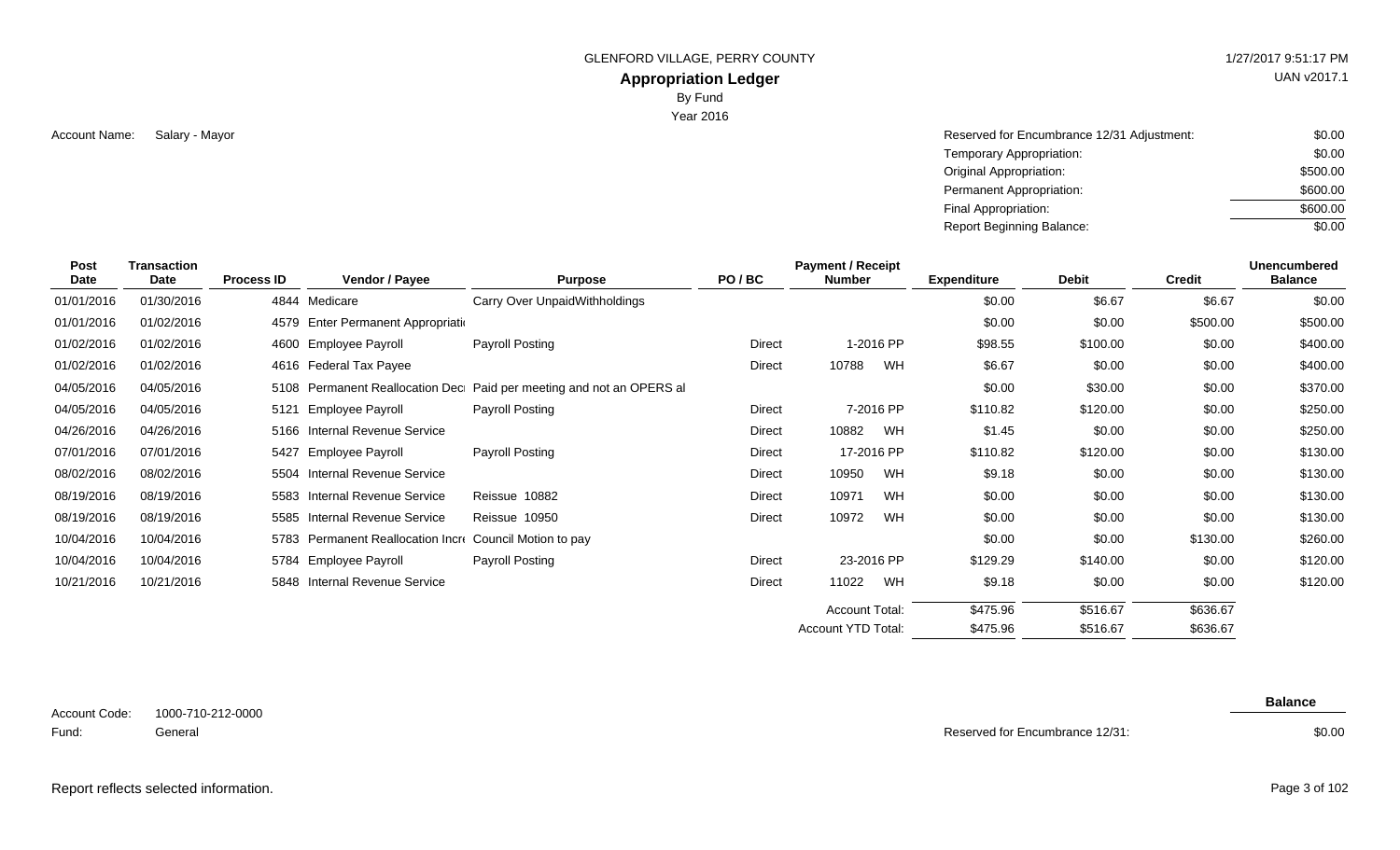GLENFORD VILLAGE, PERRY COUNTY

**Appropriation Ledger**

By Fund

Year 2016

1/27/2017 9:51:17 PM

UAN v2017.1

Account Name: Salary - Mayor

| | |
|---|---|
| Reserved for Encumbrance 12/31 Adjustment: | $0.00 |
| Temporary Appropriation: | $0.00 |
| Original Appropriation: | $500.00 |
| Permanent Appropriation: | $600.00 |
| Final Appropriation: | $600.00 |
| Report Beginning Balance: | $0.00 |

| Post Date | Transaction Date | Process ID | Vendor / Payee | Purpose | PO / BC | Payment / Receipt Number | Expenditure | Debit | Credit | Unencumbered Balance |
|---|---|---|---|---|---|---|---|---|---|---|
| 01/01/2016 | 01/30/2016 | 4844 | Medicare | Carry Over UnpaidWithholdings | | | $0.00 | $6.67 | $6.67 | $0.00 |
| 01/01/2016 | 01/02/2016 | 4579 | Enter Permanent Appropriati | | | | $0.00 | $0.00 | $500.00 | $500.00 |
| 01/02/2016 | 01/02/2016 | 4600 | Employee Payroll | Payroll Posting | Direct | 1-2016 PP | $98.55 | $100.00 | $0.00 | $400.00 |
| 01/02/2016 | 01/02/2016 | 4616 | Federal Tax Payee | | Direct | 10788 WH | $6.67 | $0.00 | $0.00 | $400.00 |
| 04/05/2016 | 04/05/2016 | 5108 | Permanent Reallocation Dec | Paid per meeting and not an OPERS al | | | $0.00 | $30.00 | $0.00 | $370.00 |
| 04/05/2016 | 04/05/2016 | 5121 | Employee Payroll | Payroll Posting | Direct | 7-2016 PP | $110.82 | $120.00 | $0.00 | $250.00 |
| 04/26/2016 | 04/26/2016 | 5166 | Internal Revenue Service | | Direct | 10882 WH | $1.45 | $0.00 | $0.00 | $250.00 |
| 07/01/2016 | 07/01/2016 | 5427 | Employee Payroll | Payroll Posting | Direct | 17-2016 PP | $110.82 | $120.00 | $0.00 | $130.00 |
| 08/02/2016 | 08/02/2016 | 5504 | Internal Revenue Service | | Direct | 10950 WH | $9.18 | $0.00 | $0.00 | $130.00 |
| 08/19/2016 | 08/19/2016 | 5583 | Internal Revenue Service | Reissue 10882 | Direct | 10971 WH | $0.00 | $0.00 | $0.00 | $130.00 |
| 08/19/2016 | 08/19/2016 | 5585 | Internal Revenue Service | Reissue 10950 | Direct | 10972 WH | $0.00 | $0.00 | $0.00 | $130.00 |
| 10/04/2016 | 10/04/2016 | 5783 | Permanent Reallocation Incr | Council Motion to pay | | | $0.00 | $0.00 | $130.00 | $260.00 |
| 10/04/2016 | 10/04/2016 | 5784 | Employee Payroll | Payroll Posting | Direct | 23-2016 PP | $129.29 | $140.00 | $0.00 | $120.00 |
| 10/21/2016 | 10/21/2016 | 5848 | Internal Revenue Service | | Direct | 11022 WH | $9.18 | $0.00 | $0.00 | $120.00 |
| | | | | | | Account Total: | $475.96 | $516.67 | $636.67 | |
| | | | | | | Account YTD Total: | $475.96 | $516.67 | $636.67 | |

Account Code: 1000-710-212-0000

Fund: General

| | Balance |
|---|---|
| Reserved for Encumbrance 12/31: | $0.00 |

Report reflects selected information.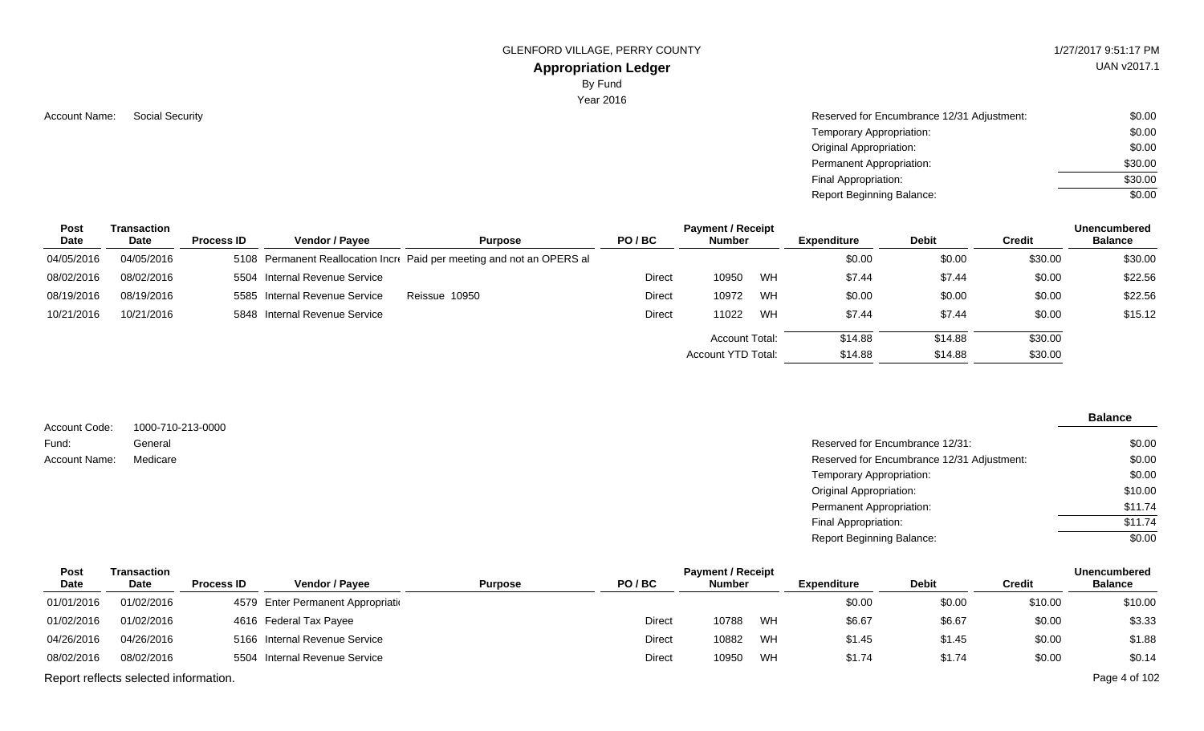GLENFORD VILLAGE, PERRY COUNTY

**Appropriation Ledger**

By Fund

Year 2016

Account Name: Social Security

| | |
|---|---|
| Reserved for Encumbrance 12/31 Adjustment: | $0.00 |
| Temporary Appropriation: | $0.00 |
| Original Appropriation: | $0.00 |
| Permanent Appropriation: | $30.00 |
| Final Appropriation: | $30.00 |
| Report Beginning Balance: | $0.00 |

| Post Date | Transaction Date | Process ID | Vendor / Payee | Purpose | PO / BC | Payment / Receipt Number | | Expenditure | Debit | Credit | Unencumbered Balance |
|---|---|---|---|---|---|---|---|---|---|---|---|
| 04/05/2016 | 04/05/2016 | 5108 | Permanent Reallocation Incre | Paid per meeting and not an OPERS al | | | | $0.00 | $0.00 | $30.00 | $30.00 |
| 08/02/2016 | 08/02/2016 | 5504 | Internal Revenue Service | | Direct | 10950 | WH | $7.44 | $7.44 | $0.00 | $22.56 |
| 08/19/2016 | 08/19/2016 | 5585 | Internal Revenue Service | Reissue 10950 | Direct | 10972 | WH | $0.00 | $0.00 | $0.00 | $22.56 |
| 10/21/2016 | 10/21/2016 | 5848 | Internal Revenue Service | | Direct | 11022 | WH | $7.44 | $7.44 | $0.00 | $15.12 |
| | | | | | | Account Total: | | $14.88 | $14.88 | $30.00 | |
| | | | | | | Account YTD Total: | | $14.88 | $14.88 | $30.00 | |

Account Code: 1000-710-213-0000

Fund: General

Account Name: Medicare

| | Balance |
|---|---|
| Reserved for Encumbrance 12/31: | $0.00 |
| Reserved for Encumbrance 12/31 Adjustment: | $0.00 |
| Temporary Appropriation: | $0.00 |
| Original Appropriation: | $10.00 |
| Permanent Appropriation: | $11.74 |
| Final Appropriation: | $11.74 |
| Report Beginning Balance: | $0.00 |

| Post Date | Transaction Date | Process ID | Vendor / Payee | Purpose | PO / BC | Payment / Receipt Number | | Expenditure | Debit | Credit | Unencumbered Balance |
|---|---|---|---|---|---|---|---|---|---|---|---|
| 01/01/2016 | 01/02/2016 | 4579 | Enter Permanent Appropriati | | | | | $0.00 | $0.00 | $10.00 | $10.00 |
| 01/02/2016 | 01/02/2016 | 4616 | Federal Tax Payee | | Direct | 10788 | WH | $6.67 | $6.67 | $0.00 | $3.33 |
| 04/26/2016 | 04/26/2016 | 5166 | Internal Revenue Service | | Direct | 10882 | WH | $1.45 | $1.45 | $0.00 | $1.88 |
| 08/02/2016 | 08/02/2016 | 5504 | Internal Revenue Service | | Direct | 10950 | WH | $1.74 | $1.74 | $0.00 | $0.14 |

Report reflects selected information.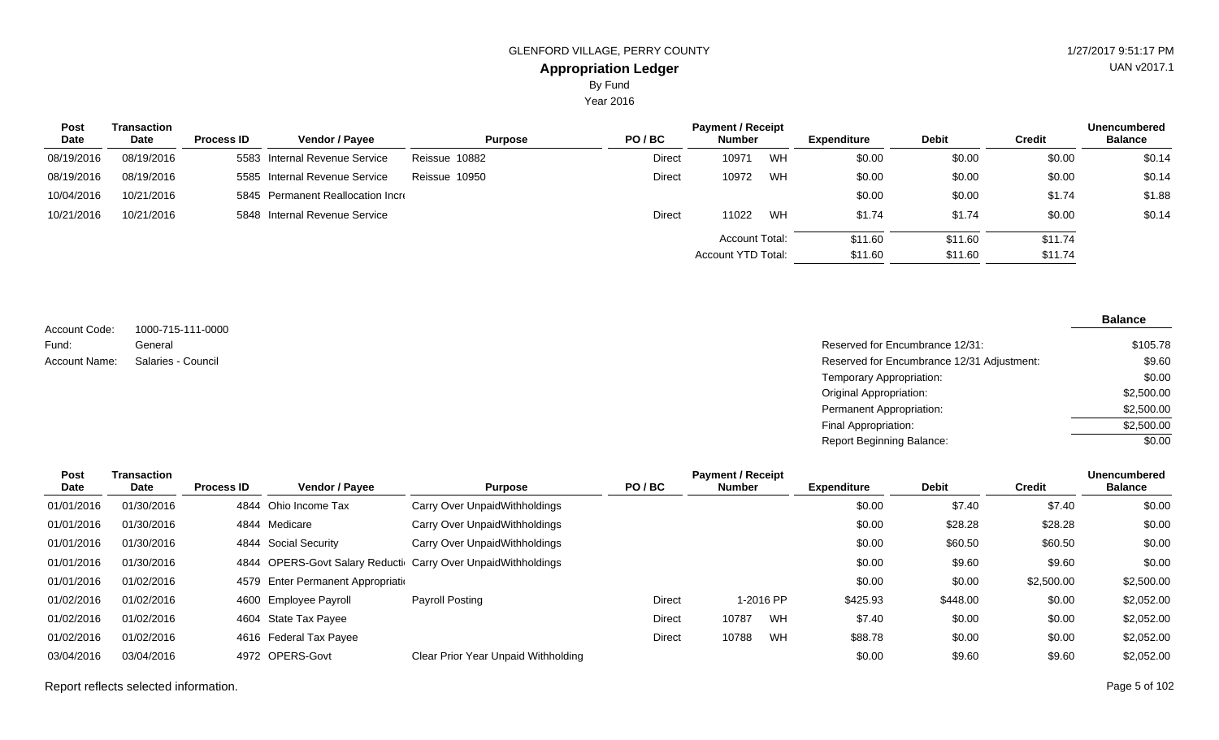GLENFORD VILLAGE, PERRY COUNTY

**Appropriation Ledger**

By Fund

Year 2016

| Post Date | Transaction Date | Process ID | Vendor / Payee | Purpose | PO / BC | Payment / Receipt Number | | Expenditure | Debit | Credit | Unencumbered Balance |
|---|---|---|---|---|---|---|---|---|---|---|---|
| 08/19/2016 | 08/19/2016 | 5583 | Internal Revenue Service | Reissue 10882 | Direct | 10971 | WH | $0.00 | $0.00 | $0.00 | $0.14 |
| 08/19/2016 | 08/19/2016 | 5585 | Internal Revenue Service | Reissue 10950 | Direct | 10972 | WH | $0.00 | $0.00 | $0.00 | $0.14 |
| 10/04/2016 | 10/21/2016 | 5845 | Permanent Reallocation Incre | | | | | $0.00 | $0.00 | $1.74 | $1.88 |
| 10/21/2016 | 10/21/2016 | 5848 | Internal Revenue Service | | Direct | 11022 | WH | $1.74 | $1.74 | $0.00 | $0.14 |
| | | | | | | Account Total: | | $11.60 | $11.60 | $11.74 | |
| | | | | | | Account YTD Total: | | $11.60 | $11.60 | $11.74 | |

Account Code: 1000-715-111-0000
Fund: General
Account Name: Salaries - Council

| | Balance |
|---|---|
| Reserved for Encumbrance 12/31: | $105.78 |
| Reserved for Encumbrance 12/31 Adjustment: | $9.60 |
| Temporary Appropriation: | $0.00 |
| Original Appropriation: | $2,500.00 |
| Permanent Appropriation: | $2,500.00 |
| Final Appropriation: | $2,500.00 |
| Report Beginning Balance: | $0.00 |

| Post Date | Transaction Date | Process ID | Vendor / Payee | Purpose | PO / BC | Payment / Receipt Number | | Expenditure | Debit | Credit | Unencumbered Balance |
|---|---|---|---|---|---|---|---|---|---|---|---|
| 01/01/2016 | 01/30/2016 | 4844 | Ohio Income Tax | Carry Over UnpaidWithholdings | | | | $0.00 | $7.40 | $7.40 | $0.00 |
| 01/01/2016 | 01/30/2016 | 4844 | Medicare | Carry Over UnpaidWithholdings | | | | $0.00 | $28.28 | $28.28 | $0.00 |
| 01/01/2016 | 01/30/2016 | 4844 | Social Security | Carry Over UnpaidWithholdings | | | | $0.00 | $60.50 | $60.50 | $0.00 |
| 01/01/2016 | 01/30/2016 | 4844 | OPERS-Govt Salary Reducti | Carry Over UnpaidWithholdings | | | | $0.00 | $9.60 | $9.60 | $0.00 |
| 01/01/2016 | 01/02/2016 | 4579 | Enter Permanent Appropriati | | | | | $0.00 | $0.00 | $2,500.00 | $2,500.00 |
| 01/02/2016 | 01/02/2016 | 4600 | Employee Payroll | Payroll Posting | Direct | 1-2016 | PP | $425.93 | $448.00 | $0.00 | $2,052.00 |
| 01/02/2016 | 01/02/2016 | 4604 | State Tax Payee | | Direct | 10787 | WH | $7.40 | $0.00 | $0.00 | $2,052.00 |
| 01/02/2016 | 01/02/2016 | 4616 | Federal Tax Payee | | Direct | 10788 | WH | $88.78 | $0.00 | $0.00 | $2,052.00 |
| 03/04/2016 | 03/04/2016 | 4972 | OPERS-Govt | Clear Prior Year Unpaid Withholding | | | | $0.00 | $9.60 | $9.60 | $2,052.00 |

Report reflects selected information.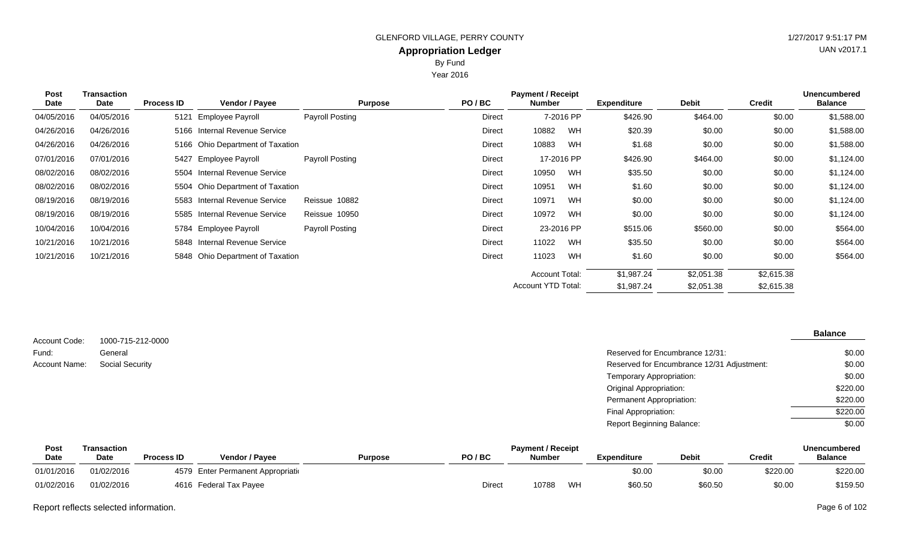GLENFORD VILLAGE, PERRY COUNTY

# Appropriation Ledger

By Fund

Year 2016

| Post Date | Transaction Date | Process ID | Vendor / Payee | Purpose | PO / BC | Payment / Receipt Number | Expenditure | Debit | Credit | Unencumbered Balance |
|---|---|---|---|---|---|---|---|---|---|---|
| 04/05/2016 | 04/05/2016 | 5121 | Employee Payroll | Payroll Posting | Direct | 7-2016 PP | $426.90 | $464.00 | $0.00 | $1,588.00 |
| 04/26/2016 | 04/26/2016 | 5166 | Internal Revenue Service | | Direct | 10882 WH | $20.39 | $0.00 | $0.00 | $1,588.00 |
| 04/26/2016 | 04/26/2016 | 5166 | Ohio Department of Taxation | | Direct | 10883 WH | $1.68 | $0.00 | $0.00 | $1,588.00 |
| 07/01/2016 | 07/01/2016 | 5427 | Employee Payroll | Payroll Posting | Direct | 17-2016 PP | $426.90 | $464.00 | $0.00 | $1,124.00 |
| 08/02/2016 | 08/02/2016 | 5504 | Internal Revenue Service | | Direct | 10950 WH | $35.50 | $0.00 | $0.00 | $1,124.00 |
| 08/02/2016 | 08/02/2016 | 5504 | Ohio Department of Taxation | | Direct | 10951 WH | $1.60 | $0.00 | $0.00 | $1,124.00 |
| 08/19/2016 | 08/19/2016 | 5583 | Internal Revenue Service | Reissue 10882 | Direct | 10971 WH | $0.00 | $0.00 | $0.00 | $1,124.00 |
| 08/19/2016 | 08/19/2016 | 5585 | Internal Revenue Service | Reissue 10950 | Direct | 10972 WH | $0.00 | $0.00 | $0.00 | $1,124.00 |
| 10/04/2016 | 10/04/2016 | 5784 | Employee Payroll | Payroll Posting | Direct | 23-2016 PP | $515.06 | $560.00 | $0.00 | $564.00 |
| 10/21/2016 | 10/21/2016 | 5848 | Internal Revenue Service | | Direct | 11022 WH | $35.50 | $0.00 | $0.00 | $564.00 |
| 10/21/2016 | 10/21/2016 | 5848 | Ohio Department of Taxation | | Direct | 11023 WH | $1.60 | $0.00 | $0.00 | $564.00 |
| | | | | | | Account Total: | $1,987.24 | $2,051.38 | $2,615.38 | |
| | | | | | | Account YTD Total: | $1,987.24 | $2,051.38 | $2,615.38 | |

Account Code: 1000-715-212-0000
Fund: General
Account Name: Social Security

| | Balance |
|---|---|
| Reserved for Encumbrance 12/31: | $0.00 |
| Reserved for Encumbrance 12/31 Adjustment: | $0.00 |
| Temporary Appropriation: | $0.00 |
| Original Appropriation: | $220.00 |
| Permanent Appropriation: | $220.00 |
| Final Appropriation: | $220.00 |
| Report Beginning Balance: | $0.00 |

| Post Date | Transaction Date | Process ID | Vendor / Payee | Purpose | PO / BC | Payment / Receipt Number | Expenditure | Debit | Credit | Unencumbered Balance |
|---|---|---|---|---|---|---|---|---|---|---|
| 01/01/2016 | 01/02/2016 | 4579 | Enter Permanent Appropriati | | | | $0.00 | $0.00 | $220.00 | $220.00 |
| 01/02/2016 | 01/02/2016 | 4616 | Federal Tax Payee | | Direct | 10788 WH | $60.50 | $60.50 | $0.00 | $159.50 |

Report reflects selected information.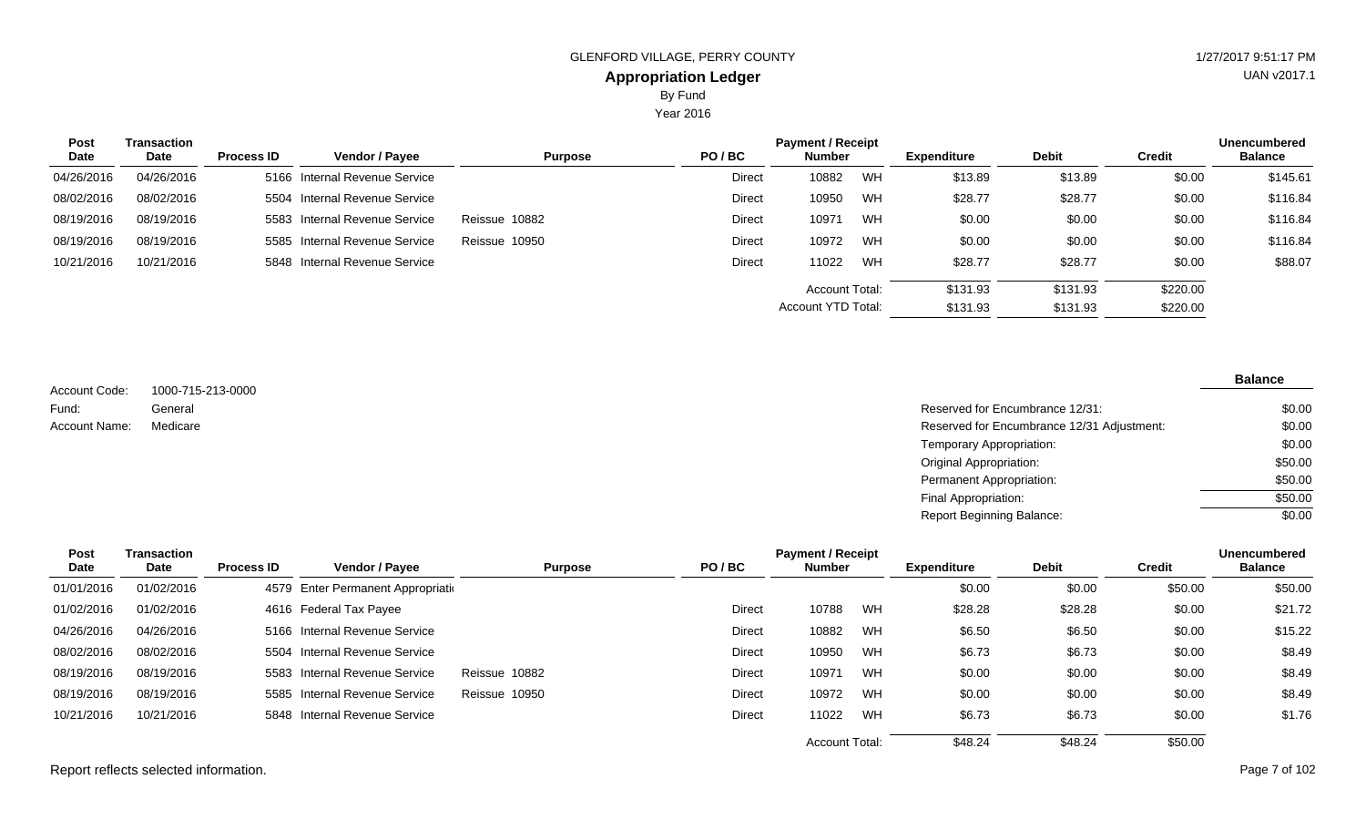GLENFORD VILLAGE, PERRY COUNTY

# Appropriation Ledger

By Fund

Year 2016

| Post Date | Transaction Date | Process ID | Vendor / Payee | Purpose | PO / BC | Payment / Receipt Number | | Expenditure | Debit | Credit | Unencumbered Balance |
|---|---|---|---|---|---|---|---|---|---|---|---|
| 04/26/2016 | 04/26/2016 | 5166 | Internal Revenue Service | | Direct | 10882 | WH | $13.89 | $13.89 | $0.00 | $145.61 |
| 08/02/2016 | 08/02/2016 | 5504 | Internal Revenue Service | | Direct | 10950 | WH | $28.77 | $28.77 | $0.00 | $116.84 |
| 08/19/2016 | 08/19/2016 | 5583 | Internal Revenue Service | Reissue 10882 | Direct | 10971 | WH | $0.00 | $0.00 | $0.00 | $116.84 |
| 08/19/2016 | 08/19/2016 | 5585 | Internal Revenue Service | Reissue 10950 | Direct | 10972 | WH | $0.00 | $0.00 | $0.00 | $116.84 |
| 10/21/2016 | 10/21/2016 | 5848 | Internal Revenue Service | | Direct | 11022 | WH | $28.77 | $28.77 | $0.00 | $88.07 |
| | | | | | | Account Total: | | $131.93 | $131.93 | $220.00 | |
| | | | | | | Account YTD Total: | | $131.93 | $131.93 | $220.00 | |

Account Code: 1000-715-213-0000
Fund: General
Account Name: Medicare

| | Balance |
|---|---|
| Reserved for Encumbrance 12/31: | $0.00 |
| Reserved for Encumbrance 12/31 Adjustment: | $0.00 |
| Temporary Appropriation: | $0.00 |
| Original Appropriation: | $50.00 |
| Permanent Appropriation: | $50.00 |
| Final Appropriation: | $50.00 |
| Report Beginning Balance: | $0.00 |

| Post Date | Transaction Date | Process ID | Vendor / Payee | Purpose | PO / BC | Payment / Receipt Number | | Expenditure | Debit | Credit | Unencumbered Balance |
|---|---|---|---|---|---|---|---|---|---|---|---|
| 01/01/2016 | 01/02/2016 | 4579 | Enter Permanent Appropriati | | | | | $0.00 | $0.00 | $50.00 | $50.00 |
| 01/02/2016 | 01/02/2016 | 4616 | Federal Tax Payee | | Direct | 10788 | WH | $28.28 | $28.28 | $0.00 | $21.72 |
| 04/26/2016 | 04/26/2016 | 5166 | Internal Revenue Service | | Direct | 10882 | WH | $6.50 | $6.50 | $0.00 | $15.22 |
| 08/02/2016 | 08/02/2016 | 5504 | Internal Revenue Service | | Direct | 10950 | WH | $6.73 | $6.73 | $0.00 | $8.49 |
| 08/19/2016 | 08/19/2016 | 5583 | Internal Revenue Service | Reissue 10882 | Direct | 10971 | WH | $0.00 | $0.00 | $0.00 | $8.49 |
| 08/19/2016 | 08/19/2016 | 5585 | Internal Revenue Service | Reissue 10950 | Direct | 10972 | WH | $0.00 | $0.00 | $0.00 | $8.49 |
| 10/21/2016 | 10/21/2016 | 5848 | Internal Revenue Service | | Direct | 11022 | WH | $6.73 | $6.73 | $0.00 | $1.76 |
| | | | | | | Account Total: | | $48.24 | $48.24 | $50.00 | |

Report reflects selected information.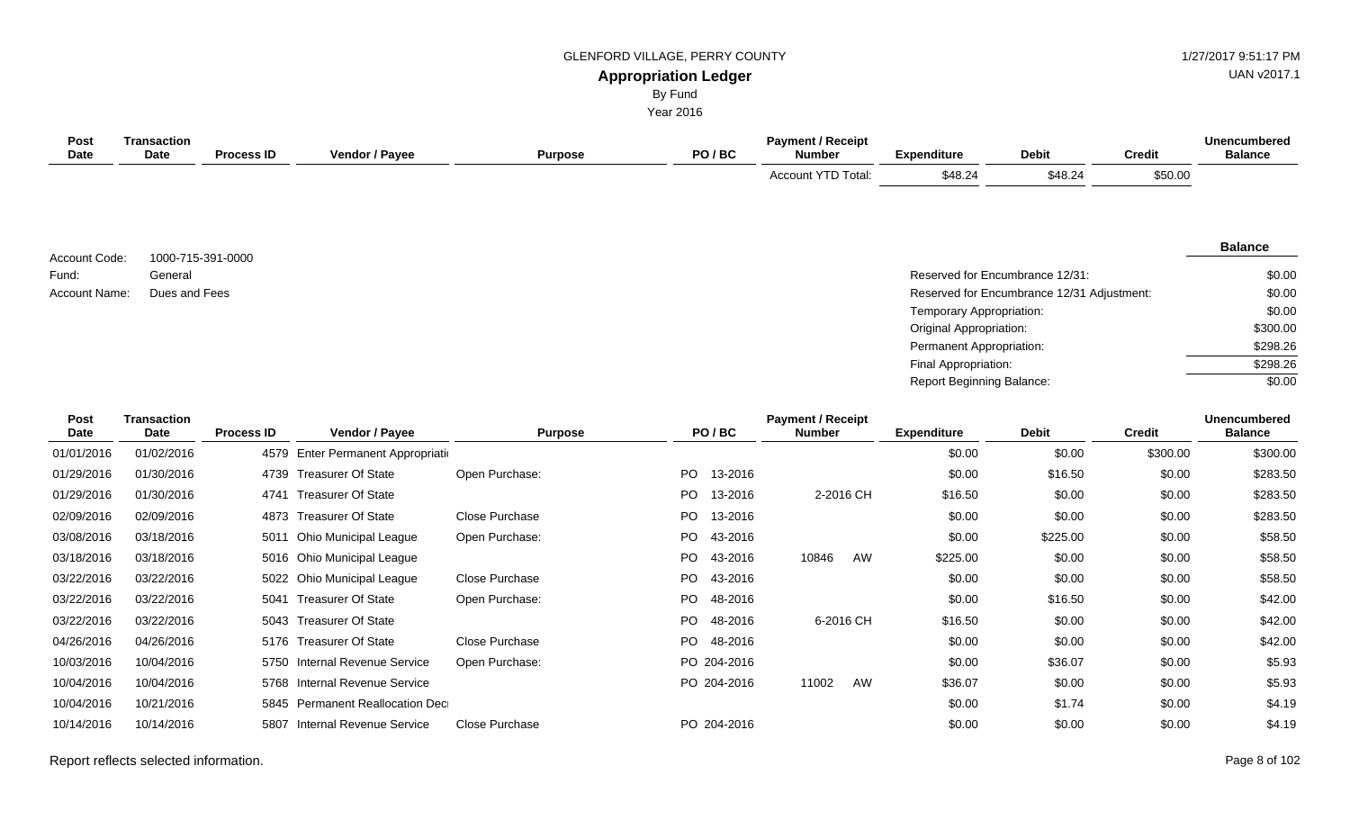GLENFORD VILLAGE, PERRY COUNTY

## Appropriation Ledger

By Fund

Year 2016

| Post Date | Transaction Date | Process ID | Vendor / Payee | Purpose | PO / BC | Payment / Receipt Number | Expenditure | Debit | Credit | Unencumbered Balance |
|---|---|---|---|---|---|---|---|---|---|---|
| | | | | | | Account YTD Total: | $48.24 | $48.24 | $50.00 | |

Account Code: 1000-715-391-0000
Fund: General
Account Name: Dues and Fees

| | Balance |
|---|---|
| Reserved for Encumbrance 12/31: | $0.00 |
| Reserved for Encumbrance 12/31 Adjustment: | $0.00 |
| Temporary Appropriation: | $0.00 |
| Original Appropriation: | $300.00 |
| Permanent Appropriation: | $298.26 |
| Final Appropriation: | $298.26 |
| Report Beginning Balance: | $0.00 |

| Post Date | Transaction Date | Process ID | Vendor / Payee | Purpose | PO / BC | Payment / Receipt Number | Expenditure | Debit | Credit | Unencumbered Balance |
|---|---|---|---|---|---|---|---|---|---|---|
| 01/01/2016 | 01/02/2016 | 4579 | Enter Permanent Appropriati | | | | $0.00 | $0.00 | $300.00 | $300.00 |
| 01/29/2016 | 01/30/2016 | 4739 | Treasurer Of State | Open Purchase: | PO 13-2016 | | $0.00 | $16.50 | $0.00 | $283.50 |
| 01/29/2016 | 01/30/2016 | 4741 | Treasurer Of State | | PO 13-2016 | 2-2016 CH | $16.50 | $0.00 | $0.00 | $283.50 |
| 02/09/2016 | 02/09/2016 | 4873 | Treasurer Of State | Close Purchase | PO 13-2016 | | $0.00 | $0.00 | $0.00 | $283.50 |
| 03/08/2016 | 03/18/2016 | 5011 | Ohio Municipal League | Open Purchase: | PO 43-2016 | | $0.00 | $225.00 | $0.00 | $58.50 |
| 03/18/2016 | 03/18/2016 | 5016 | Ohio Municipal League | | PO 43-2016 | 10846 AW | $225.00 | $0.00 | $0.00 | $58.50 |
| 03/22/2016 | 03/22/2016 | 5022 | Ohio Municipal League | Close Purchase | PO 43-2016 | | $0.00 | $0.00 | $0.00 | $58.50 |
| 03/22/2016 | 03/22/2016 | 5041 | Treasurer Of State | Open Purchase: | PO 48-2016 | | $0.00 | $16.50 | $0.00 | $42.00 |
| 03/22/2016 | 03/22/2016 | 5043 | Treasurer Of State | | PO 48-2016 | 6-2016 CH | $16.50 | $0.00 | $0.00 | $42.00 |
| 04/26/2016 | 04/26/2016 | 5176 | Treasurer Of State | Close Purchase | PO 48-2016 | | $0.00 | $0.00 | $0.00 | $42.00 |
| 10/03/2016 | 10/04/2016 | 5750 | Internal Revenue Service | Open Purchase: | PO 204-2016 | | $0.00 | $36.07 | $0.00 | $5.93 |
| 10/04/2016 | 10/04/2016 | 5768 | Internal Revenue Service | | PO 204-2016 | 11002 AW | $36.07 | $0.00 | $0.00 | $5.93 |
| 10/04/2016 | 10/21/2016 | 5845 | Permanent Reallocation Dec | | | | $0.00 | $1.74 | $0.00 | $4.19 |
| 10/14/2016 | 10/14/2016 | 5807 | Internal Revenue Service | Close Purchase | PO 204-2016 | | $0.00 | $0.00 | $0.00 | $4.19 |

Report reflects selected information.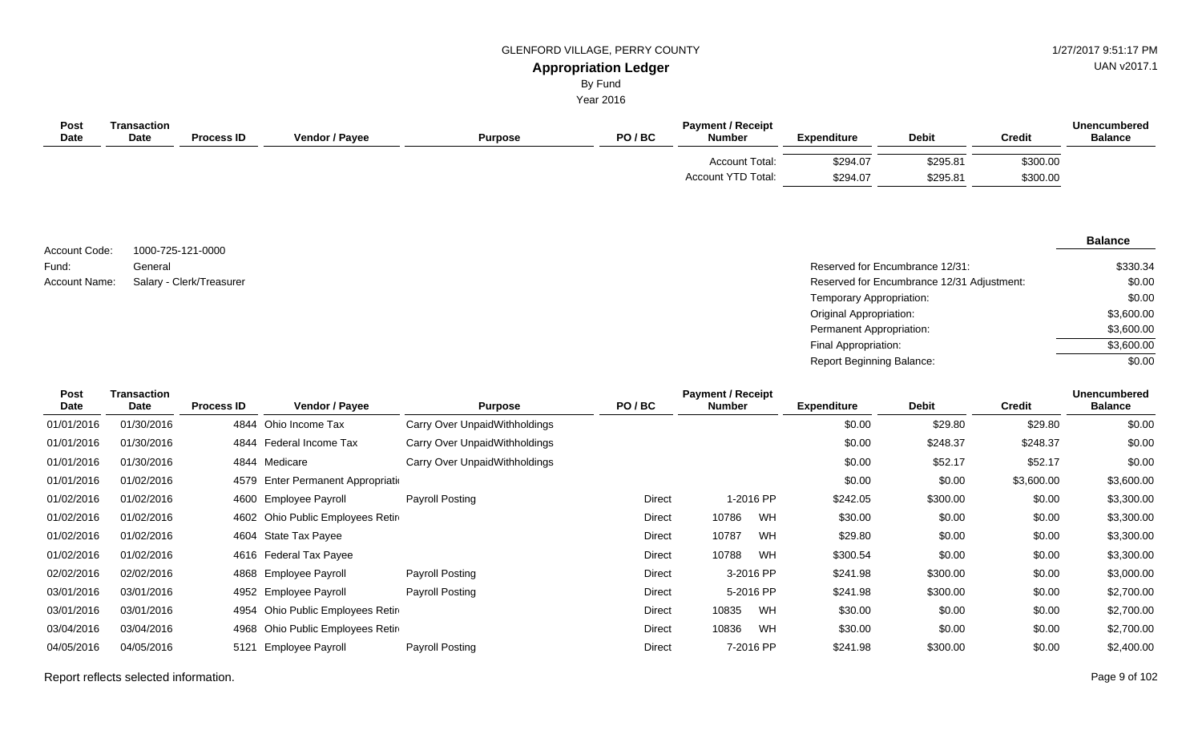GLENFORD VILLAGE, PERRY COUNTY

# Appropriation Ledger

By Fund

Year 2016

| Post Date | Transaction Date | Process ID | Vendor / Payee | Purpose | PO / BC | Payment / Receipt Number | Expenditure | Debit | Credit | Unencumbered Balance |
|---|---|---|---|---|---|---|---|---|---|---|
| | | | | | | Account Total: | $294.07 | $295.81 | $300.00 | |
| | | | | | | Account YTD Total: | $294.07 | $295.81 | $300.00 | |

Account Code: 1000-725-121-0000
Fund: General
Account Name: Salary - Clerk/Treasurer

| | Balance |
|---|---|
| Reserved for Encumbrance 12/31: | $330.34 |
| Reserved for Encumbrance 12/31 Adjustment: | $0.00 |
| Temporary Appropriation: | $0.00 |
| Original Appropriation: | $3,600.00 |
| Permanent Appropriation: | $3,600.00 |
| Final Appropriation: | $3,600.00 |
| Report Beginning Balance: | $0.00 |

| Post Date | Transaction Date | Process ID | Vendor / Payee | Purpose | PO / BC | Payment / Receipt Number | Expenditure | Debit | Credit | Unencumbered Balance |
|---|---|---|---|---|---|---|---|---|---|---|
| 01/01/2016 | 01/30/2016 | 4844 | Ohio Income Tax | Carry Over UnpaidWithholdings | | | $0.00 | $29.80 | $29.80 | $0.00 |
| 01/01/2016 | 01/30/2016 | 4844 | Federal Income Tax | Carry Over UnpaidWithholdings | | | $0.00 | $248.37 | $248.37 | $0.00 |
| 01/01/2016 | 01/30/2016 | 4844 | Medicare | Carry Over UnpaidWithholdings | | | $0.00 | $52.17 | $52.17 | $0.00 |
| 01/01/2016 | 01/02/2016 | 4579 | Enter Permanent Appropriati | | | | $0.00 | $0.00 | $3,600.00 | $3,600.00 |
| 01/02/2016 | 01/02/2016 | 4600 | Employee Payroll | Payroll Posting | Direct | 1-2016 PP | $242.05 | $300.00 | $0.00 | $3,300.00 |
| 01/02/2016 | 01/02/2016 | 4602 | Ohio Public Employees Retir | | Direct | 10786 WH | $30.00 | $0.00 | $0.00 | $3,300.00 |
| 01/02/2016 | 01/02/2016 | 4604 | State Tax Payee | | Direct | 10787 WH | $29.80 | $0.00 | $0.00 | $3,300.00 |
| 01/02/2016 | 01/02/2016 | 4616 | Federal Tax Payee | | Direct | 10788 WH | $300.54 | $0.00 | $0.00 | $3,300.00 |
| 02/02/2016 | 02/02/2016 | 4868 | Employee Payroll | Payroll Posting | Direct | 3-2016 PP | $241.98 | $300.00 | $0.00 | $3,000.00 |
| 03/01/2016 | 03/01/2016 | 4952 | Employee Payroll | Payroll Posting | Direct | 5-2016 PP | $241.98 | $300.00 | $0.00 | $2,700.00 |
| 03/01/2016 | 03/01/2016 | 4954 | Ohio Public Employees Retir | | Direct | 10835 WH | $30.00 | $0.00 | $0.00 | $2,700.00 |
| 03/04/2016 | 03/04/2016 | 4968 | Ohio Public Employees Retir | | Direct | 10836 WH | $30.00 | $0.00 | $0.00 | $2,700.00 |
| 04/05/2016 | 04/05/2016 | 5121 | Employee Payroll | Payroll Posting | Direct | 7-2016 PP | $241.98 | $300.00 | $0.00 | $2,400.00 |

Report reflects selected information.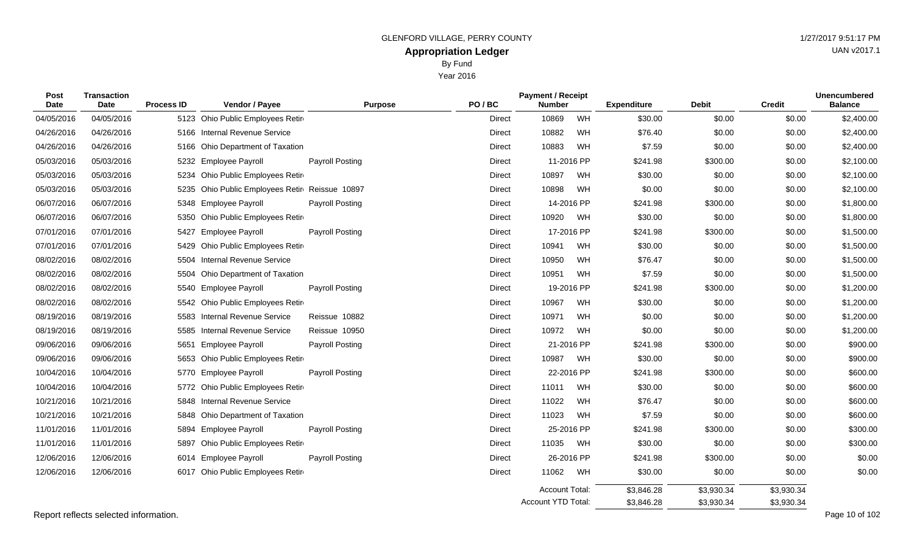GLENFORD VILLAGE, PERRY COUNTY

# Appropriation Ledger

By Fund

Year 2016

| Post Date | Transaction Date | Process ID | Vendor / Payee | Purpose | PO / BC | Payment / Receipt Number | | Expenditure | Debit | Credit | Unencumbered Balance |
|---|---|---|---|---|---|---|---|---|---|---|---|
| 04/05/2016 | 04/05/2016 | 5123 | Ohio Public Employees Retir | | Direct | 10869 | WH | $30.00 | $0.00 | $0.00 | $2,400.00 |
| 04/26/2016 | 04/26/2016 | 5166 | Internal Revenue Service | | Direct | 10882 | WH | $76.40 | $0.00 | $0.00 | $2,400.00 |
| 04/26/2016 | 04/26/2016 | 5166 | Ohio Department of Taxation | | Direct | 10883 | WH | $7.59 | $0.00 | $0.00 | $2,400.00 |
| 05/03/2016 | 05/03/2016 | 5232 | Employee Payroll | Payroll Posting | Direct | 11-2016 | PP | $241.98 | $300.00 | $0.00 | $2,100.00 |
| 05/03/2016 | 05/03/2016 | 5234 | Ohio Public Employees Retir | | Direct | 10897 | WH | $30.00 | $0.00 | $0.00 | $2,100.00 |
| 05/03/2016 | 05/03/2016 | 5235 | Ohio Public Employees Retir | Reissue 10897 | Direct | 10898 | WH | $0.00 | $0.00 | $0.00 | $2,100.00 |
| 06/07/2016 | 06/07/2016 | 5348 | Employee Payroll | Payroll Posting | Direct | 14-2016 | PP | $241.98 | $300.00 | $0.00 | $1,800.00 |
| 06/07/2016 | 06/07/2016 | 5350 | Ohio Public Employees Retir | | Direct | 10920 | WH | $30.00 | $0.00 | $0.00 | $1,800.00 |
| 07/01/2016 | 07/01/2016 | 5427 | Employee Payroll | Payroll Posting | Direct | 17-2016 | PP | $241.98 | $300.00 | $0.00 | $1,500.00 |
| 07/01/2016 | 07/01/2016 | 5429 | Ohio Public Employees Retir | | Direct | 10941 | WH | $30.00 | $0.00 | $0.00 | $1,500.00 |
| 08/02/2016 | 08/02/2016 | 5504 | Internal Revenue Service | | Direct | 10950 | WH | $76.47 | $0.00 | $0.00 | $1,500.00 |
| 08/02/2016 | 08/02/2016 | 5504 | Ohio Department of Taxation | | Direct | 10951 | WH | $7.59 | $0.00 | $0.00 | $1,500.00 |
| 08/02/2016 | 08/02/2016 | 5540 | Employee Payroll | Payroll Posting | Direct | 19-2016 | PP | $241.98 | $300.00 | $0.00 | $1,200.00 |
| 08/02/2016 | 08/02/2016 | 5542 | Ohio Public Employees Retir | | Direct | 10967 | WH | $30.00 | $0.00 | $0.00 | $1,200.00 |
| 08/19/2016 | 08/19/2016 | 5583 | Internal Revenue Service | Reissue 10882 | Direct | 10971 | WH | $0.00 | $0.00 | $0.00 | $1,200.00 |
| 08/19/2016 | 08/19/2016 | 5585 | Internal Revenue Service | Reissue 10950 | Direct | 10972 | WH | $0.00 | $0.00 | $0.00 | $1,200.00 |
| 09/06/2016 | 09/06/2016 | 5651 | Employee Payroll | Payroll Posting | Direct | 21-2016 | PP | $241.98 | $300.00 | $0.00 | $900.00 |
| 09/06/2016 | 09/06/2016 | 5653 | Ohio Public Employees Retir | | Direct | 10987 | WH | $30.00 | $0.00 | $0.00 | $900.00 |
| 10/04/2016 | 10/04/2016 | 5770 | Employee Payroll | Payroll Posting | Direct | 22-2016 | PP | $241.98 | $300.00 | $0.00 | $600.00 |
| 10/04/2016 | 10/04/2016 | 5772 | Ohio Public Employees Retir | | Direct | 11011 | WH | $30.00 | $0.00 | $0.00 | $600.00 |
| 10/21/2016 | 10/21/2016 | 5848 | Internal Revenue Service | | Direct | 11022 | WH | $76.47 | $0.00 | $0.00 | $600.00 |
| 10/21/2016 | 10/21/2016 | 5848 | Ohio Department of Taxation | | Direct | 11023 | WH | $7.59 | $0.00 | $0.00 | $600.00 |
| 11/01/2016 | 11/01/2016 | 5894 | Employee Payroll | Payroll Posting | Direct | 25-2016 | PP | $241.98 | $300.00 | $0.00 | $300.00 |
| 11/01/2016 | 11/01/2016 | 5897 | Ohio Public Employees Retir | | Direct | 11035 | WH | $30.00 | $0.00 | $0.00 | $300.00 |
| 12/06/2016 | 12/06/2016 | 6014 | Employee Payroll | Payroll Posting | Direct | 26-2016 | PP | $241.98 | $300.00 | $0.00 | $0.00 |
| 12/06/2016 | 12/06/2016 | 6017 | Ohio Public Employees Retir | | Direct | 11062 | WH | $30.00 | $0.00 | $0.00 | $0.00 |
| | | | | | | Account Total: | | $3,846.28 | $3,930.34 | $3,930.34 | |
| | | | | | | Account YTD Total: | | $3,846.28 | $3,930.34 | $3,930.34 | |

Report reflects selected information.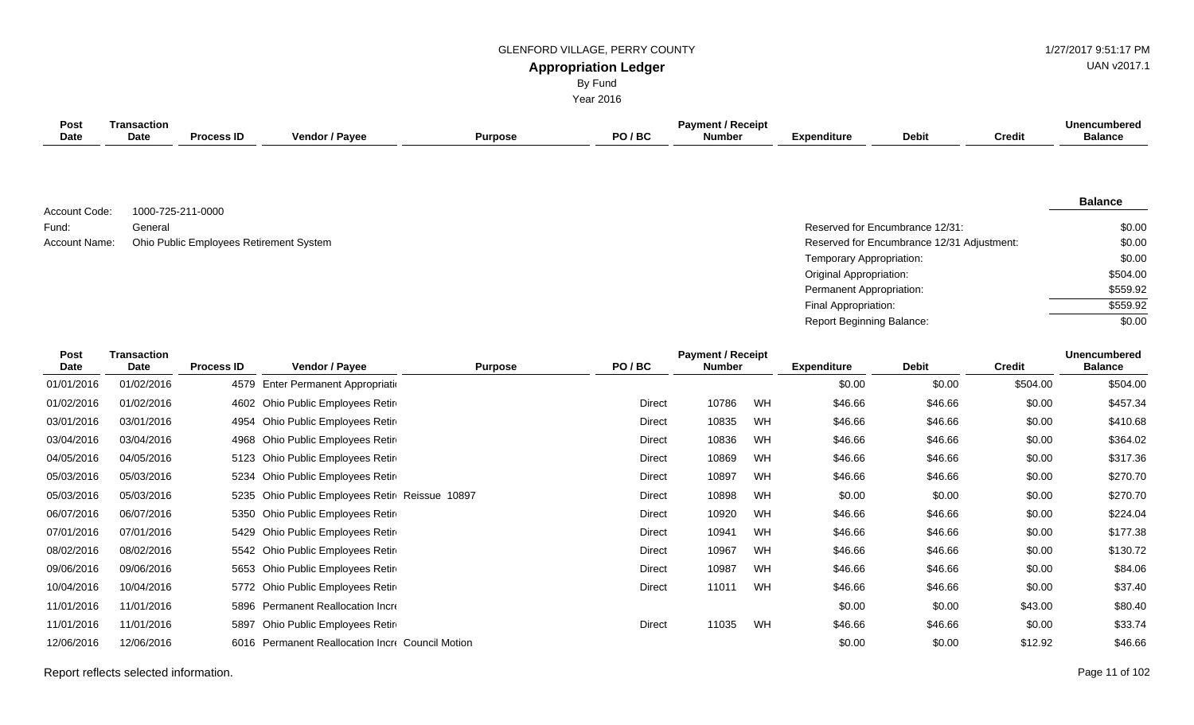GLENFORD VILLAGE, PERRY COUNTY

**Appropriation Ledger**

By Fund

Year 2016

Account Code: 1000-725-211-0000
Fund: General
Account Name: Ohio Public Employees Retirement System

| | Balance |
|---|---|
| Reserved for Encumbrance 12/31: | $0.00 |
| Reserved for Encumbrance 12/31 Adjustment: | $0.00 |
| Temporary Appropriation: | $0.00 |
| Original Appropriation: | $504.00 |
| Permanent Appropriation: | $559.92 |
| Final Appropriation: | $559.92 |
| Report Beginning Balance: | $0.00 |

| Post Date | Transaction Date | Process ID | Vendor / Payee | Purpose | PO / BC | Payment / Receipt Number | | Expenditure | Debit | Credit | Unencumbered Balance |
|---|---|---|---|---|---|---|---|---|---|---|---|
| 01/01/2016 | 01/02/2016 | 4579 | Enter Permanent Appropriati | | | | | $0.00 | $0.00 | $504.00 | $504.00 |
| 01/02/2016 | 01/02/2016 | 4602 | Ohio Public Employees Retir | | Direct | 10786 | WH | $46.66 | $46.66 | $0.00 | $457.34 |
| 03/01/2016 | 03/01/2016 | 4954 | Ohio Public Employees Retir | | Direct | 10835 | WH | $46.66 | $46.66 | $0.00 | $410.68 |
| 03/04/2016 | 03/04/2016 | 4968 | Ohio Public Employees Retir | | Direct | 10836 | WH | $46.66 | $46.66 | $0.00 | $364.02 |
| 04/05/2016 | 04/05/2016 | 5123 | Ohio Public Employees Retir | | Direct | 10869 | WH | $46.66 | $46.66 | $0.00 | $317.36 |
| 05/03/2016 | 05/03/2016 | 5234 | Ohio Public Employees Retir | | Direct | 10897 | WH | $46.66 | $46.66 | $0.00 | $270.70 |
| 05/03/2016 | 05/03/2016 | 5235 | Ohio Public Employees Retir | Reissue 10897 | Direct | 10898 | WH | $0.00 | $0.00 | $0.00 | $270.70 |
| 06/07/2016 | 06/07/2016 | 5350 | Ohio Public Employees Retir | | Direct | 10920 | WH | $46.66 | $46.66 | $0.00 | $224.04 |
| 07/01/2016 | 07/01/2016 | 5429 | Ohio Public Employees Retir | | Direct | 10941 | WH | $46.66 | $46.66 | $0.00 | $177.38 |
| 08/02/2016 | 08/02/2016 | 5542 | Ohio Public Employees Retir | | Direct | 10967 | WH | $46.66 | $46.66 | $0.00 | $130.72 |
| 09/06/2016 | 09/06/2016 | 5653 | Ohio Public Employees Retir | | Direct | 10987 | WH | $46.66 | $46.66 | $0.00 | $84.06 |
| 10/04/2016 | 10/04/2016 | 5772 | Ohio Public Employees Retir | | Direct | 11011 | WH | $46.66 | $46.66 | $0.00 | $37.40 |
| 11/01/2016 | 11/01/2016 | 5896 | Permanent Reallocation Incr | | | | | $0.00 | $0.00 | $43.00 | $80.40 |
| 11/01/2016 | 11/01/2016 | 5897 | Ohio Public Employees Retir | | Direct | 11035 | WH | $46.66 | $46.66 | $0.00 | $33.74 |
| 12/06/2016 | 12/06/2016 | 6016 | Permanent Reallocation Incr | Council Motion | | | | $0.00 | $0.00 | $12.92 | $46.66 |

Report reflects selected information.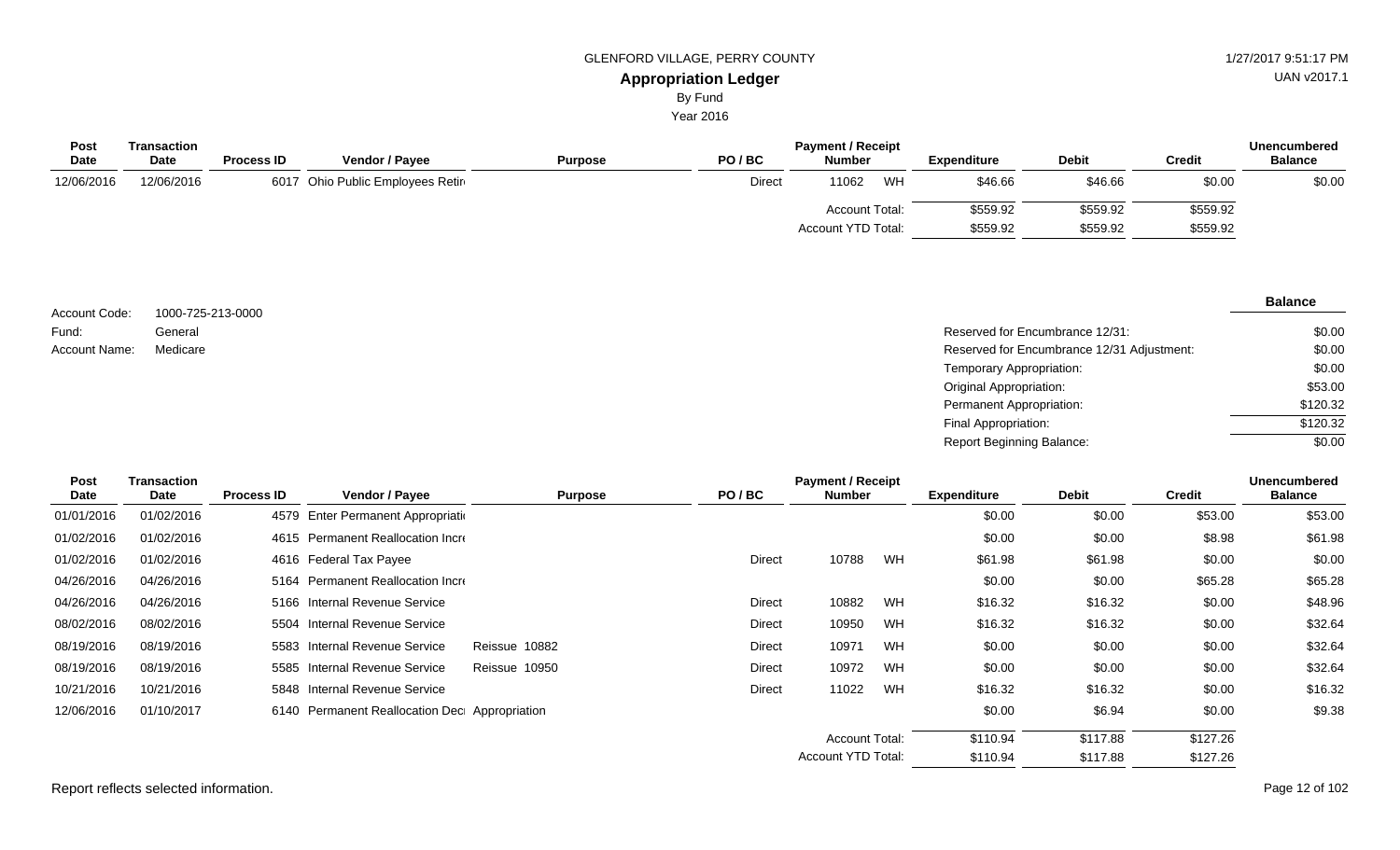GLENFORD VILLAGE, PERRY COUNTY

**Appropriation Ledger**

By Fund

Year 2016

| Post Date | Transaction Date | Process ID | Vendor / Payee | Purpose | PO / BC | Payment / Receipt Number | | Expenditure | Debit | Credit | Unencumbered Balance |
|---|---|---|---|---|---|---|---|---|---|---|---|
| 12/06/2016 | 12/06/2016 | 6017 | Ohio Public Employees Retir | | Direct | 11062 | WH | $46.66 | $46.66 | $0.00 | $0.00 |
| | | | | | | Account Total: | | $559.92 | $559.92 | $559.92 | |
| | | | | | | Account YTD Total: | | $559.92 | $559.92 | $559.92 | |

Account Code: 1000-725-213-0000

Fund: General

Account Name: Medicare

| | Balance |
|---|---|
| Reserved for Encumbrance 12/31: | $0.00 |
| Reserved for Encumbrance 12/31 Adjustment: | $0.00 |
| Temporary Appropriation: | $0.00 |
| Original Appropriation: | $53.00 |
| Permanent Appropriation: | $120.32 |
| Final Appropriation: | $120.32 |
| Report Beginning Balance: | $0.00 |

| Post Date | Transaction Date | Process ID | Vendor / Payee | Purpose | PO / BC | Payment / Receipt Number | | Expenditure | Debit | Credit | Unencumbered Balance |
|---|---|---|---|---|---|---|---|---|---|---|---|
| 01/01/2016 | 01/02/2016 | 4579 | Enter Permanent Appropriati | | | | | $0.00 | $0.00 | $53.00 | $53.00 |
| 01/02/2016 | 01/02/2016 | 4615 | Permanent Reallocation Incr | | | | | $0.00 | $0.00 | $8.98 | $61.98 |
| 01/02/2016 | 01/02/2016 | 4616 | Federal Tax Payee | | Direct | 10788 | WH | $61.98 | $61.98 | $0.00 | $0.00 |
| 04/26/2016 | 04/26/2016 | 5164 | Permanent Reallocation Incr | | | | | $0.00 | $0.00 | $65.28 | $65.28 |
| 04/26/2016 | 04/26/2016 | 5166 | Internal Revenue Service | | Direct | 10882 | WH | $16.32 | $16.32 | $0.00 | $48.96 |
| 08/02/2016 | 08/02/2016 | 5504 | Internal Revenue Service | | Direct | 10950 | WH | $16.32 | $16.32 | $0.00 | $32.64 |
| 08/19/2016 | 08/19/2016 | 5583 | Internal Revenue Service | Reissue 10882 | Direct | 10971 | WH | $0.00 | $0.00 | $0.00 | $32.64 |
| 08/19/2016 | 08/19/2016 | 5585 | Internal Revenue Service | Reissue 10950 | Direct | 10972 | WH | $0.00 | $0.00 | $0.00 | $32.64 |
| 10/21/2016 | 10/21/2016 | 5848 | Internal Revenue Service | | Direct | 11022 | WH | $16.32 | $16.32 | $0.00 | $16.32 |
| 12/06/2016 | 01/10/2017 | 6140 | Permanent Reallocation Dec | Appropriation | | | | $0.00 | $6.94 | $0.00 | $9.38 |
| | | | | | | Account Total: | | $110.94 | $117.88 | $127.26 | |
| | | | | | | Account YTD Total: | | $110.94 | $117.88 | $127.26 | |

Report reflects selected information.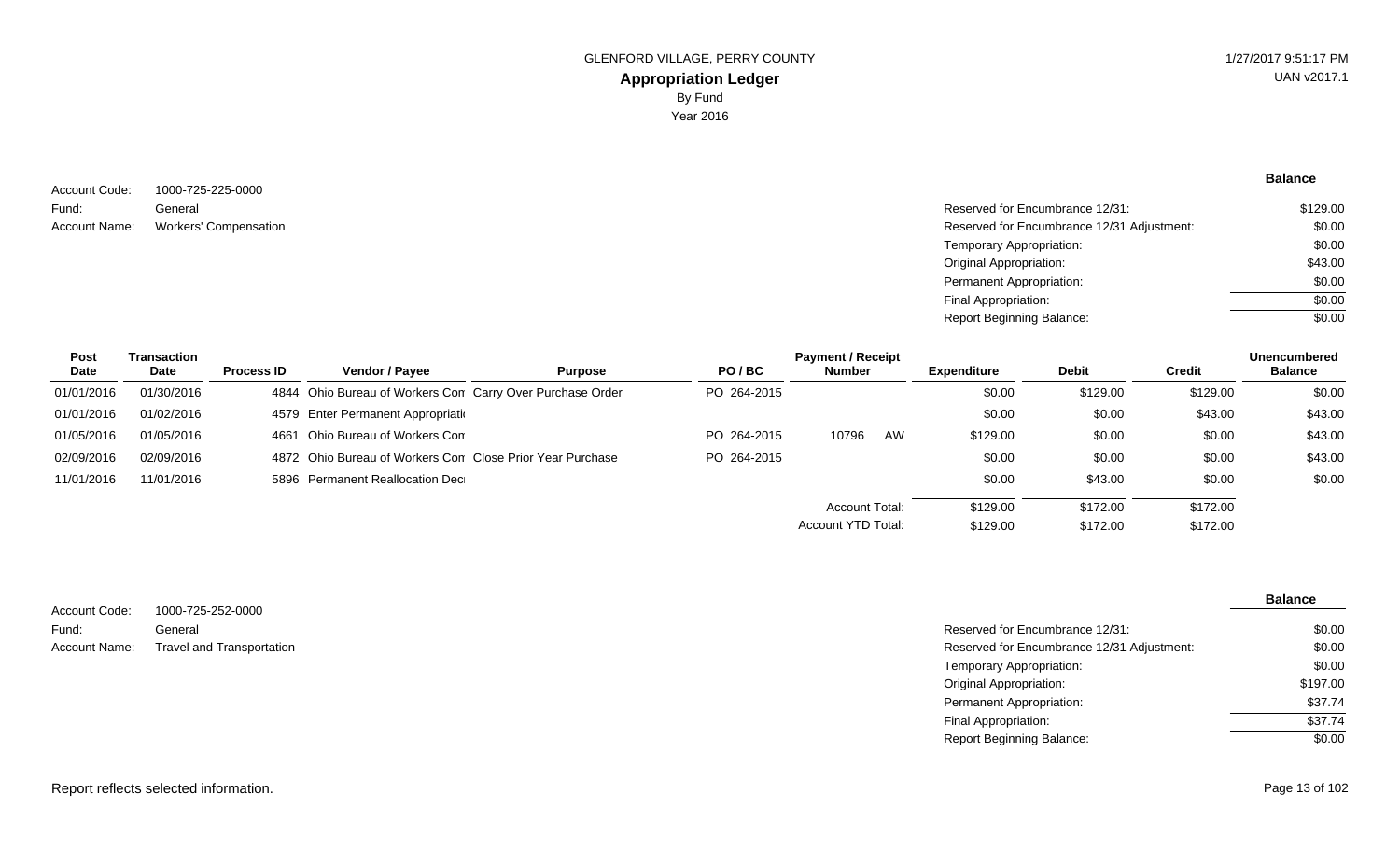GLENFORD VILLAGE, PERRY COUNTY

**Appropriation Ledger**

By Fund

Year 2016

1/27/2017 9:51:17 PM

UAN v2017.1

Account Code: 1000-725-225-0000

Fund: General

Account Name: Workers' Compensation

| | **Balance** |
|---|---|
| Reserved for Encumbrance 12/31: | $129.00 |
| Reserved for Encumbrance 12/31 Adjustment: | $0.00 |
| Temporary Appropriation: | $0.00 |
| Original Appropriation: | $43.00 |
| Permanent Appropriation: | $0.00 |
| Final Appropriation: | $0.00 |
| Report Beginning Balance: | $0.00 |

| Post Date | Transaction Date | Process ID | Vendor / Payee | Purpose | PO / BC | Payment / Receipt Number | Expenditure | Debit | Credit | Unencumbered Balance |
|---|---|---|---|---|---|---|---|---|---|---|
| 01/01/2016 | 01/30/2016 | 4844 | Ohio Bureau of Workers Con | Carry Over Purchase Order | PO 264-2015 | | $0.00 | $129.00 | $129.00 | $0.00 |
| 01/01/2016 | 01/02/2016 | 4579 | Enter Permanent Appropriati | | | | $0.00 | $0.00 | $43.00 | $43.00 |
| 01/05/2016 | 01/05/2016 | 4661 | Ohio Bureau of Workers Con | | PO 264-2015 | 10796 AW | $129.00 | $0.00 | $0.00 | $43.00 |
| 02/09/2016 | 02/09/2016 | 4872 | Ohio Bureau of Workers Con | Close Prior Year Purchase | PO 264-2015 | | $0.00 | $0.00 | $0.00 | $43.00 |
| 11/01/2016 | 11/01/2016 | 5896 | Permanent Reallocation Dec | | | | $0.00 | $43.00 | $0.00 | $0.00 |
| | | | | | | Account Total: | $129.00 | $172.00 | $172.00 | |
| | | | | | | Account YTD Total: | $129.00 | $172.00 | $172.00 | |

Account Code: 1000-725-252-0000

Fund: General

Account Name: Travel and Transportation

| | **Balance** |
|---|---|
| Reserved for Encumbrance 12/31: | $0.00 |
| Reserved for Encumbrance 12/31 Adjustment: | $0.00 |
| Temporary Appropriation: | $0.00 |
| Original Appropriation: | $197.00 |
| Permanent Appropriation: | $37.74 |
| Final Appropriation: | $37.74 |
| Report Beginning Balance: | $0.00 |

Report reflects selected information.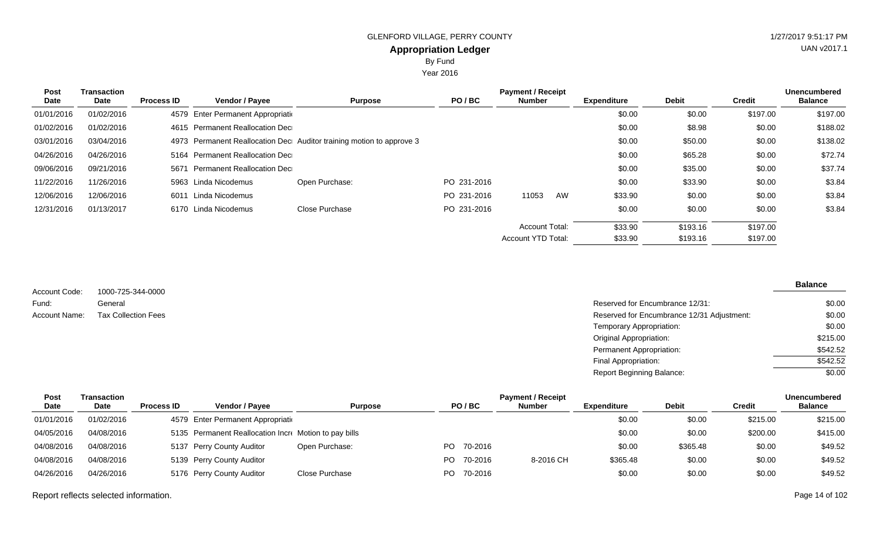GLENFORD VILLAGE, PERRY COUNTY

## Appropriation Ledger

By Fund

Year 2016

| Post Date | Transaction Date | Process ID | Vendor / Payee | Purpose | PO / BC | Payment / Receipt Number | Expenditure | Debit | Credit | Unencumbered Balance |
|---|---|---|---|---|---|---|---|---|---|---|
| 01/01/2016 | 01/02/2016 | 4579 | Enter Permanent Appropriati | | | | $0.00 | $0.00 | $197.00 | $197.00 |
| 01/02/2016 | 01/02/2016 | 4615 | Permanent Reallocation Dec | | | | $0.00 | $8.98 | $0.00 | $188.02 |
| 03/01/2016 | 03/04/2016 | 4973 | Permanent Reallocation Dec | Auditor training motion to approve 3 | | | $0.00 | $50.00 | $0.00 | $138.02 |
| 04/26/2016 | 04/26/2016 | 5164 | Permanent Reallocation Dec | | | | $0.00 | $65.28 | $0.00 | $72.74 |
| 09/06/2016 | 09/21/2016 | 5671 | Permanent Reallocation Dec | | | | $0.00 | $35.00 | $0.00 | $37.74 |
| 11/22/2016 | 11/26/2016 | 5963 | Linda Nicodemus | Open Purchase: | PO 231-2016 | | $0.00 | $33.90 | $0.00 | $3.84 |
| 12/06/2016 | 12/06/2016 | 6011 | Linda Nicodemus | | PO 231-2016 | 11053 AW | $33.90 | $0.00 | $0.00 | $3.84 |
| 12/31/2016 | 01/13/2017 | 6170 | Linda Nicodemus | Close Purchase | PO 231-2016 | | $0.00 | $0.00 | $0.00 | $3.84 |
| | | | | | | Account Total: | $33.90 | $193.16 | $197.00 | |
| | | | | | | Account YTD Total: | $33.90 | $193.16 | $197.00 | |

Account Code: 1000-725-344-0000
Fund: General
Account Name: Tax Collection Fees

| | Balance |
|---|---|
| Reserved for Encumbrance 12/31: | $0.00 |
| Reserved for Encumbrance 12/31 Adjustment: | $0.00 |
| Temporary Appropriation: | $0.00 |
| Original Appropriation: | $215.00 |
| Permanent Appropriation: | $542.52 |
| Final Appropriation: | $542.52 |
| Report Beginning Balance: | $0.00 |

| Post Date | Transaction Date | Process ID | Vendor / Payee | Purpose | PO / BC | Payment / Receipt Number | Expenditure | Debit | Credit | Unencumbered Balance |
|---|---|---|---|---|---|---|---|---|---|---|
| 01/01/2016 | 01/02/2016 | 4579 | Enter Permanent Appropriati | | | | $0.00 | $0.00 | $215.00 | $215.00 |
| 04/05/2016 | 04/08/2016 | 5135 | Permanent Reallocation Incr | Motion to pay bills | | | $0.00 | $0.00 | $200.00 | $415.00 |
| 04/08/2016 | 04/08/2016 | 5137 | Perry County Auditor | Open Purchase: | PO 70-2016 | | $0.00 | $365.48 | $0.00 | $49.52 |
| 04/08/2016 | 04/08/2016 | 5139 | Perry County Auditor | | PO 70-2016 | 8-2016 CH | $365.48 | $0.00 | $0.00 | $49.52 |
| 04/26/2016 | 04/26/2016 | 5176 | Perry County Auditor | Close Purchase | PO 70-2016 | | $0.00 | $0.00 | $0.00 | $49.52 |

Report reflects selected information.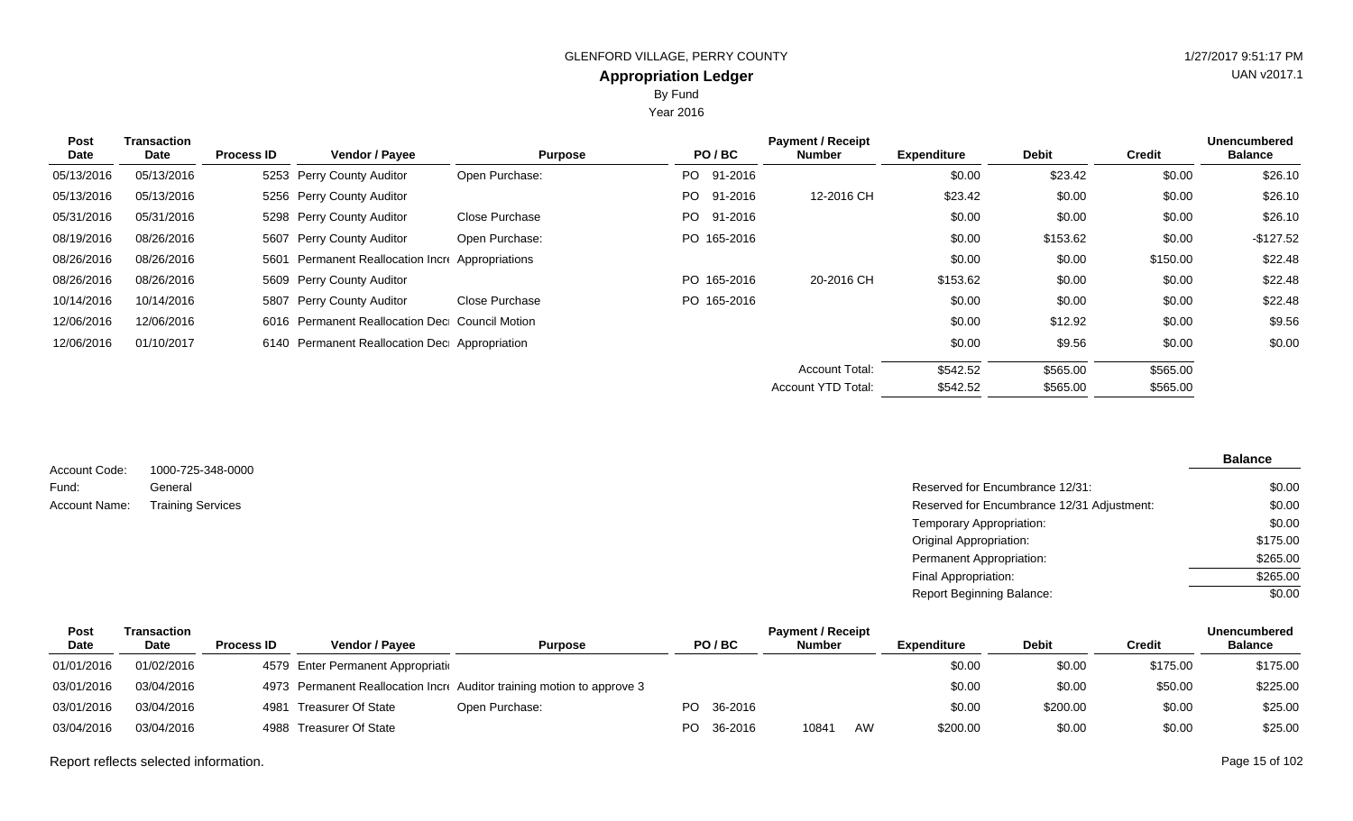GLENFORD VILLAGE, PERRY COUNTY

# Appropriation Ledger

By Fund

Year 2016

| Post Date | Transaction Date | Process ID | Vendor / Payee | Purpose | PO / BC | Payment / Receipt Number | Expenditure | Debit | Credit | Unencumbered Balance |
|---|---|---|---|---|---|---|---|---|---|---|
| 05/13/2016 | 05/13/2016 | 5253 | Perry County Auditor | Open Purchase: | PO 91-2016 | | $0.00 | $23.42 | $0.00 | $26.10 |
| 05/13/2016 | 05/13/2016 | 5256 | Perry County Auditor | | PO 91-2016 | 12-2016 CH | $23.42 | $0.00 | $0.00 | $26.10 |
| 05/31/2016 | 05/31/2016 | 5298 | Perry County Auditor | Close Purchase | PO 91-2016 | | $0.00 | $0.00 | $0.00 | $26.10 |
| 08/19/2016 | 08/26/2016 | 5607 | Perry County Auditor | Open Purchase: | PO 165-2016 | | $0.00 | $153.62 | $0.00 | -$127.52 |
| 08/26/2016 | 08/26/2016 | 5601 | Permanent Reallocation Incre | Appropriations | | | $0.00 | $0.00 | $150.00 | $22.48 |
| 08/26/2016 | 08/26/2016 | 5609 | Perry County Auditor | | PO 165-2016 | 20-2016 CH | $153.62 | $0.00 | $0.00 | $22.48 |
| 10/14/2016 | 10/14/2016 | 5807 | Perry County Auditor | Close Purchase | PO 165-2016 | | $0.00 | $0.00 | $0.00 | $22.48 |
| 12/06/2016 | 12/06/2016 | 6016 | Permanent Reallocation Decr | Council Motion | | | $0.00 | $12.92 | $0.00 | $9.56 |
| 12/06/2016 | 01/10/2017 | 6140 | Permanent Reallocation Decr | Appropriation | | | $0.00 | $9.56 | $0.00 | $0.00 |
| | | | | | | Account Total: | $542.52 | $565.00 | $565.00 | |
| | | | | | | Account YTD Total: | $542.52 | $565.00 | $565.00 | |

Account Code: 1000-725-348-0000

Fund: General

Account Name: Training Services

| | Balance |
|---|---|
| Reserved for Encumbrance 12/31: | $0.00 |
| Reserved for Encumbrance 12/31 Adjustment: | $0.00 |
| Temporary Appropriation: | $0.00 |
| Original Appropriation: | $175.00 |
| Permanent Appropriation: | $265.00 |
| Final Appropriation: | $265.00 |
| Report Beginning Balance: | $0.00 |

| Post Date | Transaction Date | Process ID | Vendor / Payee | Purpose | PO / BC | Payment / Receipt Number | Expenditure | Debit | Credit | Unencumbered Balance |
|---|---|---|---|---|---|---|---|---|---|---|
| 01/01/2016 | 01/02/2016 | 4579 | Enter Permanent Appropriati | | | | $0.00 | $0.00 | $175.00 | $175.00 |
| 03/01/2016 | 03/04/2016 | 4973 | Permanent Reallocation Incre | Auditor training motion to approve 3 | | | $0.00 | $0.00 | $50.00 | $225.00 |
| 03/01/2016 | 03/04/2016 | 4981 | Treasurer Of State | Open Purchase: | PO 36-2016 | | $0.00 | $200.00 | $0.00 | $25.00 |
| 03/04/2016 | 03/04/2016 | 4988 | Treasurer Of State | | PO 36-2016 | 10841 AW | $200.00 | $0.00 | $0.00 | $25.00 |

Report reflects selected information.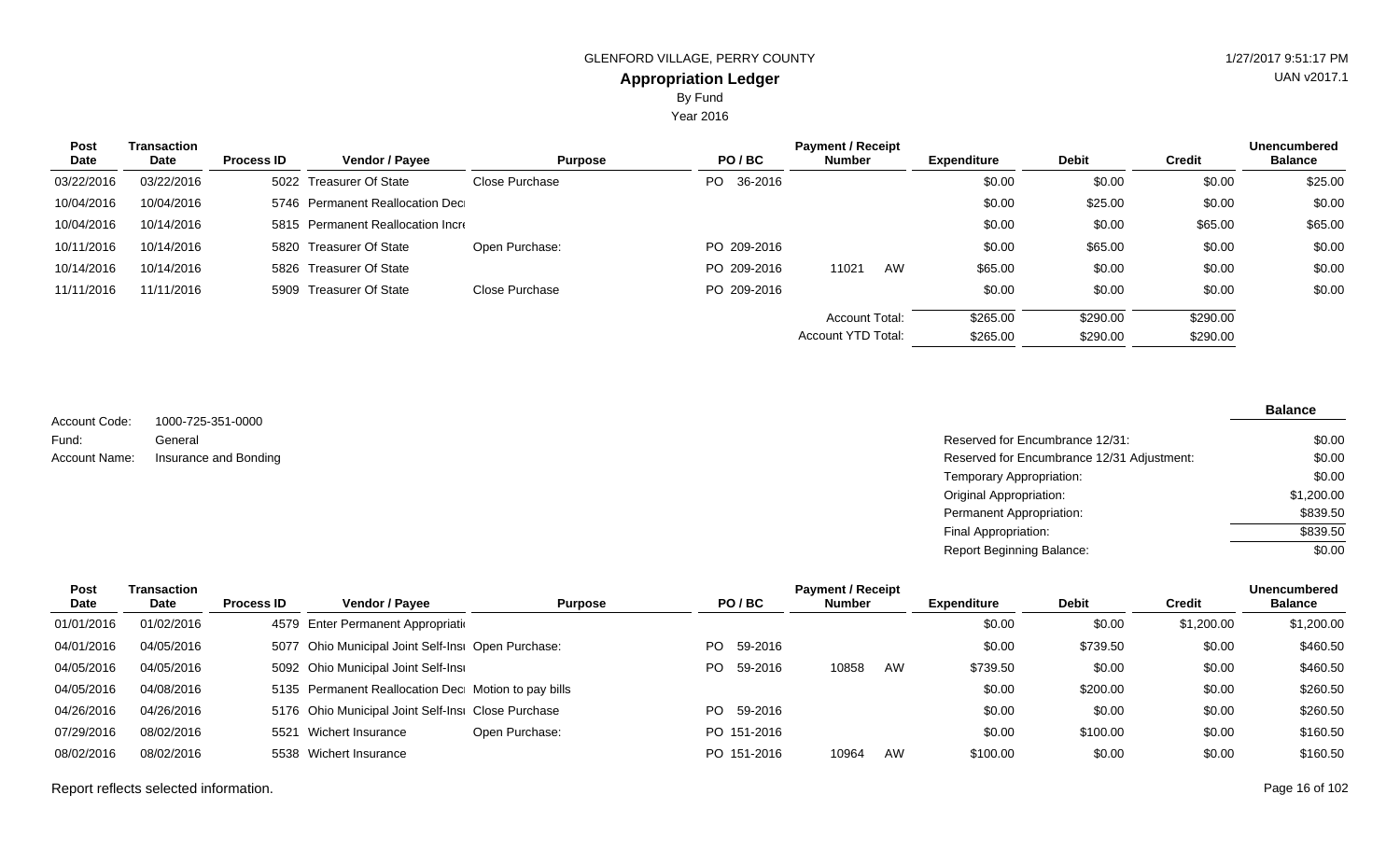GLENFORD VILLAGE, PERRY COUNTY

1/27/2017 9:51:17 PM

UAN v2017.1

# Appropriation Ledger

By Fund

Year 2016

| Post Date | Transaction Date | Process ID | Vendor / Payee | Purpose | PO / BC | Payment / Receipt Number | | Expenditure | Debit | Credit | Unencumbered Balance |
|---|---|---|---|---|---|---|---|---|---|---|---|
| 03/22/2016 | 03/22/2016 | 5022 | Treasurer Of State | Close Purchase | PO 36-2016 | | | $0.00 | $0.00 | $0.00 | $25.00 |
| 10/04/2016 | 10/04/2016 | 5746 | Permanent Reallocation Dec | | | | | $0.00 | $25.00 | $0.00 | $0.00 |
| 10/04/2016 | 10/14/2016 | 5815 | Permanent Reallocation Incr | | | | | $0.00 | $0.00 | $65.00 | $65.00 |
| 10/11/2016 | 10/14/2016 | 5820 | Treasurer Of State | Open Purchase: | PO 209-2016 | | | $0.00 | $65.00 | $0.00 | $0.00 |
| 10/14/2016 | 10/14/2016 | 5826 | Treasurer Of State | | PO 209-2016 | 11021 | AW | $65.00 | $0.00 | $0.00 | $0.00 |
| 11/11/2016 | 11/11/2016 | 5909 | Treasurer Of State | Close Purchase | PO 209-2016 | | | $0.00 | $0.00 | $0.00 | $0.00 |
| | | | | | | Account Total: | | $265.00 | $290.00 | $290.00 | |
| | | | | | | Account YTD Total: | | $265.00 | $290.00 | $290.00 | |

Account Code: 1000-725-351-0000

Fund: General

Account Name: Insurance and Bonding

| | Balance |
|---|---|
| Reserved for Encumbrance 12/31: | $0.00 |
| Reserved for Encumbrance 12/31 Adjustment: | $0.00 |
| Temporary Appropriation: | $0.00 |
| Original Appropriation: | $1,200.00 |
| Permanent Appropriation: | $839.50 |
| Final Appropriation: | $839.50 |
| Report Beginning Balance: | $0.00 |

| Post Date | Transaction Date | Process ID | Vendor / Payee | Purpose | PO / BC | Payment / Receipt Number | | Expenditure | Debit | Credit | Unencumbered Balance |
|---|---|---|---|---|---|---|---|---|---|---|---|
| 01/01/2016 | 01/02/2016 | 4579 | Enter Permanent Appropriati | | | | | $0.00 | $0.00 | $1,200.00 | $1,200.00 |
| 04/01/2016 | 04/05/2016 | 5077 | Ohio Municipal Joint Self-Ins | Open Purchase: | PO 59-2016 | | | $0.00 | $739.50 | $0.00 | $460.50 |
| 04/05/2016 | 04/05/2016 | 5092 | Ohio Municipal Joint Self-Ins | | PO 59-2016 | 10858 | AW | $739.50 | $0.00 | $0.00 | $460.50 |
| 04/05/2016 | 04/08/2016 | 5135 | Permanent Reallocation Dec | Motion to pay bills | | | | $0.00 | $200.00 | $0.00 | $260.50 |
| 04/26/2016 | 04/26/2016 | 5176 | Ohio Municipal Joint Self-Ins | Close Purchase | PO 59-2016 | | | $0.00 | $0.00 | $0.00 | $260.50 |
| 07/29/2016 | 08/02/2016 | 5521 | Wichert Insurance | Open Purchase: | PO 151-2016 | | | $0.00 | $100.00 | $0.00 | $160.50 |
| 08/02/2016 | 08/02/2016 | 5538 | Wichert Insurance | | PO 151-2016 | 10964 | AW | $100.00 | $0.00 | $0.00 | $160.50 |

Report reflects selected information.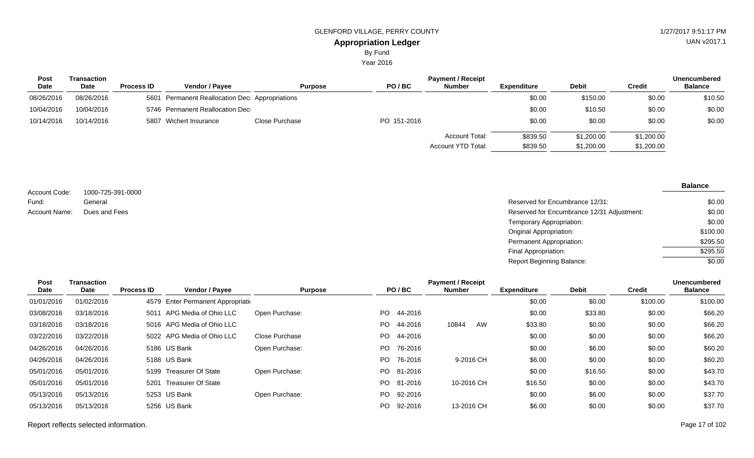GLENFORD VILLAGE, PERRY COUNTY

# Appropriation Ledger

By Fund

Year 2016

| Post Date | Transaction Date | Process ID | Vendor / Payee | Purpose | PO / BC | Payment / Receipt Number | Expenditure | Debit | Credit | Unencumbered Balance |
|---|---|---|---|---|---|---|---|---|---|---|
| 08/26/2016 | 08/26/2016 | 5601 | Permanent Reallocation Deci | Appropriations | | | $0.00 | $150.00 | $0.00 | $10.50 |
| 10/04/2016 | 10/04/2016 | 5746 | Permanent Reallocation Deci | | | | $0.00 | $10.50 | $0.00 | $0.00 |
| 10/14/2016 | 10/14/2016 | 5807 | Wichert Insurance | Close Purchase | PO 151-2016 | | $0.00 | $0.00 | $0.00 | $0.00 |
| | | | | | | Account Total: | $839.50 | $1,200.00 | $1,200.00 | |
| | | | | | | Account YTD Total: | $839.50 | $1,200.00 | $1,200.00 | |

Account Code: 1000-725-391-0000
Fund: General
Account Name: Dues and Fees

| | Balance |
|---|---|
| Reserved for Encumbrance 12/31: | $0.00 |
| Reserved for Encumbrance 12/31 Adjustment: | $0.00 |
| Temporary Appropriation: | $0.00 |
| Original Appropriation: | $100.00 |
| Permanent Appropriation: | $295.50 |
| Final Appropriation: | $295.50 |
| Report Beginning Balance: | $0.00 |

| Post Date | Transaction Date | Process ID | Vendor / Payee | Purpose | PO / BC | Payment / Receipt Number | Expenditure | Debit | Credit | Unencumbered Balance |
|---|---|---|---|---|---|---|---|---|---|---|
| 01/01/2016 | 01/02/2016 | 4579 | Enter Permanent Appropriati | | | | $0.00 | $0.00 | $100.00 | $100.00 |
| 03/08/2016 | 03/18/2016 | 5011 | APG Media of Ohio LLC | Open Purchase: | PO 44-2016 | | $0.00 | $33.80 | $0.00 | $66.20 |
| 03/18/2016 | 03/18/2016 | 5016 | APG Media of Ohio LLC | | PO 44-2016 | 10844 AW | $33.80 | $0.00 | $0.00 | $66.20 |
| 03/22/2016 | 03/22/2016 | 5022 | APG Media of Ohio LLC | Close Purchase | PO 44-2016 | | $0.00 | $0.00 | $0.00 | $66.20 |
| 04/26/2016 | 04/26/2016 | 5186 | US Bank | Open Purchase: | PO 76-2016 | | $0.00 | $6.00 | $0.00 | $60.20 |
| 04/26/2016 | 04/26/2016 | 5188 | US Bank | | PO 76-2016 | 9-2016 CH | $6.00 | $0.00 | $0.00 | $60.20 |
| 05/01/2016 | 05/01/2016 | 5199 | Treasurer Of State | Open Purchase: | PO 81-2016 | | $0.00 | $16.50 | $0.00 | $43.70 |
| 05/01/2016 | 05/01/2016 | 5201 | Treasurer Of State | | PO 81-2016 | 10-2016 CH | $16.50 | $0.00 | $0.00 | $43.70 |
| 05/13/2016 | 05/13/2016 | 5253 | US Bank | Open Purchase: | PO 92-2016 | | $0.00 | $6.00 | $0.00 | $37.70 |
| 05/13/2016 | 05/13/2016 | 5256 | US Bank | | PO 92-2016 | 13-2016 CH | $6.00 | $0.00 | $0.00 | $37.70 |

Report reflects selected information.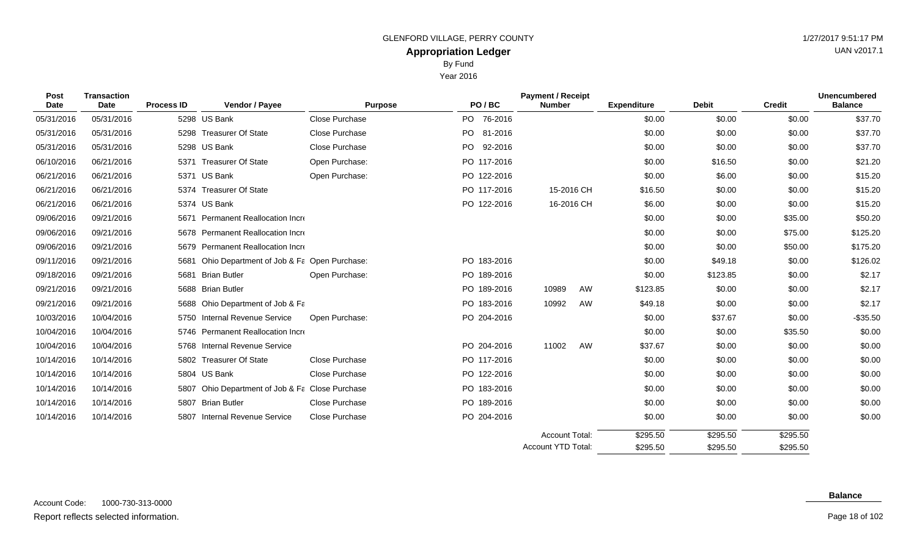GLENFORD VILLAGE, PERRY COUNTY

1/27/2017 9:51:17 PM

UAN v2017.1

## Appropriation Ledger

By Fund

Year 2016

| Post Date | Transaction Date | Process ID | Vendor / Payee | Purpose | PO / BC | Payment / Receipt Number | Expenditure | Debit | Credit | Unencumbered Balance |
|---|---|---|---|---|---|---|---|---|---|---|
| 05/31/2016 | 05/31/2016 | 5298 | US Bank | Close Purchase | PO 76-2016 | | $0.00 | $0.00 | $0.00 | $37.70 |
| 05/31/2016 | 05/31/2016 | 5298 | Treasurer Of State | Close Purchase | PO 81-2016 | | $0.00 | $0.00 | $0.00 | $37.70 |
| 05/31/2016 | 05/31/2016 | 5298 | US Bank | Close Purchase | PO 92-2016 | | $0.00 | $0.00 | $0.00 | $37.70 |
| 06/10/2016 | 06/21/2016 | 5371 | Treasurer Of State | Open Purchase: | PO 117-2016 | | $0.00 | $16.50 | $0.00 | $21.20 |
| 06/21/2016 | 06/21/2016 | 5371 | US Bank | Open Purchase: | PO 122-2016 | | $0.00 | $6.00 | $0.00 | $15.20 |
| 06/21/2016 | 06/21/2016 | 5374 | Treasurer Of State | | PO 117-2016 | 15-2016 CH | $16.50 | $0.00 | $0.00 | $15.20 |
| 06/21/2016 | 06/21/2016 | 5374 | US Bank | | PO 122-2016 | 16-2016 CH | $6.00 | $0.00 | $0.00 | $15.20 |
| 09/06/2016 | 09/21/2016 | 5671 | Permanent Reallocation Incr | | | | $0.00 | $0.00 | $35.00 | $50.20 |
| 09/06/2016 | 09/21/2016 | 5678 | Permanent Reallocation Incr | | | | $0.00 | $0.00 | $75.00 | $125.20 |
| 09/06/2016 | 09/21/2016 | 5679 | Permanent Reallocation Incr | | | | $0.00 | $0.00 | $50.00 | $175.20 |
| 09/11/2016 | 09/21/2016 | 5681 | Ohio Department of Job & Fa | Open Purchase: | PO 183-2016 | | $0.00 | $49.18 | $0.00 | $126.02 |
| 09/18/2016 | 09/21/2016 | 5681 | Brian Butler | Open Purchase: | PO 189-2016 | | $0.00 | $123.85 | $0.00 | $2.17 |
| 09/21/2016 | 09/21/2016 | 5688 | Brian Butler | | PO 189-2016 | 10989 AW | $123.85 | $0.00 | $0.00 | $2.17 |
| 09/21/2016 | 09/21/2016 | 5688 | Ohio Department of Job & Fa | | PO 183-2016 | 10992 AW | $49.18 | $0.00 | $0.00 | $2.17 |
| 10/03/2016 | 10/04/2016 | 5750 | Internal Revenue Service | Open Purchase: | PO 204-2016 | | $0.00 | $37.67 | $0.00 | -$35.50 |
| 10/04/2016 | 10/04/2016 | 5746 | Permanent Reallocation Incr | | | | $0.00 | $0.00 | $35.50 | $0.00 |
| 10/04/2016 | 10/04/2016 | 5768 | Internal Revenue Service | | PO 204-2016 | 11002 AW | $37.67 | $0.00 | $0.00 | $0.00 |
| 10/14/2016 | 10/14/2016 | 5802 | Treasurer Of State | Close Purchase | PO 117-2016 | | $0.00 | $0.00 | $0.00 | $0.00 |
| 10/14/2016 | 10/14/2016 | 5804 | US Bank | Close Purchase | PO 122-2016 | | $0.00 | $0.00 | $0.00 | $0.00 |
| 10/14/2016 | 10/14/2016 | 5807 | Ohio Department of Job & Fa | Close Purchase | PO 183-2016 | | $0.00 | $0.00 | $0.00 | $0.00 |
| 10/14/2016 | 10/14/2016 | 5807 | Brian Butler | Close Purchase | PO 189-2016 | | $0.00 | $0.00 | $0.00 | $0.00 |
| 10/14/2016 | 10/14/2016 | 5807 | Internal Revenue Service | Close Purchase | PO 204-2016 | | $0.00 | $0.00 | $0.00 | $0.00 |
| | | | | | | Account Total: | $295.50 | $295.50 | $295.50 | |
| | | | | | | Account YTD Total: | $295.50 | $295.50 | $295.50 | |

**Balance**

Account Code: 1000-730-313-0000

Report reflects selected information.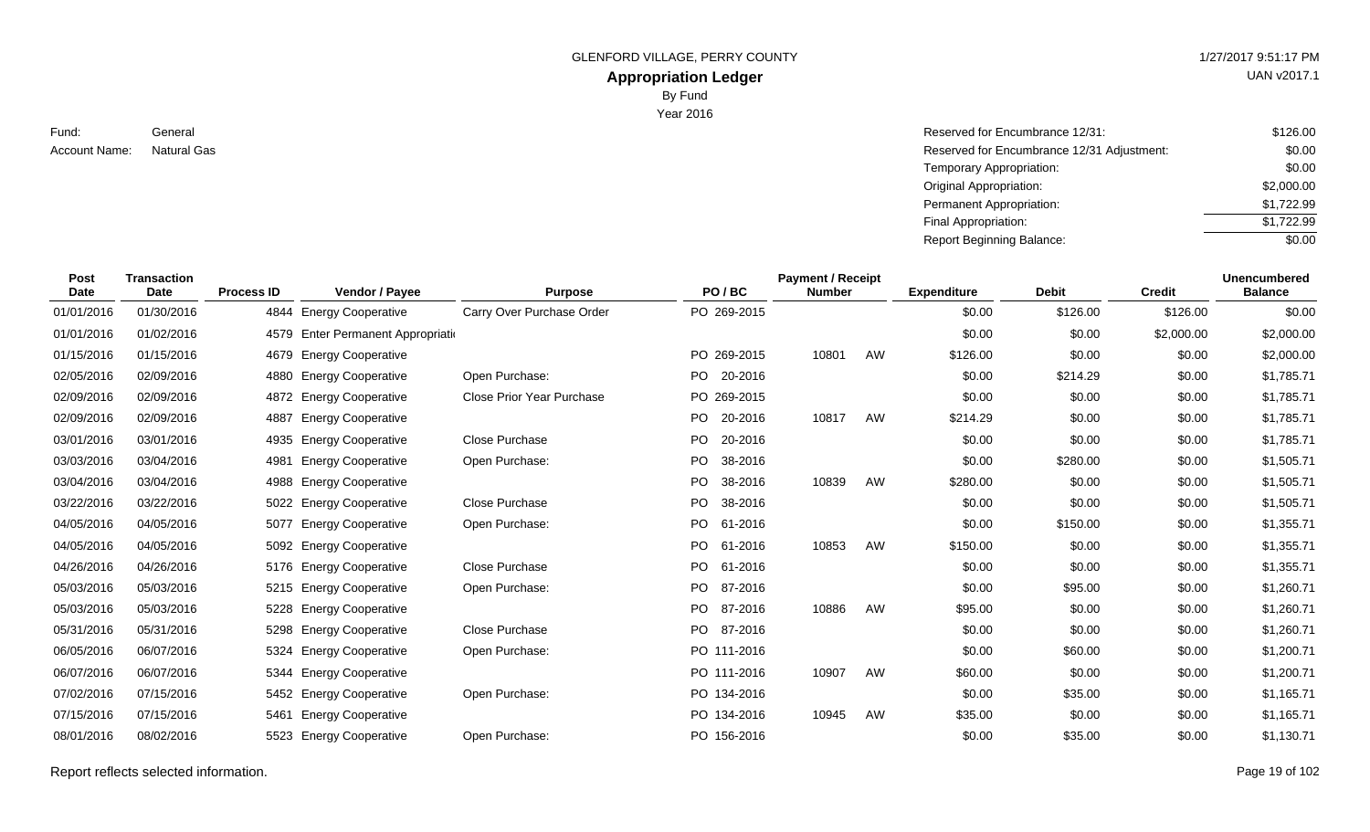GLENFORD VILLAGE, PERRY COUNTY

# Appropriation Ledger

By Fund

Year 2016

Fund: General

Account Name: Natural Gas

| | |
|---|---|
| Reserved for Encumbrance 12/31: | $126.00 |
| Reserved for Encumbrance 12/31 Adjustment: | $0.00 |
| Temporary Appropriation: | $0.00 |
| Original Appropriation: | $2,000.00 |
| Permanent Appropriation: | $1,722.99 |
| Final Appropriation: | $1,722.99 |
| Report Beginning Balance: | $0.00 |

| Post Date | Transaction Date | Process ID | Vendor / Payee | Purpose | PO / BC | Payment / Receipt Number | | Expenditure | Debit | Credit | Unencumbered Balance |
|---|---|---|---|---|---|---|---|---|---|---|---|
| 01/01/2016 | 01/30/2016 | 4844 | Energy Cooperative | Carry Over Purchase Order | PO 269-2015 | | | $0.00 | $126.00 | $126.00 | $0.00 |
| 01/01/2016 | 01/02/2016 | 4579 | Enter Permanent Appropriati | | | | | $0.00 | $0.00 | $2,000.00 | $2,000.00 |
| 01/15/2016 | 01/15/2016 | 4679 | Energy Cooperative | | PO 269-2015 | 10801 | AW | $126.00 | $0.00 | $0.00 | $2,000.00 |
| 02/05/2016 | 02/09/2016 | 4880 | Energy Cooperative | Open Purchase: | PO 20-2016 | | | $0.00 | $214.29 | $0.00 | $1,785.71 |
| 02/09/2016 | 02/09/2016 | 4872 | Energy Cooperative | Close Prior Year Purchase | PO 269-2015 | | | $0.00 | $0.00 | $0.00 | $1,785.71 |
| 02/09/2016 | 02/09/2016 | 4887 | Energy Cooperative | | PO 20-2016 | 10817 | AW | $214.29 | $0.00 | $0.00 | $1,785.71 |
| 03/01/2016 | 03/01/2016 | 4935 | Energy Cooperative | Close Purchase | PO 20-2016 | | | $0.00 | $0.00 | $0.00 | $1,785.71 |
| 03/03/2016 | 03/04/2016 | 4981 | Energy Cooperative | Open Purchase: | PO 38-2016 | | | $0.00 | $280.00 | $0.00 | $1,505.71 |
| 03/04/2016 | 03/04/2016 | 4988 | Energy Cooperative | | PO 38-2016 | 10839 | AW | $280.00 | $0.00 | $0.00 | $1,505.71 |
| 03/22/2016 | 03/22/2016 | 5022 | Energy Cooperative | Close Purchase | PO 38-2016 | | | $0.00 | $0.00 | $0.00 | $1,505.71 |
| 04/05/2016 | 04/05/2016 | 5077 | Energy Cooperative | Open Purchase: | PO 61-2016 | | | $0.00 | $150.00 | $0.00 | $1,355.71 |
| 04/05/2016 | 04/05/2016 | 5092 | Energy Cooperative | | PO 61-2016 | 10853 | AW | $150.00 | $0.00 | $0.00 | $1,355.71 |
| 04/26/2016 | 04/26/2016 | 5176 | Energy Cooperative | Close Purchase | PO 61-2016 | | | $0.00 | $0.00 | $0.00 | $1,355.71 |
| 05/03/2016 | 05/03/2016 | 5215 | Energy Cooperative | Open Purchase: | PO 87-2016 | | | $0.00 | $95.00 | $0.00 | $1,260.71 |
| 05/03/2016 | 05/03/2016 | 5228 | Energy Cooperative | | PO 87-2016 | 10886 | AW | $95.00 | $0.00 | $0.00 | $1,260.71 |
| 05/31/2016 | 05/31/2016 | 5298 | Energy Cooperative | Close Purchase | PO 87-2016 | | | $0.00 | $0.00 | $0.00 | $1,260.71 |
| 06/05/2016 | 06/07/2016 | 5324 | Energy Cooperative | Open Purchase: | PO 111-2016 | | | $0.00 | $60.00 | $0.00 | $1,200.71 |
| 06/07/2016 | 06/07/2016 | 5344 | Energy Cooperative | | PO 111-2016 | 10907 | AW | $60.00 | $0.00 | $0.00 | $1,200.71 |
| 07/02/2016 | 07/15/2016 | 5452 | Energy Cooperative | Open Purchase: | PO 134-2016 | | | $0.00 | $35.00 | $0.00 | $1,165.71 |
| 07/15/2016 | 07/15/2016 | 5461 | Energy Cooperative | | PO 134-2016 | 10945 | AW | $35.00 | $0.00 | $0.00 | $1,165.71 |
| 08/01/2016 | 08/02/2016 | 5523 | Energy Cooperative | Open Purchase: | PO 156-2016 | | | $0.00 | $35.00 | $0.00 | $1,130.71 |

Report reflects selected information.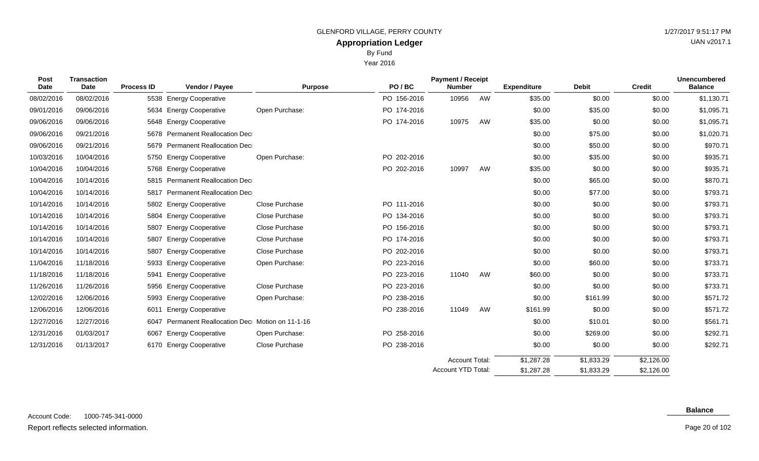GLENFORD VILLAGE, PERRY COUNTY

# Appropriation Ledger

By Fund

Year 2016

1/27/2017 9:51:17 PM

UAN v2017.1

| Post Date | Transaction Date | Process ID | Vendor / Payee | Purpose | PO / BC | Payment / Receipt Number | | Expenditure | Debit | Credit | Unencumbered Balance |
|---|---|---|---|---|---|---|---|---|---|---|---|
| 08/02/2016 | 08/02/2016 | 5538 | Energy Cooperative | | PO 156-2016 | 10956 | AW | $35.00 | $0.00 | $0.00 | $1,130.71 |
| 09/01/2016 | 09/06/2016 | 5634 | Energy Cooperative | Open Purchase: | PO 174-2016 | | | $0.00 | $35.00 | $0.00 | $1,095.71 |
| 09/06/2016 | 09/06/2016 | 5648 | Energy Cooperative | | PO 174-2016 | 10975 | AW | $35.00 | $0.00 | $0.00 | $1,095.71 |
| 09/06/2016 | 09/21/2016 | 5678 | Permanent Reallocation Decr | | | | | $0.00 | $75.00 | $0.00 | $1,020.71 |
| 09/06/2016 | 09/21/2016 | 5679 | Permanent Reallocation Decr | | | | | $0.00 | $50.00 | $0.00 | $970.71 |
| 10/03/2016 | 10/04/2016 | 5750 | Energy Cooperative | Open Purchase: | PO 202-2016 | | | $0.00 | $35.00 | $0.00 | $935.71 |
| 10/04/2016 | 10/04/2016 | 5768 | Energy Cooperative | | PO 202-2016 | 10997 | AW | $35.00 | $0.00 | $0.00 | $935.71 |
| 10/04/2016 | 10/14/2016 | 5815 | Permanent Reallocation Decr | | | | | $0.00 | $65.00 | $0.00 | $870.71 |
| 10/04/2016 | 10/14/2016 | 5817 | Permanent Reallocation Decr | | | | | $0.00 | $77.00 | $0.00 | $793.71 |
| 10/14/2016 | 10/14/2016 | 5802 | Energy Cooperative | Close Purchase | PO 111-2016 | | | $0.00 | $0.00 | $0.00 | $793.71 |
| 10/14/2016 | 10/14/2016 | 5804 | Energy Cooperative | Close Purchase | PO 134-2016 | | | $0.00 | $0.00 | $0.00 | $793.71 |
| 10/14/2016 | 10/14/2016 | 5807 | Energy Cooperative | Close Purchase | PO 156-2016 | | | $0.00 | $0.00 | $0.00 | $793.71 |
| 10/14/2016 | 10/14/2016 | 5807 | Energy Cooperative | Close Purchase | PO 174-2016 | | | $0.00 | $0.00 | $0.00 | $793.71 |
| 10/14/2016 | 10/14/2016 | 5807 | Energy Cooperative | Close Purchase | PO 202-2016 | | | $0.00 | $0.00 | $0.00 | $793.71 |
| 11/04/2016 | 11/18/2016 | 5933 | Energy Cooperative | Open Purchase: | PO 223-2016 | | | $0.00 | $60.00 | $0.00 | $733.71 |
| 11/18/2016 | 11/18/2016 | 5941 | Energy Cooperative | | PO 223-2016 | 11040 | AW | $60.00 | $0.00 | $0.00 | $733.71 |
| 11/26/2016 | 11/26/2016 | 5956 | Energy Cooperative | Close Purchase | PO 223-2016 | | | $0.00 | $0.00 | $0.00 | $733.71 |
| 12/02/2016 | 12/06/2016 | 5993 | Energy Cooperative | Open Purchase: | PO 238-2016 | | | $0.00 | $161.99 | $0.00 | $571.72 |
| 12/06/2016 | 12/06/2016 | 6011 | Energy Cooperative | | PO 238-2016 | 11049 | AW | $161.99 | $0.00 | $0.00 | $571.72 |
| 12/27/2016 | 12/27/2016 | 6047 | Permanent Reallocation Decr | Motion on 11-1-16 | | | | $0.00 | $10.01 | $0.00 | $561.71 |
| 12/31/2016 | 01/03/2017 | 6067 | Energy Cooperative | Open Purchase: | PO 258-2016 | | | $0.00 | $269.00 | $0.00 | $292.71 |
| 12/31/2016 | 01/13/2017 | 6170 | Energy Cooperative | Close Purchase | PO 238-2016 | | | $0.00 | $0.00 | $0.00 | $292.71 |
| | | | | | | Account Total: | | $1,287.28 | $1,833.29 | $2,126.00 | |
| | | | | | | Account YTD Total: | | $1,287.28 | $1,833.29 | $2,126.00 | |

**Balance**

Account Code: 1000-745-341-0000

Report reflects selected information.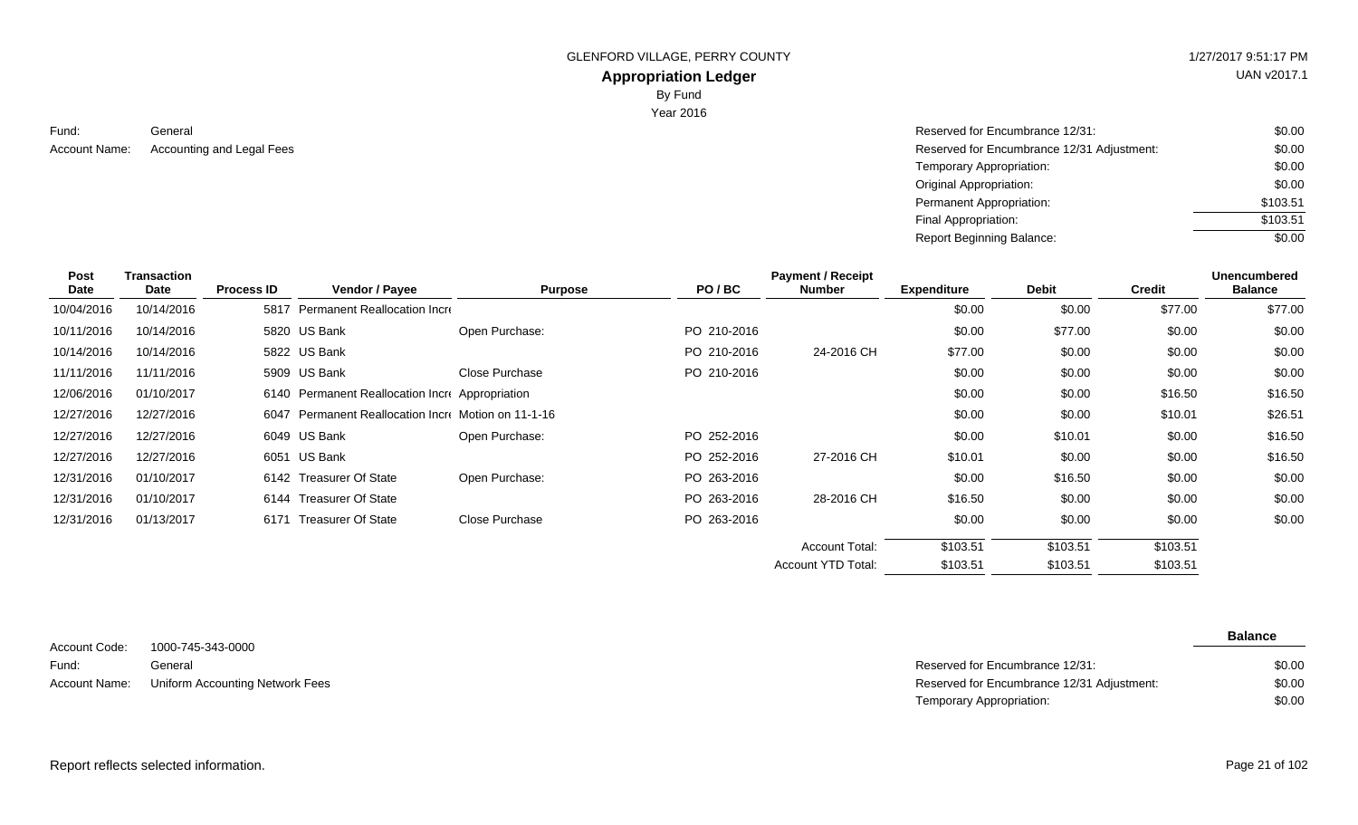GLENFORD VILLAGE, PERRY COUNTY

# Appropriation Ledger

By Fund

Year 2016

1/27/2017 9:51:17 PM

UAN v2017.1

Fund: General

Account Name: Accounting and Legal Fees

| | |
|---|---|
| Reserved for Encumbrance 12/31: | $0.00 |
| Reserved for Encumbrance 12/31 Adjustment: | $0.00 |
| Temporary Appropriation: | $0.00 |
| Original Appropriation: | $0.00 |
| Permanent Appropriation: | $103.51 |
| Final Appropriation: | $103.51 |
| Report Beginning Balance: | $0.00 |

| Post Date | Transaction Date | Process ID | Vendor / Payee | Purpose | PO / BC | Payment / Receipt Number | Expenditure | Debit | Credit | Unencumbered Balance |
|---|---|---|---|---|---|---|---|---|---|---|
| 10/04/2016 | 10/14/2016 | 5817 | Permanent Reallocation Incre | | | | $0.00 | $0.00 | $77.00 | $77.00 |
| 10/11/2016 | 10/14/2016 | 5820 | US Bank | Open Purchase: | PO 210-2016 | | $0.00 | $77.00 | $0.00 | $0.00 |
| 10/14/2016 | 10/14/2016 | 5822 | US Bank | | PO 210-2016 | 24-2016 CH | $77.00 | $0.00 | $0.00 | $0.00 |
| 11/11/2016 | 11/11/2016 | 5909 | US Bank | Close Purchase | PO 210-2016 | | $0.00 | $0.00 | $0.00 | $0.00 |
| 12/06/2016 | 01/10/2017 | 6140 | Permanent Reallocation Incre | Appropriation | | | $0.00 | $0.00 | $16.50 | $16.50 |
| 12/27/2016 | 12/27/2016 | 6047 | Permanent Reallocation Incre | Motion on 11-1-16 | | | $0.00 | $0.00 | $10.01 | $26.51 |
| 12/27/2016 | 12/27/2016 | 6049 | US Bank | Open Purchase: | PO 252-2016 | | $0.00 | $10.01 | $0.00 | $16.50 |
| 12/27/2016 | 12/27/2016 | 6051 | US Bank | | PO 252-2016 | 27-2016 CH | $10.01 | $0.00 | $0.00 | $16.50 |
| 12/31/2016 | 01/10/2017 | 6142 | Treasurer Of State | Open Purchase: | PO 263-2016 | | $0.00 | $16.50 | $0.00 | $0.00 |
| 12/31/2016 | 01/10/2017 | 6144 | Treasurer Of State | | PO 263-2016 | 28-2016 CH | $16.50 | $0.00 | $0.00 | $0.00 |
| 12/31/2016 | 01/13/2017 | 6171 | Treasurer Of State | Close Purchase | PO 263-2016 | | $0.00 | $0.00 | $0.00 | $0.00 |
| | | | | | | Account Total: | $103.51 | $103.51 | $103.51 | |
| | | | | | | Account YTD Total: | $103.51 | $103.51 | $103.51 | |

Account Code: 1000-745-343-0000

Fund: General

Account Name: Uniform Accounting Network Fees

| | Balance |
|---|---|
| Reserved for Encumbrance 12/31: | $0.00 |
| Reserved for Encumbrance 12/31 Adjustment: | $0.00 |
| Temporary Appropriation: | $0.00 |

Report reflects selected information.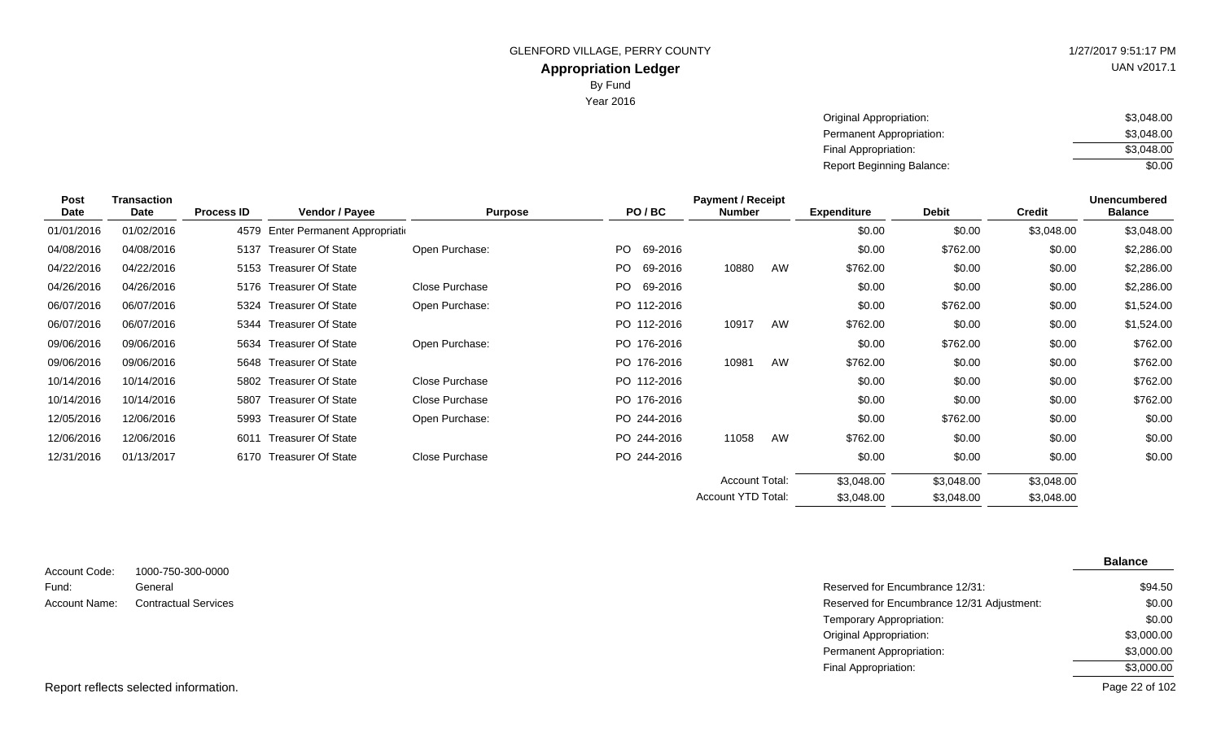GLENFORD VILLAGE, PERRY COUNTY

**Appropriation Ledger**

By Fund

Year 2016

| | |
|---|---|
| Original Appropriation: | $3,048.00 |
| Permanent Appropriation: | $3,048.00 |
| Final Appropriation: | $3,048.00 |
| Report Beginning Balance: | $0.00 |

| Post Date | Transaction Date | Process ID | Vendor / Payee | Purpose | PO / BC | Payment / Receipt Number | | Expenditure | Debit | Credit | Unencumbered Balance |
|---|---|---|---|---|---|---|---|---|---|---|---|
| 01/01/2016 | 01/02/2016 | 4579 | Enter Permanent Appropriati | | | | | $0.00 | $0.00 | $3,048.00 | $3,048.00 |
| 04/08/2016 | 04/08/2016 | 5137 | Treasurer Of State | Open Purchase: | PO 69-2016 | | | $0.00 | $762.00 | $0.00 | $2,286.00 |
| 04/22/2016 | 04/22/2016 | 5153 | Treasurer Of State | | PO 69-2016 | 10880 | AW | $762.00 | $0.00 | $0.00 | $2,286.00 |
| 04/26/2016 | 04/26/2016 | 5176 | Treasurer Of State | Close Purchase | PO 69-2016 | | | $0.00 | $0.00 | $0.00 | $2,286.00 |
| 06/07/2016 | 06/07/2016 | 5324 | Treasurer Of State | Open Purchase: | PO 112-2016 | | | $0.00 | $762.00 | $0.00 | $1,524.00 |
| 06/07/2016 | 06/07/2016 | 5344 | Treasurer Of State | | PO 112-2016 | 10917 | AW | $762.00 | $0.00 | $0.00 | $1,524.00 |
| 09/06/2016 | 09/06/2016 | 5634 | Treasurer Of State | Open Purchase: | PO 176-2016 | | | $0.00 | $762.00 | $0.00 | $762.00 |
| 09/06/2016 | 09/06/2016 | 5648 | Treasurer Of State | | PO 176-2016 | 10981 | AW | $762.00 | $0.00 | $0.00 | $762.00 |
| 10/14/2016 | 10/14/2016 | 5802 | Treasurer Of State | Close Purchase | PO 112-2016 | | | $0.00 | $0.00 | $0.00 | $762.00 |
| 10/14/2016 | 10/14/2016 | 5807 | Treasurer Of State | Close Purchase | PO 176-2016 | | | $0.00 | $0.00 | $0.00 | $762.00 |
| 12/05/2016 | 12/06/2016 | 5993 | Treasurer Of State | Open Purchase: | PO 244-2016 | | | $0.00 | $762.00 | $0.00 | $0.00 |
| 12/06/2016 | 12/06/2016 | 6011 | Treasurer Of State | | PO 244-2016 | 11058 | AW | $762.00 | $0.00 | $0.00 | $0.00 |
| 12/31/2016 | 01/13/2017 | 6170 | Treasurer Of State | Close Purchase | PO 244-2016 | | | $0.00 | $0.00 | $0.00 | $0.00 |
| | | | | | | Account Total: | | $3,048.00 | $3,048.00 | $3,048.00 | |
| | | | | | | Account YTD Total: | | $3,048.00 | $3,048.00 | $3,048.00 | |

Account Code: 1000-750-300-0000

Fund: General

Account Name: Contractual Services

| | Balance |
|---|---|
| Reserved for Encumbrance 12/31: | $94.50 |
| Reserved for Encumbrance 12/31 Adjustment: | $0.00 |
| Temporary Appropriation: | $0.00 |
| Original Appropriation: | $3,000.00 |
| Permanent Appropriation: | $3,000.00 |
| Final Appropriation: | $3,000.00 |

Report reflects selected information.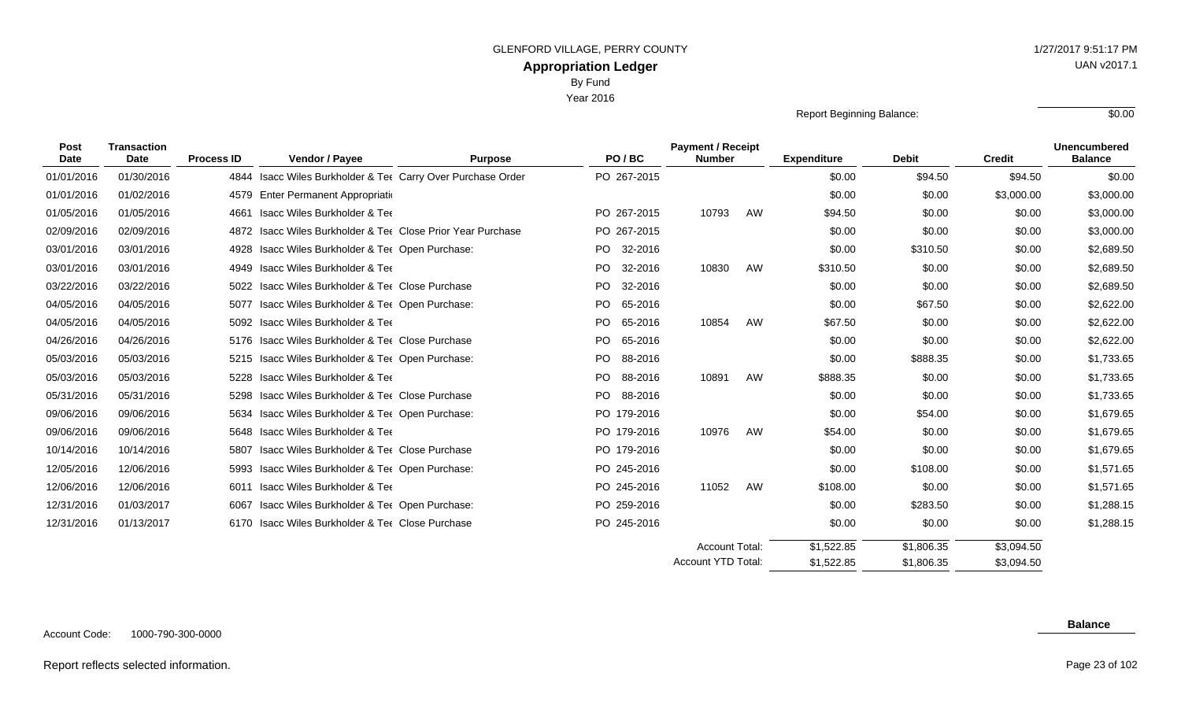GLENFORD VILLAGE, PERRY COUNTY

**Appropriation Ledger**

By Fund

Year 2016

1/27/2017 9:51:17 PM

UAN v2017.1

Report Beginning Balance: $0.00

| Post Date | Transaction Date | Process ID | Vendor / Payee | Purpose | PO / BC | Payment / Receipt Number | | Expenditure | Debit | Credit | Unencumbered Balance |
|---|---|---|---|---|---|---|---|---|---|---|---|
| 01/01/2016 | 01/30/2016 | 4844 | Isacc Wiles Burkholder & Tee | Carry Over Purchase Order | PO 267-2015 | | | $0.00 | $94.50 | $94.50 | $0.00 |
| 01/01/2016 | 01/02/2016 | 4579 | Enter Permanent Appropriati | | | | | $0.00 | $0.00 | $3,000.00 | $3,000.00 |
| 01/05/2016 | 01/05/2016 | 4661 | Isacc Wiles Burkholder & Tee | | PO 267-2015 | 10793 | AW | $94.50 | $0.00 | $0.00 | $3,000.00 |
| 02/09/2016 | 02/09/2016 | 4872 | Isacc Wiles Burkholder & Tee | Close Prior Year Purchase | PO 267-2015 | | | $0.00 | $0.00 | $0.00 | $3,000.00 |
| 03/01/2016 | 03/01/2016 | 4928 | Isacc Wiles Burkholder & Tee | Open Purchase: | PO 32-2016 | | | $0.00 | $310.50 | $0.00 | $2,689.50 |
| 03/01/2016 | 03/01/2016 | 4949 | Isacc Wiles Burkholder & Tee | | PO 32-2016 | 10830 | AW | $310.50 | $0.00 | $0.00 | $2,689.50 |
| 03/22/2016 | 03/22/2016 | 5022 | Isacc Wiles Burkholder & Tee | Close Purchase | PO 32-2016 | | | $0.00 | $0.00 | $0.00 | $2,689.50 |
| 04/05/2016 | 04/05/2016 | 5077 | Isacc Wiles Burkholder & Tee | Open Purchase: | PO 65-2016 | | | $0.00 | $67.50 | $0.00 | $2,622.00 |
| 04/05/2016 | 04/05/2016 | 5092 | Isacc Wiles Burkholder & Tee | | PO 65-2016 | 10854 | AW | $67.50 | $0.00 | $0.00 | $2,622.00 |
| 04/26/2016 | 04/26/2016 | 5176 | Isacc Wiles Burkholder & Tee | Close Purchase | PO 65-2016 | | | $0.00 | $0.00 | $0.00 | $2,622.00 |
| 05/03/2016 | 05/03/2016 | 5215 | Isacc Wiles Burkholder & Tee | Open Purchase: | PO 88-2016 | | | $0.00 | $888.35 | $0.00 | $1,733.65 |
| 05/03/2016 | 05/03/2016 | 5228 | Isacc Wiles Burkholder & Tee | | PO 88-2016 | 10891 | AW | $888.35 | $0.00 | $0.00 | $1,733.65 |
| 05/31/2016 | 05/31/2016 | 5298 | Isacc Wiles Burkholder & Tee | Close Purchase | PO 88-2016 | | | $0.00 | $0.00 | $0.00 | $1,733.65 |
| 09/06/2016 | 09/06/2016 | 5634 | Isacc Wiles Burkholder & Tee | Open Purchase: | PO 179-2016 | | | $0.00 | $54.00 | $0.00 | $1,679.65 |
| 09/06/2016 | 09/06/2016 | 5648 | Isacc Wiles Burkholder & Tee | | PO 179-2016 | 10976 | AW | $54.00 | $0.00 | $0.00 | $1,679.65 |
| 10/14/2016 | 10/14/2016 | 5807 | Isacc Wiles Burkholder & Tee | Close Purchase | PO 179-2016 | | | $0.00 | $0.00 | $0.00 | $1,679.65 |
| 12/05/2016 | 12/06/2016 | 5993 | Isacc Wiles Burkholder & Tee | Open Purchase: | PO 245-2016 | | | $0.00 | $108.00 | $0.00 | $1,571.65 |
| 12/06/2016 | 12/06/2016 | 6011 | Isacc Wiles Burkholder & Tee | | PO 245-2016 | 11052 | AW | $108.00 | $0.00 | $0.00 | $1,571.65 |
| 12/31/2016 | 01/03/2017 | 6067 | Isacc Wiles Burkholder & Tee | Open Purchase: | PO 259-2016 | | | $0.00 | $283.50 | $0.00 | $1,288.15 |
| 12/31/2016 | 01/13/2017 | 6170 | Isacc Wiles Burkholder & Tee | Close Purchase | PO 245-2016 | | | $0.00 | $0.00 | $0.00 | $1,288.15 |
| | | | | | | Account Total: | | $1,522.85 | $1,806.35 | $3,094.50 | |
| | | | | | | Account YTD Total: | | $1,522.85 | $1,806.35 | $3,094.50 | |

Account Code: 1000-790-300-0000

**Balance**

Report reflects selected information.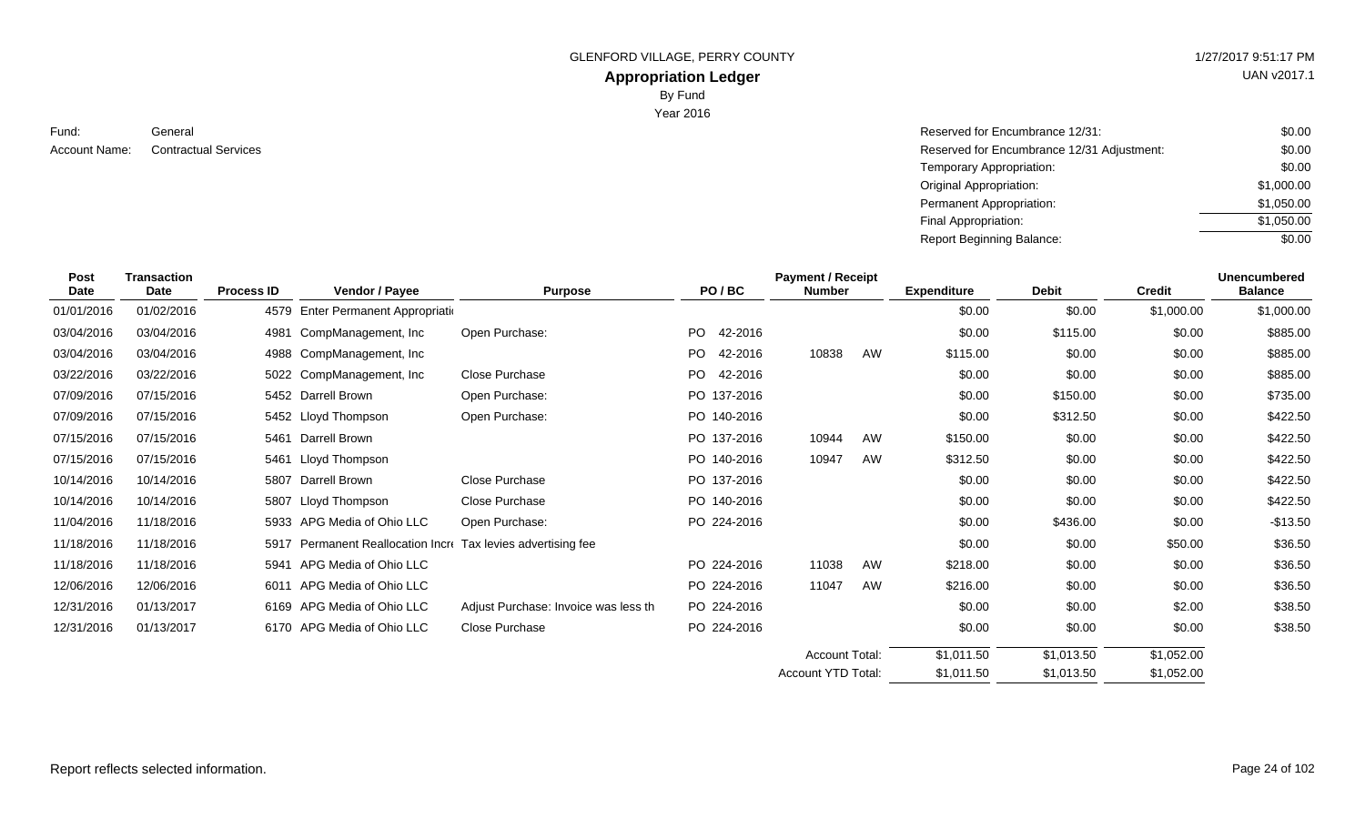GLENFORD VILLAGE, PERRY COUNTY

**Appropriation Ledger**

By Fund

Year 2016

1/27/2017 9:51:17 PM

UAN v2017.1

Fund: General

Account Name: Contractual Services

| | |
|---|---|
| Reserved for Encumbrance 12/31: | $0.00 |
| Reserved for Encumbrance 12/31 Adjustment: | $0.00 |
| Temporary Appropriation: | $0.00 |
| Original Appropriation: | $1,000.00 |
| Permanent Appropriation: | $1,050.00 |
| Final Appropriation: | $1,050.00 |
| Report Beginning Balance: | $0.00 |

| Post Date | Transaction Date | Process ID | Vendor / Payee | Purpose | PO / BC | Payment / Receipt Number | | Expenditure | Debit | Credit | Unencumbered Balance |
|---|---|---|---|---|---|---|---|---|---|---|---|
| 01/01/2016 | 01/02/2016 | 4579 | Enter Permanent Appropriati | | | | | $0.00 | $0.00 | $1,000.00 | $1,000.00 |
| 03/04/2016 | 03/04/2016 | 4981 | CompManagement, Inc | Open Purchase: | PO 42-2016 | | | $0.00 | $115.00 | $0.00 | $885.00 |
| 03/04/2016 | 03/04/2016 | 4988 | CompManagement, Inc | | PO 42-2016 | 10838 | AW | $115.00 | $0.00 | $0.00 | $885.00 |
| 03/22/2016 | 03/22/2016 | 5022 | CompManagement, Inc | Close Purchase | PO 42-2016 | | | $0.00 | $0.00 | $0.00 | $885.00 |
| 07/09/2016 | 07/15/2016 | 5452 | Darrell Brown | Open Purchase: | PO 137-2016 | | | $0.00 | $150.00 | $0.00 | $735.00 |
| 07/09/2016 | 07/15/2016 | 5452 | Lloyd Thompson | Open Purchase: | PO 140-2016 | | | $0.00 | $312.50 | $0.00 | $422.50 |
| 07/15/2016 | 07/15/2016 | 5461 | Darrell Brown | | PO 137-2016 | 10944 | AW | $150.00 | $0.00 | $0.00 | $422.50 |
| 07/15/2016 | 07/15/2016 | 5461 | Lloyd Thompson | | PO 140-2016 | 10947 | AW | $312.50 | $0.00 | $0.00 | $422.50 |
| 10/14/2016 | 10/14/2016 | 5807 | Darrell Brown | Close Purchase | PO 137-2016 | | | $0.00 | $0.00 | $0.00 | $422.50 |
| 10/14/2016 | 10/14/2016 | 5807 | Lloyd Thompson | Close Purchase | PO 140-2016 | | | $0.00 | $0.00 | $0.00 | $422.50 |
| 11/04/2016 | 11/18/2016 | 5933 | APG Media of Ohio LLC | Open Purchase: | PO 224-2016 | | | $0.00 | $436.00 | $0.00 | -$13.50 |
| 11/18/2016 | 11/18/2016 | 5917 | Permanent Reallocation Incr | Tax levies advertising fee | | | | $0.00 | $0.00 | $50.00 | $36.50 |
| 11/18/2016 | 11/18/2016 | 5941 | APG Media of Ohio LLC | | PO 224-2016 | 11038 | AW | $218.00 | $0.00 | $0.00 | $36.50 |
| 12/06/2016 | 12/06/2016 | 6011 | APG Media of Ohio LLC | | PO 224-2016 | 11047 | AW | $216.00 | $0.00 | $0.00 | $36.50 |
| 12/31/2016 | 01/13/2017 | 6169 | APG Media of Ohio LLC | Adjust Purchase: Invoice was less th | PO 224-2016 | | | $0.00 | $0.00 | $2.00 | $38.50 |
| 12/31/2016 | 01/13/2017 | 6170 | APG Media of Ohio LLC | Close Purchase | PO 224-2016 | | | $0.00 | $0.00 | $0.00 | $38.50 |
| | | | | | | Account Total: | | $1,011.50 | $1,013.50 | $1,052.00 | |
| | | | | | | Account YTD Total: | | $1,011.50 | $1,013.50 | $1,052.00 | |

Report reflects selected information.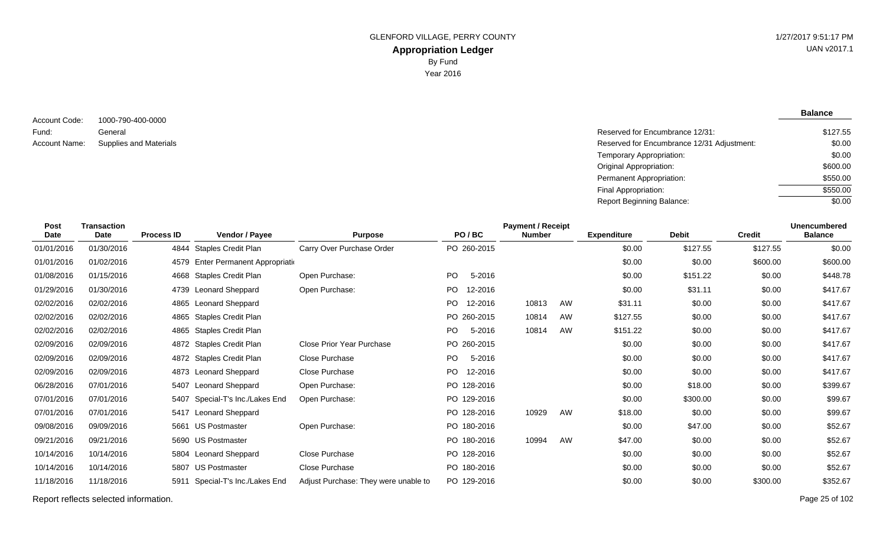GLENFORD VILLAGE, PERRY COUNTY

# Appropriation Ledger

By Fund

Year 2016

1/27/2017 9:51:17 PM

UAN v2017.1

Account Code: 1000-790-400-0000

Fund: General

Account Name: Supplies and Materials

| | Balance |
|---|---|
| Reserved for Encumbrance 12/31: | $127.55 |
| Reserved for Encumbrance 12/31 Adjustment: | $0.00 |
| Temporary Appropriation: | $0.00 |
| Original Appropriation: | $600.00 |
| Permanent Appropriation: | $550.00 |
| Final Appropriation: | $550.00 |
| Report Beginning Balance: | $0.00 |

| Post Date | Transaction Date | Process ID | Vendor / Payee | Purpose | PO / BC | Payment / Receipt Number | | Expenditure | Debit | Credit | Unencumbered Balance |
|---|---|---|---|---|---|---|---|---|---|---|---|
| 01/01/2016 | 01/30/2016 | 4844 | Staples Credit Plan | Carry Over Purchase Order | PO 260-2015 | | | $0.00 | $127.55 | $127.55 | $0.00 |
| 01/01/2016 | 01/02/2016 | 4579 | Enter Permanent Appropriati | | | | | $0.00 | $0.00 | $600.00 | $600.00 |
| 01/08/2016 | 01/15/2016 | 4668 | Staples Credit Plan | Open Purchase: | PO 5-2016 | | | $0.00 | $151.22 | $0.00 | $448.78 |
| 01/29/2016 | 01/30/2016 | 4739 | Leonard Sheppard | Open Purchase: | PO 12-2016 | | | $0.00 | $31.11 | $0.00 | $417.67 |
| 02/02/2016 | 02/02/2016 | 4865 | Leonard Sheppard | | PO 12-2016 | 10813 | AW | $31.11 | $0.00 | $0.00 | $417.67 |
| 02/02/2016 | 02/02/2016 | 4865 | Staples Credit Plan | | PO 260-2015 | 10814 | AW | $127.55 | $0.00 | $0.00 | $417.67 |
| 02/02/2016 | 02/02/2016 | 4865 | Staples Credit Plan | | PO 5-2016 | 10814 | AW | $151.22 | $0.00 | $0.00 | $417.67 |
| 02/09/2016 | 02/09/2016 | 4872 | Staples Credit Plan | Close Prior Year Purchase | PO 260-2015 | | | $0.00 | $0.00 | $0.00 | $417.67 |
| 02/09/2016 | 02/09/2016 | 4872 | Staples Credit Plan | Close Purchase | PO 5-2016 | | | $0.00 | $0.00 | $0.00 | $417.67 |
| 02/09/2016 | 02/09/2016 | 4873 | Leonard Sheppard | Close Purchase | PO 12-2016 | | | $0.00 | $0.00 | $0.00 | $417.67 |
| 06/28/2016 | 07/01/2016 | 5407 | Leonard Sheppard | Open Purchase: | PO 128-2016 | | | $0.00 | $18.00 | $0.00 | $399.67 |
| 07/01/2016 | 07/01/2016 | 5407 | Special-T's Inc./Lakes End | Open Purchase: | PO 129-2016 | | | $0.00 | $300.00 | $0.00 | $99.67 |
| 07/01/2016 | 07/01/2016 | 5417 | Leonard Sheppard | | PO 128-2016 | 10929 | AW | $18.00 | $0.00 | $0.00 | $99.67 |
| 09/08/2016 | 09/09/2016 | 5661 | US Postmaster | Open Purchase: | PO 180-2016 | | | $0.00 | $47.00 | $0.00 | $52.67 |
| 09/21/2016 | 09/21/2016 | 5690 | US Postmaster | | PO 180-2016 | 10994 | AW | $47.00 | $0.00 | $0.00 | $52.67 |
| 10/14/2016 | 10/14/2016 | 5804 | Leonard Sheppard | Close Purchase | PO 128-2016 | | | $0.00 | $0.00 | $0.00 | $52.67 |
| 10/14/2016 | 10/14/2016 | 5807 | US Postmaster | Close Purchase | PO 180-2016 | | | $0.00 | $0.00 | $0.00 | $52.67 |
| 11/18/2016 | 11/18/2016 | 5911 | Special-T's Inc./Lakes End | Adjust Purchase: They were unable to | PO 129-2016 | | | $0.00 | $0.00 | $300.00 | $352.67 |

Report reflects selected information.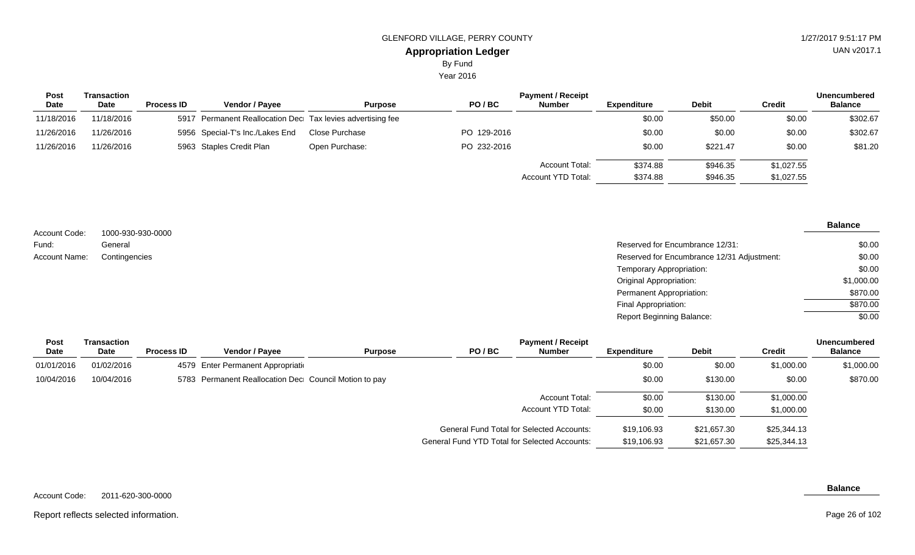GLENFORD VILLAGE, PERRY COUNTY

**Appropriation Ledger**

By Fund

Year 2016

1/27/2017 9:51:17 PM

UAN v2017.1

| Post Date | Transaction Date | Process ID | Vendor / Payee | Purpose | PO / BC | Payment / Receipt Number | Expenditure | Debit | Credit | Unencumbered Balance |
|---|---|---|---|---|---|---|---|---|---|---|
| 11/18/2016 | 11/18/2016 | 5917 | Permanent Reallocation Deci | Tax levies advertising fee | | | $0.00 | $50.00 | $0.00 | $302.67 |
| 11/26/2016 | 11/26/2016 | 5956 | Special-T's Inc./Lakes End | Close Purchase | PO 129-2016 | | $0.00 | $0.00 | $0.00 | $302.67 |
| 11/26/2016 | 11/26/2016 | 5963 | Staples Credit Plan | Open Purchase: | PO 232-2016 | | $0.00 | $221.47 | $0.00 | $81.20 |
| | | | | | | Account Total: | $374.88 | $946.35 | $1,027.55 | |
| | | | | | | Account YTD Total: | $374.88 | $946.35 | $1,027.55 | |

Account Code: 1000-930-930-0000

Fund: General

Account Name: Contingencies

| | Balance |
|---|---|
| Reserved for Encumbrance 12/31: | $0.00 |
| Reserved for Encumbrance 12/31 Adjustment: | $0.00 |
| Temporary Appropriation: | $0.00 |
| Original Appropriation: | $1,000.00 |
| Permanent Appropriation: | $870.00 |
| Final Appropriation: | $870.00 |
| Report Beginning Balance: | $0.00 |

| Post Date | Transaction Date | Process ID | Vendor / Payee | Purpose | PO / BC | Payment / Receipt Number | Expenditure | Debit | Credit | Unencumbered Balance |
|---|---|---|---|---|---|---|---|---|---|---|
| 01/01/2016 | 01/02/2016 | 4579 | Enter Permanent Appropriati | | | | $0.00 | $0.00 | $1,000.00 | $1,000.00 |
| 10/04/2016 | 10/04/2016 | 5783 | Permanent Reallocation Deci | Council Motion to pay | | | $0.00 | $130.00 | $0.00 | $870.00 |
| | | | | | | Account Total: | $0.00 | $130.00 | $1,000.00 | |
| | | | | | | Account YTD Total: | $0.00 | $130.00 | $1,000.00 | |
| | | | | | | General Fund Total for Selected Accounts: | $19,106.93 | $21,657.30 | $25,344.13 | |
| | | | | | | General Fund YTD Total for Selected Accounts: | $19,106.93 | $21,657.30 | $25,344.13 | |

Account Code: 2011-620-300-0000

**Balance**

Report reflects selected information.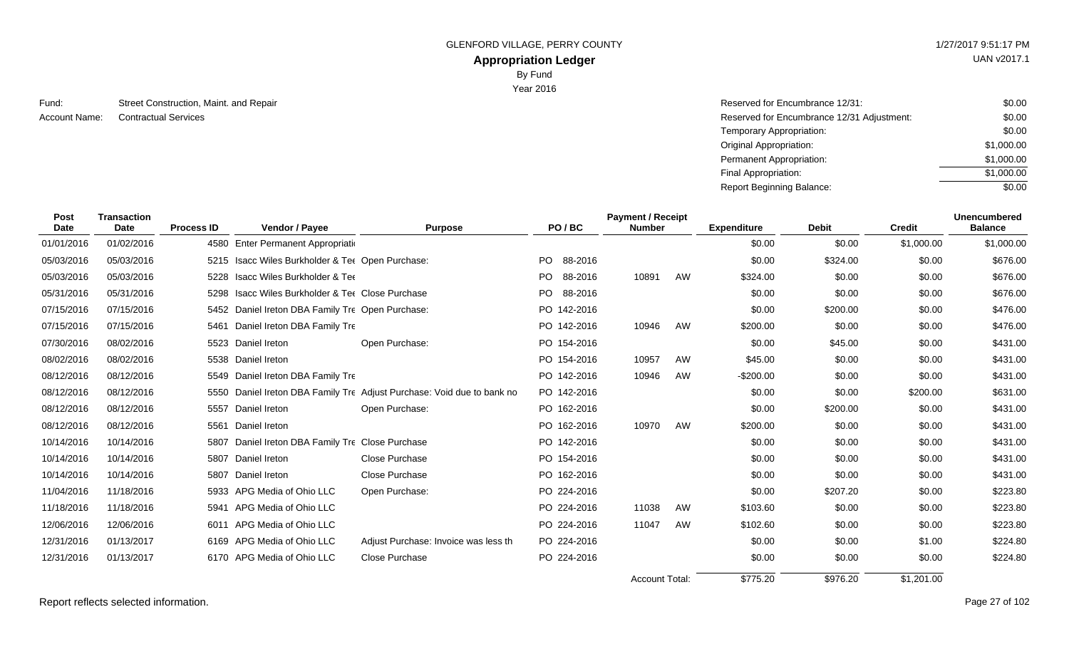GLENFORD VILLAGE, PERRY COUNTY

1/27/2017 9:51:17 PM

UAN v2017.1

# Appropriation Ledger

By Fund

Year 2016

Fund: Street Construction, Maint. and Repair

Account Name: Contractual Services

| | |
|---|---|
| Reserved for Encumbrance 12/31: | $0.00 |
| Reserved for Encumbrance 12/31 Adjustment: | $0.00 |
| Temporary Appropriation: | $0.00 |
| Original Appropriation: | $1,000.00 |
| Permanent Appropriation: | $1,000.00 |
| Final Appropriation: | $1,000.00 |
| Report Beginning Balance: | $0.00 |

| Post Date | Transaction Date | Process ID | Vendor / Payee | Purpose | PO / BC | Payment / Receipt Number | | Expenditure | Debit | Credit | Unencumbered Balance |
|---|---|---|---|---|---|---|---|---|---|---|---|
| 01/01/2016 | 01/02/2016 | 4580 | Enter Permanent Appropriati | | | | | $0.00 | $0.00 | $1,000.00 | $1,000.00 |
| 05/03/2016 | 05/03/2016 | 5215 | Isacc Wiles Burkholder & Tee | Open Purchase: | PO 88-2016 | | | $0.00 | $324.00 | $0.00 | $676.00 |
| 05/03/2016 | 05/03/2016 | 5228 | Isacc Wiles Burkholder & Tee | | PO 88-2016 | 10891 | AW | $324.00 | $0.00 | $0.00 | $676.00 |
| 05/31/2016 | 05/31/2016 | 5298 | Isacc Wiles Burkholder & Tee | Close Purchase | PO 88-2016 | | | $0.00 | $0.00 | $0.00 | $676.00 |
| 07/15/2016 | 07/15/2016 | 5452 | Daniel Ireton DBA Family Tre | Open Purchase: | PO 142-2016 | | | $0.00 | $200.00 | $0.00 | $476.00 |
| 07/15/2016 | 07/15/2016 | 5461 | Daniel Ireton DBA Family Tre | | PO 142-2016 | 10946 | AW | $200.00 | $0.00 | $0.00 | $476.00 |
| 07/30/2016 | 08/02/2016 | 5523 | Daniel Ireton | Open Purchase: | PO 154-2016 | | | $0.00 | $45.00 | $0.00 | $431.00 |
| 08/02/2016 | 08/02/2016 | 5538 | Daniel Ireton | | PO 154-2016 | 10957 | AW | $45.00 | $0.00 | $0.00 | $431.00 |
| 08/12/2016 | 08/12/2016 | 5549 | Daniel Ireton DBA Family Tre | | PO 142-2016 | 10946 | AW | -$200.00 | $0.00 | $0.00 | $431.00 |
| 08/12/2016 | 08/12/2016 | 5550 | Daniel Ireton DBA Family Tre | Adjust Purchase: Void due to bank no | PO 142-2016 | | | $0.00 | $0.00 | $200.00 | $631.00 |
| 08/12/2016 | 08/12/2016 | 5557 | Daniel Ireton | Open Purchase: | PO 162-2016 | | | $0.00 | $200.00 | $0.00 | $431.00 |
| 08/12/2016 | 08/12/2016 | 5561 | Daniel Ireton | | PO 162-2016 | 10970 | AW | $200.00 | $0.00 | $0.00 | $431.00 |
| 10/14/2016 | 10/14/2016 | 5807 | Daniel Ireton DBA Family Tre | Close Purchase | PO 142-2016 | | | $0.00 | $0.00 | $0.00 | $431.00 |
| 10/14/2016 | 10/14/2016 | 5807 | Daniel Ireton | Close Purchase | PO 154-2016 | | | $0.00 | $0.00 | $0.00 | $431.00 |
| 10/14/2016 | 10/14/2016 | 5807 | Daniel Ireton | Close Purchase | PO 162-2016 | | | $0.00 | $0.00 | $0.00 | $431.00 |
| 11/04/2016 | 11/18/2016 | 5933 | APG Media of Ohio LLC | Open Purchase: | PO 224-2016 | | | $0.00 | $207.20 | $0.00 | $223.80 |
| 11/18/2016 | 11/18/2016 | 5941 | APG Media of Ohio LLC | | PO 224-2016 | 11038 | AW | $103.60 | $0.00 | $0.00 | $223.80 |
| 12/06/2016 | 12/06/2016 | 6011 | APG Media of Ohio LLC | | PO 224-2016 | 11047 | AW | $102.60 | $0.00 | $0.00 | $223.80 |
| 12/31/2016 | 01/13/2017 | 6169 | APG Media of Ohio LLC | Adjust Purchase: Invoice was less th | PO 224-2016 | | | $0.00 | $0.00 | $1.00 | $224.80 |
| 12/31/2016 | 01/13/2017 | 6170 | APG Media of Ohio LLC | Close Purchase | PO 224-2016 | | | $0.00 | $0.00 | $0.00 | $224.80 |
| | | | | | | Account Total: | | $775.20 | $976.20 | $1,201.00 | |

Report reflects selected information.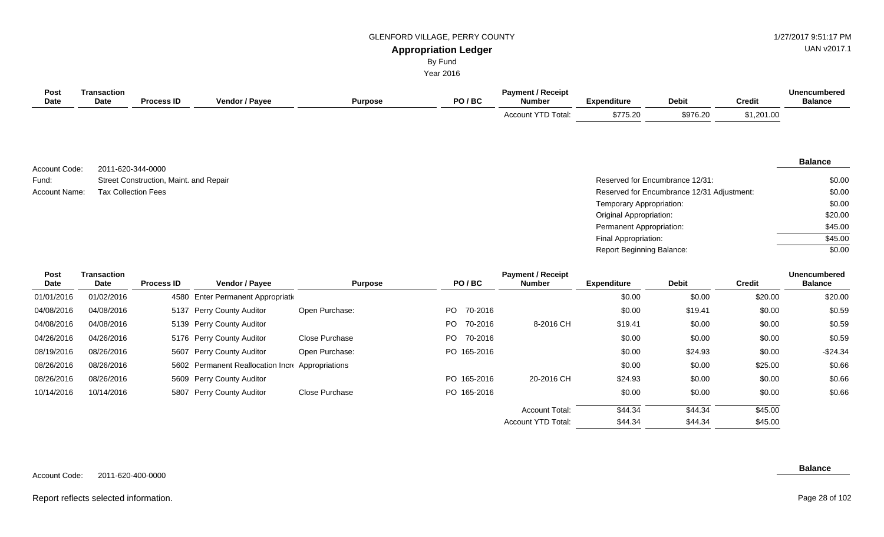| Post Date | Transaction Date | Process ID | Vendor / Payee | Purpose | PO / BC | Payment / Receipt Number | Expenditure | Debit | Credit | Unencumbered Balance |
|---|---|---|---|---|---|---|---|---|---|---|
| | | | | | | Account YTD Total: | $775.20 | $976.20 | $1,201.00 | |

Account Code: 2011-620-344-0000
Fund: Street Construction, Maint. and Repair
Account Name: Tax Collection Fees

| | Balance |
|---|---|
| Reserved for Encumbrance 12/31: | $0.00 |
| Reserved for Encumbrance 12/31 Adjustment: | $0.00 |
| Temporary Appropriation: | $0.00 |
| Original Appropriation: | $20.00 |
| Permanent Appropriation: | $45.00 |
| Final Appropriation: | $45.00 |
| Report Beginning Balance: | $0.00 |

| Post Date | Transaction Date | Process ID | Vendor / Payee | Purpose | PO / BC | Payment / Receipt Number | Expenditure | Debit | Credit | Unencumbered Balance |
|---|---|---|---|---|---|---|---|---|---|---|
| 01/01/2016 | 01/02/2016 | 4580 | Enter Permanent Appropriati | | | | $0.00 | $0.00 | $20.00 | $20.00 |
| 04/08/2016 | 04/08/2016 | 5137 | Perry County Auditor | Open Purchase: | PO 70-2016 | | $0.00 | $19.41 | $0.00 | $0.59 |
| 04/08/2016 | 04/08/2016 | 5139 | Perry County Auditor | | PO 70-2016 | 8-2016 CH | $19.41 | $0.00 | $0.00 | $0.59 |
| 04/26/2016 | 04/26/2016 | 5176 | Perry County Auditor | Close Purchase | PO 70-2016 | | $0.00 | $0.00 | $0.00 | $0.59 |
| 08/19/2016 | 08/26/2016 | 5607 | Perry County Auditor | Open Purchase: | PO 165-2016 | | $0.00 | $24.93 | $0.00 | $-24.34 |
| 08/26/2016 | 08/26/2016 | 5602 | Permanent Reallocation Incre | Appropriations | | | $0.00 | $0.00 | $25.00 | $0.66 |
| 08/26/2016 | 08/26/2016 | 5609 | Perry County Auditor | | PO 165-2016 | 20-2016 CH | $24.93 | $0.00 | $0.00 | $0.66 |
| 10/14/2016 | 10/14/2016 | 5807 | Perry County Auditor | Close Purchase | PO 165-2016 | | $0.00 | $0.00 | $0.00 | $0.66 |
| | | | | | | Account Total: | $44.34 | $44.34 | $45.00 | |
| | | | | | | Account YTD Total: | $44.34 | $44.34 | $45.00 | |

Account Code: 2011-620-400-0000

**Balance**

Report reflects selected information.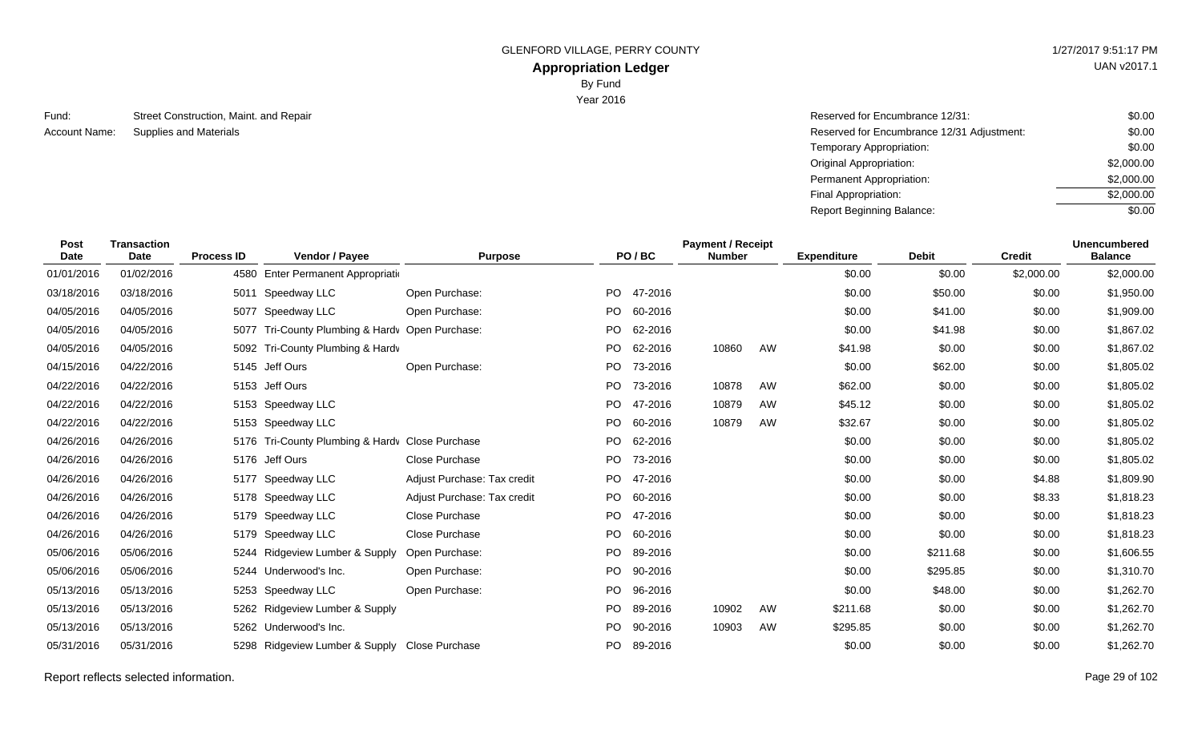GLENFORD VILLAGE, PERRY COUNTY

# Appropriation Ledger

By Fund

Year 2016

1/27/2017 9:51:17 PM

UAN v2017.1

Fund: Street Construction, Maint. and Repair

Account Name: Supplies and Materials

| | |
|---|---|
| Reserved for Encumbrance 12/31: | $0.00 |
| Reserved for Encumbrance 12/31 Adjustment: | $0.00 |
| Temporary Appropriation: | $0.00 |
| Original Appropriation: | $2,000.00 |
| Permanent Appropriation: | $2,000.00 |
| Final Appropriation: | $2,000.00 |
| Report Beginning Balance: | $0.00 |

| Post Date | Transaction Date | Process ID | Vendor / Payee | Purpose | PO / BC | | Payment / Receipt Number | | Expenditure | Debit | Credit | Unencumbered Balance |
|---|---|---|---|---|---|---|---|---|---|---|---|---|
| 01/01/2016 | 01/02/2016 | 4580 | Enter Permanent Appropriati | | | | | | $0.00 | $0.00 | $2,000.00 | $2,000.00 |
| 03/18/2016 | 03/18/2016 | 5011 | Speedway LLC | Open Purchase: | PO | 47-2016 | | | $0.00 | $50.00 | $0.00 | $1,950.00 |
| 04/05/2016 | 04/05/2016 | 5077 | Speedway LLC | Open Purchase: | PO | 60-2016 | | | $0.00 | $41.00 | $0.00 | $1,909.00 |
| 04/05/2016 | 04/05/2016 | 5077 | Tri-County Plumbing & Hardv | Open Purchase: | PO | 62-2016 | | | $0.00 | $41.98 | $0.00 | $1,867.02 |
| 04/05/2016 | 04/05/2016 | 5092 | Tri-County Plumbing & Hardv | | PO | 62-2016 | 10860 | AW | $41.98 | $0.00 | $0.00 | $1,867.02 |
| 04/15/2016 | 04/22/2016 | 5145 | Jeff Ours | Open Purchase: | PO | 73-2016 | | | $0.00 | $62.00 | $0.00 | $1,805.02 |
| 04/22/2016 | 04/22/2016 | 5153 | Jeff Ours | | PO | 73-2016 | 10878 | AW | $62.00 | $0.00 | $0.00 | $1,805.02 |
| 04/22/2016 | 04/22/2016 | 5153 | Speedway LLC | | PO | 47-2016 | 10879 | AW | $45.12 | $0.00 | $0.00 | $1,805.02 |
| 04/22/2016 | 04/22/2016 | 5153 | Speedway LLC | | PO | 60-2016 | 10879 | AW | $32.67 | $0.00 | $0.00 | $1,805.02 |
| 04/26/2016 | 04/26/2016 | 5176 | Tri-County Plumbing & Hardv | Close Purchase | PO | 62-2016 | | | $0.00 | $0.00 | $0.00 | $1,805.02 |
| 04/26/2016 | 04/26/2016 | 5176 | Jeff Ours | Close Purchase | PO | 73-2016 | | | $0.00 | $0.00 | $0.00 | $1,805.02 |
| 04/26/2016 | 04/26/2016 | 5177 | Speedway LLC | Adjust Purchase: Tax credit | PO | 47-2016 | | | $0.00 | $0.00 | $4.88 | $1,809.90 |
| 04/26/2016 | 04/26/2016 | 5178 | Speedway LLC | Adjust Purchase: Tax credit | PO | 60-2016 | | | $0.00 | $0.00 | $8.33 | $1,818.23 |
| 04/26/2016 | 04/26/2016 | 5179 | Speedway LLC | Close Purchase | PO | 47-2016 | | | $0.00 | $0.00 | $0.00 | $1,818.23 |
| 04/26/2016 | 04/26/2016 | 5179 | Speedway LLC | Close Purchase | PO | 60-2016 | | | $0.00 | $0.00 | $0.00 | $1,818.23 |
| 05/06/2016 | 05/06/2016 | 5244 | Ridgeview Lumber & Supply | Open Purchase: | PO | 89-2016 | | | $0.00 | $211.68 | $0.00 | $1,606.55 |
| 05/06/2016 | 05/06/2016 | 5244 | Underwood's Inc. | Open Purchase: | PO | 90-2016 | | | $0.00 | $295.85 | $0.00 | $1,310.70 |
| 05/13/2016 | 05/13/2016 | 5253 | Speedway LLC | Open Purchase: | PO | 96-2016 | | | $0.00 | $48.00 | $0.00 | $1,262.70 |
| 05/13/2016 | 05/13/2016 | 5262 | Ridgeview Lumber & Supply | | PO | 89-2016 | 10902 | AW | $211.68 | $0.00 | $0.00 | $1,262.70 |
| 05/13/2016 | 05/13/2016 | 5262 | Underwood's Inc. | | PO | 90-2016 | 10903 | AW | $295.85 | $0.00 | $0.00 | $1,262.70 |
| 05/31/2016 | 05/31/2016 | 5298 | Ridgeview Lumber & Supply | Close Purchase | PO | 89-2016 | | | $0.00 | $0.00 | $0.00 | $1,262.70 |

Report reflects selected information.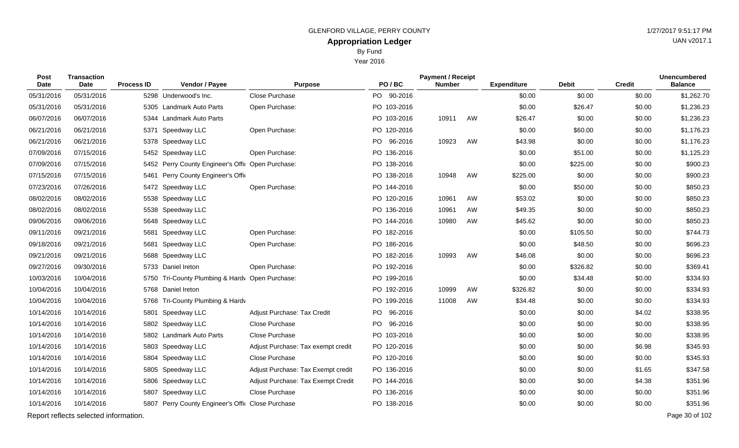GLENFORD VILLAGE, PERRY COUNTY

# Appropriation Ledger

By Fund

Year 2016

| Post Date | Transaction Date | Process ID | Vendor / Payee | Purpose | PO / BC | Payment / Receipt Number | | Expenditure | Debit | Credit | Unencumbered Balance |
|---|---|---|---|---|---|---|---|---|---|---|---|
| 05/31/2016 | 05/31/2016 | 5298 | Underwood's Inc. | Close Purchase | PO 90-2016 | | | $0.00 | $0.00 | $0.00 | $1,262.70 |
| 05/31/2016 | 05/31/2016 | 5305 | Landmark Auto Parts | Open Purchase: | PO 103-2016 | | | $0.00 | $26.47 | $0.00 | $1,236.23 |
| 06/07/2016 | 06/07/2016 | 5344 | Landmark Auto Parts | | PO 103-2016 | 10911 | AW | $26.47 | $0.00 | $0.00 | $1,236.23 |
| 06/21/2016 | 06/21/2016 | 5371 | Speedway LLC | Open Purchase: | PO 120-2016 | | | $0.00 | $60.00 | $0.00 | $1,176.23 |
| 06/21/2016 | 06/21/2016 | 5378 | Speedway LLC | | PO 96-2016 | 10923 | AW | $43.98 | $0.00 | $0.00 | $1,176.23 |
| 07/09/2016 | 07/15/2016 | 5452 | Speedway LLC | Open Purchase: | PO 136-2016 | | | $0.00 | $51.00 | $0.00 | $1,125.23 |
| 07/09/2016 | 07/15/2016 | 5452 | Perry County Engineer's Offi | Open Purchase: | PO 138-2016 | | | $0.00 | $225.00 | $0.00 | $900.23 |
| 07/15/2016 | 07/15/2016 | 5461 | Perry County Engineer's Offi | | PO 138-2016 | 10948 | AW | $225.00 | $0.00 | $0.00 | $900.23 |
| 07/23/2016 | 07/26/2016 | 5472 | Speedway LLC | Open Purchase: | PO 144-2016 | | | $0.00 | $50.00 | $0.00 | $850.23 |
| 08/02/2016 | 08/02/2016 | 5538 | Speedway LLC | | PO 120-2016 | 10961 | AW | $53.02 | $0.00 | $0.00 | $850.23 |
| 08/02/2016 | 08/02/2016 | 5538 | Speedway LLC | | PO 136-2016 | 10961 | AW | $49.35 | $0.00 | $0.00 | $850.23 |
| 09/06/2016 | 09/06/2016 | 5648 | Speedway LLC | | PO 144-2016 | 10980 | AW | $45.62 | $0.00 | $0.00 | $850.23 |
| 09/11/2016 | 09/21/2016 | 5681 | Speedway LLC | Open Purchase: | PO 182-2016 | | | $0.00 | $105.50 | $0.00 | $744.73 |
| 09/18/2016 | 09/21/2016 | 5681 | Speedway LLC | Open Purchase: | PO 186-2016 | | | $0.00 | $48.50 | $0.00 | $696.23 |
| 09/21/2016 | 09/21/2016 | 5688 | Speedway LLC | | PO 182-2016 | 10993 | AW | $46.08 | $0.00 | $0.00 | $696.23 |
| 09/27/2016 | 09/30/2016 | 5733 | Daniel Ireton | Open Purchase: | PO 192-2016 | | | $0.00 | $326.82 | $0.00 | $369.41 |
| 10/03/2016 | 10/04/2016 | 5750 | Tri-County Plumbing & Hardv | Open Purchase: | PO 199-2016 | | | $0.00 | $34.48 | $0.00 | $334.93 |
| 10/04/2016 | 10/04/2016 | 5768 | Daniel Ireton | | PO 192-2016 | 10999 | AW | $326.82 | $0.00 | $0.00 | $334.93 |
| 10/04/2016 | 10/04/2016 | 5768 | Tri-County Plumbing & Hardv | | PO 199-2016 | 11008 | AW | $34.48 | $0.00 | $0.00 | $334.93 |
| 10/14/2016 | 10/14/2016 | 5801 | Speedway LLC | Adjust Purchase: Tax Credit | PO 96-2016 | | | $0.00 | $0.00 | $4.02 | $338.95 |
| 10/14/2016 | 10/14/2016 | 5802 | Speedway LLC | Close Purchase | PO 96-2016 | | | $0.00 | $0.00 | $0.00 | $338.95 |
| 10/14/2016 | 10/14/2016 | 5802 | Landmark Auto Parts | Close Purchase | PO 103-2016 | | | $0.00 | $0.00 | $0.00 | $338.95 |
| 10/14/2016 | 10/14/2016 | 5803 | Speedway LLC | Adjust Purchase: Tax exempt credit | PO 120-2016 | | | $0.00 | $0.00 | $6.98 | $345.93 |
| 10/14/2016 | 10/14/2016 | 5804 | Speedway LLC | Close Purchase | PO 120-2016 | | | $0.00 | $0.00 | $0.00 | $345.93 |
| 10/14/2016 | 10/14/2016 | 5805 | Speedway LLC | Adjust Purchase: Tax Exempt credit | PO 136-2016 | | | $0.00 | $0.00 | $1.65 | $347.58 |
| 10/14/2016 | 10/14/2016 | 5806 | Speedway LLC | Adjust Purchase: Tax Exempt Credit | PO 144-2016 | | | $0.00 | $0.00 | $4.38 | $351.96 |
| 10/14/2016 | 10/14/2016 | 5807 | Speedway LLC | Close Purchase | PO 136-2016 | | | $0.00 | $0.00 | $0.00 | $351.96 |
| 10/14/2016 | 10/14/2016 | 5807 | Perry County Engineer's Offi | Close Purchase | PO 138-2016 | | | $0.00 | $0.00 | $0.00 | $351.96 |

Report reflects selected information.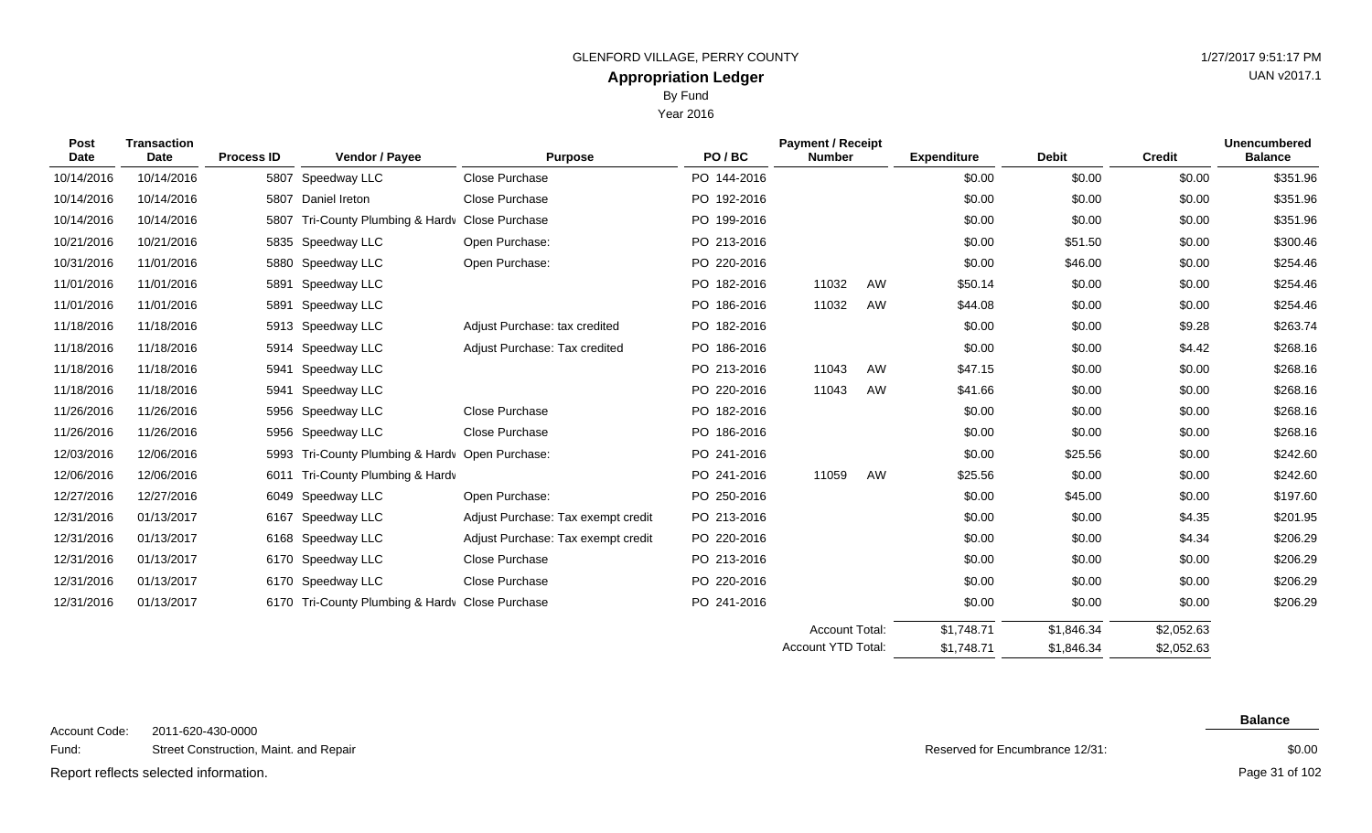GLENFORD VILLAGE, PERRY COUNTY

# Appropriation Ledger

By Fund

Year 2016

| Post Date | Transaction Date | Process ID | Vendor / Payee | Purpose | PO / BC | Payment / Receipt Number | | Expenditure | Debit | Credit | Unencumbered Balance |
|---|---|---|---|---|---|---|---|---|---|---|---|
| 10/14/2016 | 10/14/2016 | 5807 | Speedway LLC | Close Purchase | PO 144-2016 | | | $0.00 | $0.00 | $0.00 | $351.96 |
| 10/14/2016 | 10/14/2016 | 5807 | Daniel Ireton | Close Purchase | PO 192-2016 | | | $0.00 | $0.00 | $0.00 | $351.96 |
| 10/14/2016 | 10/14/2016 | 5807 | Tri-County Plumbing & Hardw | Close Purchase | PO 199-2016 | | | $0.00 | $0.00 | $0.00 | $351.96 |
| 10/21/2016 | 10/21/2016 | 5835 | Speedway LLC | Open Purchase: | PO 213-2016 | | | $0.00 | $51.50 | $0.00 | $300.46 |
| 10/31/2016 | 11/01/2016 | 5880 | Speedway LLC | Open Purchase: | PO 220-2016 | | | $0.00 | $46.00 | $0.00 | $254.46 |
| 11/01/2016 | 11/01/2016 | 5891 | Speedway LLC | | PO 182-2016 | 11032 | AW | $50.14 | $0.00 | $0.00 | $254.46 |
| 11/01/2016 | 11/01/2016 | 5891 | Speedway LLC | | PO 186-2016 | 11032 | AW | $44.08 | $0.00 | $0.00 | $254.46 |
| 11/18/2016 | 11/18/2016 | 5913 | Speedway LLC | Adjust Purchase: tax credited | PO 182-2016 | | | $0.00 | $0.00 | $9.28 | $263.74 |
| 11/18/2016 | 11/18/2016 | 5914 | Speedway LLC | Adjust Purchase: Tax credited | PO 186-2016 | | | $0.00 | $0.00 | $4.42 | $268.16 |
| 11/18/2016 | 11/18/2016 | 5941 | Speedway LLC | | PO 213-2016 | 11043 | AW | $47.15 | $0.00 | $0.00 | $268.16 |
| 11/18/2016 | 11/18/2016 | 5941 | Speedway LLC | | PO 220-2016 | 11043 | AW | $41.66 | $0.00 | $0.00 | $268.16 |
| 11/26/2016 | 11/26/2016 | 5956 | Speedway LLC | Close Purchase | PO 182-2016 | | | $0.00 | $0.00 | $0.00 | $268.16 |
| 11/26/2016 | 11/26/2016 | 5956 | Speedway LLC | Close Purchase | PO 186-2016 | | | $0.00 | $0.00 | $0.00 | $268.16 |
| 12/03/2016 | 12/06/2016 | 5993 | Tri-County Plumbing & Hardw | Open Purchase: | PO 241-2016 | | | $0.00 | $25.56 | $0.00 | $242.60 |
| 12/06/2016 | 12/06/2016 | 6011 | Tri-County Plumbing & Hardw | | PO 241-2016 | 11059 | AW | $25.56 | $0.00 | $0.00 | $242.60 |
| 12/27/2016 | 12/27/2016 | 6049 | Speedway LLC | Open Purchase: | PO 250-2016 | | | $0.00 | $45.00 | $0.00 | $197.60 |
| 12/31/2016 | 01/13/2017 | 6167 | Speedway LLC | Adjust Purchase: Tax exempt credit | PO 213-2016 | | | $0.00 | $0.00 | $4.35 | $201.95 |
| 12/31/2016 | 01/13/2017 | 6168 | Speedway LLC | Adjust Purchase: Tax exempt credit | PO 220-2016 | | | $0.00 | $0.00 | $4.34 | $206.29 |
| 12/31/2016 | 01/13/2017 | 6170 | Speedway LLC | Close Purchase | PO 213-2016 | | | $0.00 | $0.00 | $0.00 | $206.29 |
| 12/31/2016 | 01/13/2017 | 6170 | Speedway LLC | Close Purchase | PO 220-2016 | | | $0.00 | $0.00 | $0.00 | $206.29 |
| 12/31/2016 | 01/13/2017 | 6170 | Tri-County Plumbing & Hardw | Close Purchase | PO 241-2016 | | | $0.00 | $0.00 | $0.00 | $206.29 |
| | | | | | | Account Total: | | $1,748.71 | $1,846.34 | $2,052.63 | |
| | | | | | | Account YTD Total: | | $1,748.71 | $1,846.34 | $2,052.63 | |

Account Code: 2011-620-430-0000

Fund: Street Construction, Maint. and Repair

| | Balance |
|---|---|
| Reserved for Encumbrance 12/31: | $0.00 |

Report reflects selected information.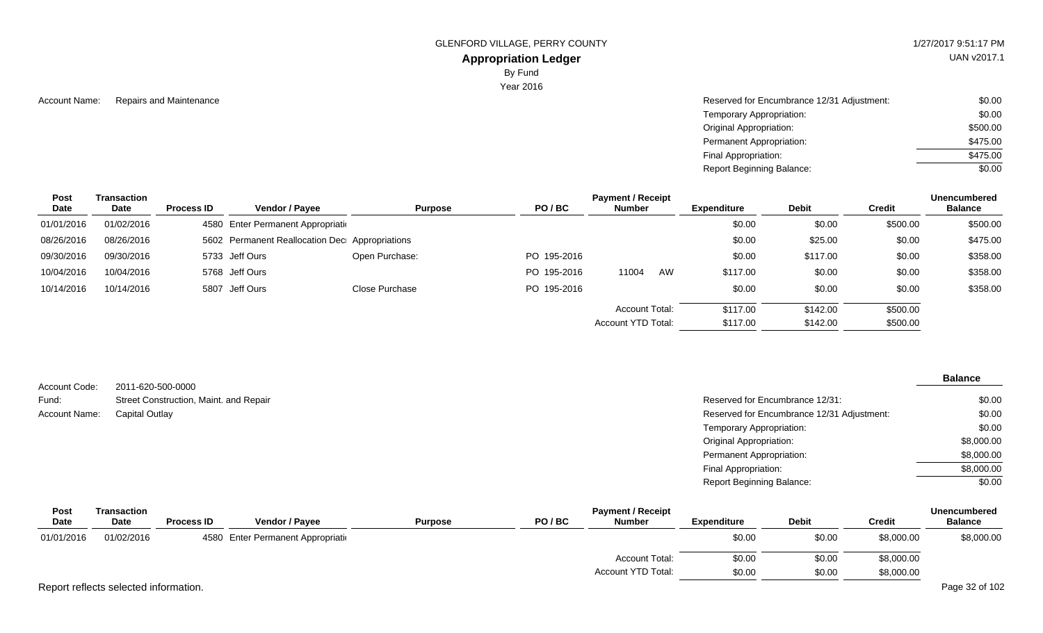Account Name: Repairs and Maintenance

| | |
|---|---|
| Reserved for Encumbrance 12/31 Adjustment: | $0.00 |
| Temporary Appropriation: | $0.00 |
| Original Appropriation: | $500.00 |
| Permanent Appropriation: | $475.00 |
| Final Appropriation: | $475.00 |
| Report Beginning Balance: | $0.00 |

| Post Date | Transaction Date | Process ID | Vendor / Payee | Purpose | PO / BC | Payment / Receipt Number | Expenditure | Debit | Credit | Unencumbered Balance |
|---|---|---|---|---|---|---|---|---|---|---|
| 01/01/2016 | 01/02/2016 | 4580 | Enter Permanent Appropriati | | | | $0.00 | $0.00 | $500.00 | $500.00 |
| 08/26/2016 | 08/26/2016 | 5602 | Permanent Reallocation Dec | Appropriations | | | $0.00 | $25.00 | $0.00 | $475.00 |
| 09/30/2016 | 09/30/2016 | 5733 | Jeff Ours | Open Purchase: | PO 195-2016 | | $0.00 | $117.00 | $0.00 | $358.00 |
| 10/04/2016 | 10/04/2016 | 5768 | Jeff Ours | | PO 195-2016 | 11004 AW | $117.00 | $0.00 | $0.00 | $358.00 |
| 10/14/2016 | 10/14/2016 | 5807 | Jeff Ours | Close Purchase | PO 195-2016 | | $0.00 | $0.00 | $0.00 | $358.00 |
| | | | | | | Account Total: | $117.00 | $142.00 | $500.00 | |
| | | | | | | Account YTD Total: | $117.00 | $142.00 | $500.00 | |

Account Code: 2011-620-500-0000
Fund: Street Construction, Maint. and Repair
Account Name: Capital Outlay

| | Balance |
|---|---|
| Reserved for Encumbrance 12/31: | $0.00 |
| Reserved for Encumbrance 12/31 Adjustment: | $0.00 |
| Temporary Appropriation: | $0.00 |
| Original Appropriation: | $8,000.00 |
| Permanent Appropriation: | $8,000.00 |
| Final Appropriation: | $8,000.00 |
| Report Beginning Balance: | $0.00 |

| Post Date | Transaction Date | Process ID | Vendor / Payee | Purpose | PO / BC | Payment / Receipt Number | Expenditure | Debit | Credit | Unencumbered Balance |
|---|---|---|---|---|---|---|---|---|---|---|
| 01/01/2016 | 01/02/2016 | 4580 | Enter Permanent Appropriati | | | | $0.00 | $0.00 | $8,000.00 | $8,000.00 |
| | | | | | | Account Total: | $0.00 | $0.00 | $8,000.00 | |
| | | | | | | Account YTD Total: | $0.00 | $0.00 | $8,000.00 | |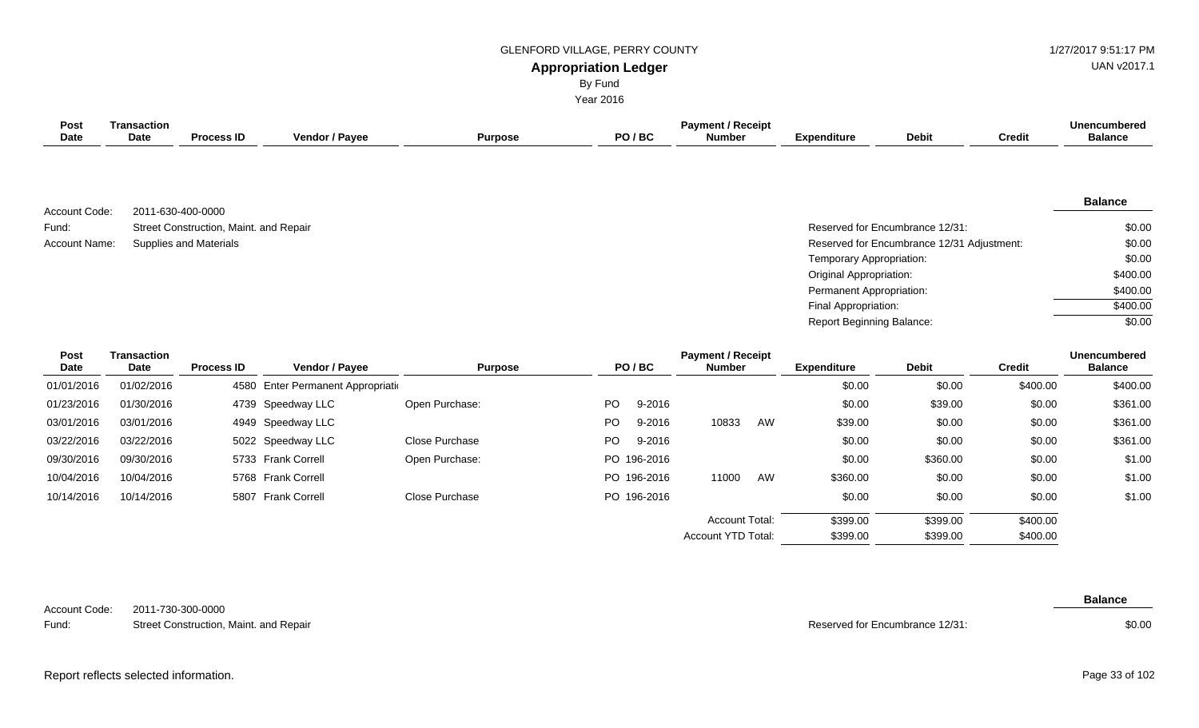GLENFORD VILLAGE, PERRY COUNTY

**Appropriation Ledger**

By Fund

Year 2016

| Post Date | Transaction Date | Process ID | Vendor / Payee | Purpose | PO / BC | Payment / Receipt Number | Expenditure | Debit | Credit | Unencumbered Balance |
|---|---|---|---|---|---|---|---|---|---|---|

Account Code: 2011-630-400-0000

Fund: Street Construction, Maint. and Repair

Account Name: Supplies and Materials

| | Balance |
|---|---|
| Reserved for Encumbrance 12/31: | $0.00 |
| Reserved for Encumbrance 12/31 Adjustment: | $0.00 |
| Temporary Appropriation: | $0.00 |
| Original Appropriation: | $400.00 |
| Permanent Appropriation: | $400.00 |
| Final Appropriation: | $400.00 |
| Report Beginning Balance: | $0.00 |

| Post Date | Transaction Date | Process ID | Vendor / Payee | Purpose | PO / BC | Payment / Receipt Number | Expenditure | Debit | Credit | Unencumbered Balance |
|---|---|---|---|---|---|---|---|---|---|---|
| 01/01/2016 | 01/02/2016 | 4580 | Enter Permanent Appropriati | | | | $0.00 | $0.00 | $400.00 | $400.00 |
| 01/23/2016 | 01/30/2016 | 4739 | Speedway LLC | Open Purchase: | PO 9-2016 | | $0.00 | $39.00 | $0.00 | $361.00 |
| 03/01/2016 | 03/01/2016 | 4949 | Speedway LLC | | PO 9-2016 | 10833 AW | $39.00 | $0.00 | $0.00 | $361.00 |
| 03/22/2016 | 03/22/2016 | 5022 | Speedway LLC | Close Purchase | PO 9-2016 | | $0.00 | $0.00 | $0.00 | $361.00 |
| 09/30/2016 | 09/30/2016 | 5733 | Frank Correll | Open Purchase: | PO 196-2016 | | $0.00 | $360.00 | $0.00 | $1.00 |
| 10/04/2016 | 10/04/2016 | 5768 | Frank Correll | | PO 196-2016 | 11000 AW | $360.00 | $0.00 | $0.00 | $1.00 |
| 10/14/2016 | 10/14/2016 | 5807 | Frank Correll | Close Purchase | PO 196-2016 | | $0.00 | $0.00 | $0.00 | $1.00 |
| | | | | | | Account Total: | $399.00 | $399.00 | $400.00 | |
| | | | | | | Account YTD Total: | $399.00 | $399.00 | $400.00 | |

Account Code: 2011-730-300-0000

Fund: Street Construction, Maint. and Repair

| | Balance |
|---|---|
| Reserved for Encumbrance 12/31: | $0.00 |

Report reflects selected information.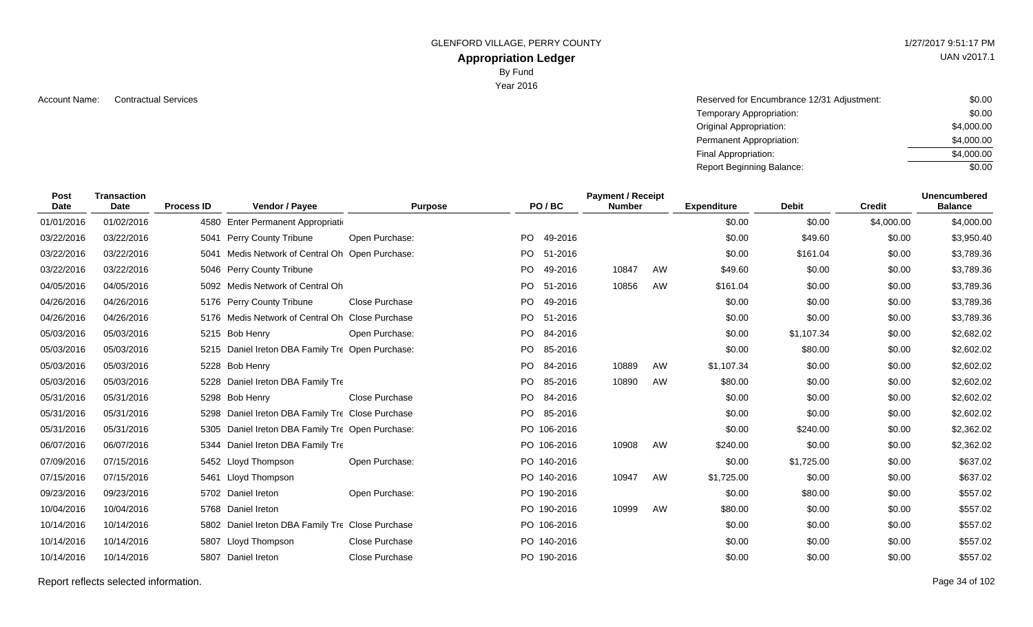GLENFORD VILLAGE, PERRY COUNTY

# Appropriation Ledger

By Fund

Year 2016

1/27/2017 9:51:17 PM

UAN v2017.1

Account Name: Contractual Services

| | |
|---|---|
| Reserved for Encumbrance 12/31 Adjustment: | $0.00 |
| Temporary Appropriation: | $0.00 |
| Original Appropriation: | $4,000.00 |
| Permanent Appropriation: | $4,000.00 |
| Final Appropriation: | $4,000.00 |
| Report Beginning Balance: | $0.00 |

| Post Date | Transaction Date | Process ID | Vendor / Payee | Purpose | PO / BC | Payment / Receipt Number | | Expenditure | Debit | Credit | Unencumbered Balance |
|---|---|---|---|---|---|---|---|---|---|---|---|
| 01/01/2016 | 01/02/2016 | 4580 | Enter Permanent Appropriati | | | | | $0.00 | $0.00 | $4,000.00 | $4,000.00 |
| 03/22/2016 | 03/22/2016 | 5041 | Perry County Tribune | Open Purchase: | PO 49-2016 | | | $0.00 | $49.60 | $0.00 | $3,950.40 |
| 03/22/2016 | 03/22/2016 | 5041 | Medis Network of Central Oh | Open Purchase: | PO 51-2016 | | | $0.00 | $161.04 | $0.00 | $3,789.36 |
| 03/22/2016 | 03/22/2016 | 5046 | Perry County Tribune | | PO 49-2016 | 10847 | AW | $49.60 | $0.00 | $0.00 | $3,789.36 |
| 04/05/2016 | 04/05/2016 | 5092 | Medis Network of Central Oh | | PO 51-2016 | 10856 | AW | $161.04 | $0.00 | $0.00 | $3,789.36 |
| 04/26/2016 | 04/26/2016 | 5176 | Perry County Tribune | Close Purchase | PO 49-2016 | | | $0.00 | $0.00 | $0.00 | $3,789.36 |
| 04/26/2016 | 04/26/2016 | 5176 | Medis Network of Central Oh | Close Purchase | PO 51-2016 | | | $0.00 | $0.00 | $0.00 | $3,789.36 |
| 05/03/2016 | 05/03/2016 | 5215 | Bob Henry | Open Purchase: | PO 84-2016 | | | $0.00 | $1,107.34 | $0.00 | $2,682.02 |
| 05/03/2016 | 05/03/2016 | 5215 | Daniel Ireton DBA Family Tre | Open Purchase: | PO 85-2016 | | | $0.00 | $80.00 | $0.00 | $2,602.02 |
| 05/03/2016 | 05/03/2016 | 5228 | Bob Henry | | PO 84-2016 | 10889 | AW | $1,107.34 | $0.00 | $0.00 | $2,602.02 |
| 05/03/2016 | 05/03/2016 | 5228 | Daniel Ireton DBA Family Tre | | PO 85-2016 | 10890 | AW | $80.00 | $0.00 | $0.00 | $2,602.02 |
| 05/31/2016 | 05/31/2016 | 5298 | Bob Henry | Close Purchase | PO 84-2016 | | | $0.00 | $0.00 | $0.00 | $2,602.02 |
| 05/31/2016 | 05/31/2016 | 5298 | Daniel Ireton DBA Family Tre | Close Purchase | PO 85-2016 | | | $0.00 | $0.00 | $0.00 | $2,602.02 |
| 05/31/2016 | 05/31/2016 | 5305 | Daniel Ireton DBA Family Tre | Open Purchase: | PO 106-2016 | | | $0.00 | $240.00 | $0.00 | $2,362.02 |
| 06/07/2016 | 06/07/2016 | 5344 | Daniel Ireton DBA Family Tre | | PO 106-2016 | 10908 | AW | $240.00 | $0.00 | $0.00 | $2,362.02 |
| 07/09/2016 | 07/15/2016 | 5452 | Lloyd Thompson | Open Purchase: | PO 140-2016 | | | $0.00 | $1,725.00 | $0.00 | $637.02 |
| 07/15/2016 | 07/15/2016 | 5461 | Lloyd Thompson | | PO 140-2016 | 10947 | AW | $1,725.00 | $0.00 | $0.00 | $637.02 |
| 09/23/2016 | 09/23/2016 | 5702 | Daniel Ireton | Open Purchase: | PO 190-2016 | | | $0.00 | $80.00 | $0.00 | $557.02 |
| 10/04/2016 | 10/04/2016 | 5768 | Daniel Ireton | | PO 190-2016 | 10999 | AW | $80.00 | $0.00 | $0.00 | $557.02 |
| 10/14/2016 | 10/14/2016 | 5802 | Daniel Ireton DBA Family Tre | Close Purchase | PO 106-2016 | | | $0.00 | $0.00 | $0.00 | $557.02 |
| 10/14/2016 | 10/14/2016 | 5807 | Lloyd Thompson | Close Purchase | PO 140-2016 | | | $0.00 | $0.00 | $0.00 | $557.02 |
| 10/14/2016 | 10/14/2016 | 5807 | Daniel Ireton | Close Purchase | PO 190-2016 | | | $0.00 | $0.00 | $0.00 | $557.02 |

Report reflects selected information.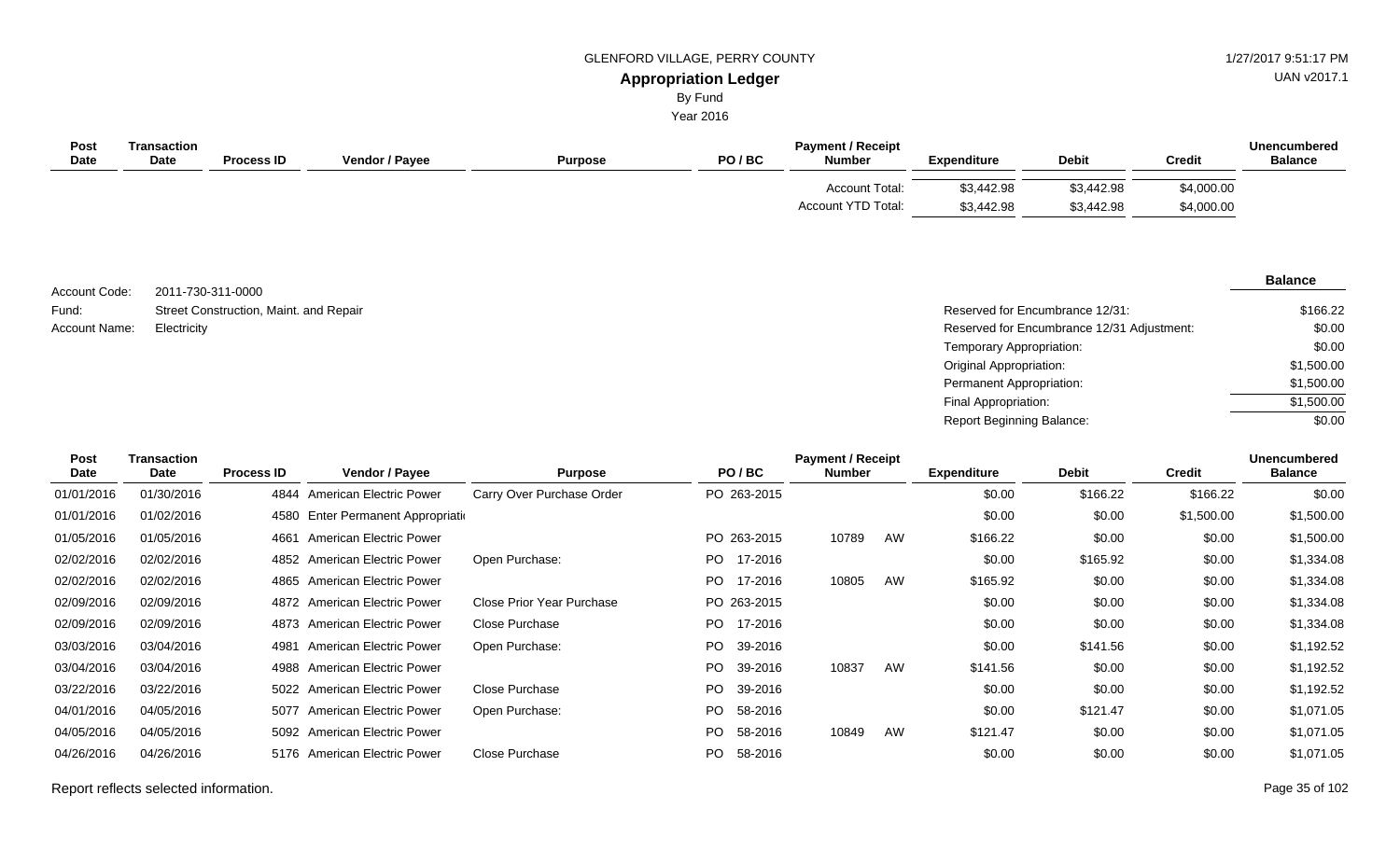GLENFORD VILLAGE, PERRY COUNTY

**Appropriation Ledger**

By Fund

Year 2016

| Post Date | Transaction Date | Process ID | Vendor / Payee | Purpose | PO / BC | Payment / Receipt Number | Expenditure | Debit | Credit | Unencumbered Balance |
|---|---|---|---|---|---|---|---|---|---|---|
| | | | | | | Account Total: | $3,442.98 | $3,442.98 | $4,000.00 | |
| | | | | | | Account YTD Total: | $3,442.98 | $3,442.98 | $4,000.00 | |

Account Code: 2011-730-311-0000

Fund: Street Construction, Maint. and Repair

Account Name: Electricity

| | Balance |
|---|---|
| Reserved for Encumbrance 12/31: | $166.22 |
| Reserved for Encumbrance 12/31 Adjustment: | $0.00 |
| Temporary Appropriation: | $0.00 |
| Original Appropriation: | $1,500.00 |
| Permanent Appropriation: | $1,500.00 |
| Final Appropriation: | $1,500.00 |
| Report Beginning Balance: | $0.00 |

| Post Date | Transaction Date | Process ID | Vendor / Payee | Purpose | PO / BC | Payment / Receipt Number | | Expenditure | Debit | Credit | Unencumbered Balance |
|---|---|---|---|---|---|---|---|---|---|---|---|
| 01/01/2016 | 01/30/2016 | 4844 | American Electric Power | Carry Over Purchase Order | PO 263-2015 | | | $0.00 | $166.22 | $166.22 | $0.00 |
| 01/01/2016 | 01/02/2016 | 4580 | Enter Permanent Appropriati | | | | | $0.00 | $0.00 | $1,500.00 | $1,500.00 |
| 01/05/2016 | 01/05/2016 | 4661 | American Electric Power | | PO 263-2015 | 10789 | AW | $166.22 | $0.00 | $0.00 | $1,500.00 |
| 02/02/2016 | 02/02/2016 | 4852 | American Electric Power | Open Purchase: | PO 17-2016 | | | $0.00 | $165.92 | $0.00 | $1,334.08 |
| 02/02/2016 | 02/02/2016 | 4865 | American Electric Power | | PO 17-2016 | 10805 | AW | $165.92 | $0.00 | $0.00 | $1,334.08 |
| 02/09/2016 | 02/09/2016 | 4872 | American Electric Power | Close Prior Year Purchase | PO 263-2015 | | | $0.00 | $0.00 | $0.00 | $1,334.08 |
| 02/09/2016 | 02/09/2016 | 4873 | American Electric Power | Close Purchase | PO 17-2016 | | | $0.00 | $0.00 | $0.00 | $1,334.08 |
| 03/03/2016 | 03/04/2016 | 4981 | American Electric Power | Open Purchase: | PO 39-2016 | | | $0.00 | $141.56 | $0.00 | $1,192.52 |
| 03/04/2016 | 03/04/2016 | 4988 | American Electric Power | | PO 39-2016 | 10837 | AW | $141.56 | $0.00 | $0.00 | $1,192.52 |
| 03/22/2016 | 03/22/2016 | 5022 | American Electric Power | Close Purchase | PO 39-2016 | | | $0.00 | $0.00 | $0.00 | $1,192.52 |
| 04/01/2016 | 04/05/2016 | 5077 | American Electric Power | Open Purchase: | PO 58-2016 | | | $0.00 | $121.47 | $0.00 | $1,071.05 |
| 04/05/2016 | 04/05/2016 | 5092 | American Electric Power | | PO 58-2016 | 10849 | AW | $121.47 | $0.00 | $0.00 | $1,071.05 |
| 04/26/2016 | 04/26/2016 | 5176 | American Electric Power | Close Purchase | PO 58-2016 | | | $0.00 | $0.00 | $0.00 | $1,071.05 |

Report reflects selected information.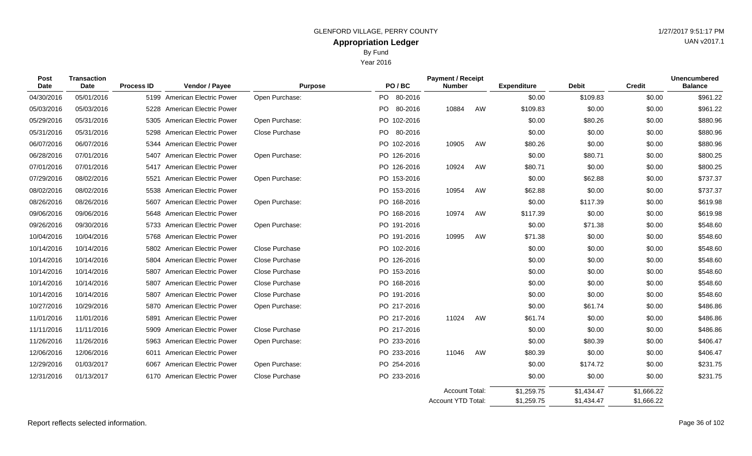GLENFORD VILLAGE, PERRY COUNTY

# Appropriation Ledger

By Fund

Year 2016

| Post Date | Transaction Date | Process ID | Vendor / Payee | Purpose | PO / BC | Payment / Receipt Number | | Expenditure | Debit | Credit | Unencumbered Balance |
|---|---|---|---|---|---|---|---|---|---|---|---|
| 04/30/2016 | 05/01/2016 | 5199 | American Electric Power | Open Purchase: | PO 80-2016 | | | $0.00 | $109.83 | $0.00 | $961.22 |
| 05/03/2016 | 05/03/2016 | 5228 | American Electric Power | | PO 80-2016 | 10884 | AW | $109.83 | $0.00 | $0.00 | $961.22 |
| 05/29/2016 | 05/31/2016 | 5305 | American Electric Power | Open Purchase: | PO 102-2016 | | | $0.00 | $80.26 | $0.00 | $880.96 |
| 05/31/2016 | 05/31/2016 | 5298 | American Electric Power | Close Purchase | PO 80-2016 | | | $0.00 | $0.00 | $0.00 | $880.96 |
| 06/07/2016 | 06/07/2016 | 5344 | American Electric Power | | PO 102-2016 | 10905 | AW | $80.26 | $0.00 | $0.00 | $880.96 |
| 06/28/2016 | 07/01/2016 | 5407 | American Electric Power | Open Purchase: | PO 126-2016 | | | $0.00 | $80.71 | $0.00 | $800.25 |
| 07/01/2016 | 07/01/2016 | 5417 | American Electric Power | | PO 126-2016 | 10924 | AW | $80.71 | $0.00 | $0.00 | $800.25 |
| 07/29/2016 | 08/02/2016 | 5521 | American Electric Power | Open Purchase: | PO 153-2016 | | | $0.00 | $62.88 | $0.00 | $737.37 |
| 08/02/2016 | 08/02/2016 | 5538 | American Electric Power | | PO 153-2016 | 10954 | AW | $62.88 | $0.00 | $0.00 | $737.37 |
| 08/26/2016 | 08/26/2016 | 5607 | American Electric Power | Open Purchase: | PO 168-2016 | | | $0.00 | $117.39 | $0.00 | $619.98 |
| 09/06/2016 | 09/06/2016 | 5648 | American Electric Power | | PO 168-2016 | 10974 | AW | $117.39 | $0.00 | $0.00 | $619.98 |
| 09/26/2016 | 09/30/2016 | 5733 | American Electric Power | Open Purchase: | PO 191-2016 | | | $0.00 | $71.38 | $0.00 | $548.60 |
| 10/04/2016 | 10/04/2016 | 5768 | American Electric Power | | PO 191-2016 | 10995 | AW | $71.38 | $0.00 | $0.00 | $548.60 |
| 10/14/2016 | 10/14/2016 | 5802 | American Electric Power | Close Purchase | PO 102-2016 | | | $0.00 | $0.00 | $0.00 | $548.60 |
| 10/14/2016 | 10/14/2016 | 5804 | American Electric Power | Close Purchase | PO 126-2016 | | | $0.00 | $0.00 | $0.00 | $548.60 |
| 10/14/2016 | 10/14/2016 | 5807 | American Electric Power | Close Purchase | PO 153-2016 | | | $0.00 | $0.00 | $0.00 | $548.60 |
| 10/14/2016 | 10/14/2016 | 5807 | American Electric Power | Close Purchase | PO 168-2016 | | | $0.00 | $0.00 | $0.00 | $548.60 |
| 10/14/2016 | 10/14/2016 | 5807 | American Electric Power | Close Purchase | PO 191-2016 | | | $0.00 | $0.00 | $0.00 | $548.60 |
| 10/27/2016 | 10/29/2016 | 5870 | American Electric Power | Open Purchase: | PO 217-2016 | | | $0.00 | $61.74 | $0.00 | $486.86 |
| 11/01/2016 | 11/01/2016 | 5891 | American Electric Power | | PO 217-2016 | 11024 | AW | $61.74 | $0.00 | $0.00 | $486.86 |
| 11/11/2016 | 11/11/2016 | 5909 | American Electric Power | Close Purchase | PO 217-2016 | | | $0.00 | $0.00 | $0.00 | $486.86 |
| 11/26/2016 | 11/26/2016 | 5963 | American Electric Power | Open Purchase: | PO 233-2016 | | | $0.00 | $80.39 | $0.00 | $406.47 |
| 12/06/2016 | 12/06/2016 | 6011 | American Electric Power | | PO 233-2016 | 11046 | AW | $80.39 | $0.00 | $0.00 | $406.47 |
| 12/29/2016 | 01/03/2017 | 6067 | American Electric Power | Open Purchase: | PO 254-2016 | | | $0.00 | $174.72 | $0.00 | $231.75 |
| 12/31/2016 | 01/13/2017 | 6170 | American Electric Power | Close Purchase | PO 233-2016 | | | $0.00 | $0.00 | $0.00 | $231.75 |
| | | | | | | Account Total: | | $1,259.75 | $1,434.47 | $1,666.22 | |
| | | | | | | Account YTD Total: | | $1,259.75 | $1,434.47 | $1,666.22 | |

Report reflects selected information.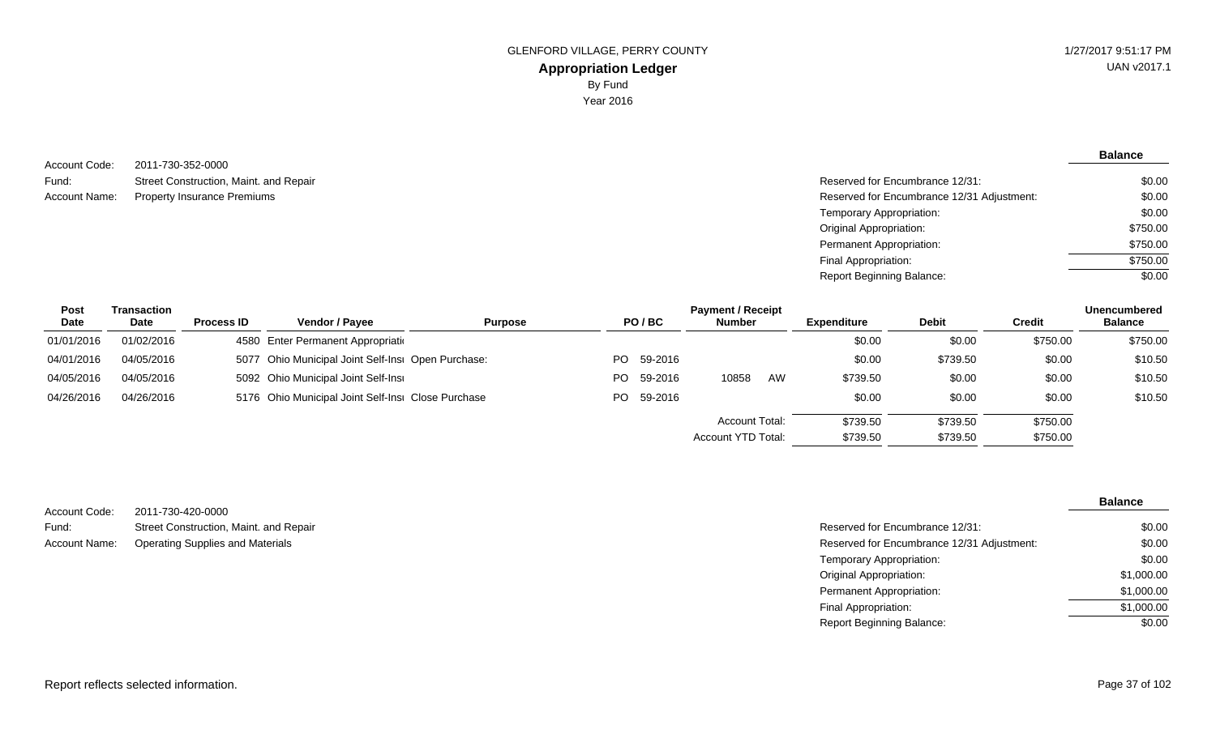GLENFORD VILLAGE, PERRY COUNTY

**Appropriation Ledger**

By Fund

Year 2016

1/27/2017 9:51:17 PM
UAN v2017.1

Account Code: 2011-730-352-0000
Fund: Street Construction, Maint. and Repair
Account Name: Property Insurance Premiums

| | **Balance** |
|---|---|
| Reserved for Encumbrance 12/31: | $0.00 |
| Reserved for Encumbrance 12/31 Adjustment: | $0.00 |
| Temporary Appropriation: | $0.00 |
| Original Appropriation: | $750.00 |
| Permanent Appropriation: | $750.00 |
| Final Appropriation: | $750.00 |
| Report Beginning Balance: | $0.00 |

| Post Date | Transaction Date | Process ID | Vendor / Payee | Purpose | PO / BC | Payment / Receipt Number | Expenditure | Debit | Credit | Unencumbered Balance |
|---|---|---|---|---|---|---|---|---|---|---|
| 01/01/2016 | 01/02/2016 | 4580 | Enter Permanent Appropriati | | | | $0.00 | $0.00 | $750.00 | $750.00 |
| 04/01/2016 | 04/05/2016 | 5077 | Ohio Municipal Joint Self-Ins | Open Purchase: | PO 59-2016 | | $0.00 | $739.50 | $0.00 | $10.50 |
| 04/05/2016 | 04/05/2016 | 5092 | Ohio Municipal Joint Self-Ins | | PO 59-2016 | 10858 AW | $739.50 | $0.00 | $0.00 | $10.50 |
| 04/26/2016 | 04/26/2016 | 5176 | Ohio Municipal Joint Self-Ins | Close Purchase | PO 59-2016 | | $0.00 | $0.00 | $0.00 | $10.50 |
| | | | | | | Account Total: | $739.50 | $739.50 | $750.00 | |
| | | | | | | Account YTD Total: | $739.50 | $739.50 | $750.00 | |

Account Code: 2011-730-420-0000
Fund: Street Construction, Maint. and Repair
Account Name: Operating Supplies and Materials

| | **Balance** |
|---|---|
| Reserved for Encumbrance 12/31: | $0.00 |
| Reserved for Encumbrance 12/31 Adjustment: | $0.00 |
| Temporary Appropriation: | $0.00 |
| Original Appropriation: | $1,000.00 |
| Permanent Appropriation: | $1,000.00 |
| Final Appropriation: | $1,000.00 |
| Report Beginning Balance: | $0.00 |

Report reflects selected information.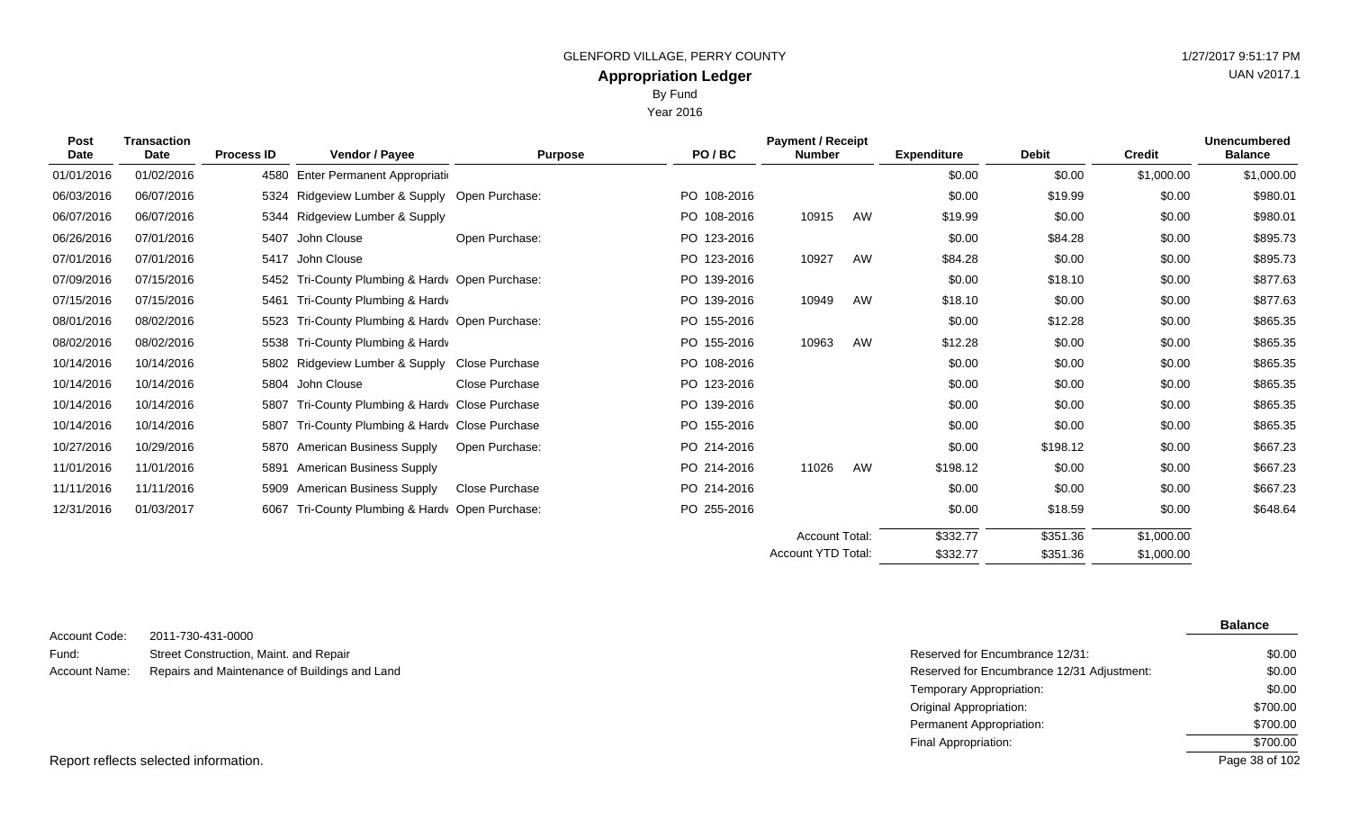GLENFORD VILLAGE, PERRY COUNTY

1/27/2017 9:51:17 PM

UAN v2017.1

# Appropriation Ledger

By Fund

Year 2016

| Post Date | Transaction Date | Process ID | Vendor / Payee | Purpose | PO / BC | Payment / Receipt Number | | Expenditure | Debit | Credit | Unencumbered Balance |
|---|---|---|---|---|---|---|---|---|---|---|---|
| 01/01/2016 | 01/02/2016 | 4580 | Enter Permanent Appropriati | | | | | $0.00 | $0.00 | $1,000.00 | $1,000.00 |
| 06/03/2016 | 06/07/2016 | 5324 | Ridgeview Lumber & Supply | Open Purchase: | PO 108-2016 | | | $0.00 | $19.99 | $0.00 | $980.01 |
| 06/07/2016 | 06/07/2016 | 5344 | Ridgeview Lumber & Supply | | PO 108-2016 | 10915 | AW | $19.99 | $0.00 | $0.00 | $980.01 |
| 06/26/2016 | 07/01/2016 | 5407 | John Clouse | Open Purchase: | PO 123-2016 | | | $0.00 | $84.28 | $0.00 | $895.73 |
| 07/01/2016 | 07/01/2016 | 5417 | John Clouse | | PO 123-2016 | 10927 | AW | $84.28 | $0.00 | $0.00 | $895.73 |
| 07/09/2016 | 07/15/2016 | 5452 | Tri-County Plumbing & Hardv | Open Purchase: | PO 139-2016 | | | $0.00 | $18.10 | $0.00 | $877.63 |
| 07/15/2016 | 07/15/2016 | 5461 | Tri-County Plumbing & Hardv | | PO 139-2016 | 10949 | AW | $18.10 | $0.00 | $0.00 | $877.63 |
| 08/01/2016 | 08/02/2016 | 5523 | Tri-County Plumbing & Hardv | Open Purchase: | PO 155-2016 | | | $0.00 | $12.28 | $0.00 | $865.35 |
| 08/02/2016 | 08/02/2016 | 5538 | Tri-County Plumbing & Hardv | | PO 155-2016 | 10963 | AW | $12.28 | $0.00 | $0.00 | $865.35 |
| 10/14/2016 | 10/14/2016 | 5802 | Ridgeview Lumber & Supply | Close Purchase | PO 108-2016 | | | $0.00 | $0.00 | $0.00 | $865.35 |
| 10/14/2016 | 10/14/2016 | 5804 | John Clouse | Close Purchase | PO 123-2016 | | | $0.00 | $0.00 | $0.00 | $865.35 |
| 10/14/2016 | 10/14/2016 | 5807 | Tri-County Plumbing & Hardv | Close Purchase | PO 139-2016 | | | $0.00 | $0.00 | $0.00 | $865.35 |
| 10/14/2016 | 10/14/2016 | 5807 | Tri-County Plumbing & Hardv | Close Purchase | PO 155-2016 | | | $0.00 | $0.00 | $0.00 | $865.35 |
| 10/27/2016 | 10/29/2016 | 5870 | American Business Supply | Open Purchase: | PO 214-2016 | | | $0.00 | $198.12 | $0.00 | $667.23 |
| 11/01/2016 | 11/01/2016 | 5891 | American Business Supply | | PO 214-2016 | 11026 | AW | $198.12 | $0.00 | $0.00 | $667.23 |
| 11/11/2016 | 11/11/2016 | 5909 | American Business Supply | Close Purchase | PO 214-2016 | | | $0.00 | $0.00 | $0.00 | $667.23 |
| 12/31/2016 | 01/03/2017 | 6067 | Tri-County Plumbing & Hardv | Open Purchase: | PO 255-2016 | | | $0.00 | $18.59 | $0.00 | $648.64 |
| | | | | | | Account Total: | | $332.77 | $351.36 | $1,000.00 | |
| | | | | | | Account YTD Total: | | $332.77 | $351.36 | $1,000.00 | |

Account Code: 2011-730-431-0000

Fund: Street Construction, Maint. and Repair

Account Name: Repairs and Maintenance of Buildings and Land

| | Balance |
|---|---|
| Reserved for Encumbrance 12/31: | $0.00 |
| Reserved for Encumbrance 12/31 Adjustment: | $0.00 |
| Temporary Appropriation: | $0.00 |
| Original Appropriation: | $700.00 |
| Permanent Appropriation: | $700.00 |
| Final Appropriation: | $700.00 |

Report reflects selected information.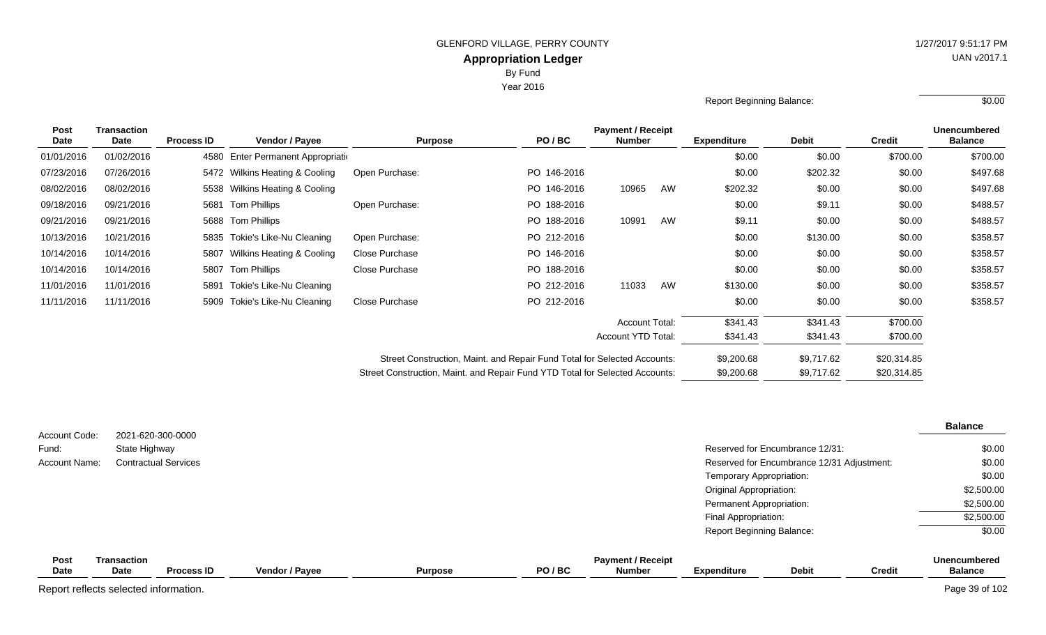GLENFORD VILLAGE, PERRY COUNTY

**Appropriation Ledger**

By Fund

Year 2016

1/27/2017 9:51:17 PM

UAN v2017.1

Report Beginning Balance: $0.00

| Post Date | Transaction Date | Process ID | Vendor / Payee | Purpose | PO / BC | Payment / Receipt Number | | Expenditure | Debit | Credit | Unencumbered Balance |
|---|---|---|---|---|---|---|---|---|---|---|---|
| 01/01/2016 | 01/02/2016 | 4580 | Enter Permanent Appropriati | | | | | $0.00 | $0.00 | $700.00 | $700.00 |
| 07/23/2016 | 07/26/2016 | 5472 | Wilkins Heating & Cooling | Open Purchase: | PO 146-2016 | | | $0.00 | $202.32 | $0.00 | $497.68 |
| 08/02/2016 | 08/02/2016 | 5538 | Wilkins Heating & Cooling | | PO 146-2016 | 10965 | AW | $202.32 | $0.00 | $0.00 | $497.68 |
| 09/18/2016 | 09/21/2016 | 5681 | Tom Phillips | Open Purchase: | PO 188-2016 | | | $0.00 | $9.11 | $0.00 | $488.57 |
| 09/21/2016 | 09/21/2016 | 5688 | Tom Phillips | | PO 188-2016 | 10991 | AW | $9.11 | $0.00 | $0.00 | $488.57 |
| 10/13/2016 | 10/21/2016 | 5835 | Tokie's Like-Nu Cleaning | Open Purchase: | PO 212-2016 | | | $0.00 | $130.00 | $0.00 | $358.57 |
| 10/14/2016 | 10/14/2016 | 5807 | Wilkins Heating & Cooling | Close Purchase | PO 146-2016 | | | $0.00 | $0.00 | $0.00 | $358.57 |
| 10/14/2016 | 10/14/2016 | 5807 | Tom Phillips | Close Purchase | PO 188-2016 | | | $0.00 | $0.00 | $0.00 | $358.57 |
| 11/01/2016 | 11/01/2016 | 5891 | Tokie's Like-Nu Cleaning | | PO 212-2016 | 11033 | AW | $130.00 | $0.00 | $0.00 | $358.57 |
| 11/11/2016 | 11/11/2016 | 5909 | Tokie's Like-Nu Cleaning | Close Purchase | PO 212-2016 | | | $0.00 | $0.00 | $0.00 | $358.57 |
| | | | | | | Account Total: | | $341.43 | $341.43 | $700.00 | |
| | | | | | | Account YTD Total: | | $341.43 | $341.43 | $700.00 | |
| | | | | Street Construction, Maint. and Repair Fund Total for Selected Accounts: | | | | $9,200.68 | $9,717.62 | $20,314.85 | |
| | | | | Street Construction, Maint. and Repair Fund YTD Total for Selected Accounts: | | | | $9,200.68 | $9,717.62 | $20,314.85 | |

Account Code: 2021-620-300-0000

Fund: State Highway

Account Name: Contractual Services

| | Balance |
|---|---|
| Reserved for Encumbrance 12/31: | $0.00 |
| Reserved for Encumbrance 12/31 Adjustment: | $0.00 |
| Temporary Appropriation: | $0.00 |
| Original Appropriation: | $2,500.00 |
| Permanent Appropriation: | $2,500.00 |
| Final Appropriation: | $2,500.00 |
| Report Beginning Balance: | $0.00 |

| Post Date | Transaction Date | Process ID | Vendor / Payee | Purpose | PO / BC | Payment / Receipt Number | Expenditure | Debit | Credit | Unencumbered Balance |
|---|---|---|---|---|---|---|---|---|---|---|

Report reflects selected information.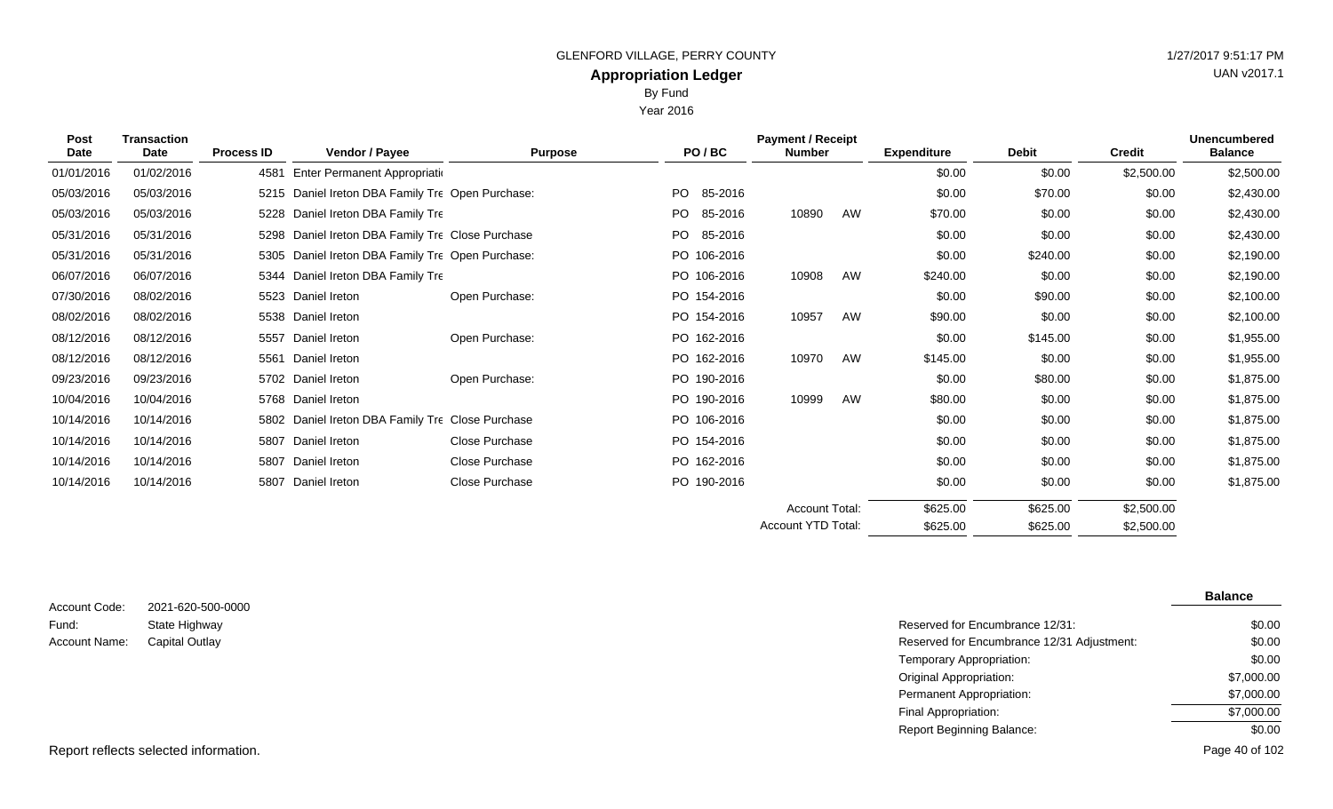GLENFORD VILLAGE, PERRY COUNTY

## Appropriation Ledger

By Fund

Year 2016

| Post Date | Transaction Date | Process ID | Vendor / Payee | Purpose | PO / BC | Payment / Receipt Number | | Expenditure | Debit | Credit | Unencumbered Balance |
|---|---|---|---|---|---|---|---|---|---|---|---|
| 01/01/2016 | 01/02/2016 | 4581 | Enter Permanent Appropriati | | | | | $0.00 | $0.00 | $2,500.00 | $2,500.00 |
| 05/03/2016 | 05/03/2016 | 5215 | Daniel Ireton DBA Family Tre | Open Purchase: | PO 85-2016 | | | $0.00 | $70.00 | $0.00 | $2,430.00 |
| 05/03/2016 | 05/03/2016 | 5228 | Daniel Ireton DBA Family Tre | | PO 85-2016 | 10890 | AW | $70.00 | $0.00 | $0.00 | $2,430.00 |
| 05/31/2016 | 05/31/2016 | 5298 | Daniel Ireton DBA Family Tre | Close Purchase | PO 85-2016 | | | $0.00 | $0.00 | $0.00 | $2,430.00 |
| 05/31/2016 | 05/31/2016 | 5305 | Daniel Ireton DBA Family Tre | Open Purchase: | PO 106-2016 | | | $0.00 | $240.00 | $0.00 | $2,190.00 |
| 06/07/2016 | 06/07/2016 | 5344 | Daniel Ireton DBA Family Tre | | PO 106-2016 | 10908 | AW | $240.00 | $0.00 | $0.00 | $2,190.00 |
| 07/30/2016 | 08/02/2016 | 5523 | Daniel Ireton | Open Purchase: | PO 154-2016 | | | $0.00 | $90.00 | $0.00 | $2,100.00 |
| 08/02/2016 | 08/02/2016 | 5538 | Daniel Ireton | | PO 154-2016 | 10957 | AW | $90.00 | $0.00 | $0.00 | $2,100.00 |
| 08/12/2016 | 08/12/2016 | 5557 | Daniel Ireton | Open Purchase: | PO 162-2016 | | | $0.00 | $145.00 | $0.00 | $1,955.00 |
| 08/12/2016 | 08/12/2016 | 5561 | Daniel Ireton | | PO 162-2016 | 10970 | AW | $145.00 | $0.00 | $0.00 | $1,955.00 |
| 09/23/2016 | 09/23/2016 | 5702 | Daniel Ireton | Open Purchase: | PO 190-2016 | | | $0.00 | $80.00 | $0.00 | $1,875.00 |
| 10/04/2016 | 10/04/2016 | 5768 | Daniel Ireton | | PO 190-2016 | 10999 | AW | $80.00 | $0.00 | $0.00 | $1,875.00 |
| 10/14/2016 | 10/14/2016 | 5802 | Daniel Ireton DBA Family Tre | Close Purchase | PO 106-2016 | | | $0.00 | $0.00 | $0.00 | $1,875.00 |
| 10/14/2016 | 10/14/2016 | 5807 | Daniel Ireton | Close Purchase | PO 154-2016 | | | $0.00 | $0.00 | $0.00 | $1,875.00 |
| 10/14/2016 | 10/14/2016 | 5807 | Daniel Ireton | Close Purchase | PO 162-2016 | | | $0.00 | $0.00 | $0.00 | $1,875.00 |
| 10/14/2016 | 10/14/2016 | 5807 | Daniel Ireton | Close Purchase | PO 190-2016 | | | $0.00 | $0.00 | $0.00 | $1,875.00 |
| | | | | | | Account Total: | | $625.00 | $625.00 | $2,500.00 | |
| | | | | | | Account YTD Total: | | $625.00 | $625.00 | $2,500.00 | |

Account Code: 2021-620-500-0000

Fund: State Highway

Account Name: Capital Outlay

| | Balance |
|---|---|
| Reserved for Encumbrance 12/31: | $0.00 |
| Reserved for Encumbrance 12/31 Adjustment: | $0.00 |
| Temporary Appropriation: | $0.00 |
| Original Appropriation: | $7,000.00 |
| Permanent Appropriation: | $7,000.00 |
| Final Appropriation: | $7,000.00 |
| Report Beginning Balance: | $0.00 |

Report reflects selected information.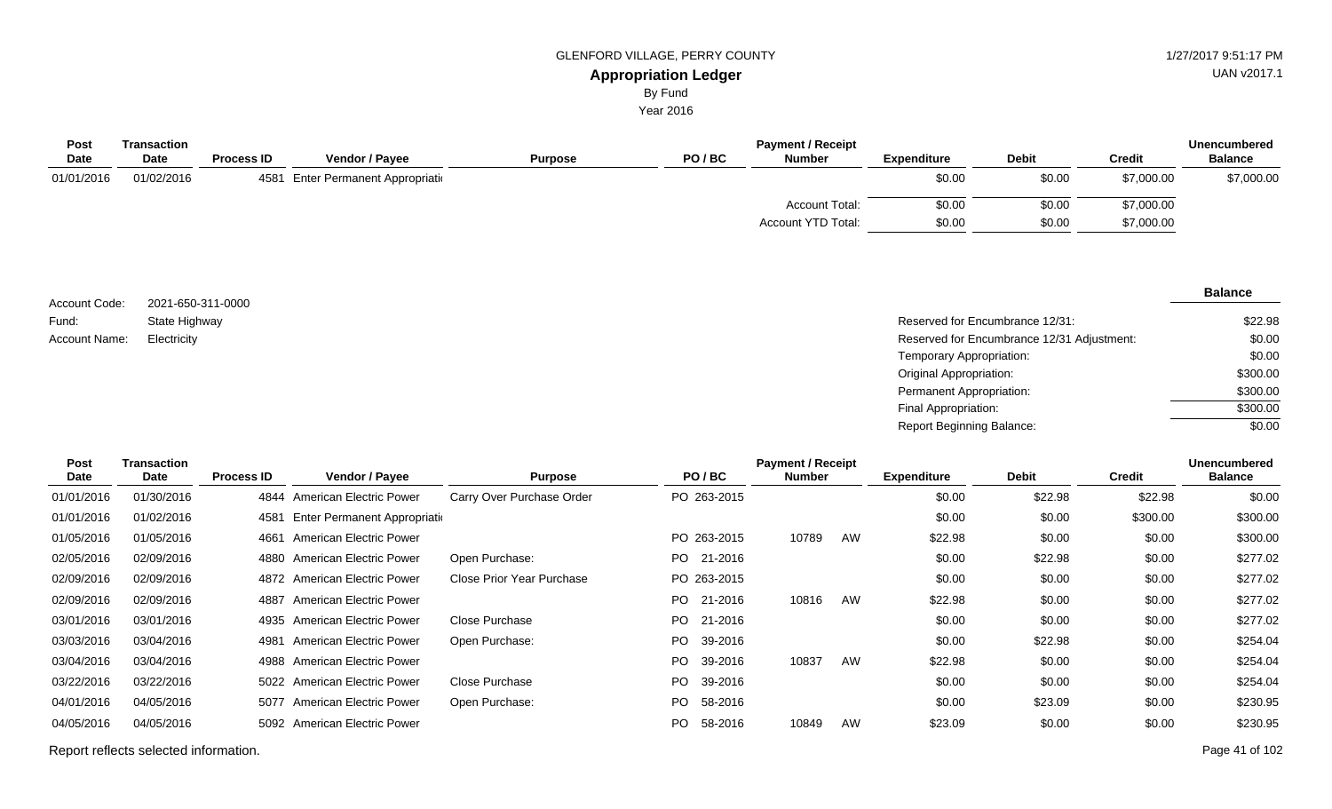GLENFORD VILLAGE, PERRY COUNTY

1/27/2017 9:51:17 PM

UAN v2017.1

# Appropriation Ledger

By Fund

Year 2016

| Post Date | Transaction Date | Process ID | Vendor / Payee | Purpose | PO / BC | Payment / Receipt Number | Expenditure | Debit | Credit | Unencumbered Balance |
|---|---|---|---|---|---|---|---|---|---|---|
| 01/01/2016 | 01/02/2016 | 4581 | Enter Permanent Appropriati |  |  |  | $0.00 | $0.00 | $7,000.00 | $7,000.00 |
|  |  |  |  |  |  | Account Total: | $0.00 | $0.00 | $7,000.00 |  |
|  |  |  |  |  |  | Account YTD Total: | $0.00 | $0.00 | $7,000.00 |  |

Account Code: 2021-650-311-0000

Fund: State Highway

Account Name: Electricity

|  | Balance |
|---|---|
| Reserved for Encumbrance 12/31: | $22.98 |
| Reserved for Encumbrance 12/31 Adjustment: | $0.00 |
| Temporary Appropriation: | $0.00 |
| Original Appropriation: | $300.00 |
| Permanent Appropriation: | $300.00 |
| Final Appropriation: | $300.00 |
| Report Beginning Balance: | $0.00 |

| Post Date | Transaction Date | Process ID | Vendor / Payee | Purpose | PO / BC | Payment / Receipt Number | Expenditure | Debit | Credit | Unencumbered Balance |
|---|---|---|---|---|---|---|---|---|---|---|
| 01/01/2016 | 01/30/2016 | 4844 | American Electric Power | Carry Over Purchase Order | PO 263-2015 |  | $0.00 | $22.98 | $22.98 | $0.00 |
| 01/01/2016 | 01/02/2016 | 4581 | Enter Permanent Appropriati |  |  |  | $0.00 | $0.00 | $300.00 | $300.00 |
| 01/05/2016 | 01/05/2016 | 4661 | American Electric Power |  | PO 263-2015 | 10789 AW | $22.98 | $0.00 | $0.00 | $300.00 |
| 02/05/2016 | 02/09/2016 | 4880 | American Electric Power | Open Purchase: | PO 21-2016 |  | $0.00 | $22.98 | $0.00 | $277.02 |
| 02/09/2016 | 02/09/2016 | 4872 | American Electric Power | Close Prior Year Purchase | PO 263-2015 |  | $0.00 | $0.00 | $0.00 | $277.02 |
| 02/09/2016 | 02/09/2016 | 4887 | American Electric Power |  | PO 21-2016 | 10816 AW | $22.98 | $0.00 | $0.00 | $277.02 |
| 03/01/2016 | 03/01/2016 | 4935 | American Electric Power | Close Purchase | PO 21-2016 |  | $0.00 | $0.00 | $0.00 | $277.02 |
| 03/03/2016 | 03/04/2016 | 4981 | American Electric Power | Open Purchase: | PO 39-2016 |  | $0.00 | $22.98 | $0.00 | $254.04 |
| 03/04/2016 | 03/04/2016 | 4988 | American Electric Power |  | PO 39-2016 | 10837 AW | $22.98 | $0.00 | $0.00 | $254.04 |
| 03/22/2016 | 03/22/2016 | 5022 | American Electric Power | Close Purchase | PO 39-2016 |  | $0.00 | $0.00 | $0.00 | $254.04 |
| 04/01/2016 | 04/05/2016 | 5077 | American Electric Power | Open Purchase: | PO 58-2016 |  | $0.00 | $23.09 | $0.00 | $230.95 |
| 04/05/2016 | 04/05/2016 | 5092 | American Electric Power |  | PO 58-2016 | 10849 AW | $23.09 | $0.00 | $0.00 | $230.95 |

Report reflects selected information.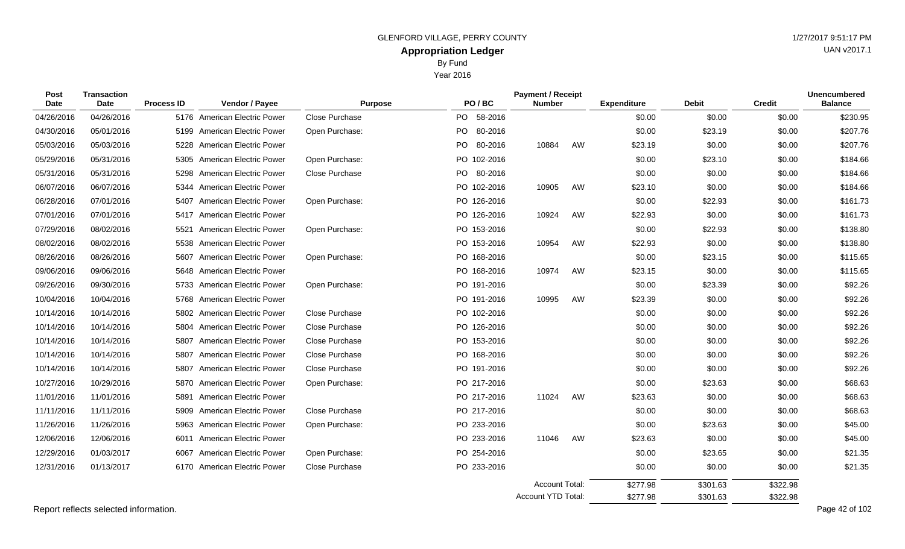GLENFORD VILLAGE, PERRY COUNTY

# Appropriation Ledger

By Fund

Year 2016

| Post Date | Transaction Date | Process ID | Vendor / Payee | Purpose | PO / BC | Payment / Receipt Number | | Expenditure | Debit | Credit | Unencumbered Balance |
|---|---|---|---|---|---|---|---|---|---|---|---|
| 04/26/2016 | 04/26/2016 | 5176 | American Electric Power | Close Purchase | PO 58-2016 | | | $0.00 | $0.00 | $0.00 | $230.95 |
| 04/30/2016 | 05/01/2016 | 5199 | American Electric Power | Open Purchase: | PO 80-2016 | | | $0.00 | $23.19 | $0.00 | $207.76 |
| 05/03/2016 | 05/03/2016 | 5228 | American Electric Power | | PO 80-2016 | 10884 | AW | $23.19 | $0.00 | $0.00 | $207.76 |
| 05/29/2016 | 05/31/2016 | 5305 | American Electric Power | Open Purchase: | PO 102-2016 | | | $0.00 | $23.10 | $0.00 | $184.66 |
| 05/31/2016 | 05/31/2016 | 5298 | American Electric Power | Close Purchase | PO 80-2016 | | | $0.00 | $0.00 | $0.00 | $184.66 |
| 06/07/2016 | 06/07/2016 | 5344 | American Electric Power | | PO 102-2016 | 10905 | AW | $23.10 | $0.00 | $0.00 | $184.66 |
| 06/28/2016 | 07/01/2016 | 5407 | American Electric Power | Open Purchase: | PO 126-2016 | | | $0.00 | $22.93 | $0.00 | $161.73 |
| 07/01/2016 | 07/01/2016 | 5417 | American Electric Power | | PO 126-2016 | 10924 | AW | $22.93 | $0.00 | $0.00 | $161.73 |
| 07/29/2016 | 08/02/2016 | 5521 | American Electric Power | Open Purchase: | PO 153-2016 | | | $0.00 | $22.93 | $0.00 | $138.80 |
| 08/02/2016 | 08/02/2016 | 5538 | American Electric Power | | PO 153-2016 | 10954 | AW | $22.93 | $0.00 | $0.00 | $138.80 |
| 08/26/2016 | 08/26/2016 | 5607 | American Electric Power | Open Purchase: | PO 168-2016 | | | $0.00 | $23.15 | $0.00 | $115.65 |
| 09/06/2016 | 09/06/2016 | 5648 | American Electric Power | | PO 168-2016 | 10974 | AW | $23.15 | $0.00 | $0.00 | $115.65 |
| 09/26/2016 | 09/30/2016 | 5733 | American Electric Power | Open Purchase: | PO 191-2016 | | | $0.00 | $23.39 | $0.00 | $92.26 |
| 10/04/2016 | 10/04/2016 | 5768 | American Electric Power | | PO 191-2016 | 10995 | AW | $23.39 | $0.00 | $0.00 | $92.26 |
| 10/14/2016 | 10/14/2016 | 5802 | American Electric Power | Close Purchase | PO 102-2016 | | | $0.00 | $0.00 | $0.00 | $92.26 |
| 10/14/2016 | 10/14/2016 | 5804 | American Electric Power | Close Purchase | PO 126-2016 | | | $0.00 | $0.00 | $0.00 | $92.26 |
| 10/14/2016 | 10/14/2016 | 5807 | American Electric Power | Close Purchase | PO 153-2016 | | | $0.00 | $0.00 | $0.00 | $92.26 |
| 10/14/2016 | 10/14/2016 | 5807 | American Electric Power | Close Purchase | PO 168-2016 | | | $0.00 | $0.00 | $0.00 | $92.26 |
| 10/14/2016 | 10/14/2016 | 5807 | American Electric Power | Close Purchase | PO 191-2016 | | | $0.00 | $0.00 | $0.00 | $92.26 |
| 10/27/2016 | 10/29/2016 | 5870 | American Electric Power | Open Purchase: | PO 217-2016 | | | $0.00 | $23.63 | $0.00 | $68.63 |
| 11/01/2016 | 11/01/2016 | 5891 | American Electric Power | | PO 217-2016 | 11024 | AW | $23.63 | $0.00 | $0.00 | $68.63 |
| 11/11/2016 | 11/11/2016 | 5909 | American Electric Power | Close Purchase | PO 217-2016 | | | $0.00 | $0.00 | $0.00 | $68.63 |
| 11/26/2016 | 11/26/2016 | 5963 | American Electric Power | Open Purchase: | PO 233-2016 | | | $0.00 | $23.63 | $0.00 | $45.00 |
| 12/06/2016 | 12/06/2016 | 6011 | American Electric Power | | PO 233-2016 | 11046 | AW | $23.63 | $0.00 | $0.00 | $45.00 |
| 12/29/2016 | 01/03/2017 | 6067 | American Electric Power | Open Purchase: | PO 254-2016 | | | $0.00 | $23.65 | $0.00 | $21.35 |
| 12/31/2016 | 01/13/2017 | 6170 | American Electric Power | Close Purchase | PO 233-2016 | | | $0.00 | $0.00 | $0.00 | $21.35 |
| | | | | | | Account Total: | | $277.98 | $301.63 | $322.98 | |
| | | | | | | Account YTD Total: | | $277.98 | $301.63 | $322.98 | |

Report reflects selected information.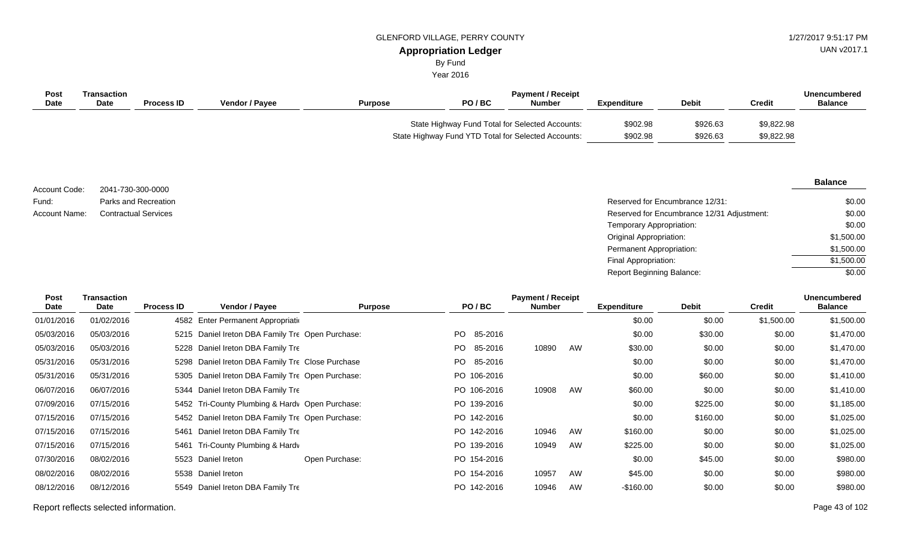GLENFORD VILLAGE, PERRY COUNTY

**Appropriation Ledger**

By Fund

Year 2016

| Post Date | Transaction Date | Process ID | Vendor / Payee | Purpose | PO / BC | Payment / Receipt Number | Expenditure | Debit | Credit | Unencumbered Balance |
|---|---|---|---|---|---|---|---|---|---|---|
| | | | | State Highway Fund Total for Selected Accounts: | | | $902.98 | $926.63 | $9,822.98 | |
| | | | | State Highway Fund YTD Total for Selected Accounts: | | | $902.98 | $926.63 | $9,822.98 | |

Account Code: 2041-730-300-0000

Fund: Parks and Recreation

Account Name: Contractual Services

| | Balance |
|---|---|
| Reserved for Encumbrance 12/31: | $0.00 |
| Reserved for Encumbrance 12/31 Adjustment: | $0.00 |
| Temporary Appropriation: | $0.00 |
| Original Appropriation: | $1,500.00 |
| Permanent Appropriation: | $1,500.00 |
| Final Appropriation: | $1,500.00 |
| Report Beginning Balance: | $0.00 |

| Post Date | Transaction Date | Process ID | Vendor / Payee | Purpose | PO / BC | Payment / Receipt Number | | Expenditure | Debit | Credit | Unencumbered Balance |
|---|---|---|---|---|---|---|---|---|---|---|---|
| 01/01/2016 | 01/02/2016 | 4582 | Enter Permanent Appropriati | | | | | $0.00 | $0.00 | $1,500.00 | $1,500.00 |
| 05/03/2016 | 05/03/2016 | 5215 | Daniel Ireton DBA Family Tre | Open Purchase: | PO 85-2016 | | | $0.00 | $30.00 | $0.00 | $1,470.00 |
| 05/03/2016 | 05/03/2016 | 5228 | Daniel Ireton DBA Family Tre | | PO 85-2016 | 10890 | AW | $30.00 | $0.00 | $0.00 | $1,470.00 |
| 05/31/2016 | 05/31/2016 | 5298 | Daniel Ireton DBA Family Tre | Close Purchase | PO 85-2016 | | | $0.00 | $0.00 | $0.00 | $1,470.00 |
| 05/31/2016 | 05/31/2016 | 5305 | Daniel Ireton DBA Family Tre | Open Purchase: | PO 106-2016 | | | $0.00 | $60.00 | $0.00 | $1,410.00 |
| 06/07/2016 | 06/07/2016 | 5344 | Daniel Ireton DBA Family Tre | | PO 106-2016 | 10908 | AW | $60.00 | $0.00 | $0.00 | $1,410.00 |
| 07/09/2016 | 07/15/2016 | 5452 | Tri-County Plumbing & Hardv | Open Purchase: | PO 139-2016 | | | $0.00 | $225.00 | $0.00 | $1,185.00 |
| 07/15/2016 | 07/15/2016 | 5452 | Daniel Ireton DBA Family Tre | Open Purchase: | PO 142-2016 | | | $0.00 | $160.00 | $0.00 | $1,025.00 |
| 07/15/2016 | 07/15/2016 | 5461 | Daniel Ireton DBA Family Tre | | PO 142-2016 | 10946 | AW | $160.00 | $0.00 | $0.00 | $1,025.00 |
| 07/15/2016 | 07/15/2016 | 5461 | Tri-County Plumbing & Hardv | | PO 139-2016 | 10949 | AW | $225.00 | $0.00 | $0.00 | $1,025.00 |
| 07/30/2016 | 08/02/2016 | 5523 | Daniel Ireton | Open Purchase: | PO 154-2016 | | | $0.00 | $45.00 | $0.00 | $980.00 |
| 08/02/2016 | 08/02/2016 | 5538 | Daniel Ireton | | PO 154-2016 | 10957 | AW | $45.00 | $0.00 | $0.00 | $980.00 |
| 08/12/2016 | 08/12/2016 | 5549 | Daniel Ireton DBA Family Tre | | PO 142-2016 | 10946 | AW | -$160.00 | $0.00 | $0.00 | $980.00 |

Report reflects selected information.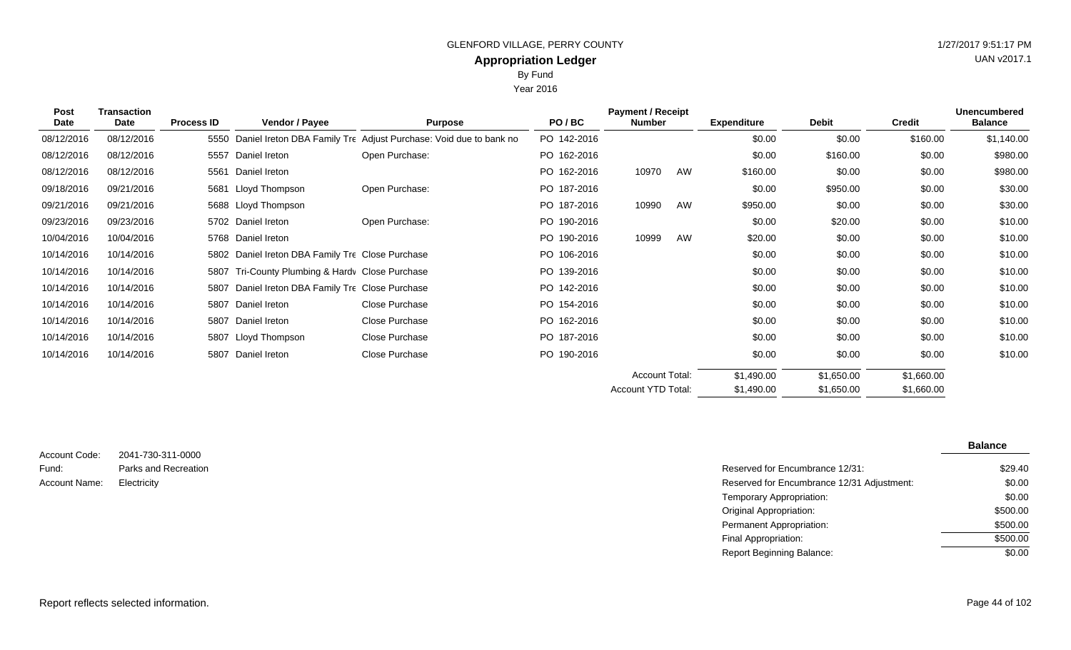GLENFORD VILLAGE, PERRY COUNTY

# Appropriation Ledger

By Fund

Year 2016

| Post Date | Transaction Date | Process ID | Vendor / Payee | Purpose | PO / BC | Payment / Receipt Number | | Expenditure | Debit | Credit | Unencumbered Balance |
|---|---|---|---|---|---|---|---|---|---|---|---|
| 08/12/2016 | 08/12/2016 | 5550 | Daniel Ireton DBA Family Tre | Adjust Purchase: Void due to bank no | PO 142-2016 | | | $0.00 | $0.00 | $160.00 | $1,140.00 |
| 08/12/2016 | 08/12/2016 | 5557 | Daniel Ireton | Open Purchase: | PO 162-2016 | | | $0.00 | $160.00 | $0.00 | $980.00 |
| 08/12/2016 | 08/12/2016 | 5561 | Daniel Ireton | | PO 162-2016 | 10970 | AW | $160.00 | $0.00 | $0.00 | $980.00 |
| 09/18/2016 | 09/21/2016 | 5681 | Lloyd Thompson | Open Purchase: | PO 187-2016 | | | $0.00 | $950.00 | $0.00 | $30.00 |
| 09/21/2016 | 09/21/2016 | 5688 | Lloyd Thompson | | PO 187-2016 | 10990 | AW | $950.00 | $0.00 | $0.00 | $30.00 |
| 09/23/2016 | 09/23/2016 | 5702 | Daniel Ireton | Open Purchase: | PO 190-2016 | | | $0.00 | $20.00 | $0.00 | $10.00 |
| 10/04/2016 | 10/04/2016 | 5768 | Daniel Ireton | | PO 190-2016 | 10999 | AW | $20.00 | $0.00 | $0.00 | $10.00 |
| 10/14/2016 | 10/14/2016 | 5802 | Daniel Ireton DBA Family Tre | Close Purchase | PO 106-2016 | | | $0.00 | $0.00 | $0.00 | $10.00 |
| 10/14/2016 | 10/14/2016 | 5807 | Tri-County Plumbing & Hardv | Close Purchase | PO 139-2016 | | | $0.00 | $0.00 | $0.00 | $10.00 |
| 10/14/2016 | 10/14/2016 | 5807 | Daniel Ireton DBA Family Tre | Close Purchase | PO 142-2016 | | | $0.00 | $0.00 | $0.00 | $10.00 |
| 10/14/2016 | 10/14/2016 | 5807 | Daniel Ireton | Close Purchase | PO 154-2016 | | | $0.00 | $0.00 | $0.00 | $10.00 |
| 10/14/2016 | 10/14/2016 | 5807 | Daniel Ireton | Close Purchase | PO 162-2016 | | | $0.00 | $0.00 | $0.00 | $10.00 |
| 10/14/2016 | 10/14/2016 | 5807 | Lloyd Thompson | Close Purchase | PO 187-2016 | | | $0.00 | $0.00 | $0.00 | $10.00 |
| 10/14/2016 | 10/14/2016 | 5807 | Daniel Ireton | Close Purchase | PO 190-2016 | | | $0.00 | $0.00 | $0.00 | $10.00 |
| | | | | | | Account Total: | | $1,490.00 | $1,650.00 | $1,660.00 | |
| | | | | | | Account YTD Total: | | $1,490.00 | $1,650.00 | $1,660.00 | |

Account Code: 2041-730-311-0000
Fund: Parks and Recreation
Account Name: Electricity

| | Balance |
|---|---|
| Reserved for Encumbrance 12/31: | $29.40 |
| Reserved for Encumbrance 12/31 Adjustment: | $0.00 |
| Temporary Appropriation: | $0.00 |
| Original Appropriation: | $500.00 |
| Permanent Appropriation: | $500.00 |
| Final Appropriation: | $500.00 |
| Report Beginning Balance: | $0.00 |

Report reflects selected information.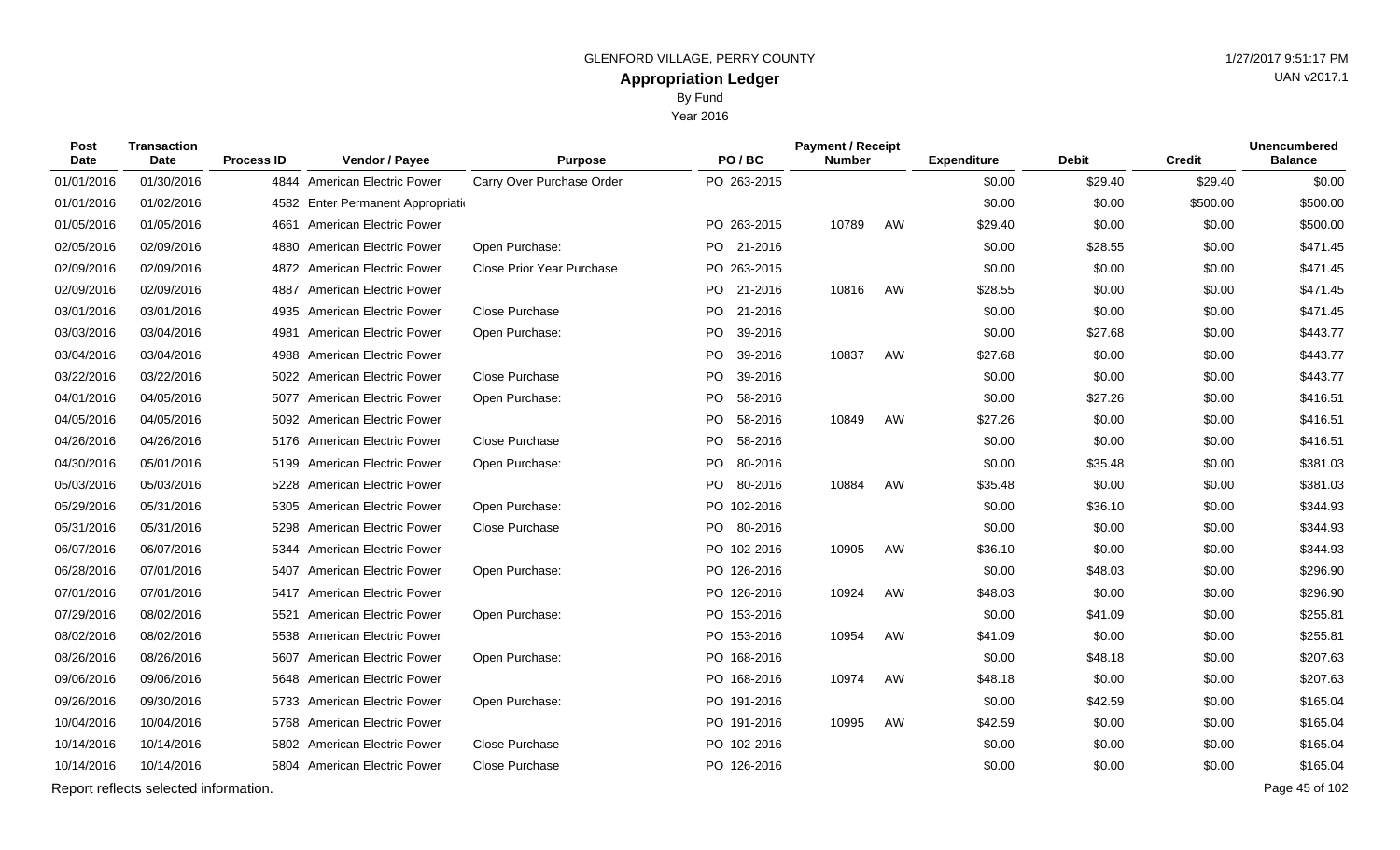GLENFORD VILLAGE, PERRY COUNTY

## Appropriation Ledger

By Fund

Year 2016

| Post Date | Transaction Date | Process ID | Vendor / Payee | Purpose | PO / BC | Payment / Receipt Number | | Expenditure | Debit | Credit | Unencumbered Balance |
|---|---|---|---|---|---|---|---|---|---|---|---|
| 01/01/2016 | 01/30/2016 | 4844 | American Electric Power | Carry Over Purchase Order | PO 263-2015 | | | $0.00 | $29.40 | $29.40 | $0.00 |
| 01/01/2016 | 01/02/2016 | 4582 | Enter Permanent Appropriati | | | | | $0.00 | $0.00 | $500.00 | $500.00 |
| 01/05/2016 | 01/05/2016 | 4661 | American Electric Power | | PO 263-2015 | 10789 | AW | $29.40 | $0.00 | $0.00 | $500.00 |
| 02/05/2016 | 02/09/2016 | 4880 | American Electric Power | Open Purchase: | PO 21-2016 | | | $0.00 | $28.55 | $0.00 | $471.45 |
| 02/09/2016 | 02/09/2016 | 4872 | American Electric Power | Close Prior Year Purchase | PO 263-2015 | | | $0.00 | $0.00 | $0.00 | $471.45 |
| 02/09/2016 | 02/09/2016 | 4887 | American Electric Power | | PO 21-2016 | 10816 | AW | $28.55 | $0.00 | $0.00 | $471.45 |
| 03/01/2016 | 03/01/2016 | 4935 | American Electric Power | Close Purchase | PO 21-2016 | | | $0.00 | $0.00 | $0.00 | $471.45 |
| 03/03/2016 | 03/04/2016 | 4981 | American Electric Power | Open Purchase: | PO 39-2016 | | | $0.00 | $27.68 | $0.00 | $443.77 |
| 03/04/2016 | 03/04/2016 | 4988 | American Electric Power | | PO 39-2016 | 10837 | AW | $27.68 | $0.00 | $0.00 | $443.77 |
| 03/22/2016 | 03/22/2016 | 5022 | American Electric Power | Close Purchase | PO 39-2016 | | | $0.00 | $0.00 | $0.00 | $443.77 |
| 04/01/2016 | 04/05/2016 | 5077 | American Electric Power | Open Purchase: | PO 58-2016 | | | $0.00 | $27.26 | $0.00 | $416.51 |
| 04/05/2016 | 04/05/2016 | 5092 | American Electric Power | | PO 58-2016 | 10849 | AW | $27.26 | $0.00 | $0.00 | $416.51 |
| 04/26/2016 | 04/26/2016 | 5176 | American Electric Power | Close Purchase | PO 58-2016 | | | $0.00 | $0.00 | $0.00 | $416.51 |
| 04/30/2016 | 05/01/2016 | 5199 | American Electric Power | Open Purchase: | PO 80-2016 | | | $0.00 | $35.48 | $0.00 | $381.03 |
| 05/03/2016 | 05/03/2016 | 5228 | American Electric Power | | PO 80-2016 | 10884 | AW | $35.48 | $0.00 | $0.00 | $381.03 |
| 05/29/2016 | 05/31/2016 | 5305 | American Electric Power | Open Purchase: | PO 102-2016 | | | $0.00 | $36.10 | $0.00 | $344.93 |
| 05/31/2016 | 05/31/2016 | 5298 | American Electric Power | Close Purchase | PO 80-2016 | | | $0.00 | $0.00 | $0.00 | $344.93 |
| 06/07/2016 | 06/07/2016 | 5344 | American Electric Power | | PO 102-2016 | 10905 | AW | $36.10 | $0.00 | $0.00 | $344.93 |
| 06/28/2016 | 07/01/2016 | 5407 | American Electric Power | Open Purchase: | PO 126-2016 | | | $0.00 | $48.03 | $0.00 | $296.90 |
| 07/01/2016 | 07/01/2016 | 5417 | American Electric Power | | PO 126-2016 | 10924 | AW | $48.03 | $0.00 | $0.00 | $296.90 |
| 07/29/2016 | 08/02/2016 | 5521 | American Electric Power | Open Purchase: | PO 153-2016 | | | $0.00 | $41.09 | $0.00 | $255.81 |
| 08/02/2016 | 08/02/2016 | 5538 | American Electric Power | | PO 153-2016 | 10954 | AW | $41.09 | $0.00 | $0.00 | $255.81 |
| 08/26/2016 | 08/26/2016 | 5607 | American Electric Power | Open Purchase: | PO 168-2016 | | | $0.00 | $48.18 | $0.00 | $207.63 |
| 09/06/2016 | 09/06/2016 | 5648 | American Electric Power | | PO 168-2016 | 10974 | AW | $48.18 | $0.00 | $0.00 | $207.63 |
| 09/26/2016 | 09/30/2016 | 5733 | American Electric Power | Open Purchase: | PO 191-2016 | | | $0.00 | $42.59 | $0.00 | $165.04 |
| 10/04/2016 | 10/04/2016 | 5768 | American Electric Power | | PO 191-2016 | 10995 | AW | $42.59 | $0.00 | $0.00 | $165.04 |
| 10/14/2016 | 10/14/2016 | 5802 | American Electric Power | Close Purchase | PO 102-2016 | | | $0.00 | $0.00 | $0.00 | $165.04 |
| 10/14/2016 | 10/14/2016 | 5804 | American Electric Power | Close Purchase | PO 126-2016 | | | $0.00 | $0.00 | $0.00 | $165.04 |

Report reflects selected information.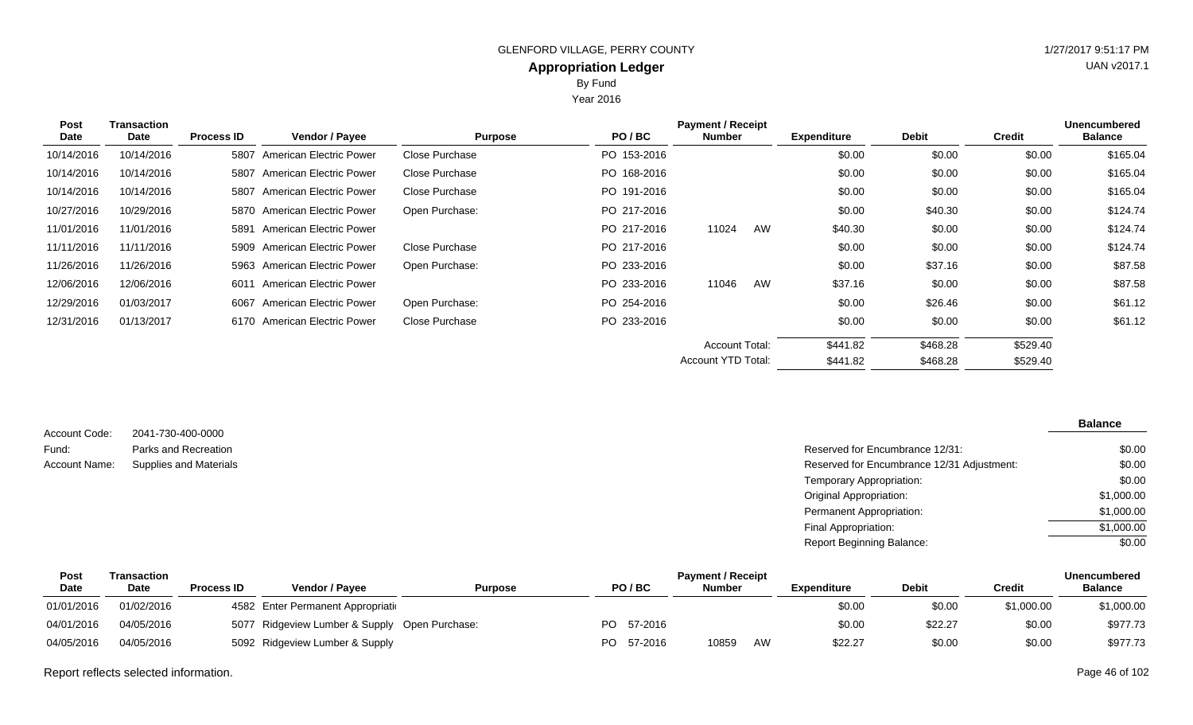GLENFORD VILLAGE, PERRY COUNTY

## Appropriation Ledger

By Fund

Year 2016

| Post Date | Transaction Date | Process ID | Vendor / Payee | Purpose | PO / BC | Payment / Receipt Number | | Expenditure | Debit | Credit | Unencumbered Balance |
|---|---|---|---|---|---|---|---|---|---|---|---|
| 10/14/2016 | 10/14/2016 | 5807 | American Electric Power | Close Purchase | PO 153-2016 | | | $0.00 | $0.00 | $0.00 | $165.04 |
| 10/14/2016 | 10/14/2016 | 5807 | American Electric Power | Close Purchase | PO 168-2016 | | | $0.00 | $0.00 | $0.00 | $165.04 |
| 10/14/2016 | 10/14/2016 | 5807 | American Electric Power | Close Purchase | PO 191-2016 | | | $0.00 | $0.00 | $0.00 | $165.04 |
| 10/27/2016 | 10/29/2016 | 5870 | American Electric Power | Open Purchase: | PO 217-2016 | | | $0.00 | $40.30 | $0.00 | $124.74 |
| 11/01/2016 | 11/01/2016 | 5891 | American Electric Power | | PO 217-2016 | 11024 | AW | $40.30 | $0.00 | $0.00 | $124.74 |
| 11/11/2016 | 11/11/2016 | 5909 | American Electric Power | Close Purchase | PO 217-2016 | | | $0.00 | $0.00 | $0.00 | $124.74 |
| 11/26/2016 | 11/26/2016 | 5963 | American Electric Power | Open Purchase: | PO 233-2016 | | | $0.00 | $37.16 | $0.00 | $87.58 |
| 12/06/2016 | 12/06/2016 | 6011 | American Electric Power | | PO 233-2016 | 11046 | AW | $37.16 | $0.00 | $0.00 | $87.58 |
| 12/29/2016 | 01/03/2017 | 6067 | American Electric Power | Open Purchase: | PO 254-2016 | | | $0.00 | $26.46 | $0.00 | $61.12 |
| 12/31/2016 | 01/13/2017 | 6170 | American Electric Power | Close Purchase | PO 233-2016 | | | $0.00 | $0.00 | $0.00 | $61.12 |
| | | | | | | Account Total: | | $441.82 | $468.28 | $529.40 | |
| | | | | | | Account YTD Total: | | $441.82 | $468.28 | $529.40 | |

Account Code: 2041-730-400-0000

Fund: Parks and Recreation

Account Name: Supplies and Materials

| | Balance |
|---|---|
| Reserved for Encumbrance 12/31: | $0.00 |
| Reserved for Encumbrance 12/31 Adjustment: | $0.00 |
| Temporary Appropriation: | $0.00 |
| Original Appropriation: | $1,000.00 |
| Permanent Appropriation: | $1,000.00 |
| Final Appropriation: | $1,000.00 |
| Report Beginning Balance: | $0.00 |

| Post Date | Transaction Date | Process ID | Vendor / Payee | Purpose | PO / BC | Payment / Receipt Number | | Expenditure | Debit | Credit | Unencumbered Balance |
|---|---|---|---|---|---|---|---|---|---|---|---|
| 01/01/2016 | 01/02/2016 | 4582 | Enter Permanent Appropriati | | | | | $0.00 | $0.00 | $1,000.00 | $1,000.00 |
| 04/01/2016 | 04/05/2016 | 5077 | Ridgeview Lumber & Supply | Open Purchase: | PO 57-2016 | | | $0.00 | $22.27 | $0.00 | $977.73 |
| 04/05/2016 | 04/05/2016 | 5092 | Ridgeview Lumber & Supply | | PO 57-2016 | 10859 | AW | $22.27 | $0.00 | $0.00 | $977.73 |

Report reflects selected information.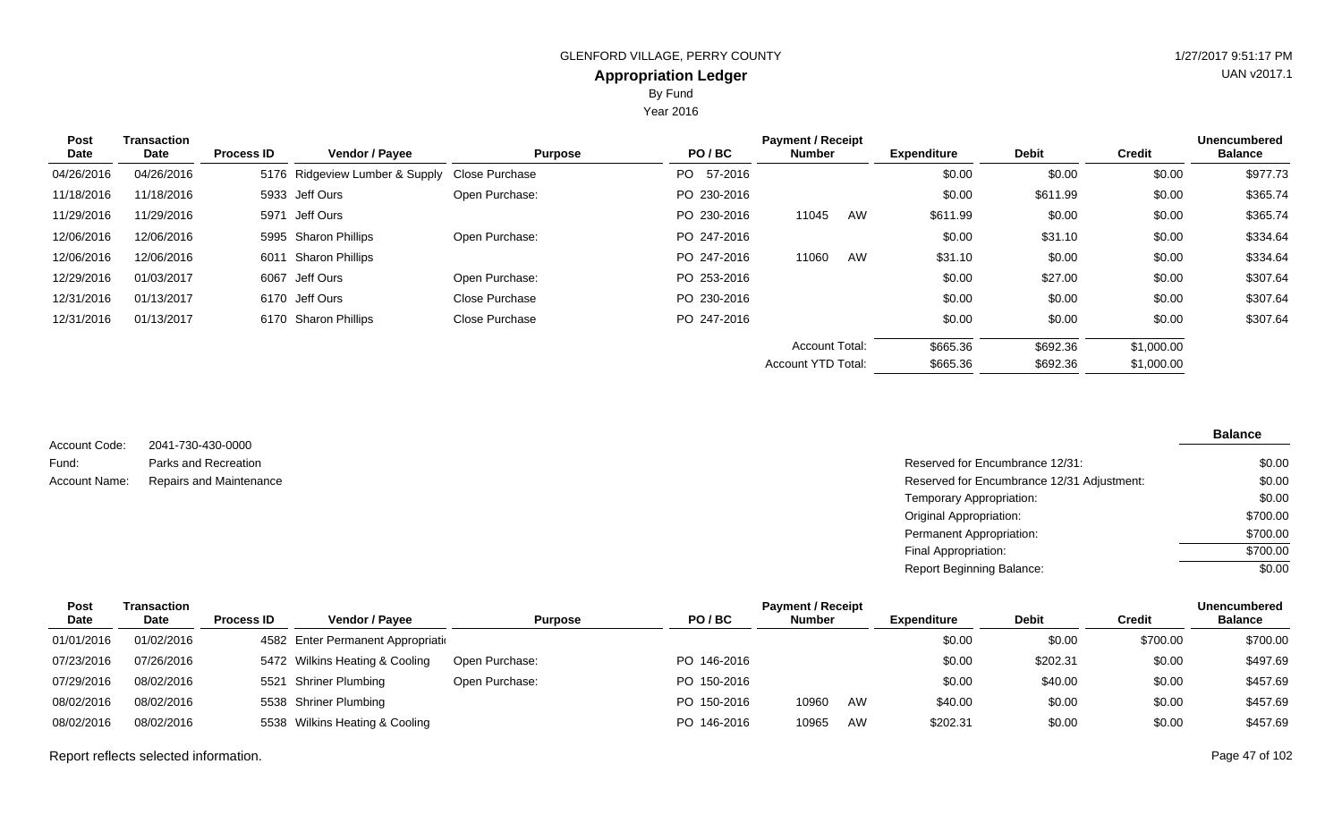GLENFORD VILLAGE, PERRY COUNTY

# Appropriation Ledger

By Fund

Year 2016

| Post Date | Transaction Date | Process ID | Vendor / Payee | Purpose | PO / BC | Payment / Receipt Number | | Expenditure | Debit | Credit | Unencumbered Balance |
|---|---|---|---|---|---|---|---|---|---|---|---|
| 04/26/2016 | 04/26/2016 | 5176 | Ridgeview Lumber & Supply | Close Purchase | PO 57-2016 | | | $0.00 | $0.00 | $0.00 | $977.73 |
| 11/18/2016 | 11/18/2016 | 5933 | Jeff Ours | Open Purchase: | PO 230-2016 | | | $0.00 | $611.99 | $0.00 | $365.74 |
| 11/29/2016 | 11/29/2016 | 5971 | Jeff Ours | | PO 230-2016 | 11045 | AW | $611.99 | $0.00 | $0.00 | $365.74 |
| 12/06/2016 | 12/06/2016 | 5995 | Sharon Phillips | Open Purchase: | PO 247-2016 | | | $0.00 | $31.10 | $0.00 | $334.64 |
| 12/06/2016 | 12/06/2016 | 6011 | Sharon Phillips | | PO 247-2016 | 11060 | AW | $31.10 | $0.00 | $0.00 | $334.64 |
| 12/29/2016 | 01/03/2017 | 6067 | Jeff Ours | Open Purchase: | PO 253-2016 | | | $0.00 | $27.00 | $0.00 | $307.64 |
| 12/31/2016 | 01/13/2017 | 6170 | Jeff Ours | Close Purchase | PO 230-2016 | | | $0.00 | $0.00 | $0.00 | $307.64 |
| 12/31/2016 | 01/13/2017 | 6170 | Sharon Phillips | Close Purchase | PO 247-2016 | | | $0.00 | $0.00 | $0.00 | $307.64 |
| | | | | | | Account Total: | | $665.36 | $692.36 | $1,000.00 | |
| | | | | | | Account YTD Total: | | $665.36 | $692.36 | $1,000.00 | |

Account Code: 2041-730-430-0000

Fund: Parks and Recreation

Account Name: Repairs and Maintenance

| | Balance |
|---|---|
| Reserved for Encumbrance 12/31: | $0.00 |
| Reserved for Encumbrance 12/31 Adjustment: | $0.00 |
| Temporary Appropriation: | $0.00 |
| Original Appropriation: | $700.00 |
| Permanent Appropriation: | $700.00 |
| Final Appropriation: | $700.00 |
| Report Beginning Balance: | $0.00 |

| Post Date | Transaction Date | Process ID | Vendor / Payee | Purpose | PO / BC | Payment / Receipt Number | | Expenditure | Debit | Credit | Unencumbered Balance |
|---|---|---|---|---|---|---|---|---|---|---|---|
| 01/01/2016 | 01/02/2016 | 4582 | Enter Permanent Appropriati | | | | | $0.00 | $0.00 | $700.00 | $700.00 |
| 07/23/2016 | 07/26/2016 | 5472 | Wilkins Heating & Cooling | Open Purchase: | PO 146-2016 | | | $0.00 | $202.31 | $0.00 | $497.69 |
| 07/29/2016 | 08/02/2016 | 5521 | Shriner Plumbing | Open Purchase: | PO 150-2016 | | | $0.00 | $40.00 | $0.00 | $457.69 |
| 08/02/2016 | 08/02/2016 | 5538 | Shriner Plumbing | | PO 150-2016 | 10960 | AW | $40.00 | $0.00 | $0.00 | $457.69 |
| 08/02/2016 | 08/02/2016 | 5538 | Wilkins Heating & Cooling | | PO 146-2016 | 10965 | AW | $202.31 | $0.00 | $0.00 | $457.69 |

Report reflects selected information.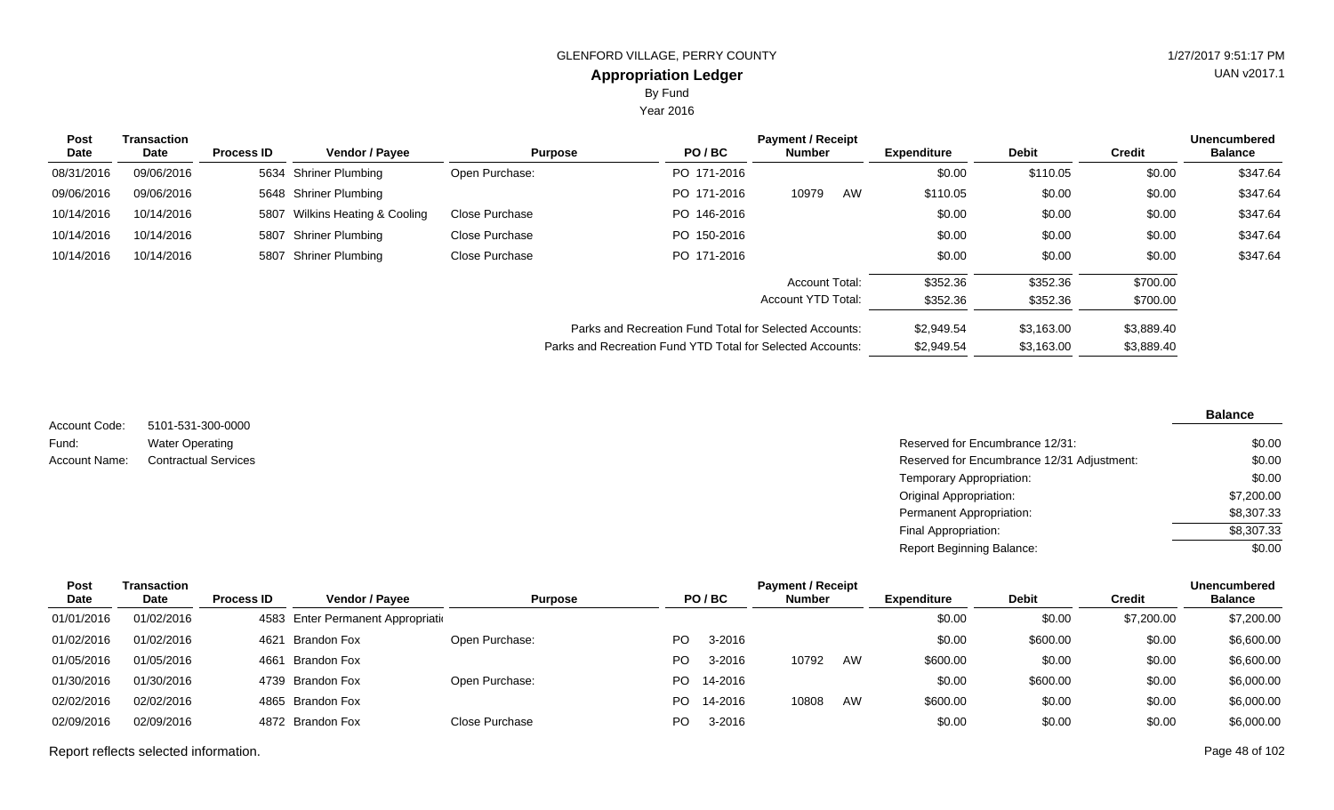# GLENFORD VILLAGE, PERRY COUNTY

## Appropriation Ledger

By Fund

Year 2016

| Post Date | Transaction Date | Process ID | Vendor / Payee | Purpose | PO / BC | Payment / Receipt Number | | Expenditure | Debit | Credit | Unencumbered Balance |
|---|---|---|---|---|---|---|---|---|---|---|---|
| 08/31/2016 | 09/06/2016 | 5634 | Shriner Plumbing | Open Purchase: | PO 171-2016 | | | $0.00 | $110.05 | $0.00 | $347.64 |
| 09/06/2016 | 09/06/2016 | 5648 | Shriner Plumbing | | PO 171-2016 | 10979 | AW | $110.05 | $0.00 | $0.00 | $347.64 |
| 10/14/2016 | 10/14/2016 | 5807 | Wilkins Heating & Cooling | Close Purchase | PO 146-2016 | | | $0.00 | $0.00 | $0.00 | $347.64 |
| 10/14/2016 | 10/14/2016 | 5807 | Shriner Plumbing | Close Purchase | PO 150-2016 | | | $0.00 | $0.00 | $0.00 | $347.64 |
| 10/14/2016 | 10/14/2016 | 5807 | Shriner Plumbing | Close Purchase | PO 171-2016 | | | $0.00 | $0.00 | $0.00 | $347.64 |
| | | | | | | Account Total: | | $352.36 | $352.36 | $700.00 | |
| | | | | | | Account YTD Total: | | $352.36 | $352.36 | $700.00 | |
| | | | | | | Parks and Recreation Fund Total for Selected Accounts: | | $2,949.54 | $3,163.00 | $3,889.40 | |
| | | | | | | Parks and Recreation Fund YTD Total for Selected Accounts: | | $2,949.54 | $3,163.00 | $3,889.40 | |

Account Code: 5101-531-300-0000
Fund: Water Operating
Account Name: Contractual Services

| | Balance |
|---|---|
| Reserved for Encumbrance 12/31: | $0.00 |
| Reserved for Encumbrance 12/31 Adjustment: | $0.00 |
| Temporary Appropriation: | $0.00 |
| Original Appropriation: | $7,200.00 |
| Permanent Appropriation: | $8,307.33 |
| Final Appropriation: | $8,307.33 |
| Report Beginning Balance: | $0.00 |

| Post Date | Transaction Date | Process ID | Vendor / Payee | Purpose | PO / BC | Payment / Receipt Number | | Expenditure | Debit | Credit | Unencumbered Balance |
|---|---|---|---|---|---|---|---|---|---|---|---|
| 01/01/2016 | 01/02/2016 | 4583 | Enter Permanent Appropriati | | | | | $0.00 | $0.00 | $7,200.00 | $7,200.00 |
| 01/02/2016 | 01/02/2016 | 4621 | Brandon Fox | Open Purchase: | PO 3-2016 | | | $0.00 | $600.00 | $0.00 | $6,600.00 |
| 01/05/2016 | 01/05/2016 | 4661 | Brandon Fox | | PO 3-2016 | 10792 | AW | $600.00 | $0.00 | $0.00 | $6,600.00 |
| 01/30/2016 | 01/30/2016 | 4739 | Brandon Fox | Open Purchase: | PO 14-2016 | | | $0.00 | $600.00 | $0.00 | $6,000.00 |
| 02/02/2016 | 02/02/2016 | 4865 | Brandon Fox | | PO 14-2016 | 10808 | AW | $600.00 | $0.00 | $0.00 | $6,000.00 |
| 02/09/2016 | 02/09/2016 | 4872 | Brandon Fox | Close Purchase | PO 3-2016 | | | $0.00 | $0.00 | $0.00 | $6,000.00 |

Report reflects selected information.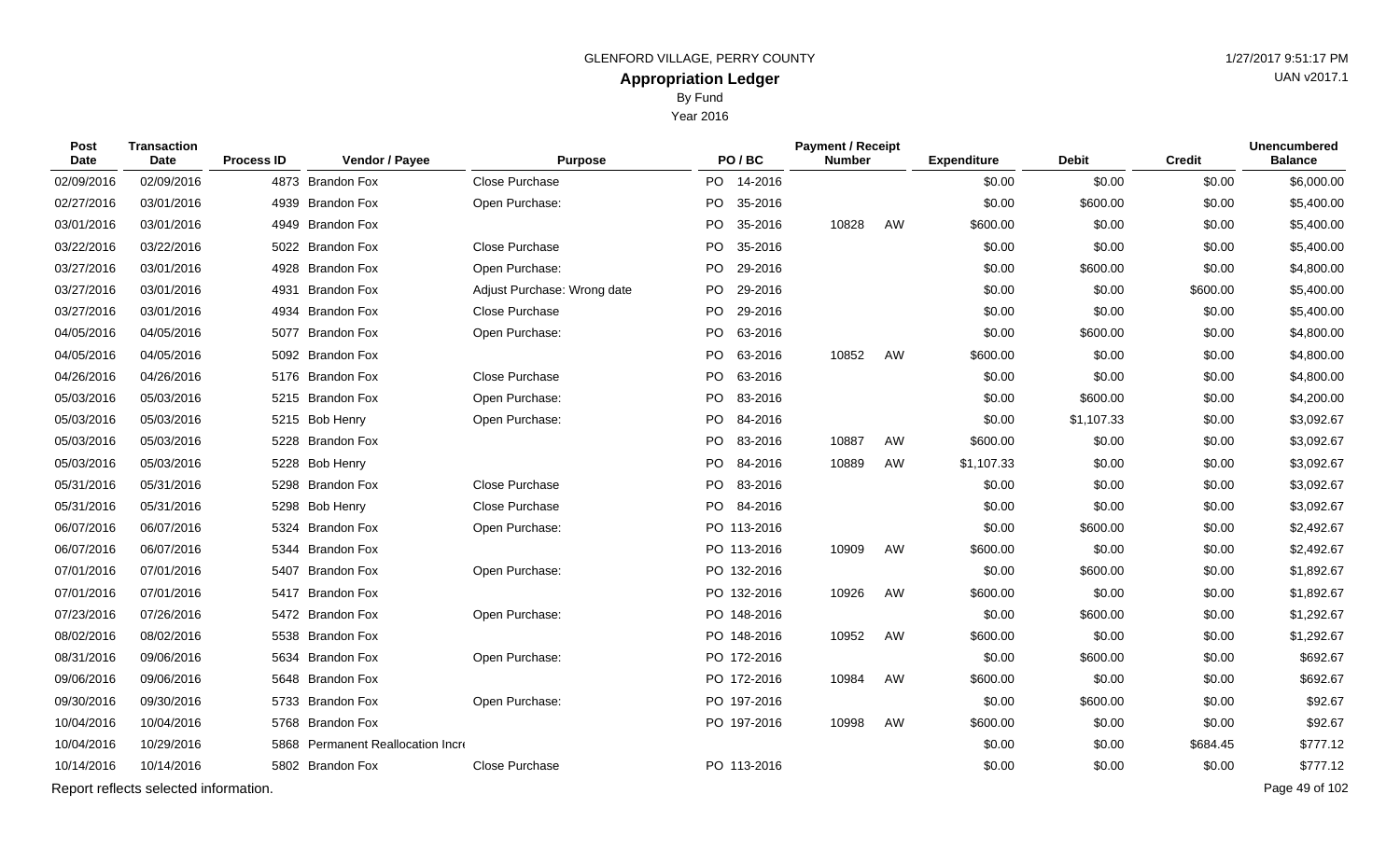GLENFORD VILLAGE, PERRY COUNTY

# Appropriation Ledger

By Fund

Year 2016

| Post Date | Transaction Date | Process ID | Vendor / Payee | Purpose | PO / BC | Payment / Receipt Number | | Expenditure | Debit | Credit | Unencumbered Balance |
|---|---|---|---|---|---|---|---|---|---|---|---|
| 02/09/2016 | 02/09/2016 | 4873 | Brandon Fox | Close Purchase | PO 14-2016 | | | $0.00 | $0.00 | $0.00 | $6,000.00 |
| 02/27/2016 | 03/01/2016 | 4939 | Brandon Fox | Open Purchase: | PO 35-2016 | | | $0.00 | $600.00 | $0.00 | $5,400.00 |
| 03/01/2016 | 03/01/2016 | 4949 | Brandon Fox | | PO 35-2016 | 10828 | AW | $600.00 | $0.00 | $0.00 | $5,400.00 |
| 03/22/2016 | 03/22/2016 | 5022 | Brandon Fox | Close Purchase | PO 35-2016 | | | $0.00 | $0.00 | $0.00 | $5,400.00 |
| 03/27/2016 | 03/01/2016 | 4928 | Brandon Fox | Open Purchase: | PO 29-2016 | | | $0.00 | $600.00 | $0.00 | $4,800.00 |
| 03/27/2016 | 03/01/2016 | 4931 | Brandon Fox | Adjust Purchase: Wrong date | PO 29-2016 | | | $0.00 | $0.00 | $600.00 | $5,400.00 |
| 03/27/2016 | 03/01/2016 | 4934 | Brandon Fox | Close Purchase | PO 29-2016 | | | $0.00 | $0.00 | $0.00 | $5,400.00 |
| 04/05/2016 | 04/05/2016 | 5077 | Brandon Fox | Open Purchase: | PO 63-2016 | | | $0.00 | $600.00 | $0.00 | $4,800.00 |
| 04/05/2016 | 04/05/2016 | 5092 | Brandon Fox | | PO 63-2016 | 10852 | AW | $600.00 | $0.00 | $0.00 | $4,800.00 |
| 04/26/2016 | 04/26/2016 | 5176 | Brandon Fox | Close Purchase | PO 63-2016 | | | $0.00 | $0.00 | $0.00 | $4,800.00 |
| 05/03/2016 | 05/03/2016 | 5215 | Brandon Fox | Open Purchase: | PO 83-2016 | | | $0.00 | $600.00 | $0.00 | $4,200.00 |
| 05/03/2016 | 05/03/2016 | 5215 | Bob Henry | Open Purchase: | PO 84-2016 | | | $0.00 | $1,107.33 | $0.00 | $3,092.67 |
| 05/03/2016 | 05/03/2016 | 5228 | Brandon Fox | | PO 83-2016 | 10887 | AW | $600.00 | $0.00 | $0.00 | $3,092.67 |
| 05/03/2016 | 05/03/2016 | 5228 | Bob Henry | | PO 84-2016 | 10889 | AW | $1,107.33 | $0.00 | $0.00 | $3,092.67 |
| 05/31/2016 | 05/31/2016 | 5298 | Brandon Fox | Close Purchase | PO 83-2016 | | | $0.00 | $0.00 | $0.00 | $3,092.67 |
| 05/31/2016 | 05/31/2016 | 5298 | Bob Henry | Close Purchase | PO 84-2016 | | | $0.00 | $0.00 | $0.00 | $3,092.67 |
| 06/07/2016 | 06/07/2016 | 5324 | Brandon Fox | Open Purchase: | PO 113-2016 | | | $0.00 | $600.00 | $0.00 | $2,492.67 |
| 06/07/2016 | 06/07/2016 | 5344 | Brandon Fox | | PO 113-2016 | 10909 | AW | $600.00 | $0.00 | $0.00 | $2,492.67 |
| 07/01/2016 | 07/01/2016 | 5407 | Brandon Fox | Open Purchase: | PO 132-2016 | | | $0.00 | $600.00 | $0.00 | $1,892.67 |
| 07/01/2016 | 07/01/2016 | 5417 | Brandon Fox | | PO 132-2016 | 10926 | AW | $600.00 | $0.00 | $0.00 | $1,892.67 |
| 07/23/2016 | 07/26/2016 | 5472 | Brandon Fox | Open Purchase: | PO 148-2016 | | | $0.00 | $600.00 | $0.00 | $1,292.67 |
| 08/02/2016 | 08/02/2016 | 5538 | Brandon Fox | | PO 148-2016 | 10952 | AW | $600.00 | $0.00 | $0.00 | $1,292.67 |
| 08/31/2016 | 09/06/2016 | 5634 | Brandon Fox | Open Purchase: | PO 172-2016 | | | $0.00 | $600.00 | $0.00 | $692.67 |
| 09/06/2016 | 09/06/2016 | 5648 | Brandon Fox | | PO 172-2016 | 10984 | AW | $600.00 | $0.00 | $0.00 | $692.67 |
| 09/30/2016 | 09/30/2016 | 5733 | Brandon Fox | Open Purchase: | PO 197-2016 | | | $0.00 | $600.00 | $0.00 | $92.67 |
| 10/04/2016 | 10/04/2016 | 5768 | Brandon Fox | | PO 197-2016 | 10998 | AW | $600.00 | $0.00 | $0.00 | $92.67 |
| 10/04/2016 | 10/29/2016 | 5868 | Permanent Reallocation Incr | | | | | $0.00 | $0.00 | $684.45 | $777.12 |
| 10/14/2016 | 10/14/2016 | 5802 | Brandon Fox | Close Purchase | PO 113-2016 | | | $0.00 | $0.00 | $0.00 | $777.12 |

Report reflects selected information.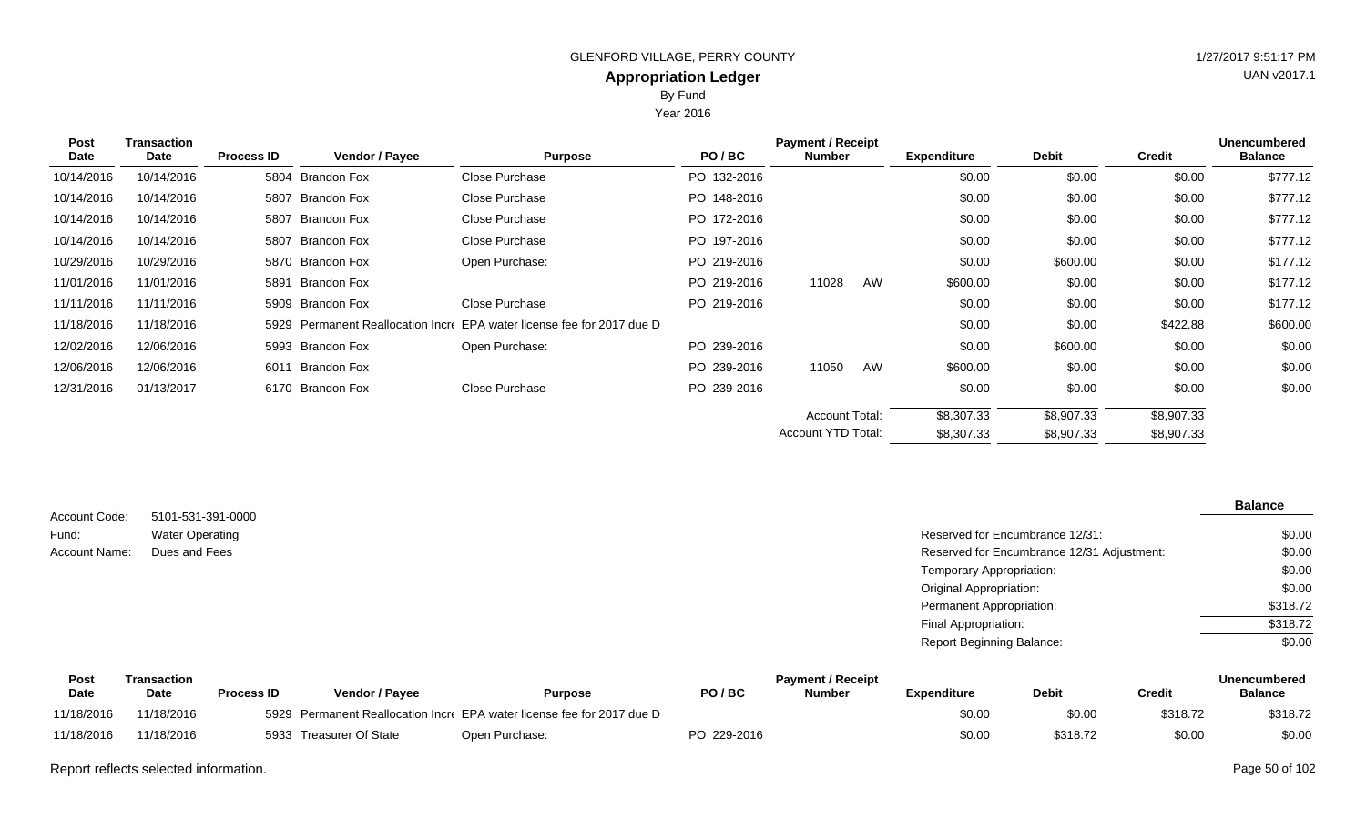GLENFORD VILLAGE, PERRY COUNTY

## Appropriation Ledger

By Fund

Year 2016

| Post Date | Transaction Date | Process ID | Vendor / Payee | Purpose | PO / BC | Payment / Receipt Number | | Expenditure | Debit | Credit | Unencumbered Balance |
|---|---|---|---|---|---|---|---|---|---|---|---|
| 10/14/2016 | 10/14/2016 | 5804 | Brandon Fox | Close Purchase | PO 132-2016 | | | $0.00 | $0.00 | $0.00 | $777.12 |
| 10/14/2016 | 10/14/2016 | 5807 | Brandon Fox | Close Purchase | PO 148-2016 | | | $0.00 | $0.00 | $0.00 | $777.12 |
| 10/14/2016 | 10/14/2016 | 5807 | Brandon Fox | Close Purchase | PO 172-2016 | | | $0.00 | $0.00 | $0.00 | $777.12 |
| 10/14/2016 | 10/14/2016 | 5807 | Brandon Fox | Close Purchase | PO 197-2016 | | | $0.00 | $0.00 | $0.00 | $777.12 |
| 10/29/2016 | 10/29/2016 | 5870 | Brandon Fox | Open Purchase: | PO 219-2016 | | | $0.00 | $600.00 | $0.00 | $177.12 |
| 11/01/2016 | 11/01/2016 | 5891 | Brandon Fox | | PO 219-2016 | 11028 | AW | $600.00 | $0.00 | $0.00 | $177.12 |
| 11/11/2016 | 11/11/2016 | 5909 | Brandon Fox | Close Purchase | PO 219-2016 | | | $0.00 | $0.00 | $0.00 | $177.12 |
| 11/18/2016 | 11/18/2016 | 5929 | Permanent Reallocation Incre | EPA water license fee for 2017 due D | | | | $0.00 | $0.00 | $422.88 | $600.00 |
| 12/02/2016 | 12/06/2016 | 5993 | Brandon Fox | Open Purchase: | PO 239-2016 | | | $0.00 | $600.00 | $0.00 | $0.00 |
| 12/06/2016 | 12/06/2016 | 6011 | Brandon Fox | | PO 239-2016 | 11050 | AW | $600.00 | $0.00 | $0.00 | $0.00 |
| 12/31/2016 | 01/13/2017 | 6170 | Brandon Fox | Close Purchase | PO 239-2016 | | | $0.00 | $0.00 | $0.00 | $0.00 |
| | | | | | | Account Total: | | $8,307.33 | $8,907.33 | $8,907.33 | |
| | | | | | | Account YTD Total: | | $8,307.33 | $8,907.33 | $8,907.33 | |

Account Code: 5101-531-391-0000
Fund: Water Operating
Account Name: Dues and Fees

| | Balance |
|---|---|
| Reserved for Encumbrance 12/31: | $0.00 |
| Reserved for Encumbrance 12/31 Adjustment: | $0.00 |
| Temporary Appropriation: | $0.00 |
| Original Appropriation: | $0.00 |
| Permanent Appropriation: | $318.72 |
| Final Appropriation: | $318.72 |
| Report Beginning Balance: | $0.00 |

| Post Date | Transaction Date | Process ID | Vendor / Payee | Purpose | PO / BC | Payment / Receipt Number | Expenditure | Debit | Credit | Unencumbered Balance |
|---|---|---|---|---|---|---|---|---|---|---|
| 11/18/2016 | 11/18/2016 | 5929 | Permanent Reallocation Incre | EPA water license fee for 2017 due D | | | $0.00 | $0.00 | $318.72 | $318.72 |
| 11/18/2016 | 11/18/2016 | 5933 | Treasurer Of State | Open Purchase: | PO 229-2016 | | $0.00 | $318.72 | $0.00 | $0.00 |

Report reflects selected information.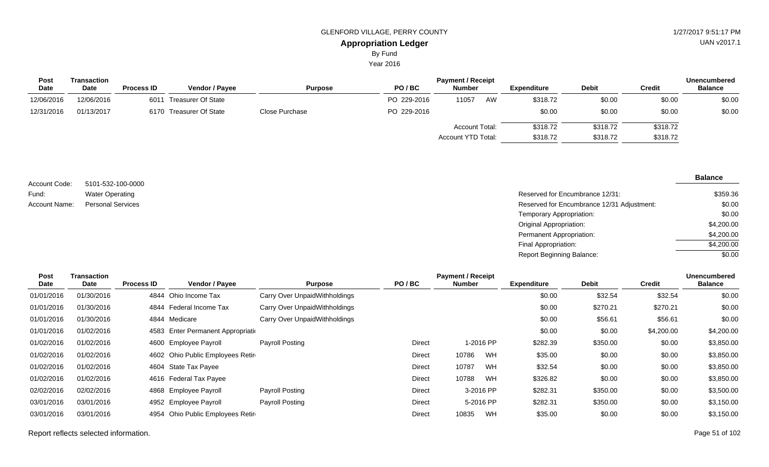GLENFORD VILLAGE, PERRY COUNTY

## Appropriation Ledger

By Fund

Year 2016

1/27/2017 9:51:17 PM

UAN v2017.1

| Post Date | Transaction Date | Process ID | Vendor / Payee | Purpose | PO / BC | Payment / Receipt Number | | Expenditure | Debit | Credit | Unencumbered Balance |
|---|---|---|---|---|---|---|---|---|---|---|---|
| 12/06/2016 | 12/06/2016 | 6011 | Treasurer Of State | | PO 229-2016 | 11057 | AW | $318.72 | $0.00 | $0.00 | $0.00 |
| 12/31/2016 | 01/13/2017 | 6170 | Treasurer Of State | Close Purchase | PO 229-2016 | | | $0.00 | $0.00 | $0.00 | $0.00 |
| | | | | | | Account Total: | | $318.72 | $318.72 | $318.72 | |
| | | | | | | Account YTD Total: | | $318.72 | $318.72 | $318.72 | |

Account Code: 5101-532-100-0000

Fund: Water Operating

Account Name: Personal Services

| | Balance |
|---|---|
| Reserved for Encumbrance 12/31: | $359.36 |
| Reserved for Encumbrance 12/31 Adjustment: | $0.00 |
| Temporary Appropriation: | $0.00 |
| Original Appropriation: | $4,200.00 |
| Permanent Appropriation: | $4,200.00 |
| Final Appropriation: | $4,200.00 |
| Report Beginning Balance: | $0.00 |

| Post Date | Transaction Date | Process ID | Vendor / Payee | Purpose | PO / BC | Payment / Receipt Number | | Expenditure | Debit | Credit | Unencumbered Balance |
|---|---|---|---|---|---|---|---|---|---|---|---|
| 01/01/2016 | 01/30/2016 | 4844 | Ohio Income Tax | Carry Over UnpaidWithholdings | | | | $0.00 | $32.54 | $32.54 | $0.00 |
| 01/01/2016 | 01/30/2016 | 4844 | Federal Income Tax | Carry Over UnpaidWithholdings | | | | $0.00 | $270.21 | $270.21 | $0.00 |
| 01/01/2016 | 01/30/2016 | 4844 | Medicare | Carry Over UnpaidWithholdings | | | | $0.00 | $56.61 | $56.61 | $0.00 |
| 01/01/2016 | 01/02/2016 | 4583 | Enter Permanent Appropriati | | | | | $0.00 | $0.00 | $4,200.00 | $4,200.00 |
| 01/02/2016 | 01/02/2016 | 4600 | Employee Payroll | Payroll Posting | Direct | 1-2016 | PP | $282.39 | $350.00 | $0.00 | $3,850.00 |
| 01/02/2016 | 01/02/2016 | 4602 | Ohio Public Employees Retir | | Direct | 10786 | WH | $35.00 | $0.00 | $0.00 | $3,850.00 |
| 01/02/2016 | 01/02/2016 | 4604 | State Tax Payee | | Direct | 10787 | WH | $32.54 | $0.00 | $0.00 | $3,850.00 |
| 01/02/2016 | 01/02/2016 | 4616 | Federal Tax Payee | | Direct | 10788 | WH | $326.82 | $0.00 | $0.00 | $3,850.00 |
| 02/02/2016 | 02/02/2016 | 4868 | Employee Payroll | Payroll Posting | Direct | 3-2016 | PP | $282.31 | $350.00 | $0.00 | $3,500.00 |
| 03/01/2016 | 03/01/2016 | 4952 | Employee Payroll | Payroll Posting | Direct | 5-2016 | PP | $282.31 | $350.00 | $0.00 | $3,150.00 |
| 03/01/2016 | 03/01/2016 | 4954 | Ohio Public Employees Retir | | Direct | 10835 | WH | $35.00 | $0.00 | $0.00 | $3,150.00 |

Report reflects selected information.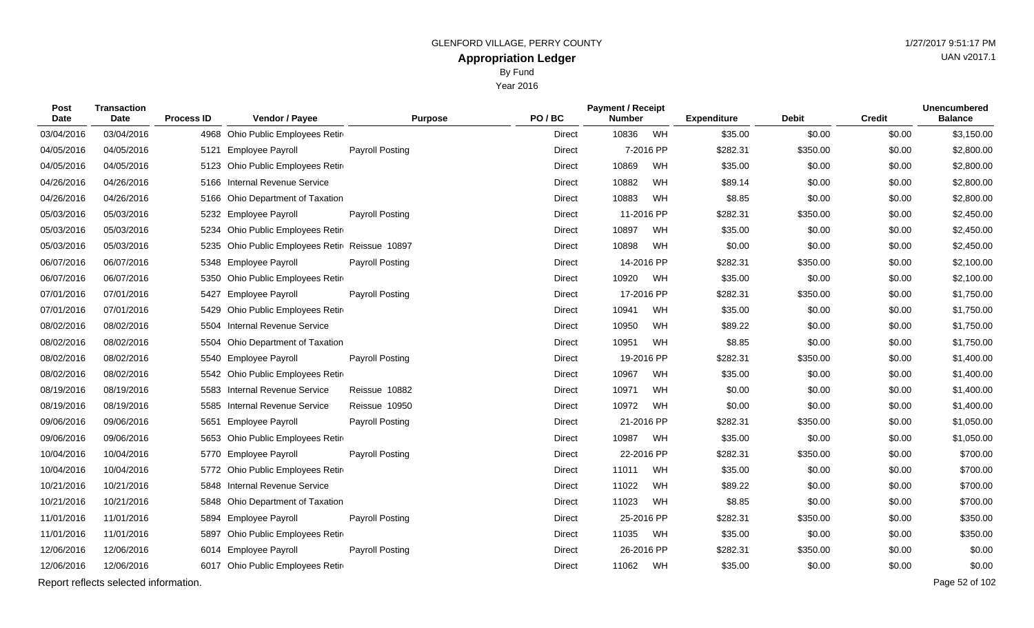GLENFORD VILLAGE, PERRY COUNTY

# Appropriation Ledger

By Fund

Year 2016

| Post Date | Transaction Date | Process ID | Vendor / Payee | Purpose | PO / BC | Payment / Receipt Number | | Expenditure | Debit | Credit | Unencumbered Balance |
|---|---|---|---|---|---|---|---|---|---|---|---|
| 03/04/2016 | 03/04/2016 | 4968 | Ohio Public Employees Retir | | Direct | 10836 | WH | $35.00 | $0.00 | $0.00 | $3,150.00 |
| 04/05/2016 | 04/05/2016 | 5121 | Employee Payroll | Payroll Posting | Direct | 7-2016 PP | | $282.31 | $350.00 | $0.00 | $2,800.00 |
| 04/05/2016 | 04/05/2016 | 5123 | Ohio Public Employees Retir | | Direct | 10869 | WH | $35.00 | $0.00 | $0.00 | $2,800.00 |
| 04/26/2016 | 04/26/2016 | 5166 | Internal Revenue Service | | Direct | 10882 | WH | $89.14 | $0.00 | $0.00 | $2,800.00 |
| 04/26/2016 | 04/26/2016 | 5166 | Ohio Department of Taxation | | Direct | 10883 | WH | $8.85 | $0.00 | $0.00 | $2,800.00 |
| 05/03/2016 | 05/03/2016 | 5232 | Employee Payroll | Payroll Posting | Direct | 11-2016 PP | | $282.31 | $350.00 | $0.00 | $2,450.00 |
| 05/03/2016 | 05/03/2016 | 5234 | Ohio Public Employees Retir | | Direct | 10897 | WH | $35.00 | $0.00 | $0.00 | $2,450.00 |
| 05/03/2016 | 05/03/2016 | 5235 | Ohio Public Employees Retir | Reissue 10897 | Direct | 10898 | WH | $0.00 | $0.00 | $0.00 | $2,450.00 |
| 06/07/2016 | 06/07/2016 | 5348 | Employee Payroll | Payroll Posting | Direct | 14-2016 PP | | $282.31 | $350.00 | $0.00 | $2,100.00 |
| 06/07/2016 | 06/07/2016 | 5350 | Ohio Public Employees Retir | | Direct | 10920 | WH | $35.00 | $0.00 | $0.00 | $2,100.00 |
| 07/01/2016 | 07/01/2016 | 5427 | Employee Payroll | Payroll Posting | Direct | 17-2016 PP | | $282.31 | $350.00 | $0.00 | $1,750.00 |
| 07/01/2016 | 07/01/2016 | 5429 | Ohio Public Employees Retir | | Direct | 10941 | WH | $35.00 | $0.00 | $0.00 | $1,750.00 |
| 08/02/2016 | 08/02/2016 | 5504 | Internal Revenue Service | | Direct | 10950 | WH | $89.22 | $0.00 | $0.00 | $1,750.00 |
| 08/02/2016 | 08/02/2016 | 5504 | Ohio Department of Taxation | | Direct | 10951 | WH | $8.85 | $0.00 | $0.00 | $1,750.00 |
| 08/02/2016 | 08/02/2016 | 5540 | Employee Payroll | Payroll Posting | Direct | 19-2016 PP | | $282.31 | $350.00 | $0.00 | $1,400.00 |
| 08/02/2016 | 08/02/2016 | 5542 | Ohio Public Employees Retir | | Direct | 10967 | WH | $35.00 | $0.00 | $0.00 | $1,400.00 |
| 08/19/2016 | 08/19/2016 | 5583 | Internal Revenue Service | Reissue 10882 | Direct | 10971 | WH | $0.00 | $0.00 | $0.00 | $1,400.00 |
| 08/19/2016 | 08/19/2016 | 5585 | Internal Revenue Service | Reissue 10950 | Direct | 10972 | WH | $0.00 | $0.00 | $0.00 | $1,400.00 |
| 09/06/2016 | 09/06/2016 | 5651 | Employee Payroll | Payroll Posting | Direct | 21-2016 PP | | $282.31 | $350.00 | $0.00 | $1,050.00 |
| 09/06/2016 | 09/06/2016 | 5653 | Ohio Public Employees Retir | | Direct | 10987 | WH | $35.00 | $0.00 | $0.00 | $1,050.00 |
| 10/04/2016 | 10/04/2016 | 5770 | Employee Payroll | Payroll Posting | Direct | 22-2016 PP | | $282.31 | $350.00 | $0.00 | $700.00 |
| 10/04/2016 | 10/04/2016 | 5772 | Ohio Public Employees Retir | | Direct | 11011 | WH | $35.00 | $0.00 | $0.00 | $700.00 |
| 10/21/2016 | 10/21/2016 | 5848 | Internal Revenue Service | | Direct | 11022 | WH | $89.22 | $0.00 | $0.00 | $700.00 |
| 10/21/2016 | 10/21/2016 | 5848 | Ohio Department of Taxation | | Direct | 11023 | WH | $8.85 | $0.00 | $0.00 | $700.00 |
| 11/01/2016 | 11/01/2016 | 5894 | Employee Payroll | Payroll Posting | Direct | 25-2016 PP | | $282.31 | $350.00 | $0.00 | $350.00 |
| 11/01/2016 | 11/01/2016 | 5897 | Ohio Public Employees Retir | | Direct | 11035 | WH | $35.00 | $0.00 | $0.00 | $350.00 |
| 12/06/2016 | 12/06/2016 | 6014 | Employee Payroll | Payroll Posting | Direct | 26-2016 PP | | $282.31 | $350.00 | $0.00 | $0.00 |
| 12/06/2016 | 12/06/2016 | 6017 | Ohio Public Employees Retir | | Direct | 11062 | WH | $35.00 | $0.00 | $0.00 | $0.00 |

Report reflects selected information.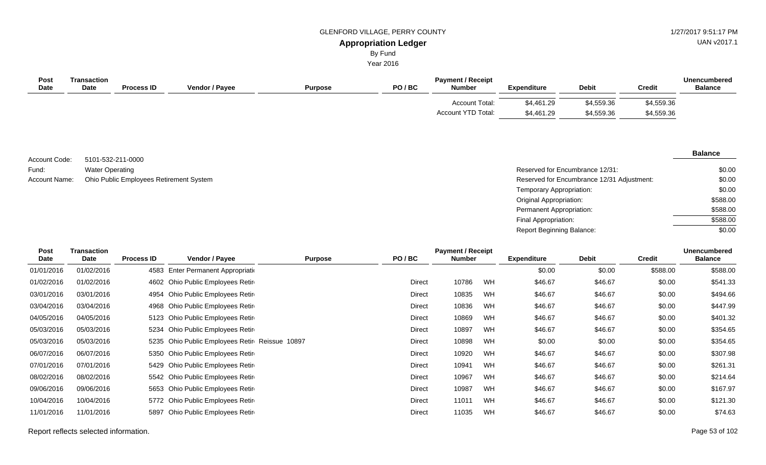| Post Date | Transaction Date | Process ID | Vendor / Payee | Purpose | PO / BC | Payment / Receipt Number | Expenditure | Debit | Credit | Unencumbered Balance |
|---|---|---|---|---|---|---|---|---|---|---|
| | | | | | | Account Total: | $4,461.29 | $4,559.36 | $4,559.36 | |
| | | | | | | Account YTD Total: | $4,461.29 | $4,559.36 | $4,559.36 | |

Account Code: 5101-532-211-0000

Fund: Water Operating

Account Name: Ohio Public Employees Retirement System

| | Balance |
|---|---|
| Reserved for Encumbrance 12/31: | $0.00 |
| Reserved for Encumbrance 12/31 Adjustment: | $0.00 |
| Temporary Appropriation: | $0.00 |
| Original Appropriation: | $588.00 |
| Permanent Appropriation: | $588.00 |
| Final Appropriation: | $588.00 |
| Report Beginning Balance: | $0.00 |

| Post Date | Transaction Date | Process ID | Vendor / Payee | Purpose | PO / BC | Payment / Receipt Number | | Expenditure | Debit | Credit | Unencumbered Balance |
|---|---|---|---|---|---|---|---|---|---|---|---|
| 01/01/2016 | 01/02/2016 | 4583 | Enter Permanent Appropriati | | | | | $0.00 | $0.00 | $588.00 | $588.00 |
| 01/02/2016 | 01/02/2016 | 4602 | Ohio Public Employees Retir | | Direct | 10786 | WH | $46.67 | $46.67 | $0.00 | $541.33 |
| 03/01/2016 | 03/01/2016 | 4954 | Ohio Public Employees Retir | | Direct | 10835 | WH | $46.67 | $46.67 | $0.00 | $494.66 |
| 03/04/2016 | 03/04/2016 | 4968 | Ohio Public Employees Retir | | Direct | 10836 | WH | $46.67 | $46.67 | $0.00 | $447.99 |
| 04/05/2016 | 04/05/2016 | 5123 | Ohio Public Employees Retir | | Direct | 10869 | WH | $46.67 | $46.67 | $0.00 | $401.32 |
| 05/03/2016 | 05/03/2016 | 5234 | Ohio Public Employees Retir | | Direct | 10897 | WH | $46.67 | $46.67 | $0.00 | $354.65 |
| 05/03/2016 | 05/03/2016 | 5235 | Ohio Public Employees Retir | Reissue 10897 | Direct | 10898 | WH | $0.00 | $0.00 | $0.00 | $354.65 |
| 06/07/2016 | 06/07/2016 | 5350 | Ohio Public Employees Retir | | Direct | 10920 | WH | $46.67 | $46.67 | $0.00 | $307.98 |
| 07/01/2016 | 07/01/2016 | 5429 | Ohio Public Employees Retir | | Direct | 10941 | WH | $46.67 | $46.67 | $0.00 | $261.31 |
| 08/02/2016 | 08/02/2016 | 5542 | Ohio Public Employees Retir | | Direct | 10967 | WH | $46.67 | $46.67 | $0.00 | $214.64 |
| 09/06/2016 | 09/06/2016 | 5653 | Ohio Public Employees Retir | | Direct | 10987 | WH | $46.67 | $46.67 | $0.00 | $167.97 |
| 10/04/2016 | 10/04/2016 | 5772 | Ohio Public Employees Retir | | Direct | 11011 | WH | $46.67 | $46.67 | $0.00 | $121.30 |
| 11/01/2016 | 11/01/2016 | 5897 | Ohio Public Employees Retir | | Direct | 11035 | WH | $46.67 | $46.67 | $0.00 | $74.63 |

Report reflects selected information.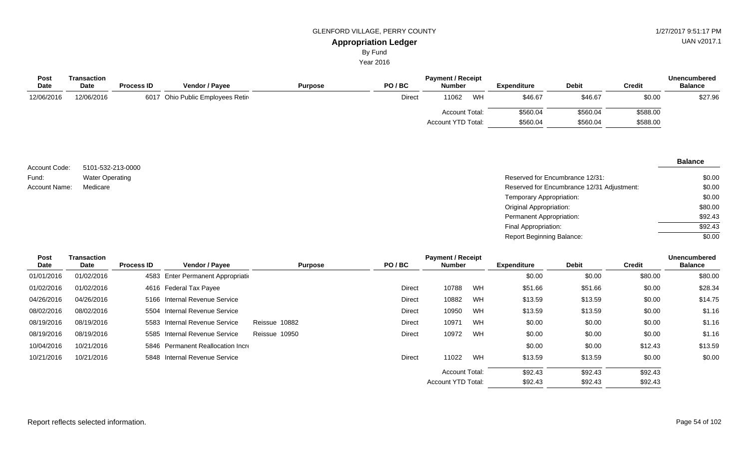GLENFORD VILLAGE, PERRY COUNTY

**Appropriation Ledger**

By Fund

Year 2016

| Post Date | Transaction Date | Process ID | Vendor / Payee | Purpose | PO / BC | Payment / Receipt Number | | Expenditure | Debit | Credit | Unencumbered Balance |
|---|---|---|---|---|---|---|---|---|---|---|---|
| 12/06/2016 | 12/06/2016 | 6017 | Ohio Public Employees Retir | | Direct | 11062 | WH | $46.67 | $46.67 | $0.00 | $27.96 |
| | | | | | | Account Total: | | $560.04 | $560.04 | $588.00 | |
| | | | | | | Account YTD Total: | | $560.04 | $560.04 | $588.00 | |

Account Code: 5101-532-213-0000

Fund: Water Operating

Account Name: Medicare

| | Balance |
|---|---|
| Reserved for Encumbrance 12/31: | $0.00 |
| Reserved for Encumbrance 12/31 Adjustment: | $0.00 |
| Temporary Appropriation: | $0.00 |
| Original Appropriation: | $80.00 |
| Permanent Appropriation: | $92.43 |
| Final Appropriation: | $92.43 |
| Report Beginning Balance: | $0.00 |

| Post Date | Transaction Date | Process ID | Vendor / Payee | Purpose | PO / BC | Payment / Receipt Number | | Expenditure | Debit | Credit | Unencumbered Balance |
|---|---|---|---|---|---|---|---|---|---|---|---|
| 01/01/2016 | 01/02/2016 | 4583 | Enter Permanent Appropriati | | | | | $0.00 | $0.00 | $80.00 | $80.00 |
| 01/02/2016 | 01/02/2016 | 4616 | Federal Tax Payee | | Direct | 10788 | WH | $51.66 | $51.66 | $0.00 | $28.34 |
| 04/26/2016 | 04/26/2016 | 5166 | Internal Revenue Service | | Direct | 10882 | WH | $13.59 | $13.59 | $0.00 | $14.75 |
| 08/02/2016 | 08/02/2016 | 5504 | Internal Revenue Service | | Direct | 10950 | WH | $13.59 | $13.59 | $0.00 | $1.16 |
| 08/19/2016 | 08/19/2016 | 5583 | Internal Revenue Service | Reissue 10882 | Direct | 10971 | WH | $0.00 | $0.00 | $0.00 | $1.16 |
| 08/19/2016 | 08/19/2016 | 5585 | Internal Revenue Service | Reissue 10950 | Direct | 10972 | WH | $0.00 | $0.00 | $0.00 | $1.16 |
| 10/04/2016 | 10/21/2016 | 5846 | Permanent Reallocation Incre | | | | | $0.00 | $0.00 | $12.43 | $13.59 |
| 10/21/2016 | 10/21/2016 | 5848 | Internal Revenue Service | | Direct | 11022 | WH | $13.59 | $13.59 | $0.00 | $0.00 |
| | | | | | | Account Total: | | $92.43 | $92.43 | $92.43 | |
| | | | | | | Account YTD Total: | | $92.43 | $92.43 | $92.43 | |

Report reflects selected information.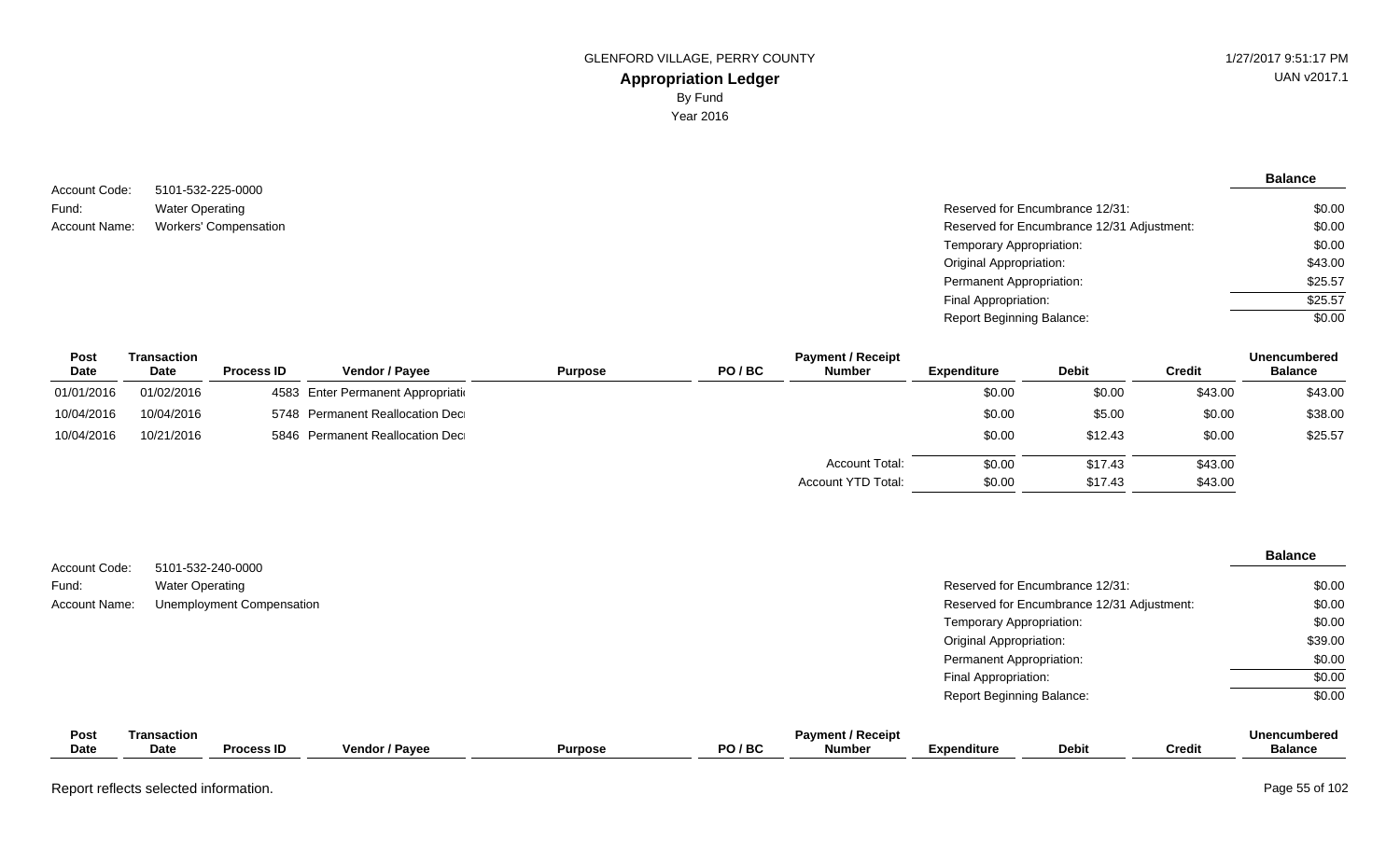GLENFORD VILLAGE, PERRY COUNTY

**Appropriation Ledger**

By Fund

Year 2016

1/27/2017 9:51:17 PM
UAN v2017.1

Account Code: 5101-532-225-0000
Fund: Water Operating
Account Name: Workers' Compensation

| | Balance |
|---|---|
| Reserved for Encumbrance 12/31: | $0.00 |
| Reserved for Encumbrance 12/31 Adjustment: | $0.00 |
| Temporary Appropriation: | $0.00 |
| Original Appropriation: | $43.00 |
| Permanent Appropriation: | $25.57 |
| Final Appropriation: | $25.57 |
| Report Beginning Balance: | $0.00 |

| Post Date | Transaction Date | Process ID | Vendor / Payee | Purpose | PO / BC | Payment / Receipt Number | Expenditure | Debit | Credit | Unencumbered Balance |
|---|---|---|---|---|---|---|---|---|---|---|
| 01/01/2016 | 01/02/2016 | 4583 | Enter Permanent Appropriati | | | | $0.00 | $0.00 | $43.00 | $43.00 |
| 10/04/2016 | 10/04/2016 | 5748 | Permanent Reallocation Dec | | | | $0.00 | $5.00 | $0.00 | $38.00 |
| 10/04/2016 | 10/21/2016 | 5846 | Permanent Reallocation Dec | | | | $0.00 | $12.43 | $0.00 | $25.57 |
| | | | | | | Account Total: | $0.00 | $17.43 | $43.00 | |
| | | | | | | Account YTD Total: | $0.00 | $17.43 | $43.00 | |

Account Code: 5101-532-240-0000
Fund: Water Operating
Account Name: Unemployment Compensation

| | Balance |
|---|---|
| Reserved for Encumbrance 12/31: | $0.00 |
| Reserved for Encumbrance 12/31 Adjustment: | $0.00 |
| Temporary Appropriation: | $0.00 |
| Original Appropriation: | $39.00 |
| Permanent Appropriation: | $0.00 |
| Final Appropriation: | $0.00 |
| Report Beginning Balance: | $0.00 |

| Post Date | Transaction Date | Process ID | Vendor / Payee | Purpose | PO / BC | Payment / Receipt Number | Expenditure | Debit | Credit | Unencumbered Balance |
|---|---|---|---|---|---|---|---|---|---|---|

Report reflects selected information.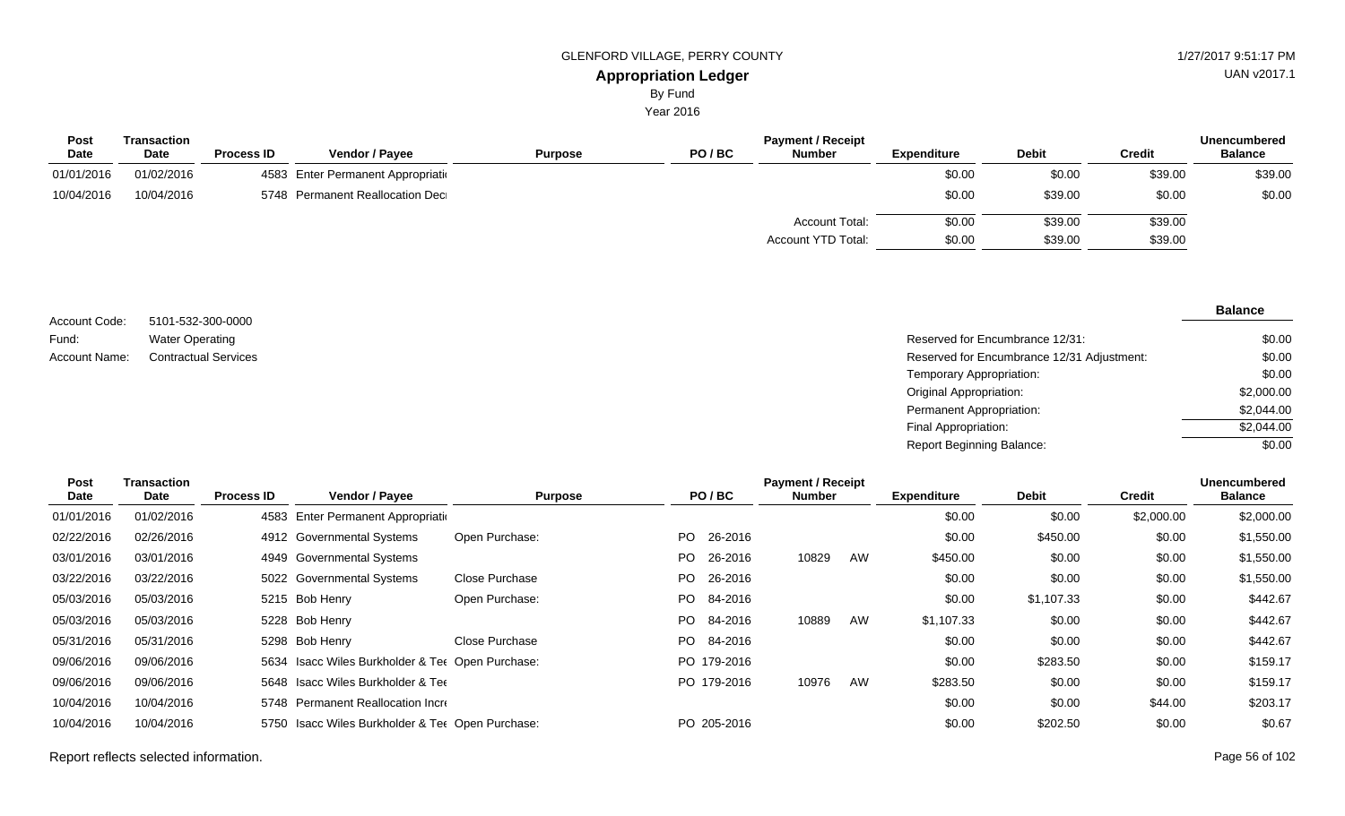GLENFORD VILLAGE, PERRY COUNTY

**Appropriation Ledger**

By Fund

Year 2016

| Post Date | Transaction Date | Process ID | Vendor / Payee | Purpose | PO / BC | Payment / Receipt Number | Expenditure | Debit | Credit | Unencumbered Balance |
|---|---|---|---|---|---|---|---|---|---|---|
| 01/01/2016 | 01/02/2016 | 4583 | Enter Permanent Appropriati | | | | $0.00 | $0.00 | $39.00 | $39.00 |
| 10/04/2016 | 10/04/2016 | 5748 | Permanent Reallocation Dec | | | | $0.00 | $39.00 | $0.00 | $0.00 |
| | | | | | | Account Total: | $0.00 | $39.00 | $39.00 | |
| | | | | | | Account YTD Total: | $0.00 | $39.00 | $39.00 | |

Account Code: 5101-532-300-0000

Fund: Water Operating

Account Name: Contractual Services

| | Balance |
|---|---|
| Reserved for Encumbrance 12/31: | $0.00 |
| Reserved for Encumbrance 12/31 Adjustment: | $0.00 |
| Temporary Appropriation: | $0.00 |
| Original Appropriation: | $2,000.00 |
| Permanent Appropriation: | $2,044.00 |
| Final Appropriation: | $2,044.00 |
| Report Beginning Balance: | $0.00 |

| Post Date | Transaction Date | Process ID | Vendor / Payee | Purpose | PO / BC | Payment / Receipt Number | Expenditure | Debit | Credit | Unencumbered Balance |
|---|---|---|---|---|---|---|---|---|---|---|
| 01/01/2016 | 01/02/2016 | 4583 | Enter Permanent Appropriati | | | | $0.00 | $0.00 | $2,000.00 | $2,000.00 |
| 02/22/2016 | 02/26/2016 | 4912 | Governmental Systems | Open Purchase: | PO 26-2016 | | $0.00 | $450.00 | $0.00 | $1,550.00 |
| 03/01/2016 | 03/01/2016 | 4949 | Governmental Systems | | PO 26-2016 | 10829 AW | $450.00 | $0.00 | $0.00 | $1,550.00 |
| 03/22/2016 | 03/22/2016 | 5022 | Governmental Systems | Close Purchase | PO 26-2016 | | $0.00 | $0.00 | $0.00 | $1,550.00 |
| 05/03/2016 | 05/03/2016 | 5215 | Bob Henry | Open Purchase: | PO 84-2016 | | $0.00 | $1,107.33 | $0.00 | $442.67 |
| 05/03/2016 | 05/03/2016 | 5228 | Bob Henry | | PO 84-2016 | 10889 AW | $1,107.33 | $0.00 | $0.00 | $442.67 |
| 05/31/2016 | 05/31/2016 | 5298 | Bob Henry | Close Purchase | PO 84-2016 | | $0.00 | $0.00 | $0.00 | $442.67 |
| 09/06/2016 | 09/06/2016 | 5634 | Isacc Wiles Burkholder & Tee | Open Purchase: | PO 179-2016 | | $0.00 | $283.50 | $0.00 | $159.17 |
| 09/06/2016 | 09/06/2016 | 5648 | Isacc Wiles Burkholder & Tee | | PO 179-2016 | 10976 AW | $283.50 | $0.00 | $0.00 | $159.17 |
| 10/04/2016 | 10/04/2016 | 5748 | Permanent Reallocation Incr | | | | $0.00 | $0.00 | $44.00 | $203.17 |
| 10/04/2016 | 10/04/2016 | 5750 | Isacc Wiles Burkholder & Tee | Open Purchase: | PO 205-2016 | | $0.00 | $202.50 | $0.00 | $0.67 |

Report reflects selected information.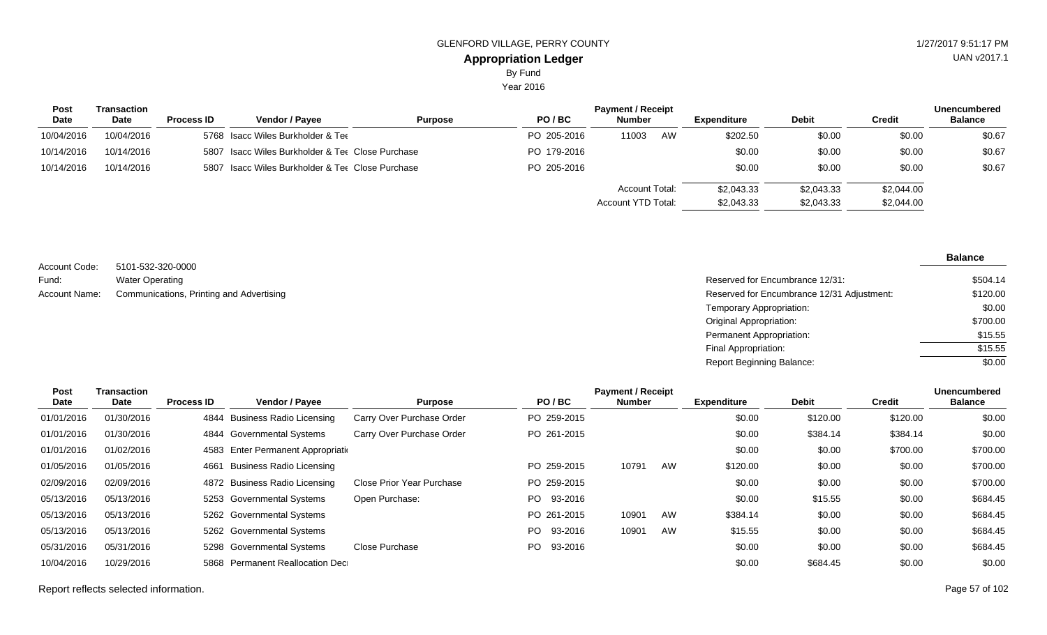GLENFORD VILLAGE, PERRY COUNTY

# Appropriation Ledger

By Fund

Year 2016

| Post Date | Transaction Date | Process ID | Vendor / Payee | Purpose | PO / BC | Payment / Receipt Number | | Expenditure | Debit | Credit | Unencumbered Balance |
|---|---|---|---|---|---|---|---|---|---|---|---|
| 10/04/2016 | 10/04/2016 | 5768 | Isacc Wiles Burkholder & Tee | | PO 205-2016 | 11003 | AW | $202.50 | $0.00 | $0.00 | $0.67 |
| 10/14/2016 | 10/14/2016 | 5807 | Isacc Wiles Burkholder & Tee | Close Purchase | PO 179-2016 | | | $0.00 | $0.00 | $0.00 | $0.67 |
| 10/14/2016 | 10/14/2016 | 5807 | Isacc Wiles Burkholder & Tee | Close Purchase | PO 205-2016 | | | $0.00 | $0.00 | $0.00 | $0.67 |
| | | | | | | Account Total: | | $2,043.33 | $2,043.33 | $2,044.00 | |
| | | | | | | Account YTD Total: | | $2,043.33 | $2,043.33 | $2,044.00 | |

Account Code: 5101-532-320-0000

Fund: Water Operating

Account Name: Communications, Printing and Advertising

| | Balance |
|---|---|
| Reserved for Encumbrance 12/31: | $504.14 |
| Reserved for Encumbrance 12/31 Adjustment: | $120.00 |
| Temporary Appropriation: | $0.00 |
| Original Appropriation: | $700.00 |
| Permanent Appropriation: | $15.55 |
| Final Appropriation: | $15.55 |
| Report Beginning Balance: | $0.00 |

| Post Date | Transaction Date | Process ID | Vendor / Payee | Purpose | PO / BC | Payment / Receipt Number | | Expenditure | Debit | Credit | Unencumbered Balance |
|---|---|---|---|---|---|---|---|---|---|---|---|
| 01/01/2016 | 01/30/2016 | 4844 | Business Radio Licensing | Carry Over Purchase Order | PO 259-2015 | | | $0.00 | $120.00 | $120.00 | $0.00 |
| 01/01/2016 | 01/30/2016 | 4844 | Governmental Systems | Carry Over Purchase Order | PO 261-2015 | | | $0.00 | $384.14 | $384.14 | $0.00 |
| 01/01/2016 | 01/02/2016 | 4583 | Enter Permanent Appropriati | | | | | $0.00 | $0.00 | $700.00 | $700.00 |
| 01/05/2016 | 01/05/2016 | 4661 | Business Radio Licensing | | PO 259-2015 | 10791 | AW | $120.00 | $0.00 | $0.00 | $700.00 |
| 02/09/2016 | 02/09/2016 | 4872 | Business Radio Licensing | Close Prior Year Purchase | PO 259-2015 | | | $0.00 | $0.00 | $0.00 | $700.00 |
| 05/13/2016 | 05/13/2016 | 5253 | Governmental Systems | Open Purchase: | PO 93-2016 | | | $0.00 | $15.55 | $0.00 | $684.45 |
| 05/13/2016 | 05/13/2016 | 5262 | Governmental Systems | | PO 261-2015 | 10901 | AW | $384.14 | $0.00 | $0.00 | $684.45 |
| 05/13/2016 | 05/13/2016 | 5262 | Governmental Systems | | PO 93-2016 | 10901 | AW | $15.55 | $0.00 | $0.00 | $684.45 |
| 05/31/2016 | 05/31/2016 | 5298 | Governmental Systems | Close Purchase | PO 93-2016 | | | $0.00 | $0.00 | $0.00 | $684.45 |
| 10/04/2016 | 10/29/2016 | 5868 | Permanent Reallocation Dec | | | | | $0.00 | $684.45 | $0.00 | $0.00 |

Report reflects selected information.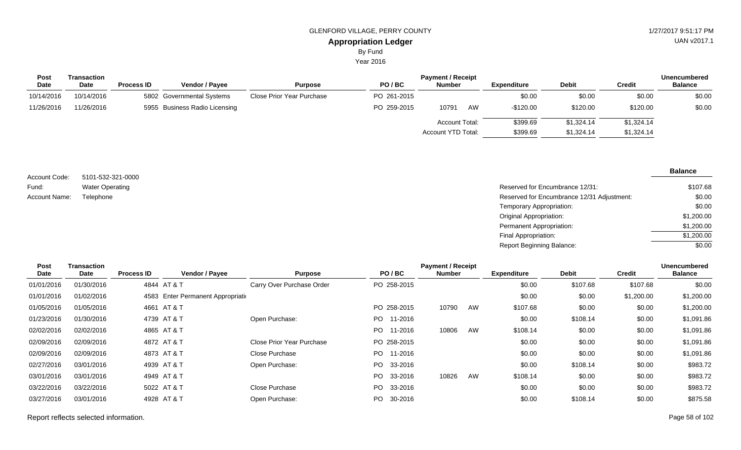| Post Date | Transaction Date | Process ID | Vendor / Payee | Purpose | PO / BC | Payment / Receipt Number | | Expenditure | Debit | Credit | Unencumbered Balance |
|---|---|---|---|---|---|---|---|---|---|---|---|
| 10/14/2016 | 10/14/2016 | 5802 | Governmental Systems | Close Prior Year Purchase | PO 261-2015 | | | $0.00 | $0.00 | $0.00 | $0.00 |
| 11/26/2016 | 11/26/2016 | 5955 | Business Radio Licensing | | PO 259-2015 | 10791 | AW | -$120.00 | $120.00 | $120.00 | $0.00 |
| | | | | | | Account Total: | | $399.69 | $1,324.14 | $1,324.14 | |
| | | | | | | Account YTD Total: | | $399.69 | $1,324.14 | $1,324.14 | |

Account Code: 5101-532-321-0000
Fund: Water Operating
Account Name: Telephone

| | Balance |
|---|---|
| Reserved for Encumbrance 12/31: | $107.68 |
| Reserved for Encumbrance 12/31 Adjustment: | $0.00 |
| Temporary Appropriation: | $0.00 |
| Original Appropriation: | $1,200.00 |
| Permanent Appropriation: | $1,200.00 |
| Final Appropriation: | $1,200.00 |
| Report Beginning Balance: | $0.00 |

| Post Date | Transaction Date | Process ID | Vendor / Payee | Purpose | PO / BC | Payment / Receipt Number | | Expenditure | Debit | Credit | Unencumbered Balance |
|---|---|---|---|---|---|---|---|---|---|---|---|
| 01/01/2016 | 01/30/2016 | 4844 | AT & T | Carry Over Purchase Order | PO 258-2015 | | | $0.00 | $107.68 | $107.68 | $0.00 |
| 01/01/2016 | 01/02/2016 | 4583 | Enter Permanent Appropriati | | | | | $0.00 | $0.00 | $1,200.00 | $1,200.00 |
| 01/05/2016 | 01/05/2016 | 4661 | AT & T | | PO 258-2015 | 10790 | AW | $107.68 | $0.00 | $0.00 | $1,200.00 |
| 01/23/2016 | 01/30/2016 | 4739 | AT & T | Open Purchase: | PO 11-2016 | | | $0.00 | $108.14 | $0.00 | $1,091.86 |
| 02/02/2016 | 02/02/2016 | 4865 | AT & T | | PO 11-2016 | 10806 | AW | $108.14 | $0.00 | $0.00 | $1,091.86 |
| 02/09/2016 | 02/09/2016 | 4872 | AT & T | Close Prior Year Purchase | PO 258-2015 | | | $0.00 | $0.00 | $0.00 | $1,091.86 |
| 02/09/2016 | 02/09/2016 | 4873 | AT & T | Close Purchase | PO 11-2016 | | | $0.00 | $0.00 | $0.00 | $1,091.86 |
| 02/27/2016 | 03/01/2016 | 4939 | AT & T | Open Purchase: | PO 33-2016 | | | $0.00 | $108.14 | $0.00 | $983.72 |
| 03/01/2016 | 03/01/2016 | 4949 | AT & T | | PO 33-2016 | 10826 | AW | $108.14 | $0.00 | $0.00 | $983.72 |
| 03/22/2016 | 03/22/2016 | 5022 | AT & T | Close Purchase | PO 33-2016 | | | $0.00 | $0.00 | $0.00 | $983.72 |
| 03/27/2016 | 03/01/2016 | 4928 | AT & T | Open Purchase: | PO 30-2016 | | | $0.00 | $108.14 | $0.00 | $875.58 |

Report reflects selected information.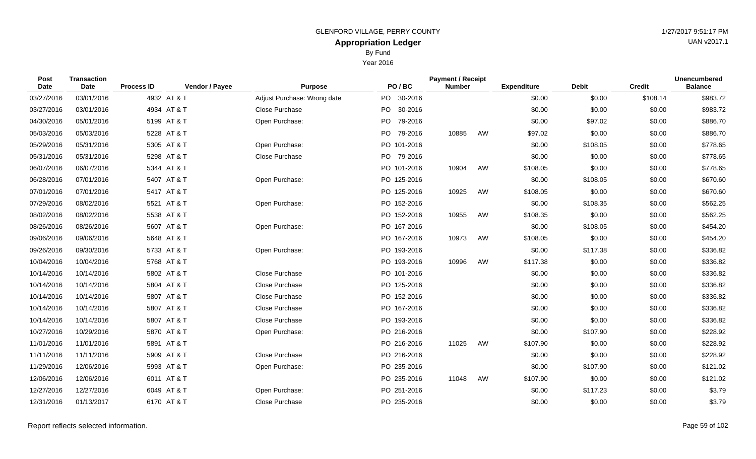GLENFORD VILLAGE, PERRY COUNTY

# Appropriation Ledger

By Fund

Year 2016

| Post Date | Transaction Date | Process ID | Vendor / Payee | Purpose | PO / BC | Payment / Receipt Number | | Expenditure | Debit | Credit | Unencumbered Balance |
|---|---|---|---|---|---|---|---|---|---|---|---|
| 03/27/2016 | 03/01/2016 | 4932 | AT & T | Adjust Purchase: Wrong date | PO 30-2016 | | | $0.00 | $0.00 | $108.14 | $983.72 |
| 03/27/2016 | 03/01/2016 | 4934 | AT & T | Close Purchase | PO 30-2016 | | | $0.00 | $0.00 | $0.00 | $983.72 |
| 04/30/2016 | 05/01/2016 | 5199 | AT & T | Open Purchase: | PO 79-2016 | | | $0.00 | $97.02 | $0.00 | $886.70 |
| 05/03/2016 | 05/03/2016 | 5228 | AT & T | | PO 79-2016 | 10885 | AW | $97.02 | $0.00 | $0.00 | $886.70 |
| 05/29/2016 | 05/31/2016 | 5305 | AT & T | Open Purchase: | PO 101-2016 | | | $0.00 | $108.05 | $0.00 | $778.65 |
| 05/31/2016 | 05/31/2016 | 5298 | AT & T | Close Purchase | PO 79-2016 | | | $0.00 | $0.00 | $0.00 | $778.65 |
| 06/07/2016 | 06/07/2016 | 5344 | AT & T | | PO 101-2016 | 10904 | AW | $108.05 | $0.00 | $0.00 | $778.65 |
| 06/28/2016 | 07/01/2016 | 5407 | AT & T | Open Purchase: | PO 125-2016 | | | $0.00 | $108.05 | $0.00 | $670.60 |
| 07/01/2016 | 07/01/2016 | 5417 | AT & T | | PO 125-2016 | 10925 | AW | $108.05 | $0.00 | $0.00 | $670.60 |
| 07/29/2016 | 08/02/2016 | 5521 | AT & T | Open Purchase: | PO 152-2016 | | | $0.00 | $108.35 | $0.00 | $562.25 |
| 08/02/2016 | 08/02/2016 | 5538 | AT & T | | PO 152-2016 | 10955 | AW | $108.35 | $0.00 | $0.00 | $562.25 |
| 08/26/2016 | 08/26/2016 | 5607 | AT & T | Open Purchase: | PO 167-2016 | | | $0.00 | $108.05 | $0.00 | $454.20 |
| 09/06/2016 | 09/06/2016 | 5648 | AT & T | | PO 167-2016 | 10973 | AW | $108.05 | $0.00 | $0.00 | $454.20 |
| 09/26/2016 | 09/30/2016 | 5733 | AT & T | Open Purchase: | PO 193-2016 | | | $0.00 | $117.38 | $0.00 | $336.82 |
| 10/04/2016 | 10/04/2016 | 5768 | AT & T | | PO 193-2016 | 10996 | AW | $117.38 | $0.00 | $0.00 | $336.82 |
| 10/14/2016 | 10/14/2016 | 5802 | AT & T | Close Purchase | PO 101-2016 | | | $0.00 | $0.00 | $0.00 | $336.82 |
| 10/14/2016 | 10/14/2016 | 5804 | AT & T | Close Purchase | PO 125-2016 | | | $0.00 | $0.00 | $0.00 | $336.82 |
| 10/14/2016 | 10/14/2016 | 5807 | AT & T | Close Purchase | PO 152-2016 | | | $0.00 | $0.00 | $0.00 | $336.82 |
| 10/14/2016 | 10/14/2016 | 5807 | AT & T | Close Purchase | PO 167-2016 | | | $0.00 | $0.00 | $0.00 | $336.82 |
| 10/14/2016 | 10/14/2016 | 5807 | AT & T | Close Purchase | PO 193-2016 | | | $0.00 | $0.00 | $0.00 | $336.82 |
| 10/27/2016 | 10/29/2016 | 5870 | AT & T | Open Purchase: | PO 216-2016 | | | $0.00 | $107.90 | $0.00 | $228.92 |
| 11/01/2016 | 11/01/2016 | 5891 | AT & T | | PO 216-2016 | 11025 | AW | $107.90 | $0.00 | $0.00 | $228.92 |
| 11/11/2016 | 11/11/2016 | 5909 | AT & T | Close Purchase | PO 216-2016 | | | $0.00 | $0.00 | $0.00 | $228.92 |
| 11/29/2016 | 12/06/2016 | 5993 | AT & T | Open Purchase: | PO 235-2016 | | | $0.00 | $107.90 | $0.00 | $121.02 |
| 12/06/2016 | 12/06/2016 | 6011 | AT & T | | PO 235-2016 | 11048 | AW | $107.90 | $0.00 | $0.00 | $121.02 |
| 12/27/2016 | 12/27/2016 | 6049 | AT & T | Open Purchase: | PO 251-2016 | | | $0.00 | $117.23 | $0.00 | $3.79 |
| 12/31/2016 | 01/13/2017 | 6170 | AT & T | Close Purchase | PO 235-2016 | | | $0.00 | $0.00 | $0.00 | $3.79 |

Report reflects selected information.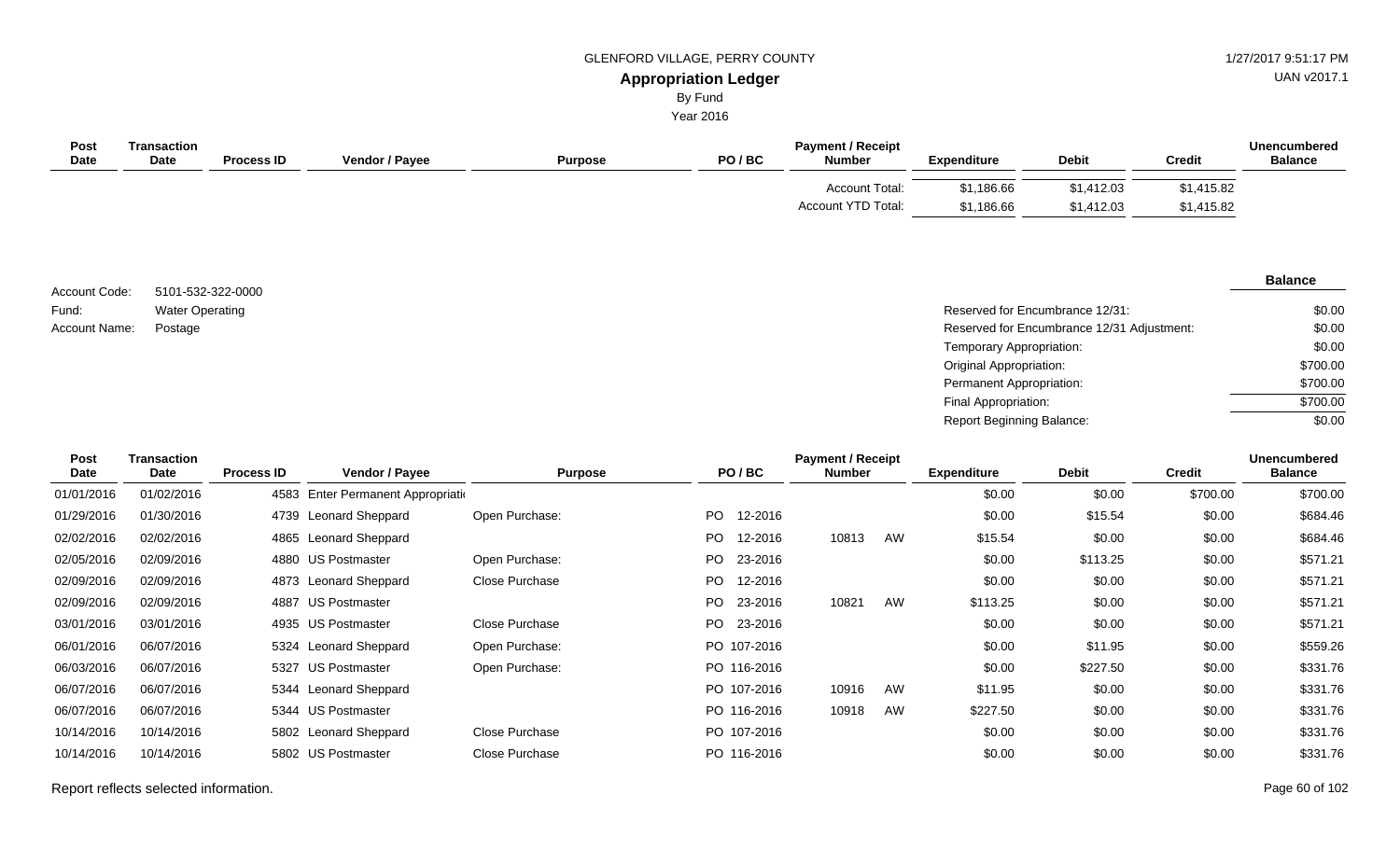GLENFORD VILLAGE, PERRY COUNTY

**Appropriation Ledger**

By Fund

Year 2016

| Post Date | Transaction Date | Process ID | Vendor / Payee | Purpose | PO / BC | Payment / Receipt Number | Expenditure | Debit | Credit | Unencumbered Balance |
|---|---|---|---|---|---|---|---|---|---|---|
| | | | | | | Account Total: | $1,186.66 | $1,412.03 | $1,415.82 | |
| | | | | | | Account YTD Total: | $1,186.66 | $1,412.03 | $1,415.82 | |

Account Code: 5101-532-322-0000
Fund: Water Operating
Account Name: Postage

| | Balance |
|---|---|
| Reserved for Encumbrance 12/31: | $0.00 |
| Reserved for Encumbrance 12/31 Adjustment: | $0.00 |
| Temporary Appropriation: | $0.00 |
| Original Appropriation: | $700.00 |
| Permanent Appropriation: | $700.00 |
| Final Appropriation: | $700.00 |
| Report Beginning Balance: | $0.00 |

| Post Date | Transaction Date | Process ID | Vendor / Payee | Purpose | PO / BC | Payment / Receipt Number | Expenditure | Debit | Credit | Unencumbered Balance |
|---|---|---|---|---|---|---|---|---|---|---|
| 01/01/2016 | 01/02/2016 | 4583 | Enter Permanent Appropriati | | | | $0.00 | $0.00 | $700.00 | $700.00 |
| 01/29/2016 | 01/30/2016 | 4739 | Leonard Sheppard | Open Purchase: | PO 12-2016 | | $0.00 | $15.54 | $0.00 | $684.46 |
| 02/02/2016 | 02/02/2016 | 4865 | Leonard Sheppard | | PO 12-2016 | 10813 AW | $15.54 | $0.00 | $0.00 | $684.46 |
| 02/05/2016 | 02/09/2016 | 4880 | US Postmaster | Open Purchase: | PO 23-2016 | | $0.00 | $113.25 | $0.00 | $571.21 |
| 02/09/2016 | 02/09/2016 | 4873 | Leonard Sheppard | Close Purchase | PO 12-2016 | | $0.00 | $0.00 | $0.00 | $571.21 |
| 02/09/2016 | 02/09/2016 | 4887 | US Postmaster | | PO 23-2016 | 10821 AW | $113.25 | $0.00 | $0.00 | $571.21 |
| 03/01/2016 | 03/01/2016 | 4935 | US Postmaster | Close Purchase | PO 23-2016 | | $0.00 | $0.00 | $0.00 | $571.21 |
| 06/01/2016 | 06/07/2016 | 5324 | Leonard Sheppard | Open Purchase: | PO 107-2016 | | $0.00 | $11.95 | $0.00 | $559.26 |
| 06/03/2016 | 06/07/2016 | 5327 | US Postmaster | Open Purchase: | PO 116-2016 | | $0.00 | $227.50 | $0.00 | $331.76 |
| 06/07/2016 | 06/07/2016 | 5344 | Leonard Sheppard | | PO 107-2016 | 10916 AW | $11.95 | $0.00 | $0.00 | $331.76 |
| 06/07/2016 | 06/07/2016 | 5344 | US Postmaster | | PO 116-2016 | 10918 AW | $227.50 | $0.00 | $0.00 | $331.76 |
| 10/14/2016 | 10/14/2016 | 5802 | Leonard Sheppard | Close Purchase | PO 107-2016 | | $0.00 | $0.00 | $0.00 | $331.76 |
| 10/14/2016 | 10/14/2016 | 5802 | US Postmaster | Close Purchase | PO 116-2016 | | $0.00 | $0.00 | $0.00 | $331.76 |

Report reflects selected information.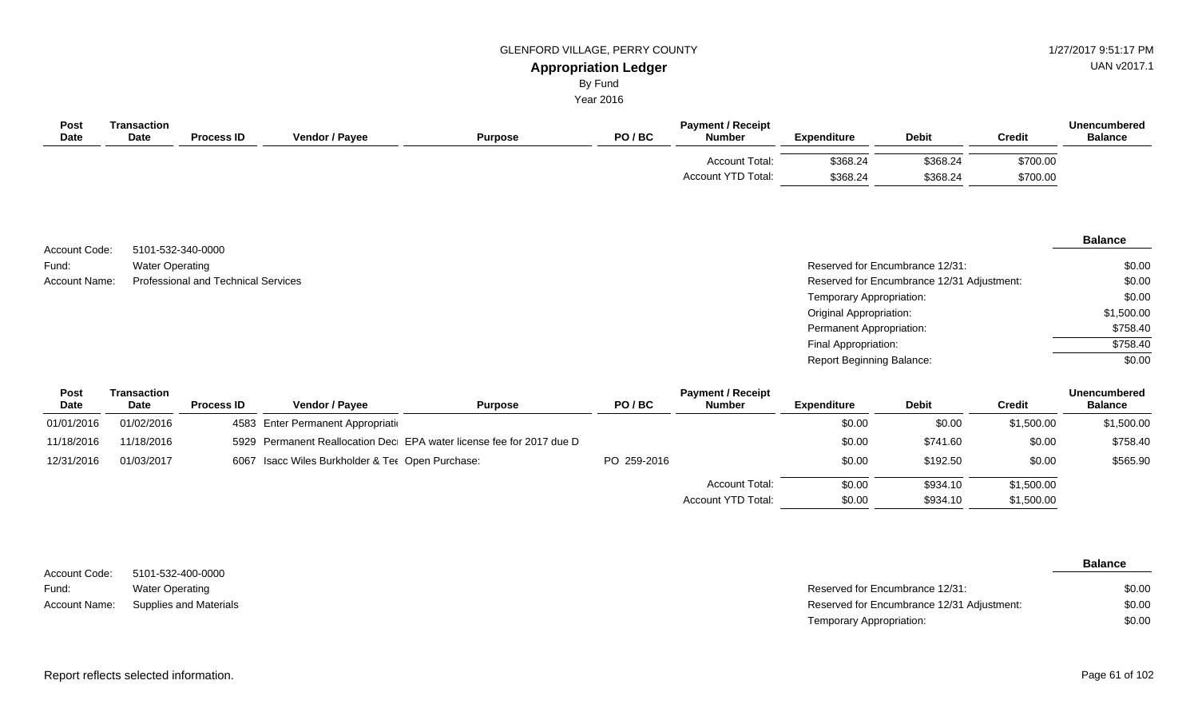| Post Date | Transaction Date | Process ID | Vendor / Payee | Purpose | PO / BC | Payment / Receipt Number | Expenditure | Debit | Credit | Unencumbered Balance |
|---|---|---|---|---|---|---|---|---|---|---|
| | | | | | | Account Total: | $368.24 | $368.24 | $700.00 | |
| | | | | | | Account YTD Total: | $368.24 | $368.24 | $700.00 | |

Account Code: 5101-532-340-0000
Fund: Water Operating
Account Name: Professional and Technical Services

| | Balance |
|---|---|
| Reserved for Encumbrance 12/31: | $0.00 |
| Reserved for Encumbrance 12/31 Adjustment: | $0.00 |
| Temporary Appropriation: | $0.00 |
| Original Appropriation: | $1,500.00 |
| Permanent Appropriation: | $758.40 |
| Final Appropriation: | $758.40 |
| Report Beginning Balance: | $0.00 |

| Post Date | Transaction Date | Process ID | Vendor / Payee | Purpose | PO / BC | Payment / Receipt Number | Expenditure | Debit | Credit | Unencumbered Balance |
|---|---|---|---|---|---|---|---|---|---|---|
| 01/01/2016 | 01/02/2016 | 4583 | Enter Permanent Appropriati | | | | $0.00 | $0.00 | $1,500.00 | $1,500.00 |
| 11/18/2016 | 11/18/2016 | 5929 | Permanent Reallocation Dec | EPA water license fee for 2017 due D | | | $0.00 | $741.60 | $0.00 | $758.40 |
| 12/31/2016 | 01/03/2017 | 6067 | Isacc Wiles Burkholder & Tee | Open Purchase: | PO 259-2016 | | $0.00 | $192.50 | $0.00 | $565.90 |
| | | | | | | Account Total: | $0.00 | $934.10 | $1,500.00 | |
| | | | | | | Account YTD Total: | $0.00 | $934.10 | $1,500.00 | |

Account Code: 5101-532-400-0000
Fund: Water Operating
Account Name: Supplies and Materials

| | Balance |
|---|---|
| Reserved for Encumbrance 12/31: | $0.00 |
| Reserved for Encumbrance 12/31 Adjustment: | $0.00 |
| Temporary Appropriation: | $0.00 |

Report reflects selected information.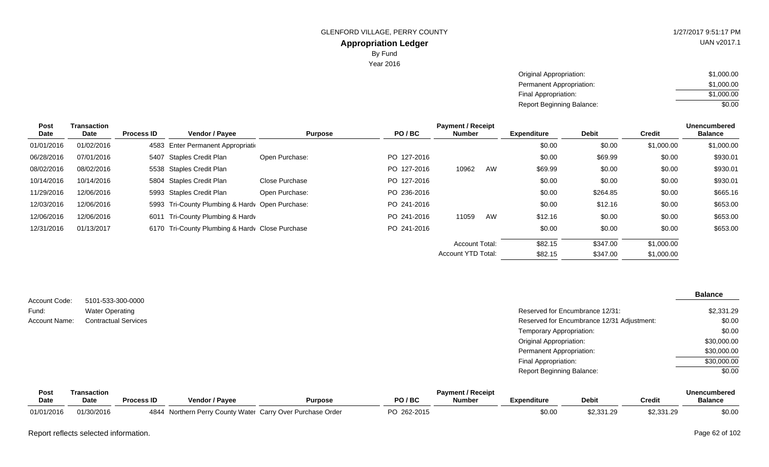GLENFORD VILLAGE, PERRY COUNTY

## Appropriation Ledger

By Fund

Year 2016

| | |
|---|---|
| Original Appropriation: | $1,000.00 |
| Permanent Appropriation: | $1,000.00 |
| Final Appropriation: | $1,000.00 |
| Report Beginning Balance: | $0.00 |

| Post Date | Transaction Date | Process ID | Vendor / Payee | Purpose | PO / BC | Payment / Receipt Number | | Expenditure | Debit | Credit | Unencumbered Balance |
|---|---|---|---|---|---|---|---|---|---|---|---|
| 01/01/2016 | 01/02/2016 | 4583 | Enter Permanent Appropriati | | | | | $0.00 | $0.00 | $1,000.00 | $1,000.00 |
| 06/28/2016 | 07/01/2016 | 5407 | Staples Credit Plan | Open Purchase: | PO 127-2016 | | | $0.00 | $69.99 | $0.00 | $930.01 |
| 08/02/2016 | 08/02/2016 | 5538 | Staples Credit Plan | | PO 127-2016 | 10962 | AW | $69.99 | $0.00 | $0.00 | $930.01 |
| 10/14/2016 | 10/14/2016 | 5804 | Staples Credit Plan | Close Purchase | PO 127-2016 | | | $0.00 | $0.00 | $0.00 | $930.01 |
| 11/29/2016 | 12/06/2016 | 5993 | Staples Credit Plan | Open Purchase: | PO 236-2016 | | | $0.00 | $264.85 | $0.00 | $665.16 |
| 12/03/2016 | 12/06/2016 | 5993 | Tri-County Plumbing & Hardv | Open Purchase: | PO 241-2016 | | | $0.00 | $12.16 | $0.00 | $653.00 |
| 12/06/2016 | 12/06/2016 | 6011 | Tri-County Plumbing & Hardv | | PO 241-2016 | 11059 | AW | $12.16 | $0.00 | $0.00 | $653.00 |
| 12/31/2016 | 01/13/2017 | 6170 | Tri-County Plumbing & Hardv | Close Purchase | PO 241-2016 | | | $0.00 | $0.00 | $0.00 | $653.00 |
| | | | | | | Account Total: | | $82.15 | $347.00 | $1,000.00 | |
| | | | | | | Account YTD Total: | | $82.15 | $347.00 | $1,000.00 | |

Account Code: 5101-533-300-0000
Fund: Water Operating
Account Name: Contractual Services

| | Balance |
|---|---|
| Reserved for Encumbrance 12/31: | $2,331.29 |
| Reserved for Encumbrance 12/31 Adjustment: | $0.00 |
| Temporary Appropriation: | $0.00 |
| Original Appropriation: | $30,000.00 |
| Permanent Appropriation: | $30,000.00 |
| Final Appropriation: | $30,000.00 |
| Report Beginning Balance: | $0.00 |

| Post Date | Transaction Date | Process ID | Vendor / Payee | Purpose | PO / BC | Payment / Receipt Number | Expenditure | Debit | Credit | Unencumbered Balance |
|---|---|---|---|---|---|---|---|---|---|---|
| 01/01/2016 | 01/30/2016 | 4844 | Northern Perry County Water | Carry Over Purchase Order | PO 262-2015 | | $0.00 | $2,331.29 | $2,331.29 | $0.00 |

Report reflects selected information.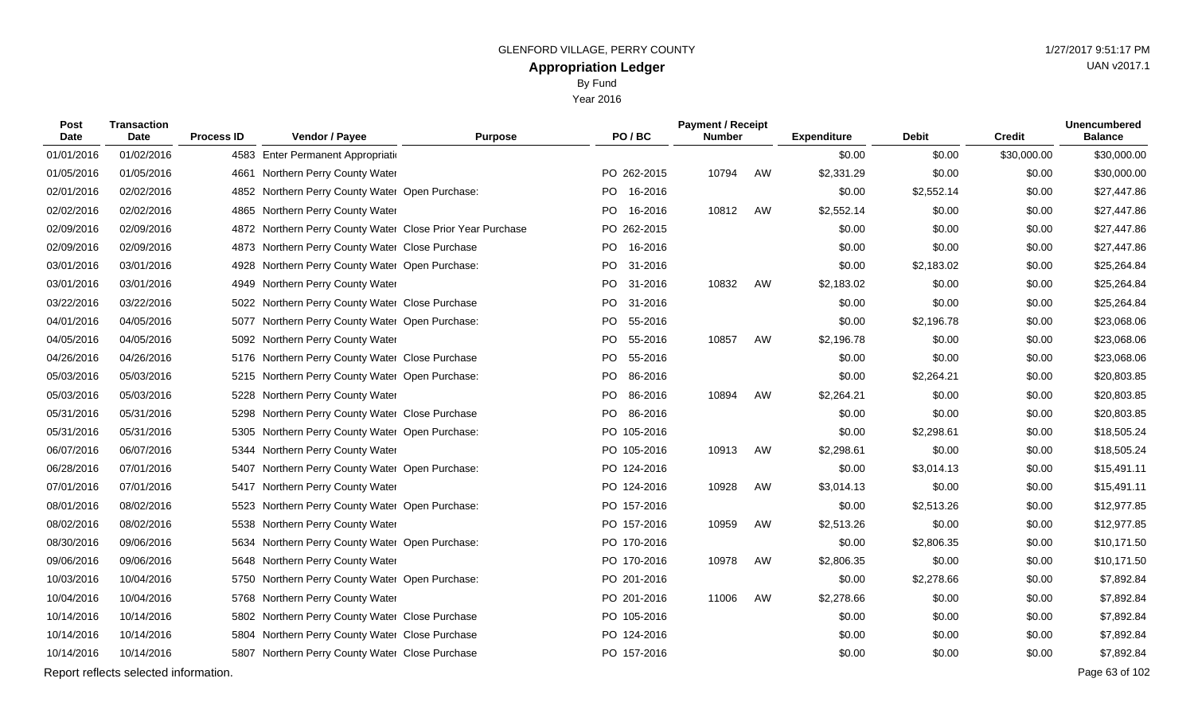GLENFORD VILLAGE, PERRY COUNTY

# Appropriation Ledger

By Fund

Year 2016

| Post Date | Transaction Date | Process ID | Vendor / Payee | Purpose | PO / BC | Payment / Receipt Number | | Expenditure | Debit | Credit | Unencumbered Balance |
|---|---|---|---|---|---|---|---|---|---|---|---|
| 01/01/2016 | 01/02/2016 | 4583 | Enter Permanent Appropriati | | | | | $0.00 | $0.00 | $30,000.00 | $30,000.00 |
| 01/05/2016 | 01/05/2016 | 4661 | Northern Perry County Water | | PO 262-2015 | 10794 | AW | $2,331.29 | $0.00 | $0.00 | $30,000.00 |
| 02/01/2016 | 02/02/2016 | 4852 | Northern Perry County Water | Open Purchase: | PO 16-2016 | | | $0.00 | $2,552.14 | $0.00 | $27,447.86 |
| 02/02/2016 | 02/02/2016 | 4865 | Northern Perry County Water | | PO 16-2016 | 10812 | AW | $2,552.14 | $0.00 | $0.00 | $27,447.86 |
| 02/09/2016 | 02/09/2016 | 4872 | Northern Perry County Water | Close Prior Year Purchase | PO 262-2015 | | | $0.00 | $0.00 | $0.00 | $27,447.86 |
| 02/09/2016 | 02/09/2016 | 4873 | Northern Perry County Water | Close Purchase | PO 16-2016 | | | $0.00 | $0.00 | $0.00 | $27,447.86 |
| 03/01/2016 | 03/01/2016 | 4928 | Northern Perry County Water | Open Purchase: | PO 31-2016 | | | $0.00 | $2,183.02 | $0.00 | $25,264.84 |
| 03/01/2016 | 03/01/2016 | 4949 | Northern Perry County Water | | PO 31-2016 | 10832 | AW | $2,183.02 | $0.00 | $0.00 | $25,264.84 |
| 03/22/2016 | 03/22/2016 | 5022 | Northern Perry County Water | Close Purchase | PO 31-2016 | | | $0.00 | $0.00 | $0.00 | $25,264.84 |
| 04/01/2016 | 04/05/2016 | 5077 | Northern Perry County Water | Open Purchase: | PO 55-2016 | | | $0.00 | $2,196.78 | $0.00 | $23,068.06 |
| 04/05/2016 | 04/05/2016 | 5092 | Northern Perry County Water | | PO 55-2016 | 10857 | AW | $2,196.78 | $0.00 | $0.00 | $23,068.06 |
| 04/26/2016 | 04/26/2016 | 5176 | Northern Perry County Water | Close Purchase | PO 55-2016 | | | $0.00 | $0.00 | $0.00 | $23,068.06 |
| 05/03/2016 | 05/03/2016 | 5215 | Northern Perry County Water | Open Purchase: | PO 86-2016 | | | $0.00 | $2,264.21 | $0.00 | $20,803.85 |
| 05/03/2016 | 05/03/2016 | 5228 | Northern Perry County Water | | PO 86-2016 | 10894 | AW | $2,264.21 | $0.00 | $0.00 | $20,803.85 |
| 05/31/2016 | 05/31/2016 | 5298 | Northern Perry County Water | Close Purchase | PO 86-2016 | | | $0.00 | $0.00 | $0.00 | $20,803.85 |
| 05/31/2016 | 05/31/2016 | 5305 | Northern Perry County Water | Open Purchase: | PO 105-2016 | | | $0.00 | $2,298.61 | $0.00 | $18,505.24 |
| 06/07/2016 | 06/07/2016 | 5344 | Northern Perry County Water | | PO 105-2016 | 10913 | AW | $2,298.61 | $0.00 | $0.00 | $18,505.24 |
| 06/28/2016 | 07/01/2016 | 5407 | Northern Perry County Water | Open Purchase: | PO 124-2016 | | | $0.00 | $3,014.13 | $0.00 | $15,491.11 |
| 07/01/2016 | 07/01/2016 | 5417 | Northern Perry County Water | | PO 124-2016 | 10928 | AW | $3,014.13 | $0.00 | $0.00 | $15,491.11 |
| 08/01/2016 | 08/02/2016 | 5523 | Northern Perry County Water | Open Purchase: | PO 157-2016 | | | $0.00 | $2,513.26 | $0.00 | $12,977.85 |
| 08/02/2016 | 08/02/2016 | 5538 | Northern Perry County Water | | PO 157-2016 | 10959 | AW | $2,513.26 | $0.00 | $0.00 | $12,977.85 |
| 08/30/2016 | 09/06/2016 | 5634 | Northern Perry County Water | Open Purchase: | PO 170-2016 | | | $0.00 | $2,806.35 | $0.00 | $10,171.50 |
| 09/06/2016 | 09/06/2016 | 5648 | Northern Perry County Water | | PO 170-2016 | 10978 | AW | $2,806.35 | $0.00 | $0.00 | $10,171.50 |
| 10/03/2016 | 10/04/2016 | 5750 | Northern Perry County Water | Open Purchase: | PO 201-2016 | | | $0.00 | $2,278.66 | $0.00 | $7,892.84 |
| 10/04/2016 | 10/04/2016 | 5768 | Northern Perry County Water | | PO 201-2016 | 11006 | AW | $2,278.66 | $0.00 | $0.00 | $7,892.84 |
| 10/14/2016 | 10/14/2016 | 5802 | Northern Perry County Water | Close Purchase | PO 105-2016 | | | $0.00 | $0.00 | $0.00 | $7,892.84 |
| 10/14/2016 | 10/14/2016 | 5804 | Northern Perry County Water | Close Purchase | PO 124-2016 | | | $0.00 | $0.00 | $0.00 | $7,892.84 |
| 10/14/2016 | 10/14/2016 | 5807 | Northern Perry County Water | Close Purchase | PO 157-2016 | | | $0.00 | $0.00 | $0.00 | $7,892.84 |

Report reflects selected information.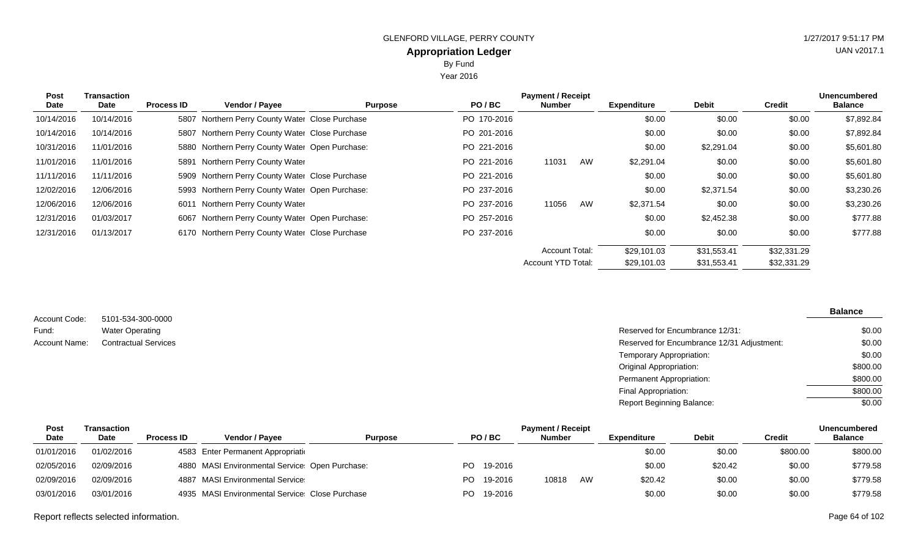GLENFORD VILLAGE, PERRY COUNTY

## Appropriation Ledger

By Fund

Year 2016

| Post Date | Transaction Date | Process ID | Vendor / Payee | Purpose | PO / BC | Payment / Receipt Number | | Expenditure | Debit | Credit | Unencumbered Balance |
|---|---|---|---|---|---|---|---|---|---|---|---|
| 10/14/2016 | 10/14/2016 | 5807 | Northern Perry County Water | Close Purchase | PO 170-2016 | | | $0.00 | $0.00 | $0.00 | $7,892.84 |
| 10/14/2016 | 10/14/2016 | 5807 | Northern Perry County Water | Close Purchase | PO 201-2016 | | | $0.00 | $0.00 | $0.00 | $7,892.84 |
| 10/31/2016 | 11/01/2016 | 5880 | Northern Perry County Water | Open Purchase: | PO 221-2016 | | | $0.00 | $2,291.04 | $0.00 | $5,601.80 |
| 11/01/2016 | 11/01/2016 | 5891 | Northern Perry County Water | | PO 221-2016 | 11031 | AW | $2,291.04 | $0.00 | $0.00 | $5,601.80 |
| 11/11/2016 | 11/11/2016 | 5909 | Northern Perry County Water | Close Purchase | PO 221-2016 | | | $0.00 | $0.00 | $0.00 | $5,601.80 |
| 12/02/2016 | 12/06/2016 | 5993 | Northern Perry County Water | Open Purchase: | PO 237-2016 | | | $0.00 | $2,371.54 | $0.00 | $3,230.26 |
| 12/06/2016 | 12/06/2016 | 6011 | Northern Perry County Water | | PO 237-2016 | 11056 | AW | $2,371.54 | $0.00 | $0.00 | $3,230.26 |
| 12/31/2016 | 01/03/2017 | 6067 | Northern Perry County Water | Open Purchase: | PO 257-2016 | | | $0.00 | $2,452.38 | $0.00 | $777.88 |
| 12/31/2016 | 01/13/2017 | 6170 | Northern Perry County Water | Close Purchase | PO 237-2016 | | | $0.00 | $0.00 | $0.00 | $777.88 |
| | | | | | | Account Total: | | $29,101.03 | $31,553.41 | $32,331.29 | |
| | | | | | | Account YTD Total: | | $29,101.03 | $31,553.41 | $32,331.29 | |

Account Code: 5101-534-300-0000
Fund: Water Operating
Account Name: Contractual Services

| | Balance |
|---|---|
| Reserved for Encumbrance 12/31: | $0.00 |
| Reserved for Encumbrance 12/31 Adjustment: | $0.00 |
| Temporary Appropriation: | $0.00 |
| Original Appropriation: | $800.00 |
| Permanent Appropriation: | $800.00 |
| Final Appropriation: | $800.00 |
| Report Beginning Balance: | $0.00 |

| Post Date | Transaction Date | Process ID | Vendor / Payee | Purpose | PO / BC | Payment / Receipt Number | | Expenditure | Debit | Credit | Unencumbered Balance |
|---|---|---|---|---|---|---|---|---|---|---|---|
| 01/01/2016 | 01/02/2016 | 4583 | Enter Permanent Appropriati | | | | | $0.00 | $0.00 | $800.00 | $800.00 |
| 02/05/2016 | 02/09/2016 | 4880 | MASI Environmental Service | Open Purchase: | PO 19-2016 | | | $0.00 | $20.42 | $0.00 | $779.58 |
| 02/09/2016 | 02/09/2016 | 4887 | MASI Environmental Service | | PO 19-2016 | 10818 | AW | $20.42 | $0.00 | $0.00 | $779.58 |
| 03/01/2016 | 03/01/2016 | 4935 | MASI Environmental Service | Close Purchase | PO 19-2016 | | | $0.00 | $0.00 | $0.00 | $779.58 |

Report reflects selected information.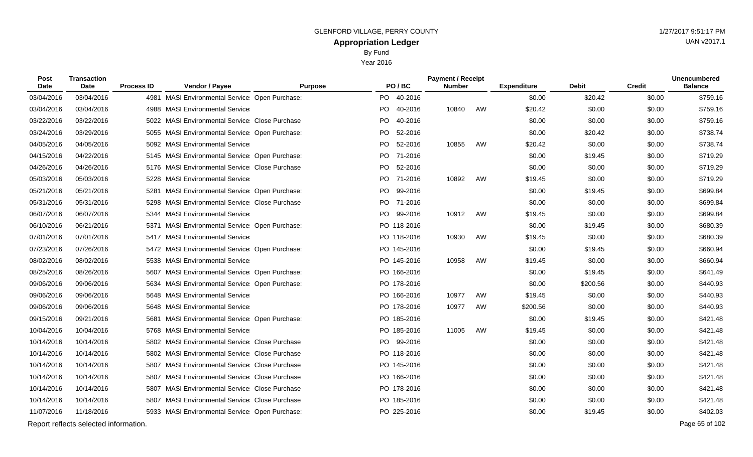GLENFORD VILLAGE, PERRY COUNTY

# Appropriation Ledger

By Fund

Year 2016

1/27/2017 9:51:17 PM

UAN v2017.1

| Post Date | Transaction Date | Process ID | Vendor / Payee | Purpose | PO / BC | Payment / Receipt Number | | Expenditure | Debit | Credit | Unencumbered Balance |
|---|---|---|---|---|---|---|---|---|---|---|---|
| 03/04/2016 | 03/04/2016 | 4981 | MASI Environmental Service | Open Purchase: | PO 40-2016 | | | $0.00 | $20.42 | $0.00 | $759.16 |
| 03/04/2016 | 03/04/2016 | 4988 | MASI Environmental Service | | PO 40-2016 | 10840 | AW | $20.42 | $0.00 | $0.00 | $759.16 |
| 03/22/2016 | 03/22/2016 | 5022 | MASI Environmental Service | Close Purchase | PO 40-2016 | | | $0.00 | $0.00 | $0.00 | $759.16 |
| 03/24/2016 | 03/29/2016 | 5055 | MASI Environmental Service | Open Purchase: | PO 52-2016 | | | $0.00 | $20.42 | $0.00 | $738.74 |
| 04/05/2016 | 04/05/2016 | 5092 | MASI Environmental Service | | PO 52-2016 | 10855 | AW | $20.42 | $0.00 | $0.00 | $738.74 |
| 04/15/2016 | 04/22/2016 | 5145 | MASI Environmental Service | Open Purchase: | PO 71-2016 | | | $0.00 | $19.45 | $0.00 | $719.29 |
| 04/26/2016 | 04/26/2016 | 5176 | MASI Environmental Service | Close Purchase | PO 52-2016 | | | $0.00 | $0.00 | $0.00 | $719.29 |
| 05/03/2016 | 05/03/2016 | 5228 | MASI Environmental Service | | PO 71-2016 | 10892 | AW | $19.45 | $0.00 | $0.00 | $719.29 |
| 05/21/2016 | 05/21/2016 | 5281 | MASI Environmental Service | Open Purchase: | PO 99-2016 | | | $0.00 | $19.45 | $0.00 | $699.84 |
| 05/31/2016 | 05/31/2016 | 5298 | MASI Environmental Service | Close Purchase | PO 71-2016 | | | $0.00 | $0.00 | $0.00 | $699.84 |
| 06/07/2016 | 06/07/2016 | 5344 | MASI Environmental Service | | PO 99-2016 | 10912 | AW | $19.45 | $0.00 | $0.00 | $699.84 |
| 06/10/2016 | 06/21/2016 | 5371 | MASI Environmental Service | Open Purchase: | PO 118-2016 | | | $0.00 | $19.45 | $0.00 | $680.39 |
| 07/01/2016 | 07/01/2016 | 5417 | MASI Environmental Service | | PO 118-2016 | 10930 | AW | $19.45 | $0.00 | $0.00 | $680.39 |
| 07/23/2016 | 07/26/2016 | 5472 | MASI Environmental Service | Open Purchase: | PO 145-2016 | | | $0.00 | $19.45 | $0.00 | $660.94 |
| 08/02/2016 | 08/02/2016 | 5538 | MASI Environmental Service | | PO 145-2016 | 10958 | AW | $19.45 | $0.00 | $0.00 | $660.94 |
| 08/25/2016 | 08/26/2016 | 5607 | MASI Environmental Service | Open Purchase: | PO 166-2016 | | | $0.00 | $19.45 | $0.00 | $641.49 |
| 09/06/2016 | 09/06/2016 | 5634 | MASI Environmental Service | Open Purchase: | PO 178-2016 | | | $0.00 | $200.56 | $0.00 | $440.93 |
| 09/06/2016 | 09/06/2016 | 5648 | MASI Environmental Service | | PO 166-2016 | 10977 | AW | $19.45 | $0.00 | $0.00 | $440.93 |
| 09/06/2016 | 09/06/2016 | 5648 | MASI Environmental Service | | PO 178-2016 | 10977 | AW | $200.56 | $0.00 | $0.00 | $440.93 |
| 09/15/2016 | 09/21/2016 | 5681 | MASI Environmental Service | Open Purchase: | PO 185-2016 | | | $0.00 | $19.45 | $0.00 | $421.48 |
| 10/04/2016 | 10/04/2016 | 5768 | MASI Environmental Service | | PO 185-2016 | 11005 | AW | $19.45 | $0.00 | $0.00 | $421.48 |
| 10/14/2016 | 10/14/2016 | 5802 | MASI Environmental Service | Close Purchase | PO 99-2016 | | | $0.00 | $0.00 | $0.00 | $421.48 |
| 10/14/2016 | 10/14/2016 | 5802 | MASI Environmental Service | Close Purchase | PO 118-2016 | | | $0.00 | $0.00 | $0.00 | $421.48 |
| 10/14/2016 | 10/14/2016 | 5807 | MASI Environmental Service | Close Purchase | PO 145-2016 | | | $0.00 | $0.00 | $0.00 | $421.48 |
| 10/14/2016 | 10/14/2016 | 5807 | MASI Environmental Service | Close Purchase | PO 166-2016 | | | $0.00 | $0.00 | $0.00 | $421.48 |
| 10/14/2016 | 10/14/2016 | 5807 | MASI Environmental Service | Close Purchase | PO 178-2016 | | | $0.00 | $0.00 | $0.00 | $421.48 |
| 10/14/2016 | 10/14/2016 | 5807 | MASI Environmental Service | Close Purchase | PO 185-2016 | | | $0.00 | $0.00 | $0.00 | $421.48 |
| 11/07/2016 | 11/18/2016 | 5933 | MASI Environmental Service | Open Purchase: | PO 225-2016 | | | $0.00 | $19.45 | $0.00 | $402.03 |

Report reflects selected information.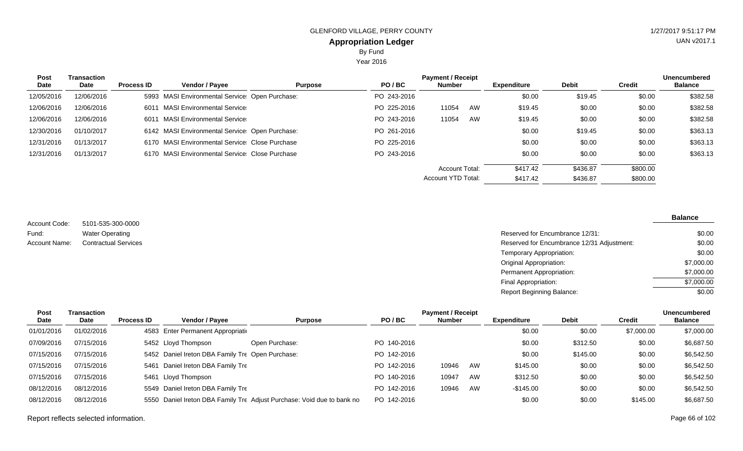GLENFORD VILLAGE, PERRY COUNTY

## Appropriation Ledger

By Fund

Year 2016

| Post Date | Transaction Date | Process ID | Vendor / Payee | Purpose | PO / BC | Payment / Receipt Number | | Expenditure | Debit | Credit | Unencumbered Balance |
|---|---|---|---|---|---|---|---|---|---|---|---|
| 12/05/2016 | 12/06/2016 | 5993 | MASI Environmental Service | Open Purchase: | PO 243-2016 | | | $0.00 | $19.45 | $0.00 | $382.58 |
| 12/06/2016 | 12/06/2016 | 6011 | MASI Environmental Service | | PO 225-2016 | 11054 | AW | $19.45 | $0.00 | $0.00 | $382.58 |
| 12/06/2016 | 12/06/2016 | 6011 | MASI Environmental Service | | PO 243-2016 | 11054 | AW | $19.45 | $0.00 | $0.00 | $382.58 |
| 12/30/2016 | 01/10/2017 | 6142 | MASI Environmental Service | Open Purchase: | PO 261-2016 | | | $0.00 | $19.45 | $0.00 | $363.13 |
| 12/31/2016 | 01/13/2017 | 6170 | MASI Environmental Service | Close Purchase | PO 225-2016 | | | $0.00 | $0.00 | $0.00 | $363.13 |
| 12/31/2016 | 01/13/2017 | 6170 | MASI Environmental Service | Close Purchase | PO 243-2016 | | | $0.00 | $0.00 | $0.00 | $363.13 |
| | | | | | | Account Total: | | $417.42 | $436.87 | $800.00 | |
| | | | | | | Account YTD Total: | | $417.42 | $436.87 | $800.00 | |

Account Code: 5101-535-300-0000
Fund: Water Operating
Account Name: Contractual Services

| | Balance |
|---|---|
| Reserved for Encumbrance 12/31: | $0.00 |
| Reserved for Encumbrance 12/31 Adjustment: | $0.00 |
| Temporary Appropriation: | $0.00 |
| Original Appropriation: | $7,000.00 |
| Permanent Appropriation: | $7,000.00 |
| Final Appropriation: | $7,000.00 |
| Report Beginning Balance: | $0.00 |

| Post Date | Transaction Date | Process ID | Vendor / Payee | Purpose | PO / BC | Payment / Receipt Number | | Expenditure | Debit | Credit | Unencumbered Balance |
|---|---|---|---|---|---|---|---|---|---|---|---|
| 01/01/2016 | 01/02/2016 | 4583 | Enter Permanent Appropriati | | | | | $0.00 | $0.00 | $7,000.00 | $7,000.00 |
| 07/09/2016 | 07/15/2016 | 5452 | Lloyd Thompson | Open Purchase: | PO 140-2016 | | | $0.00 | $312.50 | $0.00 | $6,687.50 |
| 07/15/2016 | 07/15/2016 | 5452 | Daniel Ireton DBA Family Tre | Open Purchase: | PO 142-2016 | | | $0.00 | $145.00 | $0.00 | $6,542.50 |
| 07/15/2016 | 07/15/2016 | 5461 | Daniel Ireton DBA Family Tre | | PO 142-2016 | 10946 | AW | $145.00 | $0.00 | $0.00 | $6,542.50 |
| 07/15/2016 | 07/15/2016 | 5461 | Lloyd Thompson | | PO 140-2016 | 10947 | AW | $312.50 | $0.00 | $0.00 | $6,542.50 |
| 08/12/2016 | 08/12/2016 | 5549 | Daniel Ireton DBA Family Tre | | PO 142-2016 | 10946 | AW | -$145.00 | $0.00 | $0.00 | $6,542.50 |
| 08/12/2016 | 08/12/2016 | 5550 | Daniel Ireton DBA Family Tre | Adjust Purchase: Void due to bank no | PO 142-2016 | | | $0.00 | $0.00 | $145.00 | $6,687.50 |

Report reflects selected information.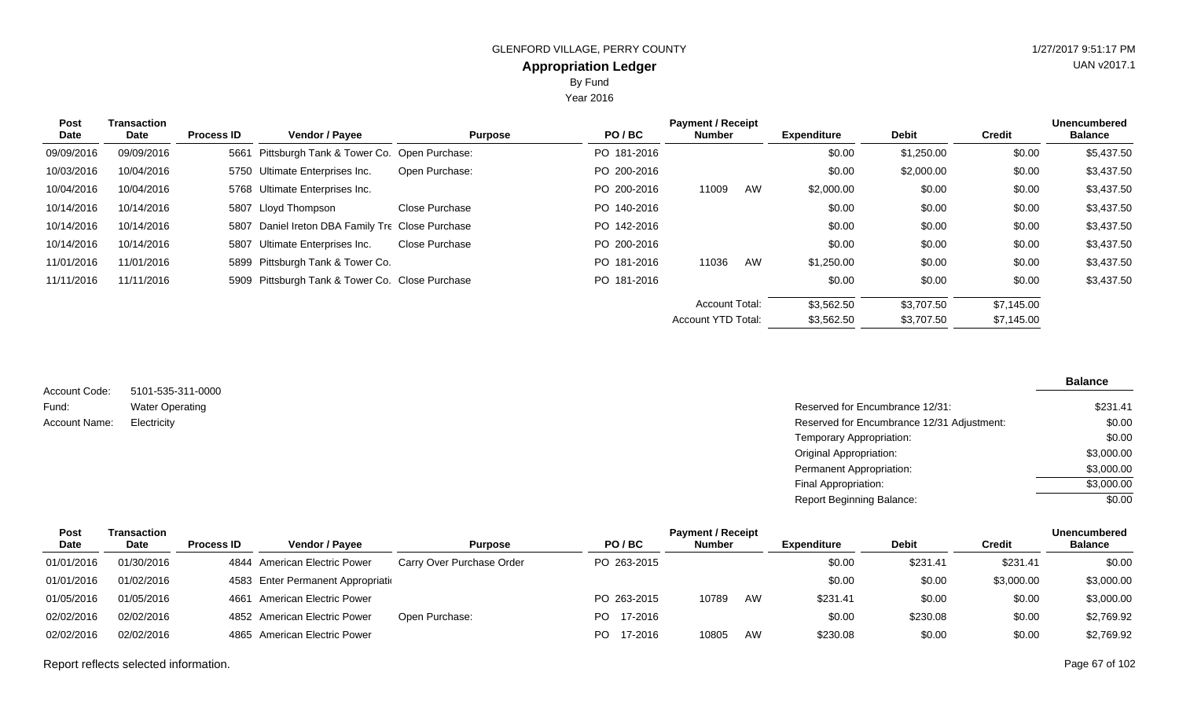GLENFORD VILLAGE, PERRY COUNTY

# Appropriation Ledger

By Fund

Year 2016

| Post Date | Transaction Date | Process ID | Vendor / Payee | Purpose | PO / BC | Payment / Receipt Number | | Expenditure | Debit | Credit | Unencumbered Balance |
|---|---|---|---|---|---|---|---|---|---|---|---|
| 09/09/2016 | 09/09/2016 | 5661 | Pittsburgh Tank & Tower Co. | Open Purchase: | PO 181-2016 | | | $0.00 | $1,250.00 | $0.00 | $5,437.50 |
| 10/03/2016 | 10/04/2016 | 5750 | Ultimate Enterprises Inc. | Open Purchase: | PO 200-2016 | | | $0.00 | $2,000.00 | $0.00 | $3,437.50 |
| 10/04/2016 | 10/04/2016 | 5768 | Ultimate Enterprises Inc. | | PO 200-2016 | 11009 | AW | $2,000.00 | $0.00 | $0.00 | $3,437.50 |
| 10/14/2016 | 10/14/2016 | 5807 | Lloyd Thompson | Close Purchase | PO 140-2016 | | | $0.00 | $0.00 | $0.00 | $3,437.50 |
| 10/14/2016 | 10/14/2016 | 5807 | Daniel Ireton DBA Family Tre | Close Purchase | PO 142-2016 | | | $0.00 | $0.00 | $0.00 | $3,437.50 |
| 10/14/2016 | 10/14/2016 | 5807 | Ultimate Enterprises Inc. | Close Purchase | PO 200-2016 | | | $0.00 | $0.00 | $0.00 | $3,437.50 |
| 11/01/2016 | 11/01/2016 | 5899 | Pittsburgh Tank & Tower Co. | | PO 181-2016 | 11036 | AW | $1,250.00 | $0.00 | $0.00 | $3,437.50 |
| 11/11/2016 | 11/11/2016 | 5909 | Pittsburgh Tank & Tower Co. | Close Purchase | PO 181-2016 | | | $0.00 | $0.00 | $0.00 | $3,437.50 |
| | | | | | | Account Total: | | $3,562.50 | $3,707.50 | $7,145.00 | |
| | | | | | | Account YTD Total: | | $3,562.50 | $3,707.50 | $7,145.00 | |

Account Code: 5101-535-311-0000
Fund: Water Operating
Account Name: Electricity

| | Balance |
|---|---|
| Reserved for Encumbrance 12/31: | $231.41 |
| Reserved for Encumbrance 12/31 Adjustment: | $0.00 |
| Temporary Appropriation: | $0.00 |
| Original Appropriation: | $3,000.00 |
| Permanent Appropriation: | $3,000.00 |
| Final Appropriation: | $3,000.00 |
| Report Beginning Balance: | $0.00 |

| Post Date | Transaction Date | Process ID | Vendor / Payee | Purpose | PO / BC | Payment / Receipt Number | | Expenditure | Debit | Credit | Unencumbered Balance |
|---|---|---|---|---|---|---|---|---|---|---|---|
| 01/01/2016 | 01/30/2016 | 4844 | American Electric Power | Carry Over Purchase Order | PO 263-2015 | | | $0.00 | $231.41 | $231.41 | $0.00 |
| 01/01/2016 | 01/02/2016 | 4583 | Enter Permanent Appropriati | | | | | $0.00 | $0.00 | $3,000.00 | $3,000.00 |
| 01/05/2016 | 01/05/2016 | 4661 | American Electric Power | | PO 263-2015 | 10789 | AW | $231.41 | $0.00 | $0.00 | $3,000.00 |
| 02/02/2016 | 02/02/2016 | 4852 | American Electric Power | Open Purchase: | PO 17-2016 | | | $0.00 | $230.08 | $0.00 | $2,769.92 |
| 02/02/2016 | 02/02/2016 | 4865 | American Electric Power | | PO 17-2016 | 10805 | AW | $230.08 | $0.00 | $0.00 | $2,769.92 |

Report reflects selected information.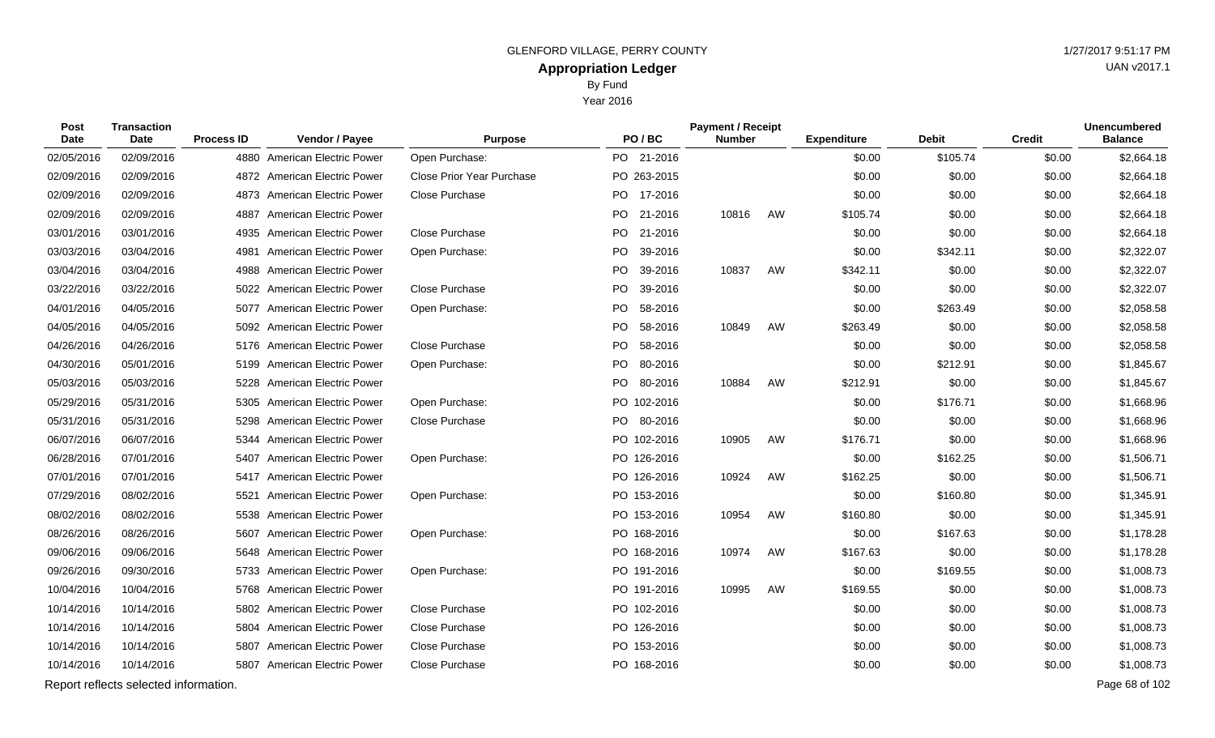GLENFORD VILLAGE, PERRY COUNTY

# Appropriation Ledger

By Fund

Year 2016

| Post Date | Transaction Date | Process ID | Vendor / Payee | Purpose | PO / BC | Payment / Receipt Number | | Expenditure | Debit | Credit | Unencumbered Balance |
|---|---|---|---|---|---|---|---|---|---|---|---|
| 02/05/2016 | 02/09/2016 | 4880 | American Electric Power | Open Purchase: | PO 21-2016 | | | $0.00 | $105.74 | $0.00 | $2,664.18 |
| 02/09/2016 | 02/09/2016 | 4872 | American Electric Power | Close Prior Year Purchase | PO 263-2015 | | | $0.00 | $0.00 | $0.00 | $2,664.18 |
| 02/09/2016 | 02/09/2016 | 4873 | American Electric Power | Close Purchase | PO 17-2016 | | | $0.00 | $0.00 | $0.00 | $2,664.18 |
| 02/09/2016 | 02/09/2016 | 4887 | American Electric Power | | PO 21-2016 | 10816 | AW | $105.74 | $0.00 | $0.00 | $2,664.18 |
| 03/01/2016 | 03/01/2016 | 4935 | American Electric Power | Close Purchase | PO 21-2016 | | | $0.00 | $0.00 | $0.00 | $2,664.18 |
| 03/03/2016 | 03/04/2016 | 4981 | American Electric Power | Open Purchase: | PO 39-2016 | | | $0.00 | $342.11 | $0.00 | $2,322.07 |
| 03/04/2016 | 03/04/2016 | 4988 | American Electric Power | | PO 39-2016 | 10837 | AW | $342.11 | $0.00 | $0.00 | $2,322.07 |
| 03/22/2016 | 03/22/2016 | 5022 | American Electric Power | Close Purchase | PO 39-2016 | | | $0.00 | $0.00 | $0.00 | $2,322.07 |
| 04/01/2016 | 04/05/2016 | 5077 | American Electric Power | Open Purchase: | PO 58-2016 | | | $0.00 | $263.49 | $0.00 | $2,058.58 |
| 04/05/2016 | 04/05/2016 | 5092 | American Electric Power | | PO 58-2016 | 10849 | AW | $263.49 | $0.00 | $0.00 | $2,058.58 |
| 04/26/2016 | 04/26/2016 | 5176 | American Electric Power | Close Purchase | PO 58-2016 | | | $0.00 | $0.00 | $0.00 | $2,058.58 |
| 04/30/2016 | 05/01/2016 | 5199 | American Electric Power | Open Purchase: | PO 80-2016 | | | $0.00 | $212.91 | $0.00 | $1,845.67 |
| 05/03/2016 | 05/03/2016 | 5228 | American Electric Power | | PO 80-2016 | 10884 | AW | $212.91 | $0.00 | $0.00 | $1,845.67 |
| 05/29/2016 | 05/31/2016 | 5305 | American Electric Power | Open Purchase: | PO 102-2016 | | | $0.00 | $176.71 | $0.00 | $1,668.96 |
| 05/31/2016 | 05/31/2016 | 5298 | American Electric Power | Close Purchase | PO 80-2016 | | | $0.00 | $0.00 | $0.00 | $1,668.96 |
| 06/07/2016 | 06/07/2016 | 5344 | American Electric Power | | PO 102-2016 | 10905 | AW | $176.71 | $0.00 | $0.00 | $1,668.96 |
| 06/28/2016 | 07/01/2016 | 5407 | American Electric Power | Open Purchase: | PO 126-2016 | | | $0.00 | $162.25 | $0.00 | $1,506.71 |
| 07/01/2016 | 07/01/2016 | 5417 | American Electric Power | | PO 126-2016 | 10924 | AW | $162.25 | $0.00 | $0.00 | $1,506.71 |
| 07/29/2016 | 08/02/2016 | 5521 | American Electric Power | Open Purchase: | PO 153-2016 | | | $0.00 | $160.80 | $0.00 | $1,345.91 |
| 08/02/2016 | 08/02/2016 | 5538 | American Electric Power | | PO 153-2016 | 10954 | AW | $160.80 | $0.00 | $0.00 | $1,345.91 |
| 08/26/2016 | 08/26/2016 | 5607 | American Electric Power | Open Purchase: | PO 168-2016 | | | $0.00 | $167.63 | $0.00 | $1,178.28 |
| 09/06/2016 | 09/06/2016 | 5648 | American Electric Power | | PO 168-2016 | 10974 | AW | $167.63 | $0.00 | $0.00 | $1,178.28 |
| 09/26/2016 | 09/30/2016 | 5733 | American Electric Power | Open Purchase: | PO 191-2016 | | | $0.00 | $169.55 | $0.00 | $1,008.73 |
| 10/04/2016 | 10/04/2016 | 5768 | American Electric Power | | PO 191-2016 | 10995 | AW | $169.55 | $0.00 | $0.00 | $1,008.73 |
| 10/14/2016 | 10/14/2016 | 5802 | American Electric Power | Close Purchase | PO 102-2016 | | | $0.00 | $0.00 | $0.00 | $1,008.73 |
| 10/14/2016 | 10/14/2016 | 5804 | American Electric Power | Close Purchase | PO 126-2016 | | | $0.00 | $0.00 | $0.00 | $1,008.73 |
| 10/14/2016 | 10/14/2016 | 5807 | American Electric Power | Close Purchase | PO 153-2016 | | | $0.00 | $0.00 | $0.00 | $1,008.73 |
| 10/14/2016 | 10/14/2016 | 5807 | American Electric Power | Close Purchase | PO 168-2016 | | | $0.00 | $0.00 | $0.00 | $1,008.73 |

Report reflects selected information.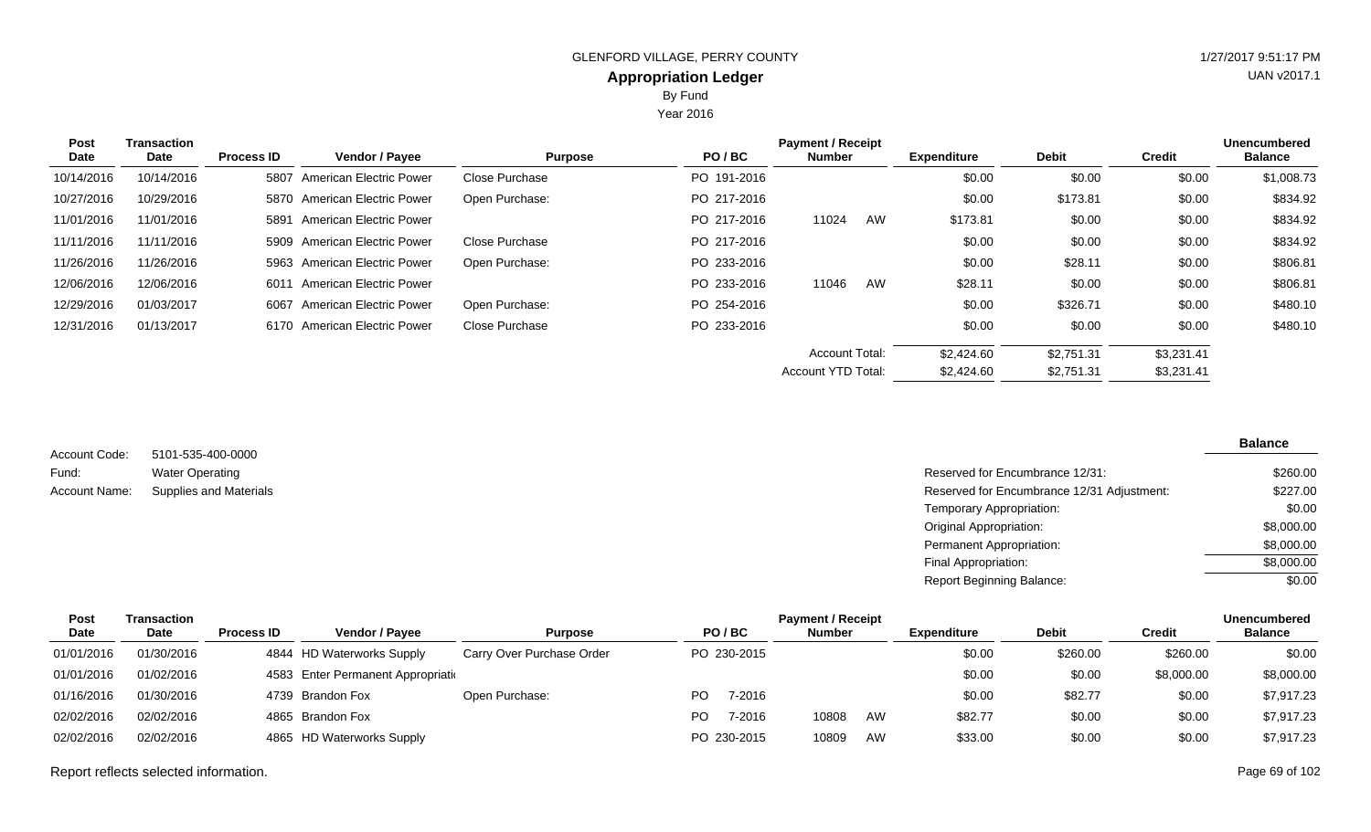GLENFORD VILLAGE, PERRY COUNTY

# Appropriation Ledger

By Fund

Year 2016

| Post Date | Transaction Date | Process ID | Vendor / Payee | Purpose | PO / BC | Payment / Receipt Number | | Expenditure | Debit | Credit | Unencumbered Balance |
|---|---|---|---|---|---|---|---|---|---|---|---|
| 10/14/2016 | 10/14/2016 | 5807 | American Electric Power | Close Purchase | PO 191-2016 | | | $0.00 | $0.00 | $0.00 | $1,008.73 |
| 10/27/2016 | 10/29/2016 | 5870 | American Electric Power | Open Purchase: | PO 217-2016 | | | $0.00 | $173.81 | $0.00 | $834.92 |
| 11/01/2016 | 11/01/2016 | 5891 | American Electric Power | | PO 217-2016 | 11024 | AW | $173.81 | $0.00 | $0.00 | $834.92 |
| 11/11/2016 | 11/11/2016 | 5909 | American Electric Power | Close Purchase | PO 217-2016 | | | $0.00 | $0.00 | $0.00 | $834.92 |
| 11/26/2016 | 11/26/2016 | 5963 | American Electric Power | Open Purchase: | PO 233-2016 | | | $0.00 | $28.11 | $0.00 | $806.81 |
| 12/06/2016 | 12/06/2016 | 6011 | American Electric Power | | PO 233-2016 | 11046 | AW | $28.11 | $0.00 | $0.00 | $806.81 |
| 12/29/2016 | 01/03/2017 | 6067 | American Electric Power | Open Purchase: | PO 254-2016 | | | $0.00 | $326.71 | $0.00 | $480.10 |
| 12/31/2016 | 01/13/2017 | 6170 | American Electric Power | Close Purchase | PO 233-2016 | | | $0.00 | $0.00 | $0.00 | $480.10 |
| | | | | | | Account Total: | | $2,424.60 | $2,751.31 | $3,231.41 | |
| | | | | | | Account YTD Total: | | $2,424.60 | $2,751.31 | $3,231.41 | |

Account Code: 5101-535-400-0000
Fund: Water Operating
Account Name: Supplies and Materials

| | Balance |
|---|---|
| Reserved for Encumbrance 12/31: | $260.00 |
| Reserved for Encumbrance 12/31 Adjustment: | $227.00 |
| Temporary Appropriation: | $0.00 |
| Original Appropriation: | $8,000.00 |
| Permanent Appropriation: | $8,000.00 |
| Final Appropriation: | $8,000.00 |
| Report Beginning Balance: | $0.00 |

| Post Date | Transaction Date | Process ID | Vendor / Payee | Purpose | PO / BC | Payment / Receipt Number | | Expenditure | Debit | Credit | Unencumbered Balance |
|---|---|---|---|---|---|---|---|---|---|---|---|
| 01/01/2016 | 01/30/2016 | 4844 | HD Waterworks Supply | Carry Over Purchase Order | PO 230-2015 | | | $0.00 | $260.00 | $260.00 | $0.00 |
| 01/01/2016 | 01/02/2016 | 4583 | Enter Permanent Appropriati | | | | | $0.00 | $0.00 | $8,000.00 | $8,000.00 |
| 01/16/2016 | 01/30/2016 | 4739 | Brandon Fox | Open Purchase: | PO 7-2016 | | | $0.00 | $82.77 | $0.00 | $7,917.23 |
| 02/02/2016 | 02/02/2016 | 4865 | Brandon Fox | | PO 7-2016 | 10808 | AW | $82.77 | $0.00 | $0.00 | $7,917.23 |
| 02/02/2016 | 02/02/2016 | 4865 | HD Waterworks Supply | | PO 230-2015 | 10809 | AW | $33.00 | $0.00 | $0.00 | $7,917.23 |

Report reflects selected information.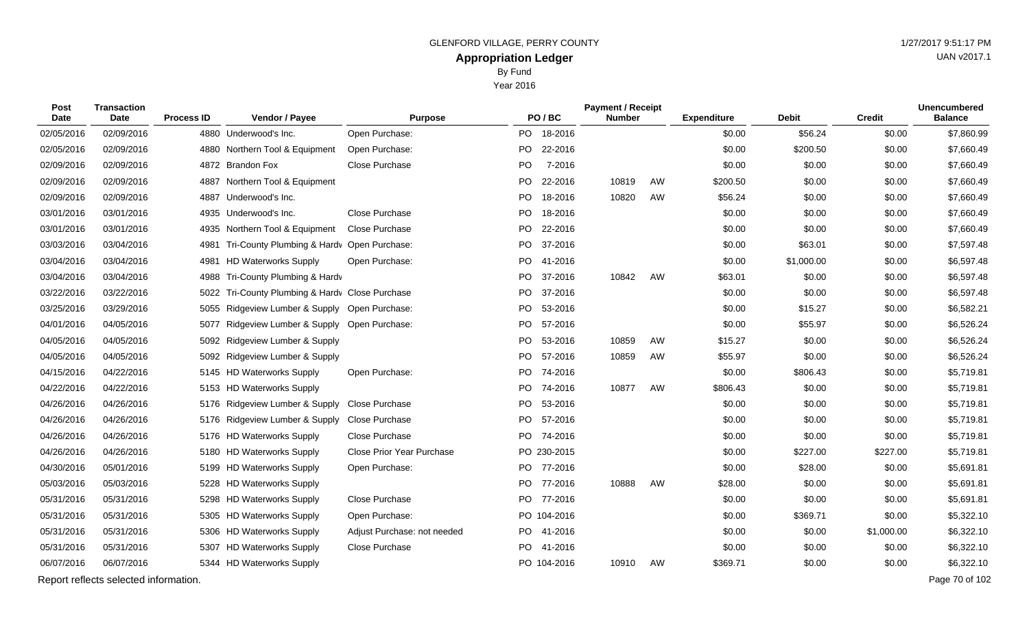GLENFORD VILLAGE, PERRY COUNTY

# Appropriation Ledger

By Fund

Year 2016

| Post Date | Transaction Date | Process ID | Vendor / Payee | Purpose | PO / BC | Payment / Receipt Number | | Expenditure | Debit | Credit | Unencumbered Balance |
|---|---|---|---|---|---|---|---|---|---|---|---|
| 02/05/2016 | 02/09/2016 | 4880 | Underwood's Inc. | Open Purchase: | PO 18-2016 | | | $0.00 | $56.24 | $0.00 | $7,860.99 |
| 02/05/2016 | 02/09/2016 | 4880 | Northern Tool & Equipment | Open Purchase: | PO 22-2016 | | | $0.00 | $200.50 | $0.00 | $7,660.49 |
| 02/09/2016 | 02/09/2016 | 4872 | Brandon Fox | Close Purchase | PO 7-2016 | | | $0.00 | $0.00 | $0.00 | $7,660.49 |
| 02/09/2016 | 02/09/2016 | 4887 | Northern Tool & Equipment | | PO 22-2016 | 10819 | AW | $200.50 | $0.00 | $0.00 | $7,660.49 |
| 02/09/2016 | 02/09/2016 | 4887 | Underwood's Inc. | | PO 18-2016 | 10820 | AW | $56.24 | $0.00 | $0.00 | $7,660.49 |
| 03/01/2016 | 03/01/2016 | 4935 | Underwood's Inc. | Close Purchase | PO 18-2016 | | | $0.00 | $0.00 | $0.00 | $7,660.49 |
| 03/01/2016 | 03/01/2016 | 4935 | Northern Tool & Equipment | Close Purchase | PO 22-2016 | | | $0.00 | $0.00 | $0.00 | $7,660.49 |
| 03/03/2016 | 03/04/2016 | 4981 | Tri-County Plumbing & Hardv | Open Purchase: | PO 37-2016 | | | $0.00 | $63.01 | $0.00 | $7,597.48 |
| 03/04/2016 | 03/04/2016 | 4981 | HD Waterworks Supply | Open Purchase: | PO 41-2016 | | | $0.00 | $1,000.00 | $0.00 | $6,597.48 |
| 03/04/2016 | 03/04/2016 | 4988 | Tri-County Plumbing & Hardv | | PO 37-2016 | 10842 | AW | $63.01 | $0.00 | $0.00 | $6,597.48 |
| 03/22/2016 | 03/22/2016 | 5022 | Tri-County Plumbing & Hardv | Close Purchase | PO 37-2016 | | | $0.00 | $0.00 | $0.00 | $6,597.48 |
| 03/25/2016 | 03/29/2016 | 5055 | Ridgeview Lumber & Supply | Open Purchase: | PO 53-2016 | | | $0.00 | $15.27 | $0.00 | $6,582.21 |
| 04/01/2016 | 04/05/2016 | 5077 | Ridgeview Lumber & Supply | Open Purchase: | PO 57-2016 | | | $0.00 | $55.97 | $0.00 | $6,526.24 |
| 04/05/2016 | 04/05/2016 | 5092 | Ridgeview Lumber & Supply | | PO 53-2016 | 10859 | AW | $15.27 | $0.00 | $0.00 | $6,526.24 |
| 04/05/2016 | 04/05/2016 | 5092 | Ridgeview Lumber & Supply | | PO 57-2016 | 10859 | AW | $55.97 | $0.00 | $0.00 | $6,526.24 |
| 04/15/2016 | 04/22/2016 | 5145 | HD Waterworks Supply | Open Purchase: | PO 74-2016 | | | $0.00 | $806.43 | $0.00 | $5,719.81 |
| 04/22/2016 | 04/22/2016 | 5153 | HD Waterworks Supply | | PO 74-2016 | 10877 | AW | $806.43 | $0.00 | $0.00 | $5,719.81 |
| 04/26/2016 | 04/26/2016 | 5176 | Ridgeview Lumber & Supply | Close Purchase | PO 53-2016 | | | $0.00 | $0.00 | $0.00 | $5,719.81 |
| 04/26/2016 | 04/26/2016 | 5176 | Ridgeview Lumber & Supply | Close Purchase | PO 57-2016 | | | $0.00 | $0.00 | $0.00 | $5,719.81 |
| 04/26/2016 | 04/26/2016 | 5176 | HD Waterworks Supply | Close Purchase | PO 74-2016 | | | $0.00 | $0.00 | $0.00 | $5,719.81 |
| 04/26/2016 | 04/26/2016 | 5180 | HD Waterworks Supply | Close Prior Year Purchase | PO 230-2015 | | | $0.00 | $227.00 | $227.00 | $5,719.81 |
| 04/30/2016 | 05/01/2016 | 5199 | HD Waterworks Supply | Open Purchase: | PO 77-2016 | | | $0.00 | $28.00 | $0.00 | $5,691.81 |
| 05/03/2016 | 05/03/2016 | 5228 | HD Waterworks Supply | | PO 77-2016 | 10888 | AW | $28.00 | $0.00 | $0.00 | $5,691.81 |
| 05/31/2016 | 05/31/2016 | 5298 | HD Waterworks Supply | Close Purchase | PO 77-2016 | | | $0.00 | $0.00 | $0.00 | $5,691.81 |
| 05/31/2016 | 05/31/2016 | 5305 | HD Waterworks Supply | Open Purchase: | PO 104-2016 | | | $0.00 | $369.71 | $0.00 | $5,322.10 |
| 05/31/2016 | 05/31/2016 | 5306 | HD Waterworks Supply | Adjust Purchase: not needed | PO 41-2016 | | | $0.00 | $0.00 | $1,000.00 | $6,322.10 |
| 05/31/2016 | 05/31/2016 | 5307 | HD Waterworks Supply | Close Purchase | PO 41-2016 | | | $0.00 | $0.00 | $0.00 | $6,322.10 |
| 06/07/2016 | 06/07/2016 | 5344 | HD Waterworks Supply | | PO 104-2016 | 10910 | AW | $369.71 | $0.00 | $0.00 | $6,322.10 |

Report reflects selected information.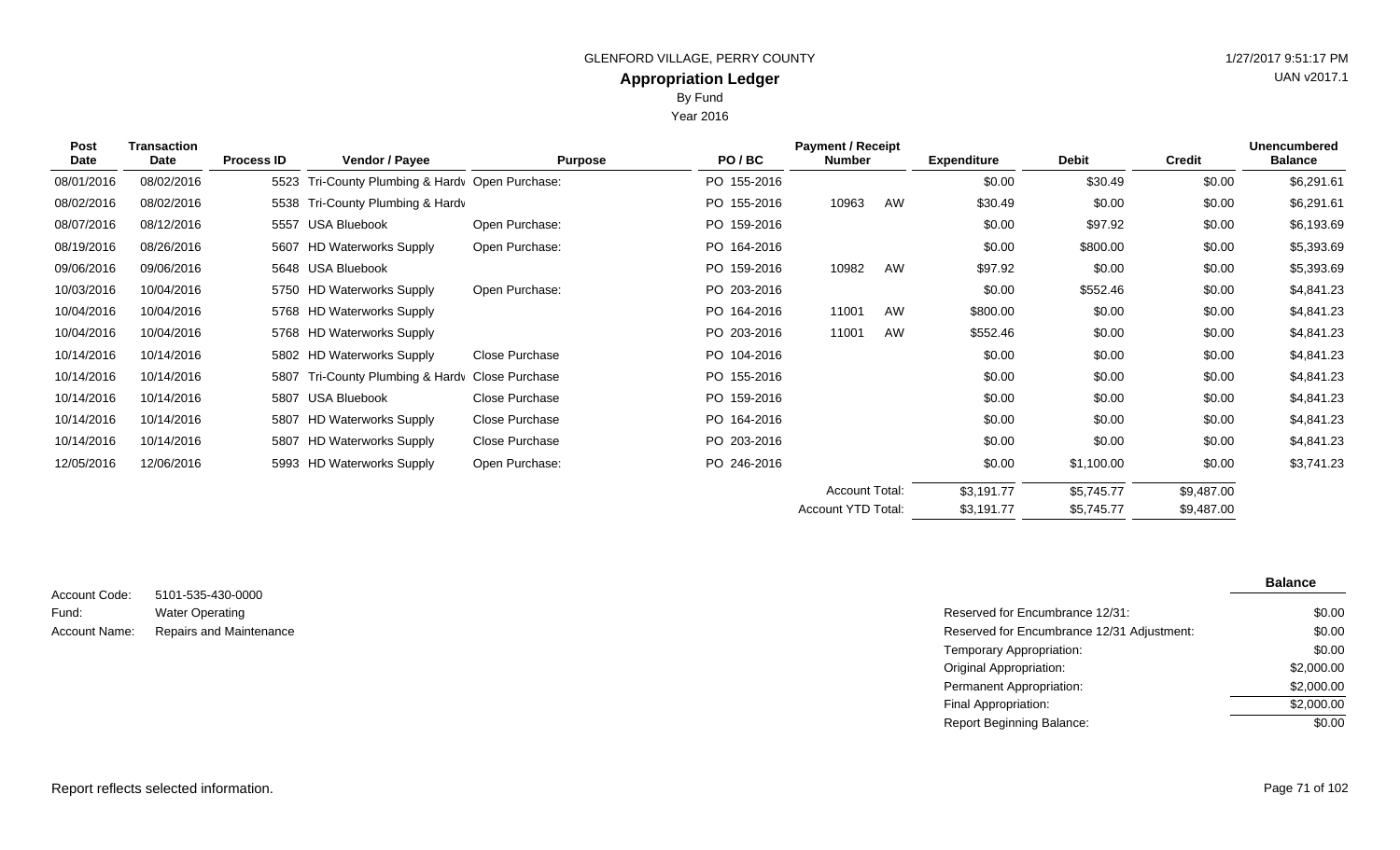GLENFORD VILLAGE, PERRY COUNTY

1/27/2017 9:51:17 PM

UAN v2017.1

# Appropriation Ledger

By Fund

Year 2016

| Post Date | Transaction Date | Process ID | Vendor / Payee | Purpose | PO / BC | Payment / Receipt Number | | Expenditure | Debit | Credit | Unencumbered Balance |
|---|---|---|---|---|---|---|---|---|---|---|---|
| 08/01/2016 | 08/02/2016 | 5523 | Tri-County Plumbing & Hardv | Open Purchase: | PO 155-2016 | | | $0.00 | $30.49 | $0.00 | $6,291.61 |
| 08/02/2016 | 08/02/2016 | 5538 | Tri-County Plumbing & Hardv | | PO 155-2016 | 10963 | AW | $30.49 | $0.00 | $0.00 | $6,291.61 |
| 08/07/2016 | 08/12/2016 | 5557 | USA Bluebook | Open Purchase: | PO 159-2016 | | | $0.00 | $97.92 | $0.00 | $6,193.69 |
| 08/19/2016 | 08/26/2016 | 5607 | HD Waterworks Supply | Open Purchase: | PO 164-2016 | | | $0.00 | $800.00 | $0.00 | $5,393.69 |
| 09/06/2016 | 09/06/2016 | 5648 | USA Bluebook | | PO 159-2016 | 10982 | AW | $97.92 | $0.00 | $0.00 | $5,393.69 |
| 10/03/2016 | 10/04/2016 | 5750 | HD Waterworks Supply | Open Purchase: | PO 203-2016 | | | $0.00 | $552.46 | $0.00 | $4,841.23 |
| 10/04/2016 | 10/04/2016 | 5768 | HD Waterworks Supply | | PO 164-2016 | 11001 | AW | $800.00 | $0.00 | $0.00 | $4,841.23 |
| 10/04/2016 | 10/04/2016 | 5768 | HD Waterworks Supply | | PO 203-2016 | 11001 | AW | $552.46 | $0.00 | $0.00 | $4,841.23 |
| 10/14/2016 | 10/14/2016 | 5802 | HD Waterworks Supply | Close Purchase | PO 104-2016 | | | $0.00 | $0.00 | $0.00 | $4,841.23 |
| 10/14/2016 | 10/14/2016 | 5807 | Tri-County Plumbing & Hardv | Close Purchase | PO 155-2016 | | | $0.00 | $0.00 | $0.00 | $4,841.23 |
| 10/14/2016 | 10/14/2016 | 5807 | USA Bluebook | Close Purchase | PO 159-2016 | | | $0.00 | $0.00 | $0.00 | $4,841.23 |
| 10/14/2016 | 10/14/2016 | 5807 | HD Waterworks Supply | Close Purchase | PO 164-2016 | | | $0.00 | $0.00 | $0.00 | $4,841.23 |
| 10/14/2016 | 10/14/2016 | 5807 | HD Waterworks Supply | Close Purchase | PO 203-2016 | | | $0.00 | $0.00 | $0.00 | $4,841.23 |
| 12/05/2016 | 12/06/2016 | 5993 | HD Waterworks Supply | Open Purchase: | PO 246-2016 | | | $0.00 | $1,100.00 | $0.00 | $3,741.23 |
| | | | | | | Account Total: | | $3,191.77 | $5,745.77 | $9,487.00 | |
| | | | | | | Account YTD Total: | | $3,191.77 | $5,745.77 | $9,487.00 | |

Account Code: 5101-535-430-0000

Fund: Water Operating

Account Name: Repairs and Maintenance

| | Balance |
|---|---|
| Reserved for Encumbrance 12/31: | $0.00 |
| Reserved for Encumbrance 12/31 Adjustment: | $0.00 |
| Temporary Appropriation: | $0.00 |
| Original Appropriation: | $2,000.00 |
| Permanent Appropriation: | $2,000.00 |
| Final Appropriation: | $2,000.00 |
| Report Beginning Balance: | $0.00 |

Report reflects selected information.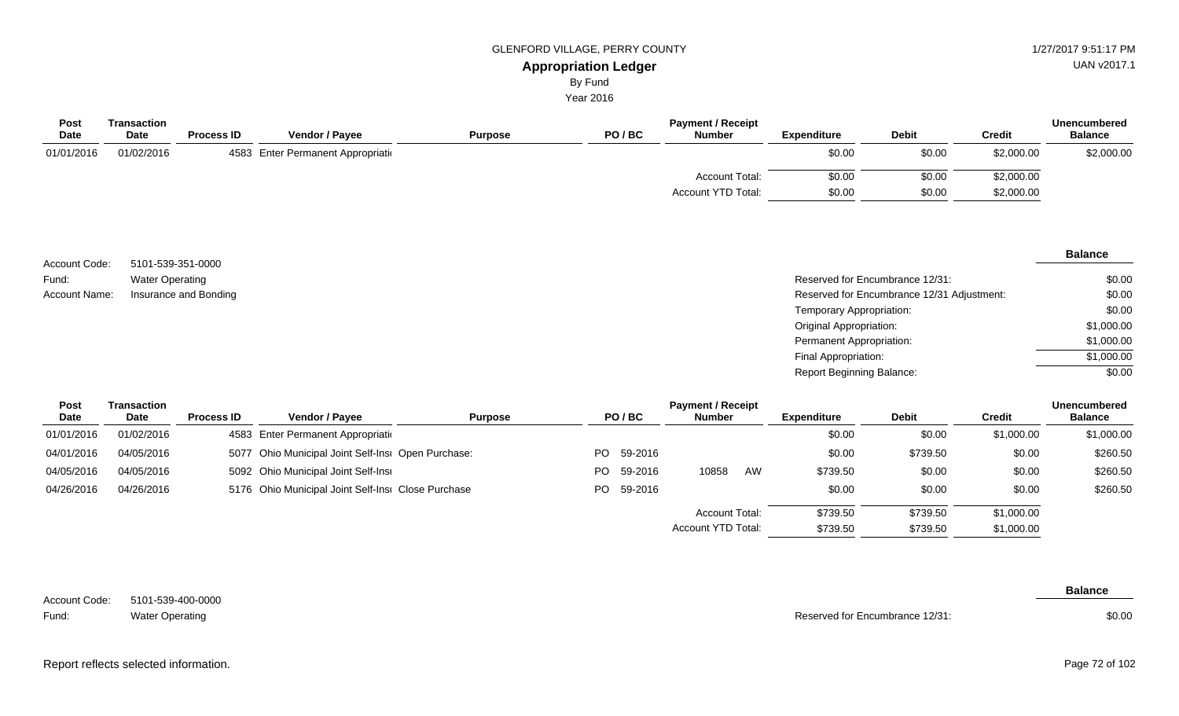| Post Date | Transaction Date | Process ID | Vendor / Payee | Purpose | PO / BC | Payment / Receipt Number | Expenditure | Debit | Credit | Unencumbered Balance |
|---|---|---|---|---|---|---|---|---|---|---|
| 01/01/2016 | 01/02/2016 | 4583 | Enter Permanent Appropriati | | | | $0.00 | $0.00 | $2,000.00 | $2,000.00 |
| | | | | | | Account Total: | $0.00 | $0.00 | $2,000.00 | |
| | | | | | | Account YTD Total: | $0.00 | $0.00 | $2,000.00 | |

Account Code: 5101-539-351-0000
Fund: Water Operating
Account Name: Insurance and Bonding

| | Balance |
|---|---|
| Reserved for Encumbrance 12/31: | $0.00 |
| Reserved for Encumbrance 12/31 Adjustment: | $0.00 |
| Temporary Appropriation: | $0.00 |
| Original Appropriation: | $1,000.00 |
| Permanent Appropriation: | $1,000.00 |
| Final Appropriation: | $1,000.00 |
| Report Beginning Balance: | $0.00 |

| Post Date | Transaction Date | Process ID | Vendor / Payee | Purpose | PO / BC | Payment / Receipt Number | Expenditure | Debit | Credit | Unencumbered Balance |
|---|---|---|---|---|---|---|---|---|---|---|
| 01/01/2016 | 01/02/2016 | 4583 | Enter Permanent Appropriati | | | | $0.00 | $0.00 | $1,000.00 | $1,000.00 |
| 04/01/2016 | 04/05/2016 | 5077 | Ohio Municipal Joint Self-Insı | Open Purchase: | PO 59-2016 | | $0.00 | $739.50 | $0.00 | $260.50 |
| 04/05/2016 | 04/05/2016 | 5092 | Ohio Municipal Joint Self-Insı | | PO 59-2016 | 10858 AW | $739.50 | $0.00 | $0.00 | $260.50 |
| 04/26/2016 | 04/26/2016 | 5176 | Ohio Municipal Joint Self-Insı | Close Purchase | PO 59-2016 | | $0.00 | $0.00 | $0.00 | $260.50 |
| | | | | | | Account Total: | $739.50 | $739.50 | $1,000.00 | |
| | | | | | | Account YTD Total: | $739.50 | $739.50 | $1,000.00 | |

Account Code: 5101-539-400-0000
Fund: Water Operating

| | Balance |
|---|---|
| Reserved for Encumbrance 12/31: | $0.00 |

Report reflects selected information.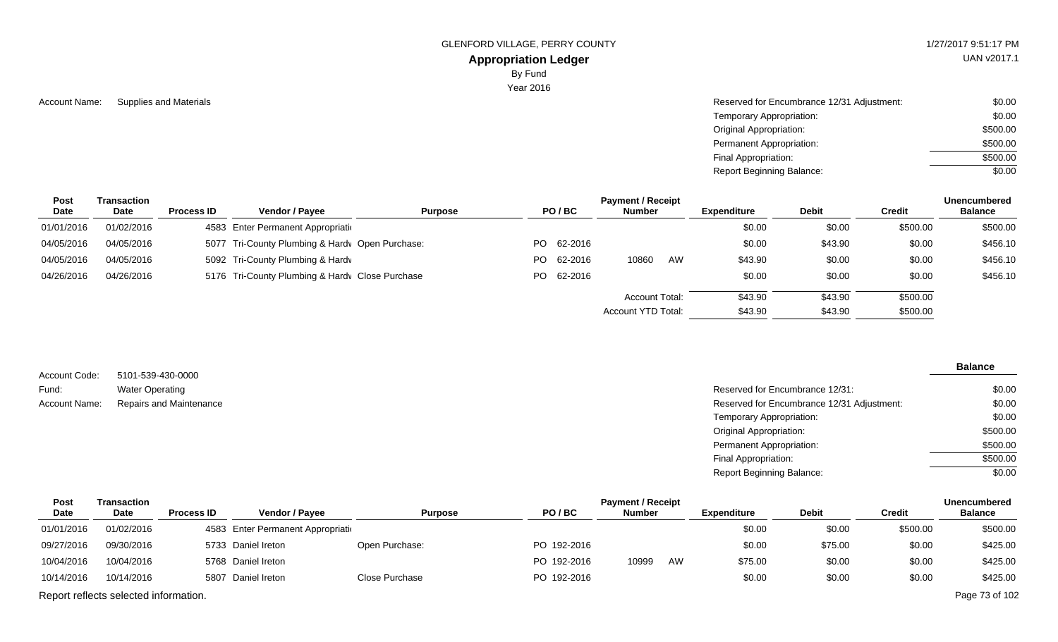GLENFORD VILLAGE, PERRY COUNTY

# Appropriation Ledger

By Fund

Year 2016

Account Name: Supplies and Materials

| | |
|---|---|
| Reserved for Encumbrance 12/31 Adjustment: | $0.00 |
| Temporary Appropriation: | $0.00 |
| Original Appropriation: | $500.00 |
| Permanent Appropriation: | $500.00 |
| Final Appropriation: | $500.00 |
| Report Beginning Balance: | $0.00 |

| Post Date | Transaction Date | Process ID | Vendor / Payee | Purpose | PO / BC | Payment / Receipt Number | Expenditure | Debit | Credit | Unencumbered Balance |
|---|---|---|---|---|---|---|---|---|---|---|
| 01/01/2016 | 01/02/2016 | 4583 | Enter Permanent Appropriati | | | | $0.00 | $0.00 | $500.00 | $500.00 |
| 04/05/2016 | 04/05/2016 | 5077 | Tri-County Plumbing & Hardv | Open Purchase: | PO 62-2016 | | $0.00 | $43.90 | $0.00 | $456.10 |
| 04/05/2016 | 04/05/2016 | 5092 | Tri-County Plumbing & Hardv | | PO 62-2016 | 10860 AW | $43.90 | $0.00 | $0.00 | $456.10 |
| 04/26/2016 | 04/26/2016 | 5176 | Tri-County Plumbing & Hardv | Close Purchase | PO 62-2016 | | $0.00 | $0.00 | $0.00 | $456.10 |
| | | | | | | Account Total: | $43.90 | $43.90 | $500.00 | |
| | | | | | | Account YTD Total: | $43.90 | $43.90 | $500.00 | |

Account Code: 5101-539-430-0000

Fund: Water Operating

Account Name: Repairs and Maintenance

| | Balance |
|---|---|
| Reserved for Encumbrance 12/31: | $0.00 |
| Reserved for Encumbrance 12/31 Adjustment: | $0.00 |
| Temporary Appropriation: | $0.00 |
| Original Appropriation: | $500.00 |
| Permanent Appropriation: | $500.00 |
| Final Appropriation: | $500.00 |
| Report Beginning Balance: | $0.00 |

| Post Date | Transaction Date | Process ID | Vendor / Payee | Purpose | PO / BC | Payment / Receipt Number | Expenditure | Debit | Credit | Unencumbered Balance |
|---|---|---|---|---|---|---|---|---|---|---|
| 01/01/2016 | 01/02/2016 | 4583 | Enter Permanent Appropriati | | | | $0.00 | $0.00 | $500.00 | $500.00 |
| 09/27/2016 | 09/30/2016 | 5733 | Daniel Ireton | Open Purchase: | PO 192-2016 | | $0.00 | $75.00 | $0.00 | $425.00 |
| 10/04/2016 | 10/04/2016 | 5768 | Daniel Ireton | | PO 192-2016 | 10999 AW | $75.00 | $0.00 | $0.00 | $425.00 |
| 10/14/2016 | 10/14/2016 | 5807 | Daniel Ireton | Close Purchase | PO 192-2016 | | $0.00 | $0.00 | $0.00 | $425.00 |

Report reflects selected information.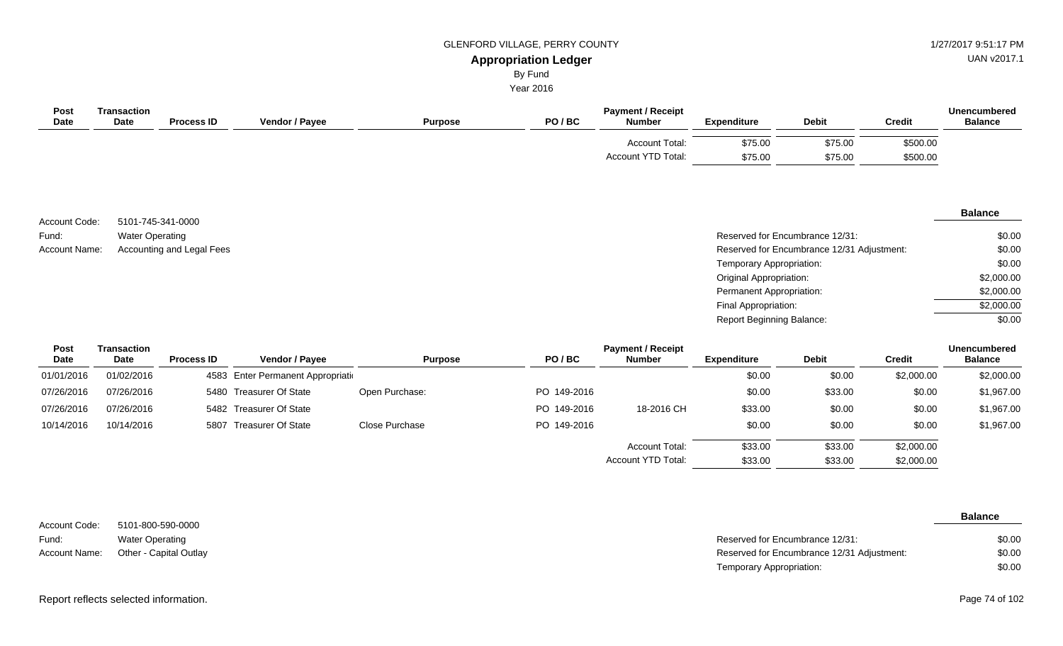GLENFORD VILLAGE, PERRY COUNTY

**Appropriation Ledger**

By Fund

Year 2016

| Post Date | Transaction Date | Process ID | Vendor / Payee | Purpose | PO / BC | Payment / Receipt Number | Expenditure | Debit | Credit | Unencumbered Balance |
|---|---|---|---|---|---|---|---|---|---|---|
| | | | | | | Account Total: | $75.00 | $75.00 | $500.00 | |
| | | | | | | Account YTD Total: | $75.00 | $75.00 | $500.00 | |

Account Code: 5101-745-341-0000
Fund: Water Operating
Account Name: Accounting and Legal Fees

| | Balance |
|---|---|
| Reserved for Encumbrance 12/31: | $0.00 |
| Reserved for Encumbrance 12/31 Adjustment: | $0.00 |
| Temporary Appropriation: | $0.00 |
| Original Appropriation: | $2,000.00 |
| Permanent Appropriation: | $2,000.00 |
| Final Appropriation: | $2,000.00 |
| Report Beginning Balance: | $0.00 |

| Post Date | Transaction Date | Process ID | Vendor / Payee | Purpose | PO / BC | Payment / Receipt Number | Expenditure | Debit | Credit | Unencumbered Balance |
|---|---|---|---|---|---|---|---|---|---|---|
| 01/01/2016 | 01/02/2016 | 4583 | Enter Permanent Appropriati | | | | $0.00 | $0.00 | $2,000.00 | $2,000.00 |
| 07/26/2016 | 07/26/2016 | 5480 | Treasurer Of State | Open Purchase: | PO 149-2016 | | $0.00 | $33.00 | $0.00 | $1,967.00 |
| 07/26/2016 | 07/26/2016 | 5482 | Treasurer Of State | | PO 149-2016 | 18-2016 CH | $33.00 | $0.00 | $0.00 | $1,967.00 |
| 10/14/2016 | 10/14/2016 | 5807 | Treasurer Of State | Close Purchase | PO 149-2016 | | $0.00 | $0.00 | $0.00 | $1,967.00 |
| | | | | | | Account Total: | $33.00 | $33.00 | $2,000.00 | |
| | | | | | | Account YTD Total: | $33.00 | $33.00 | $2,000.00 | |

Account Code: 5101-800-590-0000
Fund: Water Operating
Account Name: Other - Capital Outlay

| | Balance |
|---|---|
| Reserved for Encumbrance 12/31: | $0.00 |
| Reserved for Encumbrance 12/31 Adjustment: | $0.00 |
| Temporary Appropriation: | $0.00 |

Report reflects selected information.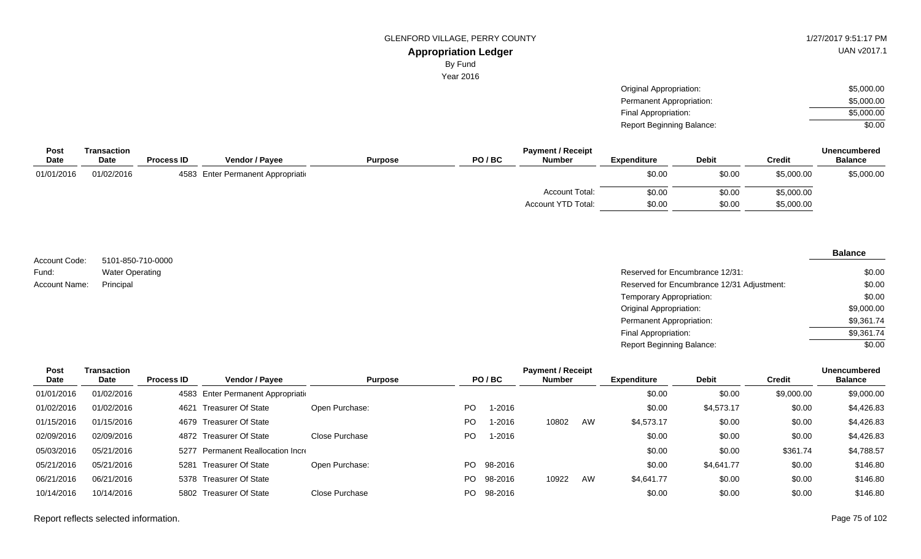GLENFORD VILLAGE, PERRY COUNTY

**Appropriation Ledger**

By Fund

Year 2016

| | |
|---|---|
| Original Appropriation: | $5,000.00 |
| Permanent Appropriation: | $5,000.00 |
| Final Appropriation: | $5,000.00 |
| Report Beginning Balance: | $0.00 |

| Post Date | Transaction Date | Process ID | Vendor / Payee | Purpose | PO / BC | Payment / Receipt Number | Expenditure | Debit | Credit | Unencumbered Balance |
|---|---|---|---|---|---|---|---|---|---|---|
| 01/01/2016 | 01/02/2016 | 4583 | Enter Permanent Appropriati | | | | $0.00 | $0.00 | $5,000.00 | $5,000.00 |
| | | | | | | Account Total: | $0.00 | $0.00 | $5,000.00 | |
| | | | | | | Account YTD Total: | $0.00 | $0.00 | $5,000.00 | |

Account Code: 5101-850-710-0000

Fund: Water Operating

Account Name: Principal

| | Balance |
|---|---|
| Reserved for Encumbrance 12/31: | $0.00 |
| Reserved for Encumbrance 12/31 Adjustment: | $0.00 |
| Temporary Appropriation: | $0.00 |
| Original Appropriation: | $9,000.00 |
| Permanent Appropriation: | $9,361.74 |
| Final Appropriation: | $9,361.74 |
| Report Beginning Balance: | $0.00 |

| Post Date | Transaction Date | Process ID | Vendor / Payee | Purpose | PO / BC | Payment / Receipt Number | Expenditure | Debit | Credit | Unencumbered Balance |
|---|---|---|---|---|---|---|---|---|---|---|
| 01/01/2016 | 01/02/2016 | 4583 | Enter Permanent Appropriati | | | | $0.00 | $0.00 | $9,000.00 | $9,000.00 |
| 01/02/2016 | 01/02/2016 | 4621 | Treasurer Of State | Open Purchase: | PO 1-2016 | | $0.00 | $4,573.17 | $0.00 | $4,426.83 |
| 01/15/2016 | 01/15/2016 | 4679 | Treasurer Of State | | PO 1-2016 | 10802 AW | $4,573.17 | $0.00 | $0.00 | $4,426.83 |
| 02/09/2016 | 02/09/2016 | 4872 | Treasurer Of State | Close Purchase | PO 1-2016 | | $0.00 | $0.00 | $0.00 | $4,426.83 |
| 05/03/2016 | 05/21/2016 | 5277 | Permanent Reallocation Incr | | | | $0.00 | $0.00 | $361.74 | $4,788.57 |
| 05/21/2016 | 05/21/2016 | 5281 | Treasurer Of State | Open Purchase: | PO 98-2016 | | $0.00 | $4,641.77 | $0.00 | $146.80 |
| 06/21/2016 | 06/21/2016 | 5378 | Treasurer Of State | | PO 98-2016 | 10922 AW | $4,641.77 | $0.00 | $0.00 | $146.80 |
| 10/14/2016 | 10/14/2016 | 5802 | Treasurer Of State | Close Purchase | PO 98-2016 | | $0.00 | $0.00 | $0.00 | $146.80 |

Report reflects selected information.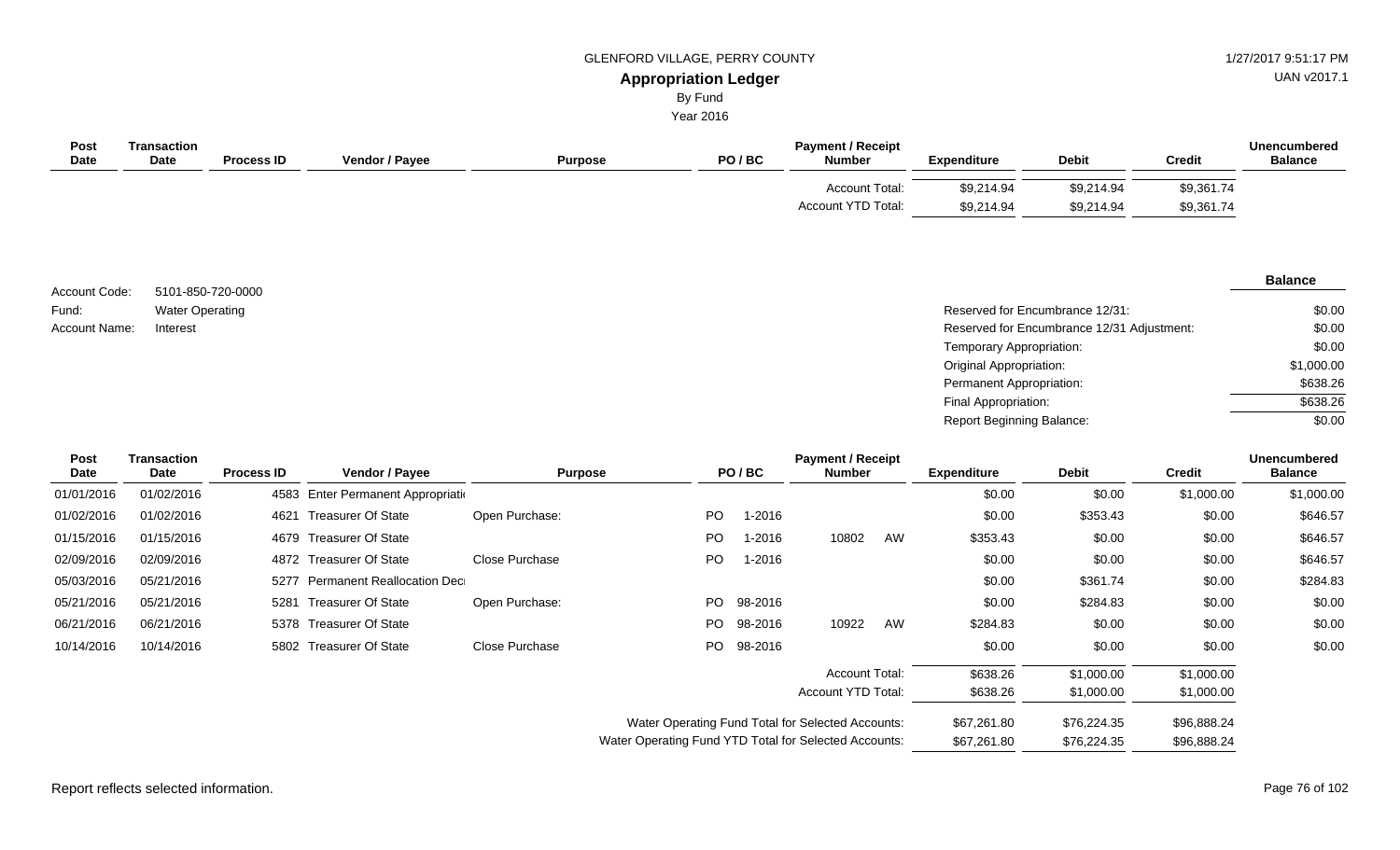# GLENFORD VILLAGE, PERRY COUNTY

## Appropriation Ledger

By Fund

Year 2016

| Post Date | Transaction Date | Process ID | Vendor / Payee | Purpose | PO / BC | Payment / Receipt Number | Expenditure | Debit | Credit | Unencumbered Balance |
|---|---|---|---|---|---|---|---|---|---|---|
| | | | | | | Account Total: | $9,214.94 | $9,214.94 | $9,361.74 | |
| | | | | | | Account YTD Total: | $9,214.94 | $9,214.94 | $9,361.74 | |

Account Code: 5101-850-720-0000
Fund: Water Operating
Account Name: Interest

| | Balance |
|---|---|
| Reserved for Encumbrance 12/31: | $0.00 |
| Reserved for Encumbrance 12/31 Adjustment: | $0.00 |
| Temporary Appropriation: | $0.00 |
| Original Appropriation: | $1,000.00 |
| Permanent Appropriation: | $638.26 |
| Final Appropriation: | $638.26 |
| Report Beginning Balance: | $0.00 |

| Post Date | Transaction Date | Process ID | Vendor / Payee | Purpose | PO / BC | Payment / Receipt Number | Expenditure | Debit | Credit | Unencumbered Balance |
|---|---|---|---|---|---|---|---|---|---|---|
| 01/01/2016 | 01/02/2016 | 4583 | Enter Permanent Appropriati | | | | $0.00 | $0.00 | $1,000.00 | $1,000.00 |
| 01/02/2016 | 01/02/2016 | 4621 | Treasurer Of State | Open Purchase: | PO 1-2016 | | $0.00 | $353.43 | $0.00 | $646.57 |
| 01/15/2016 | 01/15/2016 | 4679 | Treasurer Of State | | PO 1-2016 | 10802 AW | $353.43 | $0.00 | $0.00 | $646.57 |
| 02/09/2016 | 02/09/2016 | 4872 | Treasurer Of State | Close Purchase | PO 1-2016 | | $0.00 | $0.00 | $0.00 | $646.57 |
| 05/03/2016 | 05/21/2016 | 5277 | Permanent Reallocation Dec | | | | $0.00 | $361.74 | $0.00 | $284.83 |
| 05/21/2016 | 05/21/2016 | 5281 | Treasurer Of State | Open Purchase: | PO 98-2016 | | $0.00 | $284.83 | $0.00 | $0.00 |
| 06/21/2016 | 06/21/2016 | 5378 | Treasurer Of State | | PO 98-2016 | 10922 AW | $284.83 | $0.00 | $0.00 | $0.00 |
| 10/14/2016 | 10/14/2016 | 5802 | Treasurer Of State | Close Purchase | PO 98-2016 | | $0.00 | $0.00 | $0.00 | $0.00 |
| | | | | | | Account Total: | $638.26 | $1,000.00 | $1,000.00 | |
| | | | | | | Account YTD Total: | $638.26 | $1,000.00 | $1,000.00 | |
| | | | | | | Water Operating Fund Total for Selected Accounts: | $67,261.80 | $76,224.35 | $96,888.24 | |
| | | | | | | Water Operating Fund YTD Total for Selected Accounts: | $67,261.80 | $76,224.35 | $96,888.24 | |

Report reflects selected information.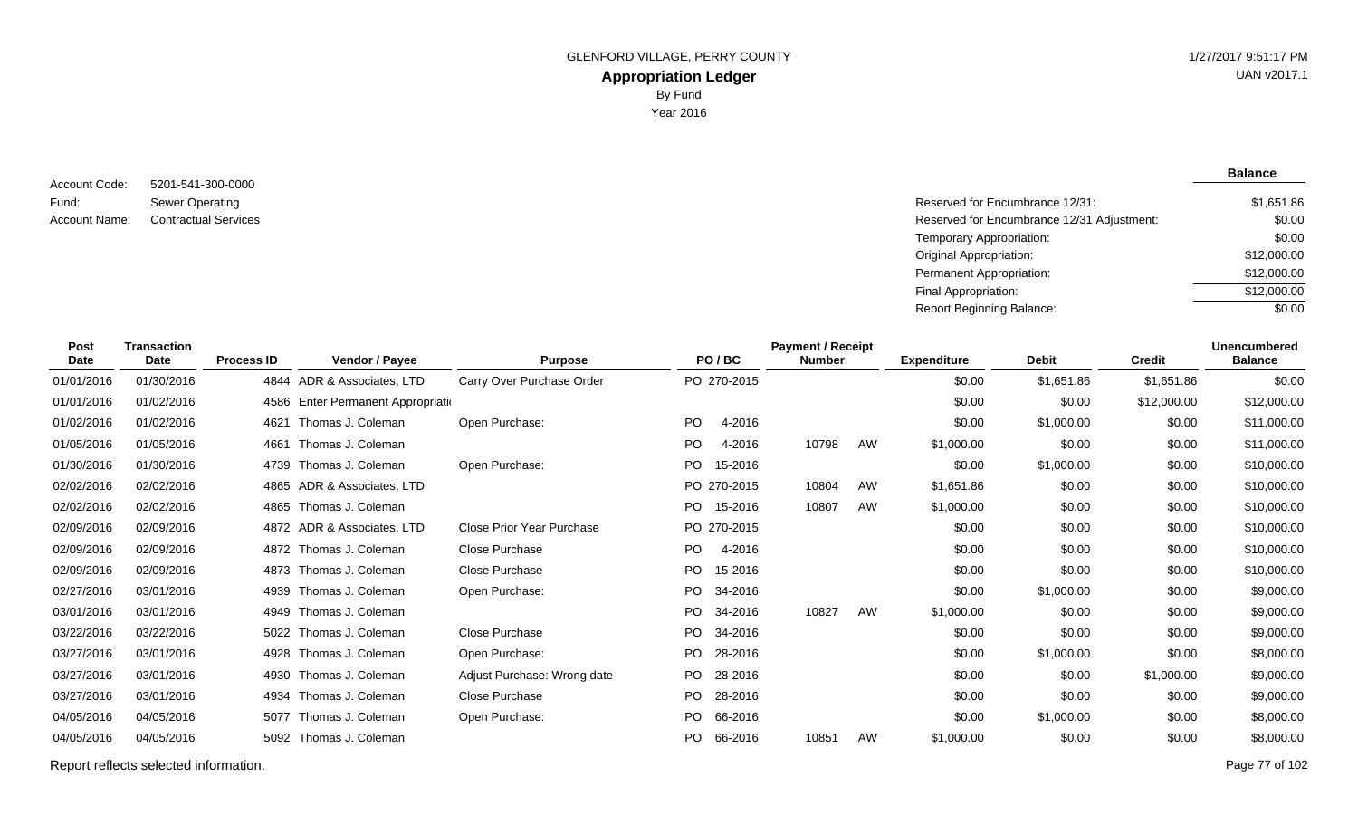GLENFORD VILLAGE, PERRY COUNTY

# Appropriation Ledger

By Fund

Year 2016

1/27/2017 9:51:17 PM

UAN v2017.1

Account Code: 5201-541-300-0000
Fund: Sewer Operating
Account Name: Contractual Services

| | Balance |
|---|---|
| Reserved for Encumbrance 12/31: | $1,651.86 |
| Reserved for Encumbrance 12/31 Adjustment: | $0.00 |
| Temporary Appropriation: | $0.00 |
| Original Appropriation: | $12,000.00 |
| Permanent Appropriation: | $12,000.00 |
| Final Appropriation: | $12,000.00 |
| Report Beginning Balance: | $0.00 |

| Post Date | Transaction Date | Process ID | Vendor / Payee | Purpose | PO / BC | Payment / Receipt Number | | Expenditure | Debit | Credit | Unencumbered Balance |
|---|---|---|---|---|---|---|---|---|---|---|---|
| 01/01/2016 | 01/30/2016 | 4844 | ADR & Associates, LTD | Carry Over Purchase Order | PO 270-2015 | | | $0.00 | $1,651.86 | $1,651.86 | $0.00 |
| 01/01/2016 | 01/02/2016 | 4586 | Enter Permanent Appropriati | | | | | $0.00 | $0.00 | $12,000.00 | $12,000.00 |
| 01/02/2016 | 01/02/2016 | 4621 | Thomas J. Coleman | Open Purchase: | PO 4-2016 | | | $0.00 | $1,000.00 | $0.00 | $11,000.00 |
| 01/05/2016 | 01/05/2016 | 4661 | Thomas J. Coleman | | PO 4-2016 | 10798 | AW | $1,000.00 | $0.00 | $0.00 | $11,000.00 |
| 01/30/2016 | 01/30/2016 | 4739 | Thomas J. Coleman | Open Purchase: | PO 15-2016 | | | $0.00 | $1,000.00 | $0.00 | $10,000.00 |
| 02/02/2016 | 02/02/2016 | 4865 | ADR & Associates, LTD | | PO 270-2015 | 10804 | AW | $1,651.86 | $0.00 | $0.00 | $10,000.00 |
| 02/02/2016 | 02/02/2016 | 4865 | Thomas J. Coleman | | PO 15-2016 | 10807 | AW | $1,000.00 | $0.00 | $0.00 | $10,000.00 |
| 02/09/2016 | 02/09/2016 | 4872 | ADR & Associates, LTD | Close Prior Year Purchase | PO 270-2015 | | | $0.00 | $0.00 | $0.00 | $10,000.00 |
| 02/09/2016 | 02/09/2016 | 4872 | Thomas J. Coleman | Close Purchase | PO 4-2016 | | | $0.00 | $0.00 | $0.00 | $10,000.00 |
| 02/09/2016 | 02/09/2016 | 4873 | Thomas J. Coleman | Close Purchase | PO 15-2016 | | | $0.00 | $0.00 | $0.00 | $10,000.00 |
| 02/27/2016 | 03/01/2016 | 4939 | Thomas J. Coleman | Open Purchase: | PO 34-2016 | | | $0.00 | $1,000.00 | $0.00 | $9,000.00 |
| 03/01/2016 | 03/01/2016 | 4949 | Thomas J. Coleman | | PO 34-2016 | 10827 | AW | $1,000.00 | $0.00 | $0.00 | $9,000.00 |
| 03/22/2016 | 03/22/2016 | 5022 | Thomas J. Coleman | Close Purchase | PO 34-2016 | | | $0.00 | $0.00 | $0.00 | $9,000.00 |
| 03/27/2016 | 03/01/2016 | 4928 | Thomas J. Coleman | Open Purchase: | PO 28-2016 | | | $0.00 | $1,000.00 | $0.00 | $8,000.00 |
| 03/27/2016 | 03/01/2016 | 4930 | Thomas J. Coleman | Adjust Purchase: Wrong date | PO 28-2016 | | | $0.00 | $0.00 | $1,000.00 | $9,000.00 |
| 03/27/2016 | 03/01/2016 | 4934 | Thomas J. Coleman | Close Purchase | PO 28-2016 | | | $0.00 | $0.00 | $0.00 | $9,000.00 |
| 04/05/2016 | 04/05/2016 | 5077 | Thomas J. Coleman | Open Purchase: | PO 66-2016 | | | $0.00 | $1,000.00 | $0.00 | $8,000.00 |
| 04/05/2016 | 04/05/2016 | 5092 | Thomas J. Coleman | | PO 66-2016 | 10851 | AW | $1,000.00 | $0.00 | $0.00 | $8,000.00 |

Report reflects selected information.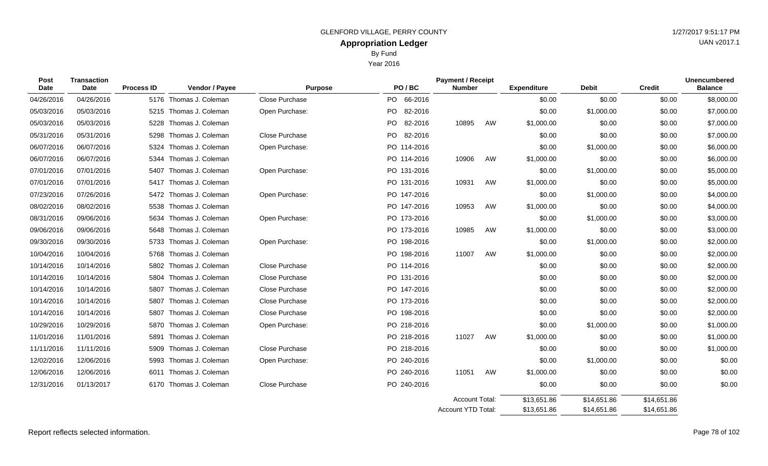GLENFORD VILLAGE, PERRY COUNTY

# Appropriation Ledger

By Fund

Year 2016

| Post Date | Transaction Date | Process ID | Vendor / Payee | Purpose | PO / BC | Payment / Receipt Number | | Expenditure | Debit | Credit | Unencumbered Balance |
|---|---|---|---|---|---|---|---|---|---|---|---|
| 04/26/2016 | 04/26/2016 | 5176 | Thomas J. Coleman | Close Purchase | PO 66-2016 | | | $0.00 | $0.00 | $0.00 | $8,000.00 |
| 05/03/2016 | 05/03/2016 | 5215 | Thomas J. Coleman | Open Purchase: | PO 82-2016 | | | $0.00 | $1,000.00 | $0.00 | $7,000.00 |
| 05/03/2016 | 05/03/2016 | 5228 | Thomas J. Coleman | | PO 82-2016 | 10895 | AW | $1,000.00 | $0.00 | $0.00 | $7,000.00 |
| 05/31/2016 | 05/31/2016 | 5298 | Thomas J. Coleman | Close Purchase | PO 82-2016 | | | $0.00 | $0.00 | $0.00 | $7,000.00 |
| 06/07/2016 | 06/07/2016 | 5324 | Thomas J. Coleman | Open Purchase: | PO 114-2016 | | | $0.00 | $1,000.00 | $0.00 | $6,000.00 |
| 06/07/2016 | 06/07/2016 | 5344 | Thomas J. Coleman | | PO 114-2016 | 10906 | AW | $1,000.00 | $0.00 | $0.00 | $6,000.00 |
| 07/01/2016 | 07/01/2016 | 5407 | Thomas J. Coleman | Open Purchase: | PO 131-2016 | | | $0.00 | $1,000.00 | $0.00 | $5,000.00 |
| 07/01/2016 | 07/01/2016 | 5417 | Thomas J. Coleman | | PO 131-2016 | 10931 | AW | $1,000.00 | $0.00 | $0.00 | $5,000.00 |
| 07/23/2016 | 07/26/2016 | 5472 | Thomas J. Coleman | Open Purchase: | PO 147-2016 | | | $0.00 | $1,000.00 | $0.00 | $4,000.00 |
| 08/02/2016 | 08/02/2016 | 5538 | Thomas J. Coleman | | PO 147-2016 | 10953 | AW | $1,000.00 | $0.00 | $0.00 | $4,000.00 |
| 08/31/2016 | 09/06/2016 | 5634 | Thomas J. Coleman | Open Purchase: | PO 173-2016 | | | $0.00 | $1,000.00 | $0.00 | $3,000.00 |
| 09/06/2016 | 09/06/2016 | 5648 | Thomas J. Coleman | | PO 173-2016 | 10985 | AW | $1,000.00 | $0.00 | $0.00 | $3,000.00 |
| 09/30/2016 | 09/30/2016 | 5733 | Thomas J. Coleman | Open Purchase: | PO 198-2016 | | | $0.00 | $1,000.00 | $0.00 | $2,000.00 |
| 10/04/2016 | 10/04/2016 | 5768 | Thomas J. Coleman | | PO 198-2016 | 11007 | AW | $1,000.00 | $0.00 | $0.00 | $2,000.00 |
| 10/14/2016 | 10/14/2016 | 5802 | Thomas J. Coleman | Close Purchase | PO 114-2016 | | | $0.00 | $0.00 | $0.00 | $2,000.00 |
| 10/14/2016 | 10/14/2016 | 5804 | Thomas J. Coleman | Close Purchase | PO 131-2016 | | | $0.00 | $0.00 | $0.00 | $2,000.00 |
| 10/14/2016 | 10/14/2016 | 5807 | Thomas J. Coleman | Close Purchase | PO 147-2016 | | | $0.00 | $0.00 | $0.00 | $2,000.00 |
| 10/14/2016 | 10/14/2016 | 5807 | Thomas J. Coleman | Close Purchase | PO 173-2016 | | | $0.00 | $0.00 | $0.00 | $2,000.00 |
| 10/14/2016 | 10/14/2016 | 5807 | Thomas J. Coleman | Close Purchase | PO 198-2016 | | | $0.00 | $0.00 | $0.00 | $2,000.00 |
| 10/29/2016 | 10/29/2016 | 5870 | Thomas J. Coleman | Open Purchase: | PO 218-2016 | | | $0.00 | $1,000.00 | $0.00 | $1,000.00 |
| 11/01/2016 | 11/01/2016 | 5891 | Thomas J. Coleman | | PO 218-2016 | 11027 | AW | $1,000.00 | $0.00 | $0.00 | $1,000.00 |
| 11/11/2016 | 11/11/2016 | 5909 | Thomas J. Coleman | Close Purchase | PO 218-2016 | | | $0.00 | $0.00 | $0.00 | $1,000.00 |
| 12/02/2016 | 12/06/2016 | 5993 | Thomas J. Coleman | Open Purchase: | PO 240-2016 | | | $0.00 | $1,000.00 | $0.00 | $0.00 |
| 12/06/2016 | 12/06/2016 | 6011 | Thomas J. Coleman | | PO 240-2016 | 11051 | AW | $1,000.00 | $0.00 | $0.00 | $0.00 |
| 12/31/2016 | 01/13/2017 | 6170 | Thomas J. Coleman | Close Purchase | PO 240-2016 | | | $0.00 | $0.00 | $0.00 | $0.00 |
| | | | | | | Account Total: | | $13,651.86 | $14,651.86 | $14,651.86 | |
| | | | | | | Account YTD Total: | | $13,651.86 | $14,651.86 | $14,651.86 | |

Report reflects selected information.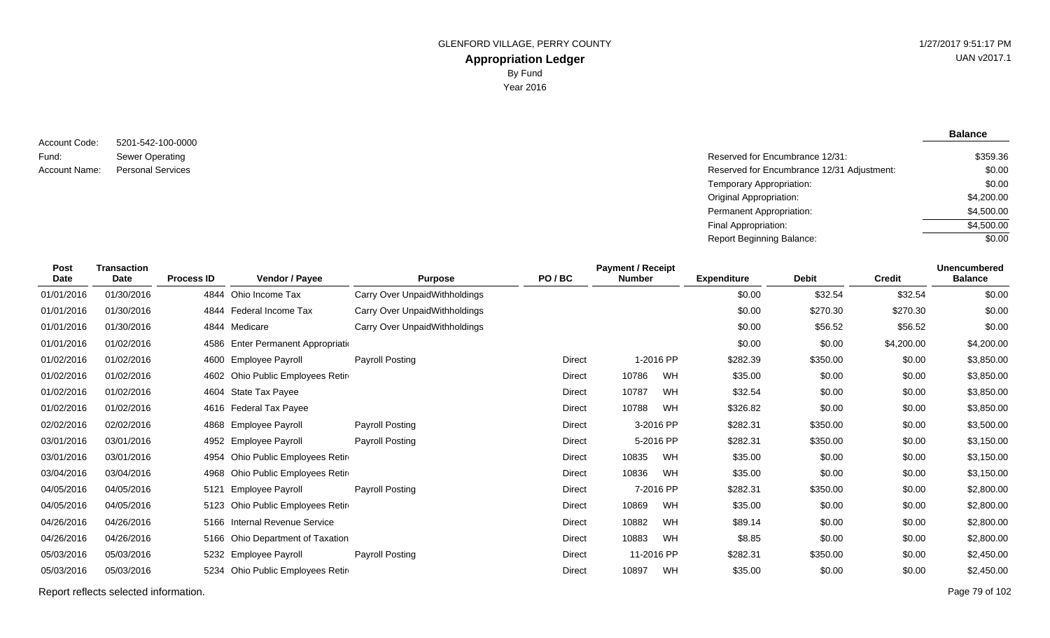GLENFORD VILLAGE, PERRY COUNTY

# Appropriation Ledger

By Fund

Year 2016

1/27/2017 9:51:17 PM

UAN v2017.1

Account Code: 5201-542-100-0000
Fund: Sewer Operating
Account Name: Personal Services

| | Balance |
|---|---|
| Reserved for Encumbrance 12/31: | $359.36 |
| Reserved for Encumbrance 12/31 Adjustment: | $0.00 |
| Temporary Appropriation: | $0.00 |
| Original Appropriation: | $4,200.00 |
| Permanent Appropriation: | $4,500.00 |
| Final Appropriation: | $4,500.00 |
| Report Beginning Balance: | $0.00 |

| Post Date | Transaction Date | Process ID | Vendor / Payee | Purpose | PO / BC | Payment / Receipt Number | | Expenditure | Debit | Credit | Unencumbered Balance |
|---|---|---|---|---|---|---|---|---|---|---|---|
| 01/01/2016 | 01/30/2016 | 4844 | Ohio Income Tax | Carry Over UnpaidWithholdings | | | | $0.00 | $32.54 | $32.54 | $0.00 |
| 01/01/2016 | 01/30/2016 | 4844 | Federal Income Tax | Carry Over UnpaidWithholdings | | | | $0.00 | $270.30 | $270.30 | $0.00 |
| 01/01/2016 | 01/30/2016 | 4844 | Medicare | Carry Over UnpaidWithholdings | | | | $0.00 | $56.52 | $56.52 | $0.00 |
| 01/01/2016 | 01/02/2016 | 4586 | Enter Permanent Appropriati | | | | | $0.00 | $0.00 | $4,200.00 | $4,200.00 |
| 01/02/2016 | 01/02/2016 | 4600 | Employee Payroll | Payroll Posting | Direct | 1-2016 | PP | $282.39 | $350.00 | $0.00 | $3,850.00 |
| 01/02/2016 | 01/02/2016 | 4602 | Ohio Public Employees Retir | | Direct | 10786 | WH | $35.00 | $0.00 | $0.00 | $3,850.00 |
| 01/02/2016 | 01/02/2016 | 4604 | State Tax Payee | | Direct | 10787 | WH | $32.54 | $0.00 | $0.00 | $3,850.00 |
| 01/02/2016 | 01/02/2016 | 4616 | Federal Tax Payee | | Direct | 10788 | WH | $326.82 | $0.00 | $0.00 | $3,850.00 |
| 02/02/2016 | 02/02/2016 | 4868 | Employee Payroll | Payroll Posting | Direct | 3-2016 | PP | $282.31 | $350.00 | $0.00 | $3,500.00 |
| 03/01/2016 | 03/01/2016 | 4952 | Employee Payroll | Payroll Posting | Direct | 5-2016 | PP | $282.31 | $350.00 | $0.00 | $3,150.00 |
| 03/01/2016 | 03/01/2016 | 4954 | Ohio Public Employees Retir | | Direct | 10835 | WH | $35.00 | $0.00 | $0.00 | $3,150.00 |
| 03/04/2016 | 03/04/2016 | 4968 | Ohio Public Employees Retir | | Direct | 10836 | WH | $35.00 | $0.00 | $0.00 | $3,150.00 |
| 04/05/2016 | 04/05/2016 | 5121 | Employee Payroll | Payroll Posting | Direct | 7-2016 | PP | $282.31 | $350.00 | $0.00 | $2,800.00 |
| 04/05/2016 | 04/05/2016 | 5123 | Ohio Public Employees Retir | | Direct | 10869 | WH | $35.00 | $0.00 | $0.00 | $2,800.00 |
| 04/26/2016 | 04/26/2016 | 5166 | Internal Revenue Service | | Direct | 10882 | WH | $89.14 | $0.00 | $0.00 | $2,800.00 |
| 04/26/2016 | 04/26/2016 | 5166 | Ohio Department of Taxation | | Direct | 10883 | WH | $8.85 | $0.00 | $0.00 | $2,800.00 |
| 05/03/2016 | 05/03/2016 | 5232 | Employee Payroll | Payroll Posting | Direct | 11-2016 | PP | $282.31 | $350.00 | $0.00 | $2,450.00 |
| 05/03/2016 | 05/03/2016 | 5234 | Ohio Public Employees Retir | | Direct | 10897 | WH | $35.00 | $0.00 | $0.00 | $2,450.00 |

Report reflects selected information.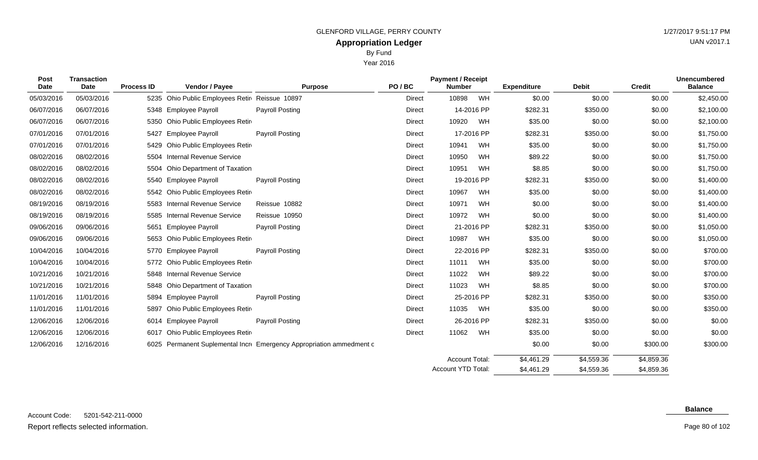GLENFORD VILLAGE, PERRY COUNTY

# Appropriation Ledger

By Fund

Year 2016

| Post Date | Transaction Date | Process ID | Vendor / Payee | Purpose | PO / BC | Payment / Receipt Number | | Expenditure | Debit | Credit | Unencumbered Balance |
|---|---|---|---|---|---|---|---|---|---|---|---|
| 05/03/2016 | 05/03/2016 | 5235 | Ohio Public Employees Retir | Reissue 10897 | Direct | 10898 | WH | $0.00 | $0.00 | $0.00 | $2,450.00 |
| 06/07/2016 | 06/07/2016 | 5348 | Employee Payroll | Payroll Posting | Direct | 14-2016 PP | | $282.31 | $350.00 | $0.00 | $2,100.00 |
| 06/07/2016 | 06/07/2016 | 5350 | Ohio Public Employees Retir | | Direct | 10920 | WH | $35.00 | $0.00 | $0.00 | $2,100.00 |
| 07/01/2016 | 07/01/2016 | 5427 | Employee Payroll | Payroll Posting | Direct | 17-2016 PP | | $282.31 | $350.00 | $0.00 | $1,750.00 |
| 07/01/2016 | 07/01/2016 | 5429 | Ohio Public Employees Retir | | Direct | 10941 | WH | $35.00 | $0.00 | $0.00 | $1,750.00 |
| 08/02/2016 | 08/02/2016 | 5504 | Internal Revenue Service | | Direct | 10950 | WH | $89.22 | $0.00 | $0.00 | $1,750.00 |
| 08/02/2016 | 08/02/2016 | 5504 | Ohio Department of Taxation | | Direct | 10951 | WH | $8.85 | $0.00 | $0.00 | $1,750.00 |
| 08/02/2016 | 08/02/2016 | 5540 | Employee Payroll | Payroll Posting | Direct | 19-2016 PP | | $282.31 | $350.00 | $0.00 | $1,400.00 |
| 08/02/2016 | 08/02/2016 | 5542 | Ohio Public Employees Retir | | Direct | 10967 | WH | $35.00 | $0.00 | $0.00 | $1,400.00 |
| 08/19/2016 | 08/19/2016 | 5583 | Internal Revenue Service | Reissue 10882 | Direct | 10971 | WH | $0.00 | $0.00 | $0.00 | $1,400.00 |
| 08/19/2016 | 08/19/2016 | 5585 | Internal Revenue Service | Reissue 10950 | Direct | 10972 | WH | $0.00 | $0.00 | $0.00 | $1,400.00 |
| 09/06/2016 | 09/06/2016 | 5651 | Employee Payroll | Payroll Posting | Direct | 21-2016 PP | | $282.31 | $350.00 | $0.00 | $1,050.00 |
| 09/06/2016 | 09/06/2016 | 5653 | Ohio Public Employees Retir | | Direct | 10987 | WH | $35.00 | $0.00 | $0.00 | $1,050.00 |
| 10/04/2016 | 10/04/2016 | 5770 | Employee Payroll | Payroll Posting | Direct | 22-2016 PP | | $282.31 | $350.00 | $0.00 | $700.00 |
| 10/04/2016 | 10/04/2016 | 5772 | Ohio Public Employees Retir | | Direct | 11011 | WH | $35.00 | $0.00 | $0.00 | $700.00 |
| 10/21/2016 | 10/21/2016 | 5848 | Internal Revenue Service | | Direct | 11022 | WH | $89.22 | $0.00 | $0.00 | $700.00 |
| 10/21/2016 | 10/21/2016 | 5848 | Ohio Department of Taxation | | Direct | 11023 | WH | $8.85 | $0.00 | $0.00 | $700.00 |
| 11/01/2016 | 11/01/2016 | 5894 | Employee Payroll | Payroll Posting | Direct | 25-2016 PP | | $282.31 | $350.00 | $0.00 | $350.00 |
| 11/01/2016 | 11/01/2016 | 5897 | Ohio Public Employees Retir | | Direct | 11035 | WH | $35.00 | $0.00 | $0.00 | $350.00 |
| 12/06/2016 | 12/06/2016 | 6014 | Employee Payroll | Payroll Posting | Direct | 26-2016 PP | | $282.31 | $350.00 | $0.00 | $0.00 |
| 12/06/2016 | 12/06/2016 | 6017 | Ohio Public Employees Retir | | Direct | 11062 | WH | $35.00 | $0.00 | $0.00 | $0.00 |
| 12/06/2016 | 12/16/2016 | 6025 | Permanent Suplemental Incr | Emergency Appropriation ammedment c | | | | $0.00 | $0.00 | $300.00 | $300.00 |
| | | | | | | Account Total: | | $4,461.29 | $4,559.36 | $4,859.36 | |
| | | | | | | Account YTD Total: | | $4,461.29 | $4,559.36 | $4,859.36 | |

Account Code: 5201-542-211-0000

**Balance**

Report reflects selected information.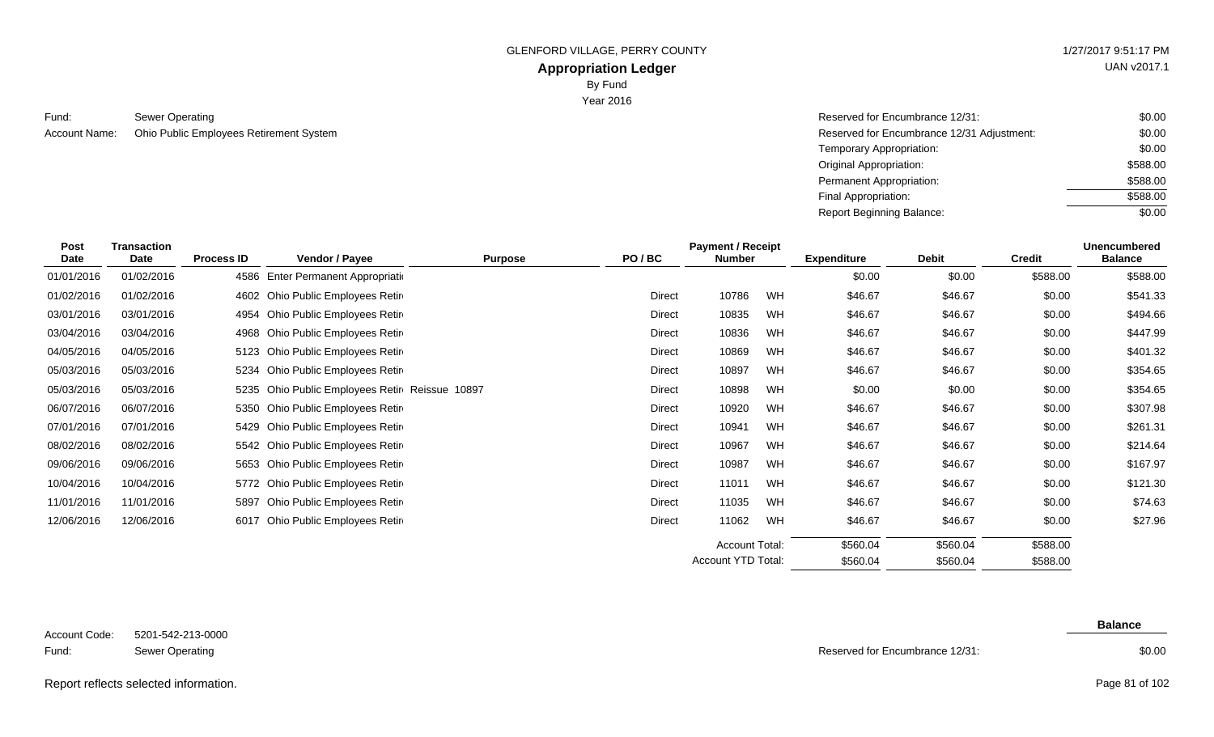GLENFORD VILLAGE, PERRY COUNTY

# Appropriation Ledger

By Fund

Year 2016

1/27/2017 9:51:17 PM

UAN v2017.1

Fund: Sewer Operating

Account Name: Ohio Public Employees Retirement System

| | |
|---|---|
| Reserved for Encumbrance 12/31: | $0.00 |
| Reserved for Encumbrance 12/31 Adjustment: | $0.00 |
| Temporary Appropriation: | $0.00 |
| Original Appropriation: | $588.00 |
| Permanent Appropriation: | $588.00 |
| Final Appropriation: | $588.00 |
| Report Beginning Balance: | $0.00 |

| Post Date | Transaction Date | Process ID | Vendor / Payee | Purpose | PO / BC | Payment / Receipt Number | | Expenditure | Debit | Credit | Unencumbered Balance |
|---|---|---|---|---|---|---|---|---|---|---|---|
| 01/01/2016 | 01/02/2016 | 4586 | Enter Permanent Appropriati | | | | | $0.00 | $0.00 | $588.00 | $588.00 |
| 01/02/2016 | 01/02/2016 | 4602 | Ohio Public Employees Retir | | Direct | 10786 | WH | $46.67 | $46.67 | $0.00 | $541.33 |
| 03/01/2016 | 03/01/2016 | 4954 | Ohio Public Employees Retir | | Direct | 10835 | WH | $46.67 | $46.67 | $0.00 | $494.66 |
| 03/04/2016 | 03/04/2016 | 4968 | Ohio Public Employees Retir | | Direct | 10836 | WH | $46.67 | $46.67 | $0.00 | $447.99 |
| 04/05/2016 | 04/05/2016 | 5123 | Ohio Public Employees Retir | | Direct | 10869 | WH | $46.67 | $46.67 | $0.00 | $401.32 |
| 05/03/2016 | 05/03/2016 | 5234 | Ohio Public Employees Retir | | Direct | 10897 | WH | $46.67 | $46.67 | $0.00 | $354.65 |
| 05/03/2016 | 05/03/2016 | 5235 | Ohio Public Employees Retir | Reissue 10897 | Direct | 10898 | WH | $0.00 | $0.00 | $0.00 | $354.65 |
| 06/07/2016 | 06/07/2016 | 5350 | Ohio Public Employees Retir | | Direct | 10920 | WH | $46.67 | $46.67 | $0.00 | $307.98 |
| 07/01/2016 | 07/01/2016 | 5429 | Ohio Public Employees Retir | | Direct | 10941 | WH | $46.67 | $46.67 | $0.00 | $261.31 |
| 08/02/2016 | 08/02/2016 | 5542 | Ohio Public Employees Retir | | Direct | 10967 | WH | $46.67 | $46.67 | $0.00 | $214.64 |
| 09/06/2016 | 09/06/2016 | 5653 | Ohio Public Employees Retir | | Direct | 10987 | WH | $46.67 | $46.67 | $0.00 | $167.97 |
| 10/04/2016 | 10/04/2016 | 5772 | Ohio Public Employees Retir | | Direct | 11011 | WH | $46.67 | $46.67 | $0.00 | $121.30 |
| 11/01/2016 | 11/01/2016 | 5897 | Ohio Public Employees Retir | | Direct | 11035 | WH | $46.67 | $46.67 | $0.00 | $74.63 |
| 12/06/2016 | 12/06/2016 | 6017 | Ohio Public Employees Retir | | Direct | 11062 | WH | $46.67 | $46.67 | $0.00 | $27.96 |
| | | | | | | Account Total: | | $560.04 | $560.04 | $588.00 | |
| | | | | | | Account YTD Total: | | $560.04 | $560.04 | $588.00 | |

Account Code: 5201-542-213-0000

Fund: Sewer Operating

| | Balance |
|---|---|
| Reserved for Encumbrance 12/31: | $0.00 |

Report reflects selected information.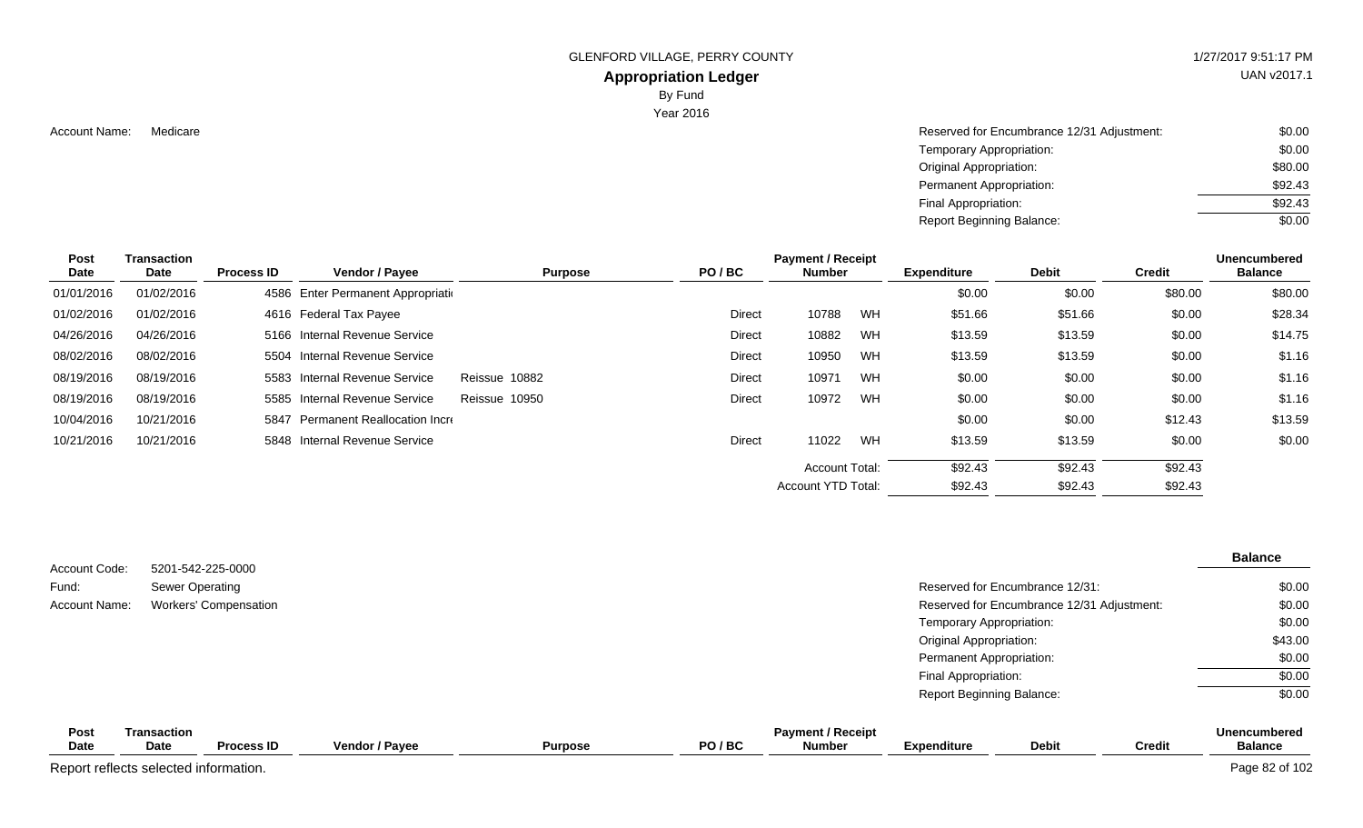GLENFORD VILLAGE, PERRY COUNTY

**Appropriation Ledger**

By Fund

Year 2016

Account Name: Medicare

| | |
|---|---|
| Reserved for Encumbrance 12/31 Adjustment: | $0.00 |
| Temporary Appropriation: | $0.00 |
| Original Appropriation: | $80.00 |
| Permanent Appropriation: | $92.43 |
| Final Appropriation: | $92.43 |
| Report Beginning Balance: | $0.00 |

| Post Date | Transaction Date | Process ID | Vendor / Payee | Purpose | PO / BC | Payment / Receipt Number | | Expenditure | Debit | Credit | Unencumbered Balance |
|---|---|---|---|---|---|---|---|---|---|---|---|
| 01/01/2016 | 01/02/2016 | 4586 | Enter Permanent Appropriati | | | | | $0.00 | $0.00 | $80.00 | $80.00 |
| 01/02/2016 | 01/02/2016 | 4616 | Federal Tax Payee | | Direct | 10788 | WH | $51.66 | $51.66 | $0.00 | $28.34 |
| 04/26/2016 | 04/26/2016 | 5166 | Internal Revenue Service | | Direct | 10882 | WH | $13.59 | $13.59 | $0.00 | $14.75 |
| 08/02/2016 | 08/02/2016 | 5504 | Internal Revenue Service | | Direct | 10950 | WH | $13.59 | $13.59 | $0.00 | $1.16 |
| 08/19/2016 | 08/19/2016 | 5583 | Internal Revenue Service | Reissue 10882 | Direct | 10971 | WH | $0.00 | $0.00 | $0.00 | $1.16 |
| 08/19/2016 | 08/19/2016 | 5585 | Internal Revenue Service | Reissue 10950 | Direct | 10972 | WH | $0.00 | $0.00 | $0.00 | $1.16 |
| 10/04/2016 | 10/21/2016 | 5847 | Permanent Reallocation Incr | | | | | $0.00 | $0.00 | $12.43 | $13.59 |
| 10/21/2016 | 10/21/2016 | 5848 | Internal Revenue Service | | Direct | 11022 | WH | $13.59 | $13.59 | $0.00 | $0.00 |
| | | | | | | Account Total: | | $92.43 | $92.43 | $92.43 | |
| | | | | | | Account YTD Total: | | $92.43 | $92.43 | $92.43 | |

Account Code: 5201-542-225-0000

Fund: Sewer Operating

Account Name: Workers' Compensation

| | Balance |
|---|---|
| Reserved for Encumbrance 12/31: | $0.00 |
| Reserved for Encumbrance 12/31 Adjustment: | $0.00 |
| Temporary Appropriation: | $0.00 |
| Original Appropriation: | $43.00 |
| Permanent Appropriation: | $0.00 |
| Final Appropriation: | $0.00 |
| Report Beginning Balance: | $0.00 |

| Post Date | Transaction Date | Process ID | Vendor / Payee | Purpose | PO / BC | Payment / Receipt Number | Expenditure | Debit | Credit | Unencumbered Balance |
|---|---|---|---|---|---|---|---|---|---|---|

Report reflects selected information.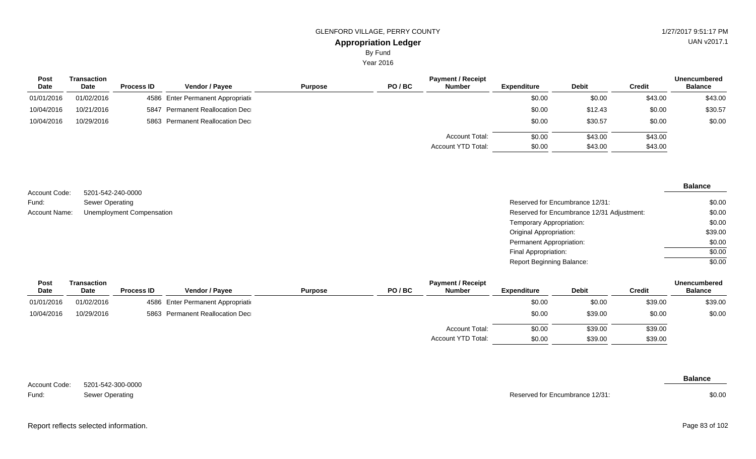| Post Date | Transaction Date | Process ID | Vendor / Payee | Purpose | PO / BC | Payment / Receipt Number | Expenditure | Debit | Credit | Unencumbered Balance |
|---|---|---|---|---|---|---|---|---|---|---|
| 01/01/2016 | 01/02/2016 | 4586 | Enter Permanent Appropriati | | | | $0.00 | $0.00 | $43.00 | $43.00 |
| 10/04/2016 | 10/21/2016 | 5847 | Permanent Reallocation Dec | | | | $0.00 | $12.43 | $0.00 | $30.57 |
| 10/04/2016 | 10/29/2016 | 5863 | Permanent Reallocation Dec | | | | $0.00 | $30.57 | $0.00 | $0.00 |
| | | | | | | Account Total: | $0.00 | $43.00 | $43.00 | |
| | | | | | | Account YTD Total: | $0.00 | $43.00 | $43.00 | |

Account Code: 5201-542-240-0000
Fund: Sewer Operating
Account Name: Unemployment Compensation

| | Balance |
|---|---|
| Reserved for Encumbrance 12/31: | $0.00 |
| Reserved for Encumbrance 12/31 Adjustment: | $0.00 |
| Temporary Appropriation: | $0.00 |
| Original Appropriation: | $39.00 |
| Permanent Appropriation: | $0.00 |
| Final Appropriation: | $0.00 |
| Report Beginning Balance: | $0.00 |

| Post Date | Transaction Date | Process ID | Vendor / Payee | Purpose | PO / BC | Payment / Receipt Number | Expenditure | Debit | Credit | Unencumbered Balance |
|---|---|---|---|---|---|---|---|---|---|---|
| 01/01/2016 | 01/02/2016 | 4586 | Enter Permanent Appropriati | | | | $0.00 | $0.00 | $39.00 | $39.00 |
| 10/04/2016 | 10/29/2016 | 5863 | Permanent Reallocation Dec | | | | $0.00 | $39.00 | $0.00 | $0.00 |
| | | | | | | Account Total: | $0.00 | $39.00 | $39.00 | |
| | | | | | | Account YTD Total: | $0.00 | $39.00 | $39.00 | |

Account Code: 5201-542-300-0000
Fund: Sewer Operating

| | Balance |
|---|---|
| Reserved for Encumbrance 12/31: | $0.00 |

Report reflects selected information.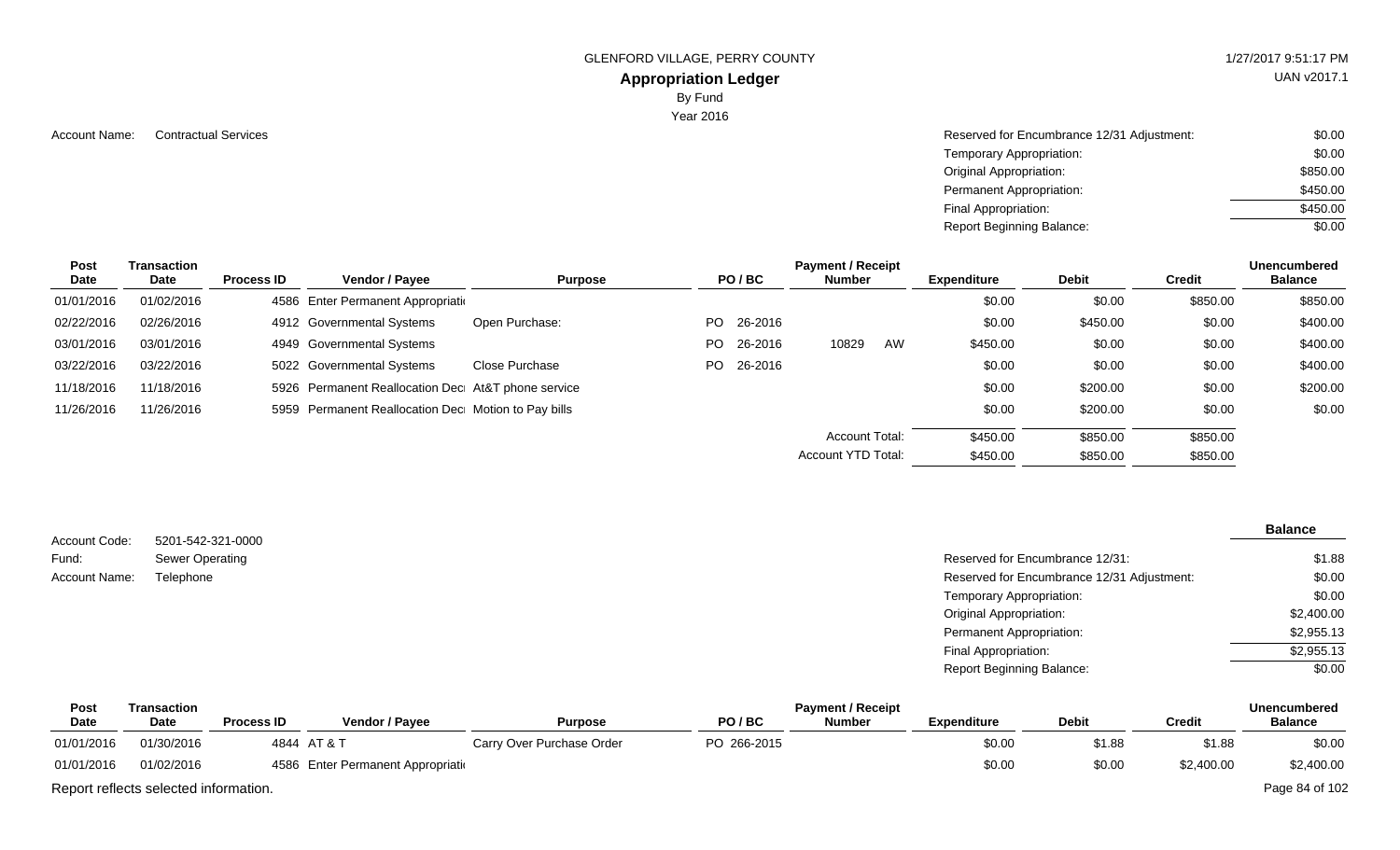GLENFORD VILLAGE, PERRY COUNTY

**Appropriation Ledger**

By Fund

Year 2016

Account Name: Contractual Services

| | |
|---|---|
| Reserved for Encumbrance 12/31 Adjustment: | $0.00 |
| Temporary Appropriation: | $0.00 |
| Original Appropriation: | $850.00 |
| Permanent Appropriation: | $450.00 |
| Final Appropriation: | $450.00 |
| Report Beginning Balance: | $0.00 |

| Post Date | Transaction Date | Process ID | Vendor / Payee | Purpose | PO / BC | Payment / Receipt Number | Expenditure | Debit | Credit | Unencumbered Balance |
|---|---|---|---|---|---|---|---|---|---|---|
| 01/01/2016 | 01/02/2016 | 4586 | Enter Permanent Appropriati | | | | $0.00 | $0.00 | $850.00 | $850.00 |
| 02/22/2016 | 02/26/2016 | 4912 | Governmental Systems | Open Purchase: | PO 26-2016 | | $0.00 | $450.00 | $0.00 | $400.00 |
| 03/01/2016 | 03/01/2016 | 4949 | Governmental Systems | | PO 26-2016 | 10829 AW | $450.00 | $0.00 | $0.00 | $400.00 |
| 03/22/2016 | 03/22/2016 | 5022 | Governmental Systems | Close Purchase | PO 26-2016 | | $0.00 | $0.00 | $0.00 | $400.00 |
| 11/18/2016 | 11/18/2016 | 5926 | Permanent Reallocation Dec | At&T phone service | | | $0.00 | $200.00 | $0.00 | $200.00 |
| 11/26/2016 | 11/26/2016 | 5959 | Permanent Reallocation Dec | Motion to Pay bills | | | $0.00 | $200.00 | $0.00 | $0.00 |
| | | | | | | Account Total: | $450.00 | $850.00 | $850.00 | |
| | | | | | | Account YTD Total: | $450.00 | $850.00 | $850.00 | |

Account Code: 5201-542-321-0000

Fund: Sewer Operating

Account Name: Telephone

| | Balance |
|---|---|
| Reserved for Encumbrance 12/31: | $1.88 |
| Reserved for Encumbrance 12/31 Adjustment: | $0.00 |
| Temporary Appropriation: | $0.00 |
| Original Appropriation: | $2,400.00 |
| Permanent Appropriation: | $2,955.13 |
| Final Appropriation: | $2,955.13 |
| Report Beginning Balance: | $0.00 |

| Post Date | Transaction Date | Process ID | Vendor / Payee | Purpose | PO / BC | Payment / Receipt Number | Expenditure | Debit | Credit | Unencumbered Balance |
|---|---|---|---|---|---|---|---|---|---|---|
| 01/01/2016 | 01/30/2016 | 4844 | AT & T | Carry Over Purchase Order | PO 266-2015 | | $0.00 | $1.88 | $1.88 | $0.00 |
| 01/01/2016 | 01/02/2016 | 4586 | Enter Permanent Appropriati | | | | $0.00 | $0.00 | $2,400.00 | $2,400.00 |

Report reflects selected information.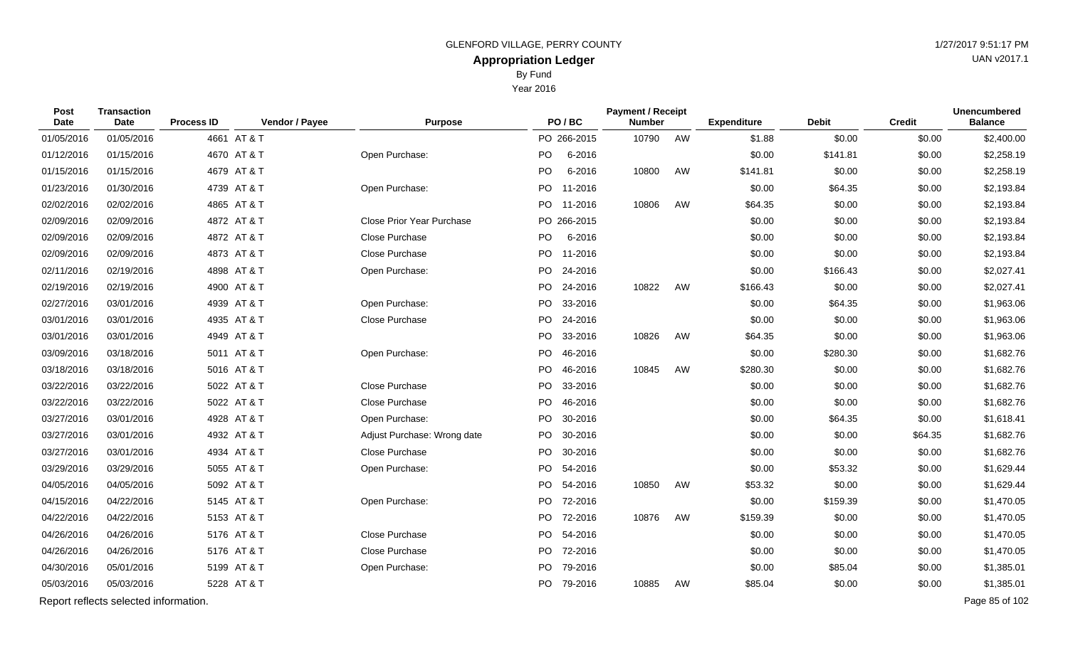GLENFORD VILLAGE, PERRY COUNTY

# Appropriation Ledger

By Fund

Year 2016

| Post Date | Transaction Date | Process ID | Vendor / Payee | Purpose | PO / BC | Payment / Receipt Number | | Expenditure | Debit | Credit | Unencumbered Balance |
|---|---|---|---|---|---|---|---|---|---|---|---|
| 01/05/2016 | 01/05/2016 | 4661 | AT & T | | PO 266-2015 | 10790 | AW | $1.88 | $0.00 | $0.00 | $2,400.00 |
| 01/12/2016 | 01/15/2016 | 4670 | AT & T | Open Purchase: | PO 6-2016 | | | $0.00 | $141.81 | $0.00 | $2,258.19 |
| 01/15/2016 | 01/15/2016 | 4679 | AT & T | | PO 6-2016 | 10800 | AW | $141.81 | $0.00 | $0.00 | $2,258.19 |
| 01/23/2016 | 01/30/2016 | 4739 | AT & T | Open Purchase: | PO 11-2016 | | | $0.00 | $64.35 | $0.00 | $2,193.84 |
| 02/02/2016 | 02/02/2016 | 4865 | AT & T | | PO 11-2016 | 10806 | AW | $64.35 | $0.00 | $0.00 | $2,193.84 |
| 02/09/2016 | 02/09/2016 | 4872 | AT & T | Close Prior Year Purchase | PO 266-2015 | | | $0.00 | $0.00 | $0.00 | $2,193.84 |
| 02/09/2016 | 02/09/2016 | 4872 | AT & T | Close Purchase | PO 6-2016 | | | $0.00 | $0.00 | $0.00 | $2,193.84 |
| 02/09/2016 | 02/09/2016 | 4873 | AT & T | Close Purchase | PO 11-2016 | | | $0.00 | $0.00 | $0.00 | $2,193.84 |
| 02/11/2016 | 02/19/2016 | 4898 | AT & T | Open Purchase: | PO 24-2016 | | | $0.00 | $166.43 | $0.00 | $2,027.41 |
| 02/19/2016 | 02/19/2016 | 4900 | AT & T | | PO 24-2016 | 10822 | AW | $166.43 | $0.00 | $0.00 | $2,027.41 |
| 02/27/2016 | 03/01/2016 | 4939 | AT & T | Open Purchase: | PO 33-2016 | | | $0.00 | $64.35 | $0.00 | $1,963.06 |
| 03/01/2016 | 03/01/2016 | 4935 | AT & T | Close Purchase | PO 24-2016 | | | $0.00 | $0.00 | $0.00 | $1,963.06 |
| 03/01/2016 | 03/01/2016 | 4949 | AT & T | | PO 33-2016 | 10826 | AW | $64.35 | $0.00 | $0.00 | $1,963.06 |
| 03/09/2016 | 03/18/2016 | 5011 | AT & T | Open Purchase: | PO 46-2016 | | | $0.00 | $280.30 | $0.00 | $1,682.76 |
| 03/18/2016 | 03/18/2016 | 5016 | AT & T | | PO 46-2016 | 10845 | AW | $280.30 | $0.00 | $0.00 | $1,682.76 |
| 03/22/2016 | 03/22/2016 | 5022 | AT & T | Close Purchase | PO 33-2016 | | | $0.00 | $0.00 | $0.00 | $1,682.76 |
| 03/22/2016 | 03/22/2016 | 5022 | AT & T | Close Purchase | PO 46-2016 | | | $0.00 | $0.00 | $0.00 | $1,682.76 |
| 03/27/2016 | 03/01/2016 | 4928 | AT & T | Open Purchase: | PO 30-2016 | | | $0.00 | $64.35 | $0.00 | $1,618.41 |
| 03/27/2016 | 03/01/2016 | 4932 | AT & T | Adjust Purchase: Wrong date | PO 30-2016 | | | $0.00 | $0.00 | $64.35 | $1,682.76 |
| 03/27/2016 | 03/01/2016 | 4934 | AT & T | Close Purchase | PO 30-2016 | | | $0.00 | $0.00 | $0.00 | $1,682.76 |
| 03/29/2016 | 03/29/2016 | 5055 | AT & T | Open Purchase: | PO 54-2016 | | | $0.00 | $53.32 | $0.00 | $1,629.44 |
| 04/05/2016 | 04/05/2016 | 5092 | AT & T | | PO 54-2016 | 10850 | AW | $53.32 | $0.00 | $0.00 | $1,629.44 |
| 04/15/2016 | 04/22/2016 | 5145 | AT & T | Open Purchase: | PO 72-2016 | | | $0.00 | $159.39 | $0.00 | $1,470.05 |
| 04/22/2016 | 04/22/2016 | 5153 | AT & T | | PO 72-2016 | 10876 | AW | $159.39 | $0.00 | $0.00 | $1,470.05 |
| 04/26/2016 | 04/26/2016 | 5176 | AT & T | Close Purchase | PO 54-2016 | | | $0.00 | $0.00 | $0.00 | $1,470.05 |
| 04/26/2016 | 04/26/2016 | 5176 | AT & T | Close Purchase | PO 72-2016 | | | $0.00 | $0.00 | $0.00 | $1,470.05 |
| 04/30/2016 | 05/01/2016 | 5199 | AT & T | Open Purchase: | PO 79-2016 | | | $0.00 | $85.04 | $0.00 | $1,385.01 |
| 05/03/2016 | 05/03/2016 | 5228 | AT & T | | PO 79-2016 | 10885 | AW | $85.04 | $0.00 | $0.00 | $1,385.01 |

Report reflects selected information.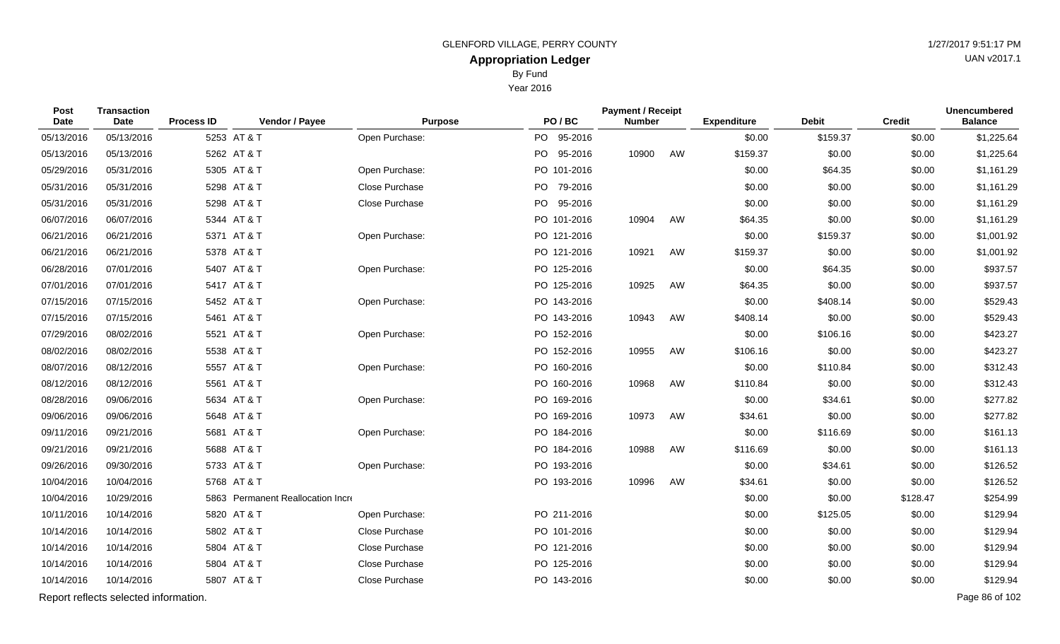GLENFORD VILLAGE, PERRY COUNTY

# Appropriation Ledger

By Fund

Year 2016

| Post Date | Transaction Date | Process ID | Vendor / Payee | Purpose | PO / BC | Payment / Receipt Number | | Expenditure | Debit | Credit | Unencumbered Balance |
|---|---|---|---|---|---|---|---|---|---|---|---|
| 05/13/2016 | 05/13/2016 | 5253 | AT & T | Open Purchase: | PO 95-2016 | | | $0.00 | $159.37 | $0.00 | $1,225.64 |
| 05/13/2016 | 05/13/2016 | 5262 | AT & T | | PO 95-2016 | 10900 | AW | $159.37 | $0.00 | $0.00 | $1,225.64 |
| 05/29/2016 | 05/31/2016 | 5305 | AT & T | Open Purchase: | PO 101-2016 | | | $0.00 | $64.35 | $0.00 | $1,161.29 |
| 05/31/2016 | 05/31/2016 | 5298 | AT & T | Close Purchase | PO 79-2016 | | | $0.00 | $0.00 | $0.00 | $1,161.29 |
| 05/31/2016 | 05/31/2016 | 5298 | AT & T | Close Purchase | PO 95-2016 | | | $0.00 | $0.00 | $0.00 | $1,161.29 |
| 06/07/2016 | 06/07/2016 | 5344 | AT & T | | PO 101-2016 | 10904 | AW | $64.35 | $0.00 | $0.00 | $1,161.29 |
| 06/21/2016 | 06/21/2016 | 5371 | AT & T | Open Purchase: | PO 121-2016 | | | $0.00 | $159.37 | $0.00 | $1,001.92 |
| 06/21/2016 | 06/21/2016 | 5378 | AT & T | | PO 121-2016 | 10921 | AW | $159.37 | $0.00 | $0.00 | $1,001.92 |
| 06/28/2016 | 07/01/2016 | 5407 | AT & T | Open Purchase: | PO 125-2016 | | | $0.00 | $64.35 | $0.00 | $937.57 |
| 07/01/2016 | 07/01/2016 | 5417 | AT & T | | PO 125-2016 | 10925 | AW | $64.35 | $0.00 | $0.00 | $937.57 |
| 07/15/2016 | 07/15/2016 | 5452 | AT & T | Open Purchase: | PO 143-2016 | | | $0.00 | $408.14 | $0.00 | $529.43 |
| 07/15/2016 | 07/15/2016 | 5461 | AT & T | | PO 143-2016 | 10943 | AW | $408.14 | $0.00 | $0.00 | $529.43 |
| 07/29/2016 | 08/02/2016 | 5521 | AT & T | Open Purchase: | PO 152-2016 | | | $0.00 | $106.16 | $0.00 | $423.27 |
| 08/02/2016 | 08/02/2016 | 5538 | AT & T | | PO 152-2016 | 10955 | AW | $106.16 | $0.00 | $0.00 | $423.27 |
| 08/07/2016 | 08/12/2016 | 5557 | AT & T | Open Purchase: | PO 160-2016 | | | $0.00 | $110.84 | $0.00 | $312.43 |
| 08/12/2016 | 08/12/2016 | 5561 | AT & T | | PO 160-2016 | 10968 | AW | $110.84 | $0.00 | $0.00 | $312.43 |
| 08/28/2016 | 09/06/2016 | 5634 | AT & T | Open Purchase: | PO 169-2016 | | | $0.00 | $34.61 | $0.00 | $277.82 |
| 09/06/2016 | 09/06/2016 | 5648 | AT & T | | PO 169-2016 | 10973 | AW | $34.61 | $0.00 | $0.00 | $277.82 |
| 09/11/2016 | 09/21/2016 | 5681 | AT & T | Open Purchase: | PO 184-2016 | | | $0.00 | $116.69 | $0.00 | $161.13 |
| 09/21/2016 | 09/21/2016 | 5688 | AT & T | | PO 184-2016 | 10988 | AW | $116.69 | $0.00 | $0.00 | $161.13 |
| 09/26/2016 | 09/30/2016 | 5733 | AT & T | Open Purchase: | PO 193-2016 | | | $0.00 | $34.61 | $0.00 | $126.52 |
| 10/04/2016 | 10/04/2016 | 5768 | AT & T | | PO 193-2016 | 10996 | AW | $34.61 | $0.00 | $0.00 | $126.52 |
| 10/04/2016 | 10/29/2016 | 5863 | Permanent Reallocation Incr | | | | | $0.00 | $0.00 | $128.47 | $254.99 |
| 10/11/2016 | 10/14/2016 | 5820 | AT & T | Open Purchase: | PO 211-2016 | | | $0.00 | $125.05 | $0.00 | $129.94 |
| 10/14/2016 | 10/14/2016 | 5802 | AT & T | Close Purchase | PO 101-2016 | | | $0.00 | $0.00 | $0.00 | $129.94 |
| 10/14/2016 | 10/14/2016 | 5804 | AT & T | Close Purchase | PO 121-2016 | | | $0.00 | $0.00 | $0.00 | $129.94 |
| 10/14/2016 | 10/14/2016 | 5804 | AT & T | Close Purchase | PO 125-2016 | | | $0.00 | $0.00 | $0.00 | $129.94 |
| 10/14/2016 | 10/14/2016 | 5807 | AT & T | Close Purchase | PO 143-2016 | | | $0.00 | $0.00 | $0.00 | $129.94 |

Report reflects selected information.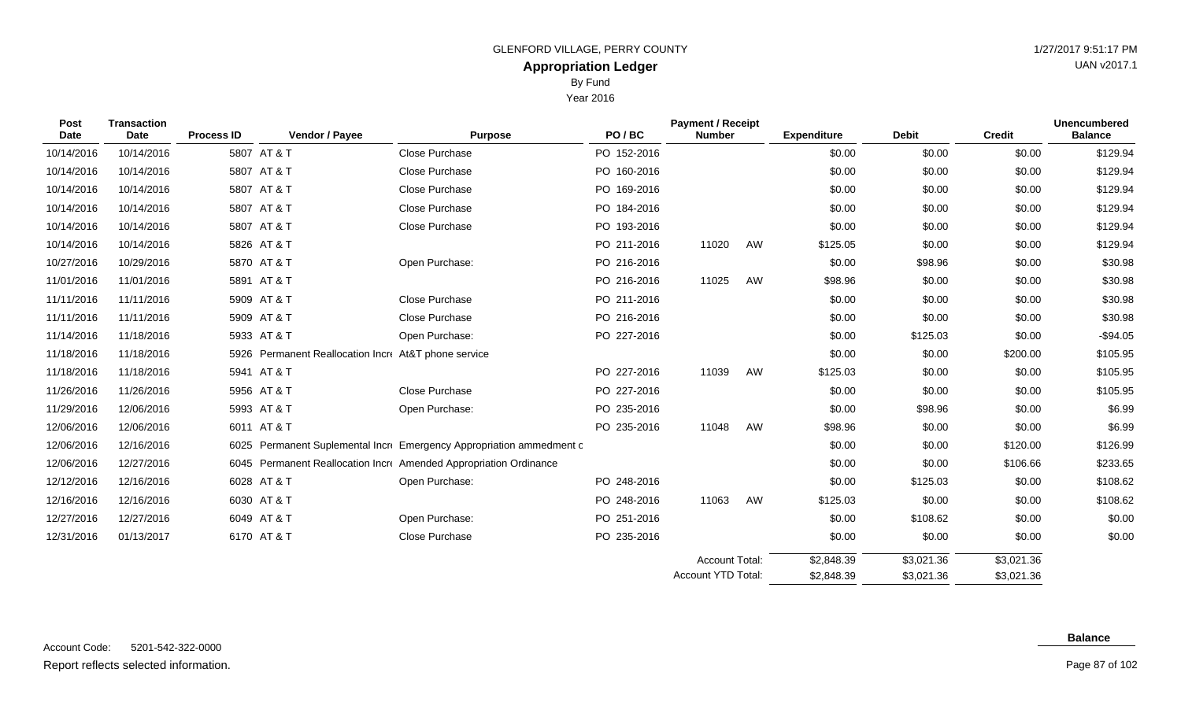GLENFORD VILLAGE, PERRY COUNTY

**Appropriation Ledger**

By Fund

Year 2016

| Post Date | Transaction Date | Process ID | Vendor / Payee | Purpose | PO / BC | Payment / Receipt Number | | Expenditure | Debit | Credit | Unencumbered Balance |
|---|---|---|---|---|---|---|---|---|---|---|---|
| 10/14/2016 | 10/14/2016 | 5807 | AT & T | Close Purchase | PO 152-2016 | | | $0.00 | $0.00 | $0.00 | $129.94 |
| 10/14/2016 | 10/14/2016 | 5807 | AT & T | Close Purchase | PO 160-2016 | | | $0.00 | $0.00 | $0.00 | $129.94 |
| 10/14/2016 | 10/14/2016 | 5807 | AT & T | Close Purchase | PO 169-2016 | | | $0.00 | $0.00 | $0.00 | $129.94 |
| 10/14/2016 | 10/14/2016 | 5807 | AT & T | Close Purchase | PO 184-2016 | | | $0.00 | $0.00 | $0.00 | $129.94 |
| 10/14/2016 | 10/14/2016 | 5807 | AT & T | Close Purchase | PO 193-2016 | | | $0.00 | $0.00 | $0.00 | $129.94 |
| 10/14/2016 | 10/14/2016 | 5826 | AT & T | | PO 211-2016 | 11020 | AW | $125.05 | $0.00 | $0.00 | $129.94 |
| 10/27/2016 | 10/29/2016 | 5870 | AT & T | Open Purchase: | PO 216-2016 | | | $0.00 | $98.96 | $0.00 | $30.98 |
| 11/01/2016 | 11/01/2016 | 5891 | AT & T | | PO 216-2016 | 11025 | AW | $98.96 | $0.00 | $0.00 | $30.98 |
| 11/11/2016 | 11/11/2016 | 5909 | AT & T | Close Purchase | PO 211-2016 | | | $0.00 | $0.00 | $0.00 | $30.98 |
| 11/11/2016 | 11/11/2016 | 5909 | AT & T | Close Purchase | PO 216-2016 | | | $0.00 | $0.00 | $0.00 | $30.98 |
| 11/14/2016 | 11/18/2016 | 5933 | AT & T | Open Purchase: | PO 227-2016 | | | $0.00 | $125.03 | $0.00 | -$94.05 |
| 11/18/2016 | 11/18/2016 | 5926 | Permanent Reallocation Incr | At&T phone service | | | | $0.00 | $0.00 | $200.00 | $105.95 |
| 11/18/2016 | 11/18/2016 | 5941 | AT & T | | PO 227-2016 | 11039 | AW | $125.03 | $0.00 | $0.00 | $105.95 |
| 11/26/2016 | 11/26/2016 | 5956 | AT & T | Close Purchase | PO 227-2016 | | | $0.00 | $0.00 | $0.00 | $105.95 |
| 11/29/2016 | 12/06/2016 | 5993 | AT & T | Open Purchase: | PO 235-2016 | | | $0.00 | $98.96 | $0.00 | $6.99 |
| 12/06/2016 | 12/06/2016 | 6011 | AT & T | | PO 235-2016 | 11048 | AW | $98.96 | $0.00 | $0.00 | $6.99 |
| 12/06/2016 | 12/16/2016 | 6025 | Permanent Suplemental Incr | Emergency Appropriation ammedment c | | | | $0.00 | $0.00 | $120.00 | $126.99 |
| 12/06/2016 | 12/27/2016 | 6045 | Permanent Reallocation Incr | Amended Appropriation Ordinance | | | | $0.00 | $0.00 | $106.66 | $233.65 |
| 12/12/2016 | 12/16/2016 | 6028 | AT & T | Open Purchase: | PO 248-2016 | | | $0.00 | $125.03 | $0.00 | $108.62 |
| 12/16/2016 | 12/16/2016 | 6030 | AT & T | | PO 248-2016 | 11063 | AW | $125.03 | $0.00 | $0.00 | $108.62 |
| 12/27/2016 | 12/27/2016 | 6049 | AT & T | Open Purchase: | PO 251-2016 | | | $0.00 | $108.62 | $0.00 | $0.00 |
| 12/31/2016 | 01/13/2017 | 6170 | AT & T | Close Purchase | PO 235-2016 | | | $0.00 | $0.00 | $0.00 | $0.00 |
| | | | | | | Account Total: | | $2,848.39 | $3,021.36 | $3,021.36 | |
| | | | | | | Account YTD Total: | | $2,848.39 | $3,021.36 | $3,021.36 | |

**Balance**

Account Code: 5201-542-322-0000

Report reflects selected information.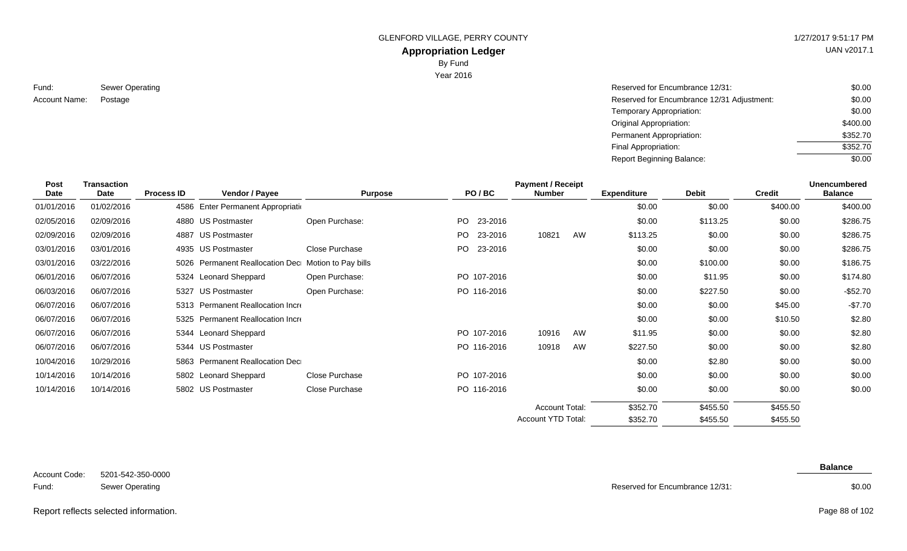GLENFORD VILLAGE, PERRY COUNTY

1/27/2017 9:51:17 PM

UAN v2017.1

## Appropriation Ledger

By Fund

Year 2016

Fund: Sewer Operating

Account Name: Postage

| | |
|---|---|
| Reserved for Encumbrance 12/31: | $0.00 |
| Reserved for Encumbrance 12/31 Adjustment: | $0.00 |
| Temporary Appropriation: | $0.00 |
| Original Appropriation: | $400.00 |
| Permanent Appropriation: | $352.70 |
| Final Appropriation: | $352.70 |
| Report Beginning Balance: | $0.00 |

| Post Date | Transaction Date | Process ID | Vendor / Payee | Purpose | PO / BC | Payment / Receipt Number | | Expenditure | Debit | Credit | Unencumbered Balance |
|---|---|---|---|---|---|---|---|---|---|---|---|
| 01/01/2016 | 01/02/2016 | 4586 | Enter Permanent Appropriati | | | | | $0.00 | $0.00 | $400.00 | $400.00 |
| 02/05/2016 | 02/09/2016 | 4880 | US Postmaster | Open Purchase: | PO 23-2016 | | | $0.00 | $113.25 | $0.00 | $286.75 |
| 02/09/2016 | 02/09/2016 | 4887 | US Postmaster | | PO 23-2016 | 10821 | AW | $113.25 | $0.00 | $0.00 | $286.75 |
| 03/01/2016 | 03/01/2016 | 4935 | US Postmaster | Close Purchase | PO 23-2016 | | | $0.00 | $0.00 | $0.00 | $286.75 |
| 03/01/2016 | 03/22/2016 | 5026 | Permanent Reallocation Dec | Motion to Pay bills | | | | $0.00 | $100.00 | $0.00 | $186.75 |
| 06/01/2016 | 06/07/2016 | 5324 | Leonard Sheppard | Open Purchase: | PO 107-2016 | | | $0.00 | $11.95 | $0.00 | $174.80 |
| 06/03/2016 | 06/07/2016 | 5327 | US Postmaster | Open Purchase: | PO 116-2016 | | | $0.00 | $227.50 | $0.00 | -$52.70 |
| 06/07/2016 | 06/07/2016 | 5313 | Permanent Reallocation Incr | | | | | $0.00 | $0.00 | $45.00 | -$7.70 |
| 06/07/2016 | 06/07/2016 | 5325 | Permanent Reallocation Incr | | | | | $0.00 | $0.00 | $10.50 | $2.80 |
| 06/07/2016 | 06/07/2016 | 5344 | Leonard Sheppard | | PO 107-2016 | 10916 | AW | $11.95 | $0.00 | $0.00 | $2.80 |
| 06/07/2016 | 06/07/2016 | 5344 | US Postmaster | | PO 116-2016 | 10918 | AW | $227.50 | $0.00 | $0.00 | $2.80 |
| 10/04/2016 | 10/29/2016 | 5863 | Permanent Reallocation Dec | | | | | $0.00 | $2.80 | $0.00 | $0.00 |
| 10/14/2016 | 10/14/2016 | 5802 | Leonard Sheppard | Close Purchase | PO 107-2016 | | | $0.00 | $0.00 | $0.00 | $0.00 |
| 10/14/2016 | 10/14/2016 | 5802 | US Postmaster | Close Purchase | PO 116-2016 | | | $0.00 | $0.00 | $0.00 | $0.00 |
| | | | | | | Account Total: | | $352.70 | $455.50 | $455.50 | |
| | | | | | | Account YTD Total: | | $352.70 | $455.50 | $455.50 | |

Account Code: 5201-542-350-0000

Fund: Sewer Operating

| | Balance |
|---|---|
| Reserved for Encumbrance 12/31: | $0.00 |

Report reflects selected information.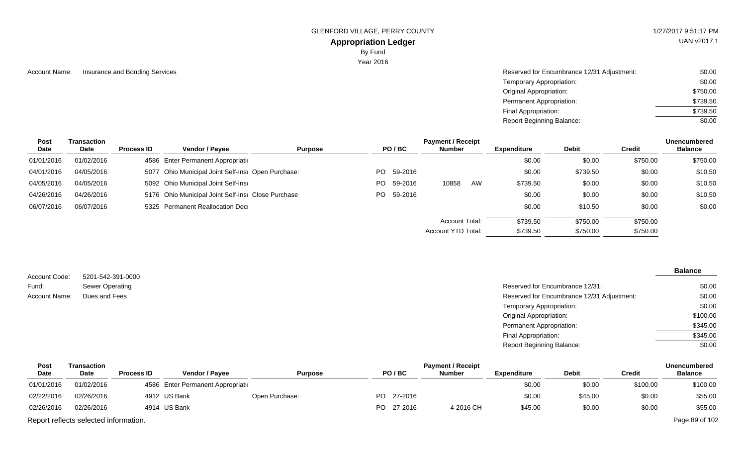GLENFORD VILLAGE, PERRY COUNTY

**Appropriation Ledger**

By Fund

Year 2016

Account Name: Insurance and Bonding Services

| | |
|---|---|
| Reserved for Encumbrance 12/31 Adjustment: | $0.00 |
| Temporary Appropriation: | $0.00 |
| Original Appropriation: | $750.00 |
| Permanent Appropriation: | $739.50 |
| Final Appropriation: | $739.50 |
| Report Beginning Balance: | $0.00 |

| Post Date | Transaction Date | Process ID | Vendor / Payee | Purpose | PO / BC | Payment / Receipt Number | Expenditure | Debit | Credit | Unencumbered Balance |
|---|---|---|---|---|---|---|---|---|---|---|
| 01/01/2016 | 01/02/2016 | 4586 | Enter Permanent Appropriati | | | | $0.00 | $0.00 | $750.00 | $750.00 |
| 04/01/2016 | 04/05/2016 | 5077 | Ohio Municipal Joint Self-Insı | Open Purchase: | PO 59-2016 | | $0.00 | $739.50 | $0.00 | $10.50 |
| 04/05/2016 | 04/05/2016 | 5092 | Ohio Municipal Joint Self-Insı | | PO 59-2016 | 10858 AW | $739.50 | $0.00 | $0.00 | $10.50 |
| 04/26/2016 | 04/26/2016 | 5176 | Ohio Municipal Joint Self-Insı | Close Purchase | PO 59-2016 | | $0.00 | $0.00 | $0.00 | $10.50 |
| 06/07/2016 | 06/07/2016 | 5325 | Permanent Reallocation Deci | | | | $0.00 | $10.50 | $0.00 | $0.00 |
| | | | | | | Account Total: | $739.50 | $750.00 | $750.00 | |
| | | | | | | Account YTD Total: | $739.50 | $750.00 | $750.00 | |

Account Code: 5201-542-391-0000

Fund: Sewer Operating

Account Name: Dues and Fees

| | Balance |
|---|---|
| Reserved for Encumbrance 12/31: | $0.00 |
| Reserved for Encumbrance 12/31 Adjustment: | $0.00 |
| Temporary Appropriation: | $0.00 |
| Original Appropriation: | $100.00 |
| Permanent Appropriation: | $345.00 |
| Final Appropriation: | $345.00 |
| Report Beginning Balance: | $0.00 |

| Post Date | Transaction Date | Process ID | Vendor / Payee | Purpose | PO / BC | Payment / Receipt Number | Expenditure | Debit | Credit | Unencumbered Balance |
|---|---|---|---|---|---|---|---|---|---|---|
| 01/01/2016 | 01/02/2016 | 4586 | Enter Permanent Appropriati | | | | $0.00 | $0.00 | $100.00 | $100.00 |
| 02/22/2016 | 02/26/2016 | 4912 | US Bank | Open Purchase: | PO 27-2016 | | $0.00 | $45.00 | $0.00 | $55.00 |
| 02/26/2016 | 02/26/2016 | 4914 | US Bank | | PO 27-2016 | 4-2016 CH | $45.00 | $0.00 | $0.00 | $55.00 |

Report reflects selected information.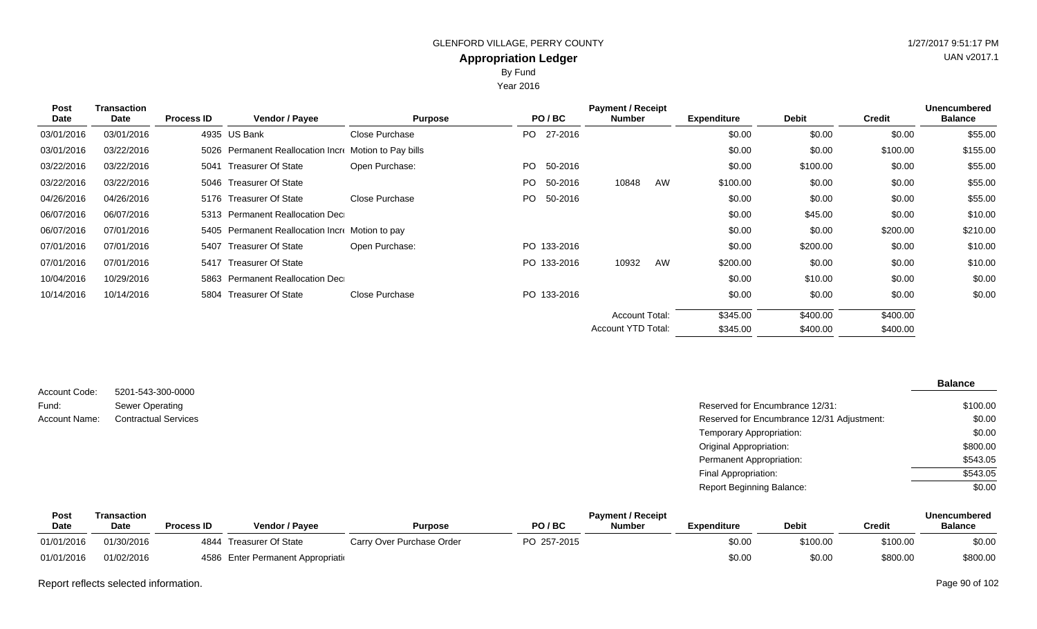GLENFORD VILLAGE, PERRY COUNTY

## Appropriation Ledger

By Fund

Year 2016

| Post Date | Transaction Date | Process ID | Vendor / Payee | Purpose | PO / BC | Payment / Receipt Number | | Expenditure | Debit | Credit | Unencumbered Balance |
|---|---|---|---|---|---|---|---|---|---|---|---|
| 03/01/2016 | 03/01/2016 | 4935 | US Bank | Close Purchase | PO 27-2016 | | | $0.00 | $0.00 | $0.00 | $55.00 |
| 03/01/2016 | 03/22/2016 | 5026 | Permanent Reallocation Incre | Motion to Pay bills | | | | $0.00 | $0.00 | $100.00 | $155.00 |
| 03/22/2016 | 03/22/2016 | 5041 | Treasurer Of State | Open Purchase: | PO 50-2016 | | | $0.00 | $100.00 | $0.00 | $55.00 |
| 03/22/2016 | 03/22/2016 | 5046 | Treasurer Of State | | PO 50-2016 | 10848 | AW | $100.00 | $0.00 | $0.00 | $55.00 |
| 04/26/2016 | 04/26/2016 | 5176 | Treasurer Of State | Close Purchase | PO 50-2016 | | | $0.00 | $0.00 | $0.00 | $55.00 |
| 06/07/2016 | 06/07/2016 | 5313 | Permanent Reallocation Decr | | | | | $0.00 | $45.00 | $0.00 | $10.00 |
| 06/07/2016 | 07/01/2016 | 5405 | Permanent Reallocation Incre | Motion to pay | | | | $0.00 | $0.00 | $200.00 | $210.00 |
| 07/01/2016 | 07/01/2016 | 5407 | Treasurer Of State | Open Purchase: | PO 133-2016 | | | $0.00 | $200.00 | $0.00 | $10.00 |
| 07/01/2016 | 07/01/2016 | 5417 | Treasurer Of State | | PO 133-2016 | 10932 | AW | $200.00 | $0.00 | $0.00 | $10.00 |
| 10/04/2016 | 10/29/2016 | 5863 | Permanent Reallocation Decr | | | | | $0.00 | $10.00 | $0.00 | $0.00 |
| 10/14/2016 | 10/14/2016 | 5804 | Treasurer Of State | Close Purchase | PO 133-2016 | | | $0.00 | $0.00 | $0.00 | $0.00 |
| | | | | | | Account Total: | | $345.00 | $400.00 | $400.00 | |
| | | | | | | Account YTD Total: | | $345.00 | $400.00 | $400.00 | |

Account Code: 5201-543-300-0000

Fund: Sewer Operating

Account Name: Contractual Services

| | Balance |
|---|---|
| Reserved for Encumbrance 12/31: | $100.00 |
| Reserved for Encumbrance 12/31 Adjustment: | $0.00 |
| Temporary Appropriation: | $0.00 |
| Original Appropriation: | $800.00 |
| Permanent Appropriation: | $543.05 |
| Final Appropriation: | $543.05 |
| Report Beginning Balance: | $0.00 |

| Post Date | Transaction Date | Process ID | Vendor / Payee | Purpose | PO / BC | Payment / Receipt Number | Expenditure | Debit | Credit | Unencumbered Balance |
|---|---|---|---|---|---|---|---|---|---|---|
| 01/01/2016 | 01/30/2016 | 4844 | Treasurer Of State | Carry Over Purchase Order | PO 257-2015 | | $0.00 | $100.00 | $100.00 | $0.00 |
| 01/01/2016 | 01/02/2016 | 4586 | Enter Permanent Appropriati | | | | $0.00 | $0.00 | $800.00 | $800.00 |

Report reflects selected information.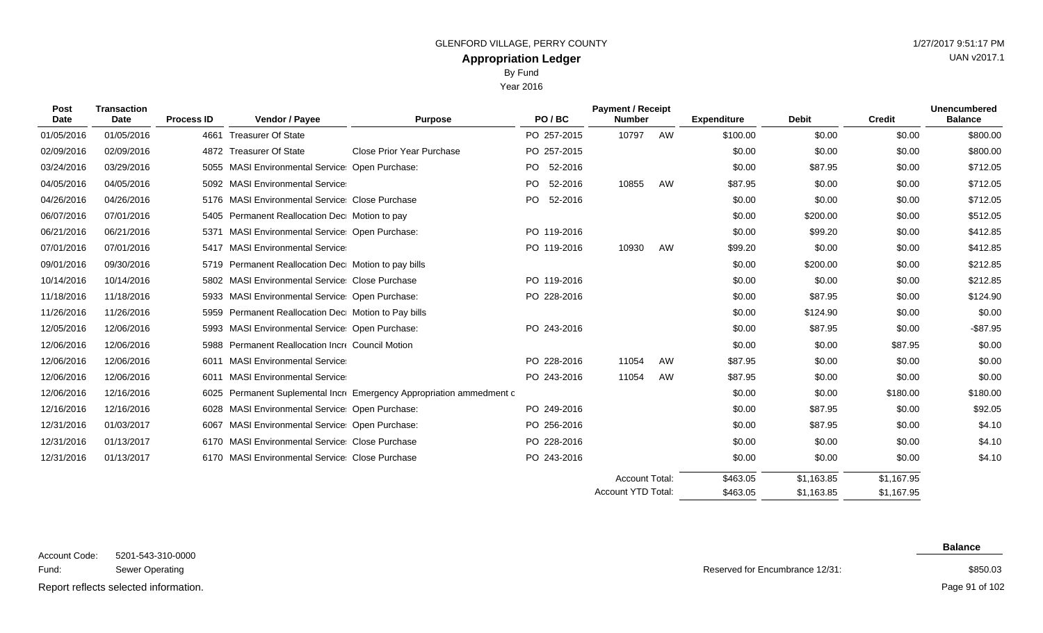GLENFORD VILLAGE, PERRY COUNTY

1/27/2017 9:51:17 PM

UAN v2017.1

# Appropriation Ledger

By Fund

Year 2016

| Post Date | Transaction Date | Process ID | Vendor / Payee | Purpose | PO / BC | Payment / Receipt Number | | Expenditure | Debit | Credit | Unencumbered Balance |
|---|---|---|---|---|---|---|---|---|---|---|---|
| 01/05/2016 | 01/05/2016 | 4661 | Treasurer Of State | | PO 257-2015 | 10797 | AW | $100.00 | $0.00 | $0.00 | $800.00 |
| 02/09/2016 | 02/09/2016 | 4872 | Treasurer Of State | Close Prior Year Purchase | PO 257-2015 | | | $0.00 | $0.00 | $0.00 | $800.00 |
| 03/24/2016 | 03/29/2016 | 5055 | MASI Environmental Service | Open Purchase: | PO 52-2016 | | | $0.00 | $87.95 | $0.00 | $712.05 |
| 04/05/2016 | 04/05/2016 | 5092 | MASI Environmental Service | | PO 52-2016 | 10855 | AW | $87.95 | $0.00 | $0.00 | $712.05 |
| 04/26/2016 | 04/26/2016 | 5176 | MASI Environmental Service | Close Purchase | PO 52-2016 | | | $0.00 | $0.00 | $0.00 | $712.05 |
| 06/07/2016 | 07/01/2016 | 5405 | Permanent Reallocation Decr | Motion to pay | | | | $0.00 | $200.00 | $0.00 | $512.05 |
| 06/21/2016 | 06/21/2016 | 5371 | MASI Environmental Service | Open Purchase: | PO 119-2016 | | | $0.00 | $99.20 | $0.00 | $412.85 |
| 07/01/2016 | 07/01/2016 | 5417 | MASI Environmental Service | | PO 119-2016 | 10930 | AW | $99.20 | $0.00 | $0.00 | $412.85 |
| 09/01/2016 | 09/30/2016 | 5719 | Permanent Reallocation Decr | Motion to pay bills | | | | $0.00 | $200.00 | $0.00 | $212.85 |
| 10/14/2016 | 10/14/2016 | 5802 | MASI Environmental Service | Close Purchase | PO 119-2016 | | | $0.00 | $0.00 | $0.00 | $212.85 |
| 11/18/2016 | 11/18/2016 | 5933 | MASI Environmental Service | Open Purchase: | PO 228-2016 | | | $0.00 | $87.95 | $0.00 | $124.90 |
| 11/26/2016 | 11/26/2016 | 5959 | Permanent Reallocation Decr | Motion to Pay bills | | | | $0.00 | $124.90 | $0.00 | $0.00 |
| 12/05/2016 | 12/06/2016 | 5993 | MASI Environmental Service | Open Purchase: | PO 243-2016 | | | $0.00 | $87.95 | $0.00 | -$87.95 |
| 12/06/2016 | 12/06/2016 | 5988 | Permanent Reallocation Incre | Council Motion | | | | $0.00 | $0.00 | $87.95 | $0.00 |
| 12/06/2016 | 12/06/2016 | 6011 | MASI Environmental Service | | PO 228-2016 | 11054 | AW | $87.95 | $0.00 | $0.00 | $0.00 |
| 12/06/2016 | 12/06/2016 | 6011 | MASI Environmental Service | | PO 243-2016 | 11054 | AW | $87.95 | $0.00 | $0.00 | $0.00 |
| 12/06/2016 | 12/16/2016 | 6025 | Permanent Suplemental Incr | Emergency Appropriation ammedment c | | | | $0.00 | $0.00 | $180.00 | $180.00 |
| 12/16/2016 | 12/16/2016 | 6028 | MASI Environmental Service | Open Purchase: | PO 249-2016 | | | $0.00 | $87.95 | $0.00 | $92.05 |
| 12/31/2016 | 01/03/2017 | 6067 | MASI Environmental Service | Open Purchase: | PO 256-2016 | | | $0.00 | $87.95 | $0.00 | $4.10 |
| 12/31/2016 | 01/13/2017 | 6170 | MASI Environmental Service | Close Purchase | PO 228-2016 | | | $0.00 | $0.00 | $0.00 | $4.10 |
| 12/31/2016 | 01/13/2017 | 6170 | MASI Environmental Service | Close Purchase | PO 243-2016 | | | $0.00 | $0.00 | $0.00 | $4.10 |
| | | | | | | Account Total: | | $463.05 | $1,163.85 | $1,167.95 | |
| | | | | | | Account YTD Total: | | $463.05 | $1,163.85 | $1,167.95 | |

Account Code: 5201-543-310-0000

Fund: Sewer Operating

| | Balance |
|---|---|
| Reserved for Encumbrance 12/31: | $850.03 |

Report reflects selected information.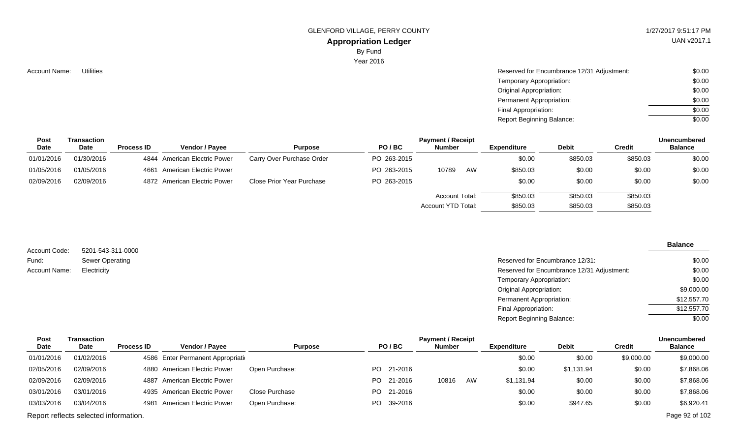GLENFORD VILLAGE, PERRY COUNTY

## Appropriation Ledger

By Fund

Year 2016

Account Name: Utilities

| | |
|---|---|
| Reserved for Encumbrance 12/31 Adjustment: | $0.00 |
| Temporary Appropriation: | $0.00 |
| Original Appropriation: | $0.00 |
| Permanent Appropriation: | $0.00 |
| Final Appropriation: | $0.00 |
| Report Beginning Balance: | $0.00 |

| Post Date | Transaction Date | Process ID | Vendor / Payee | Purpose | PO / BC | Payment / Receipt Number | | Expenditure | Debit | Credit | Unencumbered Balance |
|---|---|---|---|---|---|---|---|---|---|---|---|
| 01/01/2016 | 01/30/2016 | 4844 | American Electric Power | Carry Over Purchase Order | PO 263-2015 | | | $0.00 | $850.03 | $850.03 | $0.00 |
| 01/05/2016 | 01/05/2016 | 4661 | American Electric Power | | PO 263-2015 | 10789 | AW | $850.03 | $0.00 | $0.00 | $0.00 |
| 02/09/2016 | 02/09/2016 | 4872 | American Electric Power | Close Prior Year Purchase | PO 263-2015 | | | $0.00 | $0.00 | $0.00 | $0.00 |
| | | | | | | Account Total: | | $850.03 | $850.03 | $850.03 | |
| | | | | | | Account YTD Total: | | $850.03 | $850.03 | $850.03 | |

Account Code: 5201-543-311-0000

Fund: Sewer Operating

Account Name: Electricity

| | Balance |
|---|---|
| Reserved for Encumbrance 12/31: | $0.00 |
| Reserved for Encumbrance 12/31 Adjustment: | $0.00 |
| Temporary Appropriation: | $0.00 |
| Original Appropriation: | $9,000.00 |
| Permanent Appropriation: | $12,557.70 |
| Final Appropriation: | $12,557.70 |
| Report Beginning Balance: | $0.00 |

| Post Date | Transaction Date | Process ID | Vendor / Payee | Purpose | PO / BC | Payment / Receipt Number | | Expenditure | Debit | Credit | Unencumbered Balance |
|---|---|---|---|---|---|---|---|---|---|---|---|
| 01/01/2016 | 01/02/2016 | 4586 | Enter Permanent Appropriati | | | | | $0.00 | $0.00 | $9,000.00 | $9,000.00 |
| 02/05/2016 | 02/09/2016 | 4880 | American Electric Power | Open Purchase: | PO 21-2016 | | | $0.00 | $1,131.94 | $0.00 | $7,868.06 |
| 02/09/2016 | 02/09/2016 | 4887 | American Electric Power | | PO 21-2016 | 10816 | AW | $1,131.94 | $0.00 | $0.00 | $7,868.06 |
| 03/01/2016 | 03/01/2016 | 4935 | American Electric Power | Close Purchase | PO 21-2016 | | | $0.00 | $0.00 | $0.00 | $7,868.06 |
| 03/03/2016 | 03/04/2016 | 4981 | American Electric Power | Open Purchase: | PO 39-2016 | | | $0.00 | $947.65 | $0.00 | $6,920.41 |

Report reflects selected information.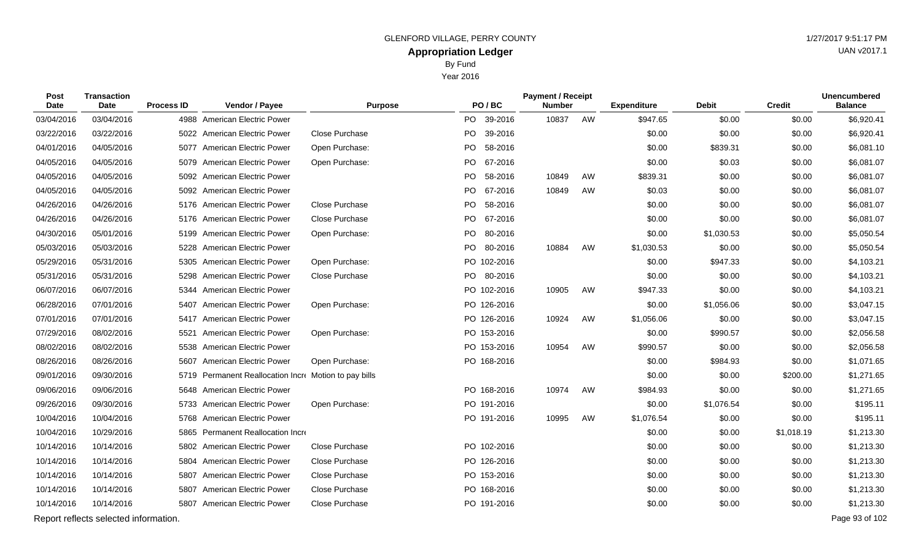GLENFORD VILLAGE, PERRY COUNTY

# Appropriation Ledger

By Fund

Year 2016

1/27/2017 9:51:17 PM

UAN v2017.1

| Post Date | Transaction Date | Process ID | Vendor / Payee | Purpose | PO / BC | Payment / Receipt Number | | Expenditure | Debit | Credit | Unencumbered Balance |
|---|---|---|---|---|---|---|---|---|---|---|---|
| 03/04/2016 | 03/04/2016 | 4988 | American Electric Power | | PO 39-2016 | 10837 | AW | $947.65 | $0.00 | $0.00 | $6,920.41 |
| 03/22/2016 | 03/22/2016 | 5022 | American Electric Power | Close Purchase | PO 39-2016 | | | $0.00 | $0.00 | $0.00 | $6,920.41 |
| 04/01/2016 | 04/05/2016 | 5077 | American Electric Power | Open Purchase: | PO 58-2016 | | | $0.00 | $839.31 | $0.00 | $6,081.10 |
| 04/05/2016 | 04/05/2016 | 5079 | American Electric Power | Open Purchase: | PO 67-2016 | | | $0.00 | $0.03 | $0.00 | $6,081.07 |
| 04/05/2016 | 04/05/2016 | 5092 | American Electric Power | | PO 58-2016 | 10849 | AW | $839.31 | $0.00 | $0.00 | $6,081.07 |
| 04/05/2016 | 04/05/2016 | 5092 | American Electric Power | | PO 67-2016 | 10849 | AW | $0.03 | $0.00 | $0.00 | $6,081.07 |
| 04/26/2016 | 04/26/2016 | 5176 | American Electric Power | Close Purchase | PO 58-2016 | | | $0.00 | $0.00 | $0.00 | $6,081.07 |
| 04/26/2016 | 04/26/2016 | 5176 | American Electric Power | Close Purchase | PO 67-2016 | | | $0.00 | $0.00 | $0.00 | $6,081.07 |
| 04/30/2016 | 05/01/2016 | 5199 | American Electric Power | Open Purchase: | PO 80-2016 | | | $0.00 | $1,030.53 | $0.00 | $5,050.54 |
| 05/03/2016 | 05/03/2016 | 5228 | American Electric Power | | PO 80-2016 | 10884 | AW | $1,030.53 | $0.00 | $0.00 | $5,050.54 |
| 05/29/2016 | 05/31/2016 | 5305 | American Electric Power | Open Purchase: | PO 102-2016 | | | $0.00 | $947.33 | $0.00 | $4,103.21 |
| 05/31/2016 | 05/31/2016 | 5298 | American Electric Power | Close Purchase | PO 80-2016 | | | $0.00 | $0.00 | $0.00 | $4,103.21 |
| 06/07/2016 | 06/07/2016 | 5344 | American Electric Power | | PO 102-2016 | 10905 | AW | $947.33 | $0.00 | $0.00 | $4,103.21 |
| 06/28/2016 | 07/01/2016 | 5407 | American Electric Power | Open Purchase: | PO 126-2016 | | | $0.00 | $1,056.06 | $0.00 | $3,047.15 |
| 07/01/2016 | 07/01/2016 | 5417 | American Electric Power | | PO 126-2016 | 10924 | AW | $1,056.06 | $0.00 | $0.00 | $3,047.15 |
| 07/29/2016 | 08/02/2016 | 5521 | American Electric Power | Open Purchase: | PO 153-2016 | | | $0.00 | $990.57 | $0.00 | $2,056.58 |
| 08/02/2016 | 08/02/2016 | 5538 | American Electric Power | | PO 153-2016 | 10954 | AW | $990.57 | $0.00 | $0.00 | $2,056.58 |
| 08/26/2016 | 08/26/2016 | 5607 | American Electric Power | Open Purchase: | PO 168-2016 | | | $0.00 | $984.93 | $0.00 | $1,071.65 |
| 09/01/2016 | 09/30/2016 | 5719 | Permanent Reallocation Incr | Motion to pay bills | | | | $0.00 | $0.00 | $200.00 | $1,271.65 |
| 09/06/2016 | 09/06/2016 | 5648 | American Electric Power | | PO 168-2016 | 10974 | AW | $984.93 | $0.00 | $0.00 | $1,271.65 |
| 09/26/2016 | 09/30/2016 | 5733 | American Electric Power | Open Purchase: | PO 191-2016 | | | $0.00 | $1,076.54 | $0.00 | $195.11 |
| 10/04/2016 | 10/04/2016 | 5768 | American Electric Power | | PO 191-2016 | 10995 | AW | $1,076.54 | $0.00 | $0.00 | $195.11 |
| 10/04/2016 | 10/29/2016 | 5865 | Permanent Reallocation Incr | | | | | $0.00 | $0.00 | $1,018.19 | $1,213.30 |
| 10/14/2016 | 10/14/2016 | 5802 | American Electric Power | Close Purchase | PO 102-2016 | | | $0.00 | $0.00 | $0.00 | $1,213.30 |
| 10/14/2016 | 10/14/2016 | 5804 | American Electric Power | Close Purchase | PO 126-2016 | | | $0.00 | $0.00 | $0.00 | $1,213.30 |
| 10/14/2016 | 10/14/2016 | 5807 | American Electric Power | Close Purchase | PO 153-2016 | | | $0.00 | $0.00 | $0.00 | $1,213.30 |
| 10/14/2016 | 10/14/2016 | 5807 | American Electric Power | Close Purchase | PO 168-2016 | | | $0.00 | $0.00 | $0.00 | $1,213.30 |
| 10/14/2016 | 10/14/2016 | 5807 | American Electric Power | Close Purchase | PO 191-2016 | | | $0.00 | $0.00 | $0.00 | $1,213.30 |

Report reflects selected information.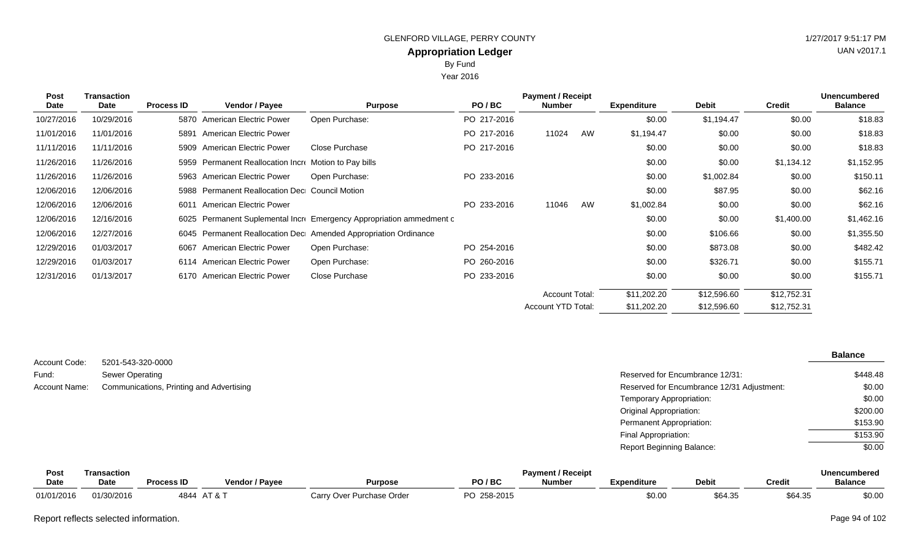GLENFORD VILLAGE, PERRY COUNTY

**Appropriation Ledger**

By Fund

Year 2016

| Post Date | Transaction Date | Process ID | Vendor / Payee | Purpose | PO / BC | Payment / Receipt Number | | Expenditure | Debit | Credit | Unencumbered Balance |
|---|---|---|---|---|---|---|---|---|---|---|---|
| 10/27/2016 | 10/29/2016 | 5870 | American Electric Power | Open Purchase: | PO 217-2016 | | | $0.00 | $1,194.47 | $0.00 | $18.83 |
| 11/01/2016 | 11/01/2016 | 5891 | American Electric Power | | PO 217-2016 | 11024 | AW | $1,194.47 | $0.00 | $0.00 | $18.83 |
| 11/11/2016 | 11/11/2016 | 5909 | American Electric Power | Close Purchase | PO 217-2016 | | | $0.00 | $0.00 | $0.00 | $18.83 |
| 11/26/2016 | 11/26/2016 | 5959 | Permanent Reallocation Incr | Motion to Pay bills | | | | $0.00 | $0.00 | $1,134.12 | $1,152.95 |
| 11/26/2016 | 11/26/2016 | 5963 | American Electric Power | Open Purchase: | PO 233-2016 | | | $0.00 | $1,002.84 | $0.00 | $150.11 |
| 12/06/2016 | 12/06/2016 | 5988 | Permanent Reallocation Dec | Council Motion | | | | $0.00 | $87.95 | $0.00 | $62.16 |
| 12/06/2016 | 12/06/2016 | 6011 | American Electric Power | | PO 233-2016 | 11046 | AW | $1,002.84 | $0.00 | $0.00 | $62.16 |
| 12/06/2016 | 12/16/2016 | 6025 | Permanent Suplemental Incr | Emergency Appropriation ammedment c | | | | $0.00 | $0.00 | $1,400.00 | $1,462.16 |
| 12/06/2016 | 12/27/2016 | 6045 | Permanent Reallocation Dec | Amended Appropriation Ordinance | | | | $0.00 | $106.66 | $0.00 | $1,355.50 |
| 12/29/2016 | 01/03/2017 | 6067 | American Electric Power | Open Purchase: | PO 254-2016 | | | $0.00 | $873.08 | $0.00 | $482.42 |
| 12/29/2016 | 01/03/2017 | 6114 | American Electric Power | Open Purchase: | PO 260-2016 | | | $0.00 | $326.71 | $0.00 | $155.71 |
| 12/31/2016 | 01/13/2017 | 6170 | American Electric Power | Close Purchase | PO 233-2016 | | | $0.00 | $0.00 | $0.00 | $155.71 |
| | | | | | | Account Total: | | $11,202.20 | $12,596.60 | $12,752.31 | |
| | | | | | | Account YTD Total: | | $11,202.20 | $12,596.60 | $12,752.31 | |

Account Code: 5201-543-320-0000

Fund: Sewer Operating

Account Name: Communications, Printing and Advertising

| | Balance |
|---|---|
| Reserved for Encumbrance 12/31: | $448.48 |
| Reserved for Encumbrance 12/31 Adjustment: | $0.00 |
| Temporary Appropriation: | $0.00 |
| Original Appropriation: | $200.00 |
| Permanent Appropriation: | $153.90 |
| Final Appropriation: | $153.90 |
| Report Beginning Balance: | $0.00 |

| Post Date | Transaction Date | Process ID | Vendor / Payee | Purpose | PO / BC | Payment / Receipt Number | Expenditure | Debit | Credit | Unencumbered Balance |
|---|---|---|---|---|---|---|---|---|---|---|
| 01/01/2016 | 01/30/2016 | 4844 | AT & T | Carry Over Purchase Order | PO 258-2015 | | $0.00 | $64.35 | $64.35 | $0.00 |

Report reflects selected information.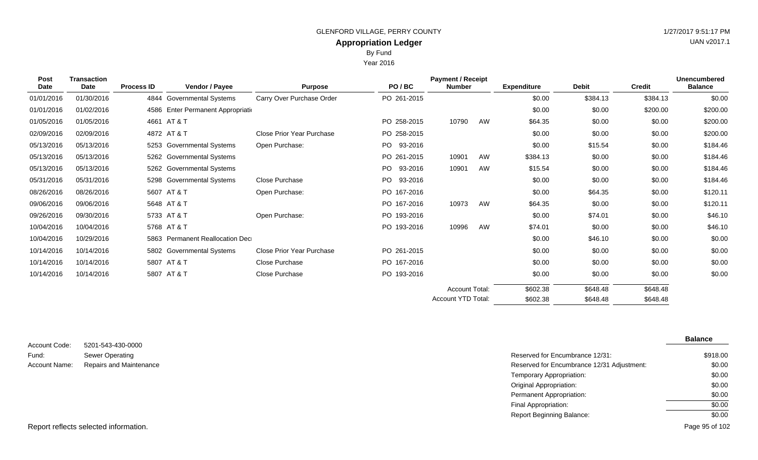GLENFORD VILLAGE, PERRY COUNTY

**Appropriation Ledger**

By Fund

Year 2016

1/27/2017 9:51:17 PM

UAN v2017.1

| Post Date | Transaction Date | Process ID | Vendor / Payee | Purpose | PO / BC | Payment / Receipt Number | | Expenditure | Debit | Credit | Unencumbered Balance |
|---|---|---|---|---|---|---|---|---|---|---|---|
| 01/01/2016 | 01/30/2016 | 4844 | Governmental Systems | Carry Over Purchase Order | PO 261-2015 | | | $0.00 | $384.13 | $384.13 | $0.00 |
| 01/01/2016 | 01/02/2016 | 4586 | Enter Permanent Appropriati | | | | | $0.00 | $0.00 | $200.00 | $200.00 |
| 01/05/2016 | 01/05/2016 | 4661 | AT & T | | PO 258-2015 | 10790 | AW | $64.35 | $0.00 | $0.00 | $200.00 |
| 02/09/2016 | 02/09/2016 | 4872 | AT & T | Close Prior Year Purchase | PO 258-2015 | | | $0.00 | $0.00 | $0.00 | $200.00 |
| 05/13/2016 | 05/13/2016 | 5253 | Governmental Systems | Open Purchase: | PO 93-2016 | | | $0.00 | $15.54 | $0.00 | $184.46 |
| 05/13/2016 | 05/13/2016 | 5262 | Governmental Systems | | PO 261-2015 | 10901 | AW | $384.13 | $0.00 | $0.00 | $184.46 |
| 05/13/2016 | 05/13/2016 | 5262 | Governmental Systems | | PO 93-2016 | 10901 | AW | $15.54 | $0.00 | $0.00 | $184.46 |
| 05/31/2016 | 05/31/2016 | 5298 | Governmental Systems | Close Purchase | PO 93-2016 | | | $0.00 | $0.00 | $0.00 | $184.46 |
| 08/26/2016 | 08/26/2016 | 5607 | AT & T | Open Purchase: | PO 167-2016 | | | $0.00 | $64.35 | $0.00 | $120.11 |
| 09/06/2016 | 09/06/2016 | 5648 | AT & T | | PO 167-2016 | 10973 | AW | $64.35 | $0.00 | $0.00 | $120.11 |
| 09/26/2016 | 09/30/2016 | 5733 | AT & T | Open Purchase: | PO 193-2016 | | | $0.00 | $74.01 | $0.00 | $46.10 |
| 10/04/2016 | 10/04/2016 | 5768 | AT & T | | PO 193-2016 | 10996 | AW | $74.01 | $0.00 | $0.00 | $46.10 |
| 10/04/2016 | 10/29/2016 | 5863 | Permanent Reallocation Dec | | | | | $0.00 | $46.10 | $0.00 | $0.00 |
| 10/14/2016 | 10/14/2016 | 5802 | Governmental Systems | Close Prior Year Purchase | PO 261-2015 | | | $0.00 | $0.00 | $0.00 | $0.00 |
| 10/14/2016 | 10/14/2016 | 5807 | AT & T | Close Purchase | PO 167-2016 | | | $0.00 | $0.00 | $0.00 | $0.00 |
| 10/14/2016 | 10/14/2016 | 5807 | AT & T | Close Purchase | PO 193-2016 | | | $0.00 | $0.00 | $0.00 | $0.00 |
| | | | | | | Account Total: | | $602.38 | $648.48 | $648.48 | |
| | | | | | | Account YTD Total: | | $602.38 | $648.48 | $648.48 | |

Account Code: 5201-543-430-0000

Fund: Sewer Operating

Account Name: Repairs and Maintenance

| | Balance |
|---|---|
| Reserved for Encumbrance 12/31: | $918.00 |
| Reserved for Encumbrance 12/31 Adjustment: | $0.00 |
| Temporary Appropriation: | $0.00 |
| Original Appropriation: | $0.00 |
| Permanent Appropriation: | $0.00 |
| Final Appropriation: | $0.00 |
| Report Beginning Balance: | $0.00 |

Report reflects selected information.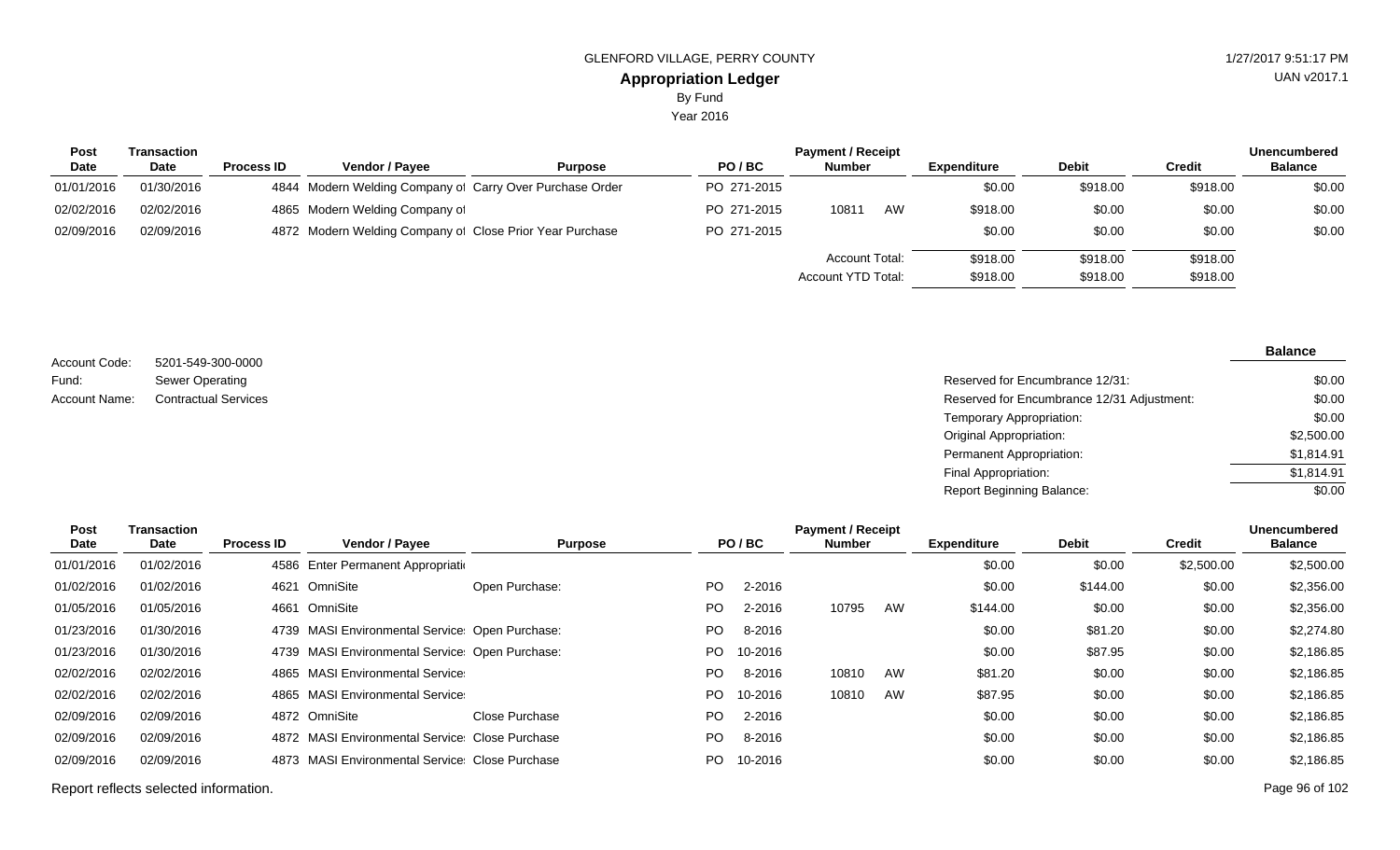GLENFORD VILLAGE, PERRY COUNTY

**Appropriation Ledger**

By Fund

Year 2016

| Post Date | Transaction Date | Process ID | Vendor / Payee | Purpose | PO / BC | Payment / Receipt Number | | Expenditure | Debit | Credit | Unencumbered Balance |
|---|---|---|---|---|---|---|---|---|---|---|---|
| 01/01/2016 | 01/30/2016 | 4844 | Modern Welding Company of | Carry Over Purchase Order | PO 271-2015 | | | $0.00 | $918.00 | $918.00 | $0.00 |
| 02/02/2016 | 02/02/2016 | 4865 | Modern Welding Company of | | PO 271-2015 | 10811 | AW | $918.00 | $0.00 | $0.00 | $0.00 |
| 02/09/2016 | 02/09/2016 | 4872 | Modern Welding Company of | Close Prior Year Purchase | PO 271-2015 | | | $0.00 | $0.00 | $0.00 | $0.00 |
| | | | | | | Account Total: | | $918.00 | $918.00 | $918.00 | |
| | | | | | | Account YTD Total: | | $918.00 | $918.00 | $918.00 | |

Account Code: 5201-549-300-0000
Fund: Sewer Operating
Account Name: Contractual Services

| | Balance |
|---|---|
| Reserved for Encumbrance 12/31: | $0.00 |
| Reserved for Encumbrance 12/31 Adjustment: | $0.00 |
| Temporary Appropriation: | $0.00 |
| Original Appropriation: | $2,500.00 |
| Permanent Appropriation: | $1,814.91 |
| Final Appropriation: | $1,814.91 |
| Report Beginning Balance: | $0.00 |

| Post Date | Transaction Date | Process ID | Vendor / Payee | Purpose | PO / BC | Payment / Receipt Number | | Expenditure | Debit | Credit | Unencumbered Balance |
|---|---|---|---|---|---|---|---|---|---|---|---|
| 01/01/2016 | 01/02/2016 | 4586 | Enter Permanent Appropriati | | | | | $0.00 | $0.00 | $2,500.00 | $2,500.00 |
| 01/02/2016 | 01/02/2016 | 4621 | OmniSite | Open Purchase: | PO 2-2016 | | | $0.00 | $144.00 | $0.00 | $2,356.00 |
| 01/05/2016 | 01/05/2016 | 4661 | OmniSite | | PO 2-2016 | 10795 | AW | $144.00 | $0.00 | $0.00 | $2,356.00 |
| 01/23/2016 | 01/30/2016 | 4739 | MASI Environmental Service | Open Purchase: | PO 8-2016 | | | $0.00 | $81.20 | $0.00 | $2,274.80 |
| 01/23/2016 | 01/30/2016 | 4739 | MASI Environmental Service | Open Purchase: | PO 10-2016 | | | $0.00 | $87.95 | $0.00 | $2,186.85 |
| 02/02/2016 | 02/02/2016 | 4865 | MASI Environmental Service | | PO 8-2016 | 10810 | AW | $81.20 | $0.00 | $0.00 | $2,186.85 |
| 02/02/2016 | 02/02/2016 | 4865 | MASI Environmental Service | | PO 10-2016 | 10810 | AW | $87.95 | $0.00 | $0.00 | $2,186.85 |
| 02/09/2016 | 02/09/2016 | 4872 | OmniSite | Close Purchase | PO 2-2016 | | | $0.00 | $0.00 | $0.00 | $2,186.85 |
| 02/09/2016 | 02/09/2016 | 4872 | MASI Environmental Service | Close Purchase | PO 8-2016 | | | $0.00 | $0.00 | $0.00 | $2,186.85 |
| 02/09/2016 | 02/09/2016 | 4873 | MASI Environmental Service | Close Purchase | PO 10-2016 | | | $0.00 | $0.00 | $0.00 | $2,186.85 |

Report reflects selected information.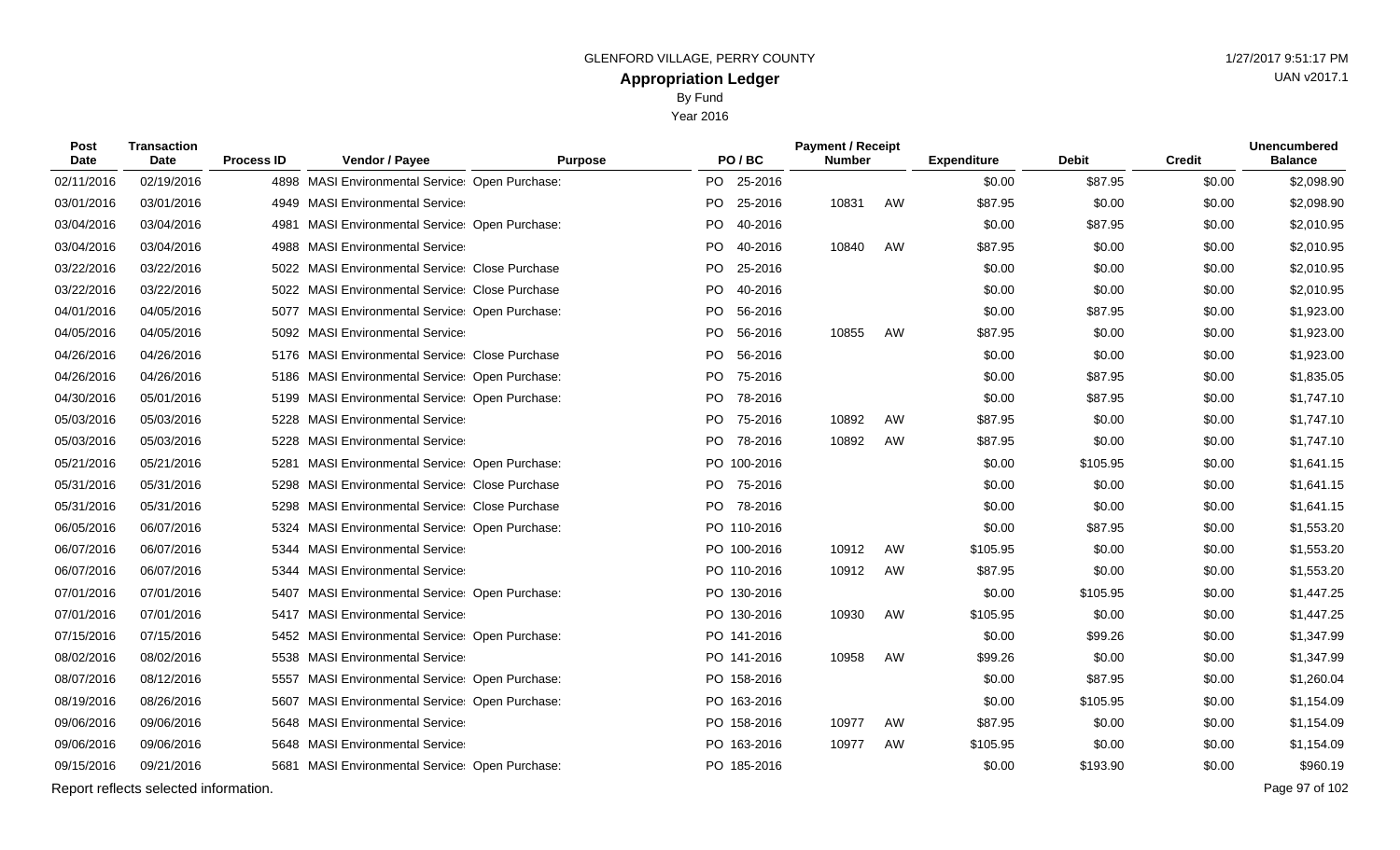GLENFORD VILLAGE, PERRY COUNTY

# Appropriation Ledger

By Fund

Year 2016

| Post Date | Transaction Date | Process ID | Vendor / Payee | Purpose | PO / BC | Payment / Receipt Number | | Expenditure | Debit | Credit | Unencumbered Balance |
|---|---|---|---|---|---|---|---|---|---|---|---|
| 02/11/2016 | 02/19/2016 | 4898 | MASI Environmental Service | Open Purchase: | PO 25-2016 | | | $0.00 | $87.95 | $0.00 | $2,098.90 |
| 03/01/2016 | 03/01/2016 | 4949 | MASI Environmental Service | | PO 25-2016 | 10831 | AW | $87.95 | $0.00 | $0.00 | $2,098.90 |
| 03/04/2016 | 03/04/2016 | 4981 | MASI Environmental Service | Open Purchase: | PO 40-2016 | | | $0.00 | $87.95 | $0.00 | $2,010.95 |
| 03/04/2016 | 03/04/2016 | 4988 | MASI Environmental Service | | PO 40-2016 | 10840 | AW | $87.95 | $0.00 | $0.00 | $2,010.95 |
| 03/22/2016 | 03/22/2016 | 5022 | MASI Environmental Service | Close Purchase | PO 25-2016 | | | $0.00 | $0.00 | $0.00 | $2,010.95 |
| 03/22/2016 | 03/22/2016 | 5022 | MASI Environmental Service | Close Purchase | PO 40-2016 | | | $0.00 | $0.00 | $0.00 | $2,010.95 |
| 04/01/2016 | 04/05/2016 | 5077 | MASI Environmental Service | Open Purchase: | PO 56-2016 | | | $0.00 | $87.95 | $0.00 | $1,923.00 |
| 04/05/2016 | 04/05/2016 | 5092 | MASI Environmental Service | | PO 56-2016 | 10855 | AW | $87.95 | $0.00 | $0.00 | $1,923.00 |
| 04/26/2016 | 04/26/2016 | 5176 | MASI Environmental Service | Close Purchase | PO 56-2016 | | | $0.00 | $0.00 | $0.00 | $1,923.00 |
| 04/26/2016 | 04/26/2016 | 5186 | MASI Environmental Service | Open Purchase: | PO 75-2016 | | | $0.00 | $87.95 | $0.00 | $1,835.05 |
| 04/30/2016 | 05/01/2016 | 5199 | MASI Environmental Service | Open Purchase: | PO 78-2016 | | | $0.00 | $87.95 | $0.00 | $1,747.10 |
| 05/03/2016 | 05/03/2016 | 5228 | MASI Environmental Service | | PO 75-2016 | 10892 | AW | $87.95 | $0.00 | $0.00 | $1,747.10 |
| 05/03/2016 | 05/03/2016 | 5228 | MASI Environmental Service | | PO 78-2016 | 10892 | AW | $87.95 | $0.00 | $0.00 | $1,747.10 |
| 05/21/2016 | 05/21/2016 | 5281 | MASI Environmental Service | Open Purchase: | PO 100-2016 | | | $0.00 | $105.95 | $0.00 | $1,641.15 |
| 05/31/2016 | 05/31/2016 | 5298 | MASI Environmental Service | Close Purchase | PO 75-2016 | | | $0.00 | $0.00 | $0.00 | $1,641.15 |
| 05/31/2016 | 05/31/2016 | 5298 | MASI Environmental Service | Close Purchase | PO 78-2016 | | | $0.00 | $0.00 | $0.00 | $1,641.15 |
| 06/05/2016 | 06/07/2016 | 5324 | MASI Environmental Service | Open Purchase: | PO 110-2016 | | | $0.00 | $87.95 | $0.00 | $1,553.20 |
| 06/07/2016 | 06/07/2016 | 5344 | MASI Environmental Service | | PO 100-2016 | 10912 | AW | $105.95 | $0.00 | $0.00 | $1,553.20 |
| 06/07/2016 | 06/07/2016 | 5344 | MASI Environmental Service | | PO 110-2016 | 10912 | AW | $87.95 | $0.00 | $0.00 | $1,553.20 |
| 07/01/2016 | 07/01/2016 | 5407 | MASI Environmental Service | Open Purchase: | PO 130-2016 | | | $0.00 | $105.95 | $0.00 | $1,447.25 |
| 07/01/2016 | 07/01/2016 | 5417 | MASI Environmental Service | | PO 130-2016 | 10930 | AW | $105.95 | $0.00 | $0.00 | $1,447.25 |
| 07/15/2016 | 07/15/2016 | 5452 | MASI Environmental Service | Open Purchase: | PO 141-2016 | | | $0.00 | $99.26 | $0.00 | $1,347.99 |
| 08/02/2016 | 08/02/2016 | 5538 | MASI Environmental Service | | PO 141-2016 | 10958 | AW | $99.26 | $0.00 | $0.00 | $1,347.99 |
| 08/07/2016 | 08/12/2016 | 5557 | MASI Environmental Service | Open Purchase: | PO 158-2016 | | | $0.00 | $87.95 | $0.00 | $1,260.04 |
| 08/19/2016 | 08/26/2016 | 5607 | MASI Environmental Service | Open Purchase: | PO 163-2016 | | | $0.00 | $105.95 | $0.00 | $1,154.09 |
| 09/06/2016 | 09/06/2016 | 5648 | MASI Environmental Service | | PO 158-2016 | 10977 | AW | $87.95 | $0.00 | $0.00 | $1,154.09 |
| 09/06/2016 | 09/06/2016 | 5648 | MASI Environmental Service | | PO 163-2016 | 10977 | AW | $105.95 | $0.00 | $0.00 | $1,154.09 |
| 09/15/2016 | 09/21/2016 | 5681 | MASI Environmental Service | Open Purchase: | PO 185-2016 | | | $0.00 | $193.90 | $0.00 | $960.19 |

Report reflects selected information.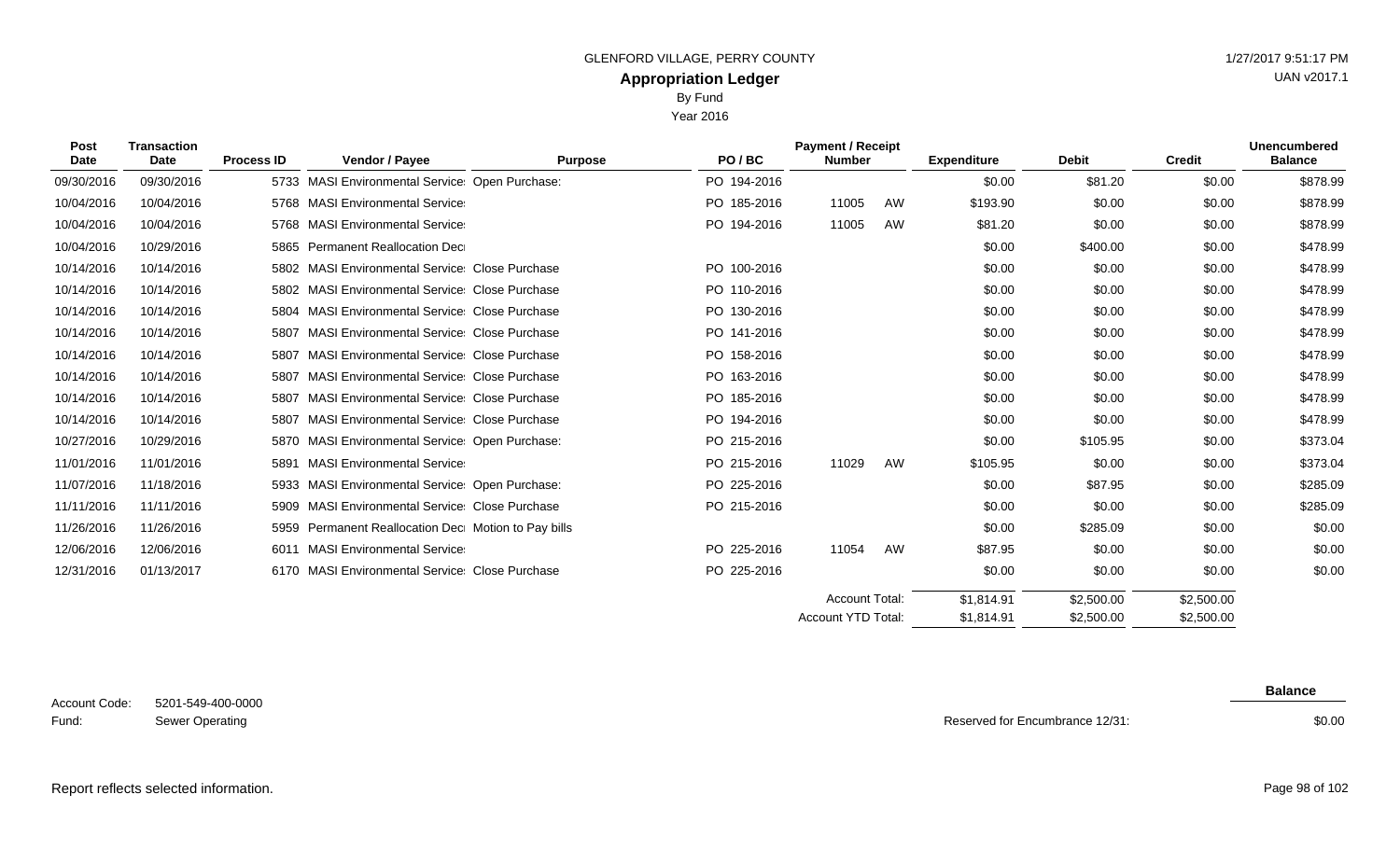GLENFORD VILLAGE, PERRY COUNTY

**Appropriation Ledger**

By Fund

Year 2016

| Post Date | Transaction Date | Process ID | Vendor / Payee | Purpose | PO / BC | Payment / Receipt Number | | Expenditure | Debit | Credit | Unencumbered Balance |
|---|---|---|---|---|---|---|---|---|---|---|---|
| 09/30/2016 | 09/30/2016 | 5733 | MASI Environmental Service | Open Purchase: | PO 194-2016 | | | $0.00 | $81.20 | $0.00 | $878.99 |
| 10/04/2016 | 10/04/2016 | 5768 | MASI Environmental Service | | PO 185-2016 | 11005 | AW | $193.90 | $0.00 | $0.00 | $878.99 |
| 10/04/2016 | 10/04/2016 | 5768 | MASI Environmental Service | | PO 194-2016 | 11005 | AW | $81.20 | $0.00 | $0.00 | $878.99 |
| 10/04/2016 | 10/29/2016 | 5865 | Permanent Reallocation Dec | | | | | $0.00 | $400.00 | $0.00 | $478.99 |
| 10/14/2016 | 10/14/2016 | 5802 | MASI Environmental Service | Close Purchase | PO 100-2016 | | | $0.00 | $0.00 | $0.00 | $478.99 |
| 10/14/2016 | 10/14/2016 | 5802 | MASI Environmental Service | Close Purchase | PO 110-2016 | | | $0.00 | $0.00 | $0.00 | $478.99 |
| 10/14/2016 | 10/14/2016 | 5804 | MASI Environmental Service | Close Purchase | PO 130-2016 | | | $0.00 | $0.00 | $0.00 | $478.99 |
| 10/14/2016 | 10/14/2016 | 5807 | MASI Environmental Service | Close Purchase | PO 141-2016 | | | $0.00 | $0.00 | $0.00 | $478.99 |
| 10/14/2016 | 10/14/2016 | 5807 | MASI Environmental Service | Close Purchase | PO 158-2016 | | | $0.00 | $0.00 | $0.00 | $478.99 |
| 10/14/2016 | 10/14/2016 | 5807 | MASI Environmental Service | Close Purchase | PO 163-2016 | | | $0.00 | $0.00 | $0.00 | $478.99 |
| 10/14/2016 | 10/14/2016 | 5807 | MASI Environmental Service | Close Purchase | PO 185-2016 | | | $0.00 | $0.00 | $0.00 | $478.99 |
| 10/14/2016 | 10/14/2016 | 5807 | MASI Environmental Service | Close Purchase | PO 194-2016 | | | $0.00 | $0.00 | $0.00 | $478.99 |
| 10/27/2016 | 10/29/2016 | 5870 | MASI Environmental Service | Open Purchase: | PO 215-2016 | | | $0.00 | $105.95 | $0.00 | $373.04 |
| 11/01/2016 | 11/01/2016 | 5891 | MASI Environmental Service | | PO 215-2016 | 11029 | AW | $105.95 | $0.00 | $0.00 | $373.04 |
| 11/07/2016 | 11/18/2016 | 5933 | MASI Environmental Service | Open Purchase: | PO 225-2016 | | | $0.00 | $87.95 | $0.00 | $285.09 |
| 11/11/2016 | 11/11/2016 | 5909 | MASI Environmental Service | Close Purchase | PO 215-2016 | | | $0.00 | $0.00 | $0.00 | $285.09 |
| 11/26/2016 | 11/26/2016 | 5959 | Permanent Reallocation Dec | Motion to Pay bills | | | | $0.00 | $285.09 | $0.00 | $0.00 |
| 12/06/2016 | 12/06/2016 | 6011 | MASI Environmental Service | | PO 225-2016 | 11054 | AW | $87.95 | $0.00 | $0.00 | $0.00 |
| 12/31/2016 | 01/13/2017 | 6170 | MASI Environmental Service | Close Purchase | PO 225-2016 | | | $0.00 | $0.00 | $0.00 | $0.00 |
| | | | | | | Account Total: | | $1,814.91 | $2,500.00 | $2,500.00 | |
| | | | | | | Account YTD Total: | | $1,814.91 | $2,500.00 | $2,500.00 | |

Account Code: 5201-549-400-0000

Fund: Sewer Operating

| | Balance |
|---|---|
| Reserved for Encumbrance 12/31: | $0.00 |

Report reflects selected information.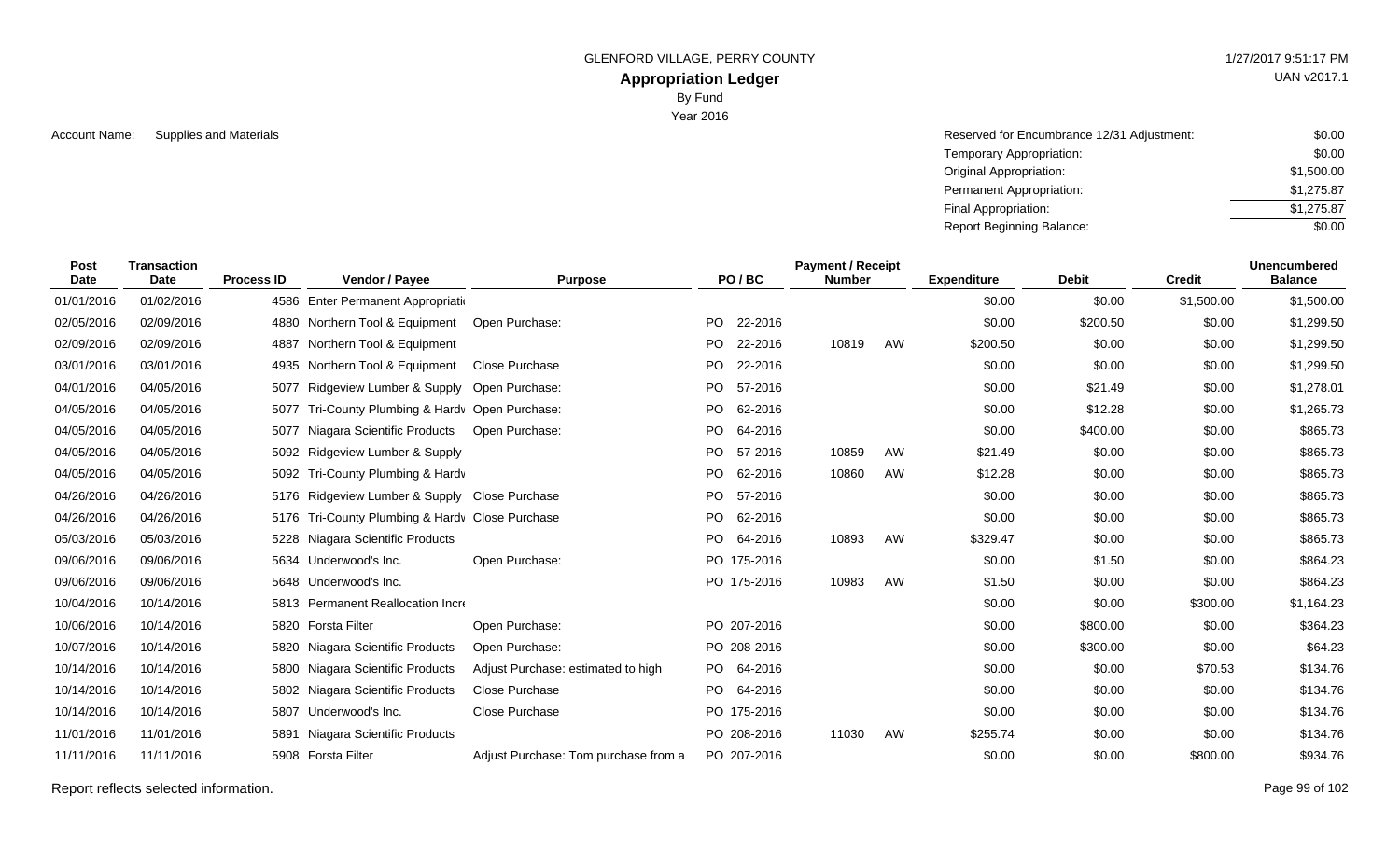GLENFORD VILLAGE, PERRY COUNTY

# Appropriation Ledger

By Fund

Year 2016

Account Name: Supplies and Materials

| | |
|---|---|
| Reserved for Encumbrance 12/31 Adjustment: | $0.00 |
| Temporary Appropriation: | $0.00 |
| Original Appropriation: | $1,500.00 |
| Permanent Appropriation: | $1,275.87 |
| Final Appropriation: | $1,275.87 |
| Report Beginning Balance: | $0.00 |

| Post Date | Transaction Date | Process ID | Vendor / Payee | Purpose | PO / BC | Payment / Receipt Number | | Expenditure | Debit | Credit | Unencumbered Balance |
|---|---|---|---|---|---|---|---|---|---|---|---|
| 01/01/2016 | 01/02/2016 | 4586 | Enter Permanent Appropriati | | | | | $0.00 | $0.00 | $1,500.00 | $1,500.00 |
| 02/05/2016 | 02/09/2016 | 4880 | Northern Tool & Equipment | Open Purchase: | PO 22-2016 | | | $0.00 | $200.50 | $0.00 | $1,299.50 |
| 02/09/2016 | 02/09/2016 | 4887 | Northern Tool & Equipment | | PO 22-2016 | 10819 | AW | $200.50 | $0.00 | $0.00 | $1,299.50 |
| 03/01/2016 | 03/01/2016 | 4935 | Northern Tool & Equipment | Close Purchase | PO 22-2016 | | | $0.00 | $0.00 | $0.00 | $1,299.50 |
| 04/01/2016 | 04/05/2016 | 5077 | Ridgeview Lumber & Supply | Open Purchase: | PO 57-2016 | | | $0.00 | $21.49 | $0.00 | $1,278.01 |
| 04/05/2016 | 04/05/2016 | 5077 | Tri-County Plumbing & Hardv | Open Purchase: | PO 62-2016 | | | $0.00 | $12.28 | $0.00 | $1,265.73 |
| 04/05/2016 | 04/05/2016 | 5077 | Niagara Scientific Products | Open Purchase: | PO 64-2016 | | | $0.00 | $400.00 | $0.00 | $865.73 |
| 04/05/2016 | 04/05/2016 | 5092 | Ridgeview Lumber & Supply | | PO 57-2016 | 10859 | AW | $21.49 | $0.00 | $0.00 | $865.73 |
| 04/05/2016 | 04/05/2016 | 5092 | Tri-County Plumbing & Hardv | | PO 62-2016 | 10860 | AW | $12.28 | $0.00 | $0.00 | $865.73 |
| 04/26/2016 | 04/26/2016 | 5176 | Ridgeview Lumber & Supply | Close Purchase | PO 57-2016 | | | $0.00 | $0.00 | $0.00 | $865.73 |
| 04/26/2016 | 04/26/2016 | 5176 | Tri-County Plumbing & Hardv | Close Purchase | PO 62-2016 | | | $0.00 | $0.00 | $0.00 | $865.73 |
| 05/03/2016 | 05/03/2016 | 5228 | Niagara Scientific Products | | PO 64-2016 | 10893 | AW | $329.47 | $0.00 | $0.00 | $865.73 |
| 09/06/2016 | 09/06/2016 | 5634 | Underwood's Inc. | Open Purchase: | PO 175-2016 | | | $0.00 | $1.50 | $0.00 | $864.23 |
| 09/06/2016 | 09/06/2016 | 5648 | Underwood's Inc. | | PO 175-2016 | 10983 | AW | $1.50 | $0.00 | $0.00 | $864.23 |
| 10/04/2016 | 10/14/2016 | 5813 | Permanent Reallocation Incre | | | | | $0.00 | $0.00 | $300.00 | $1,164.23 |
| 10/06/2016 | 10/14/2016 | 5820 | Forsta Filter | Open Purchase: | PO 207-2016 | | | $0.00 | $800.00 | $0.00 | $364.23 |
| 10/07/2016 | 10/14/2016 | 5820 | Niagara Scientific Products | Open Purchase: | PO 208-2016 | | | $0.00 | $300.00 | $0.00 | $64.23 |
| 10/14/2016 | 10/14/2016 | 5800 | Niagara Scientific Products | Adjust Purchase: estimated to high | PO 64-2016 | | | $0.00 | $0.00 | $70.53 | $134.76 |
| 10/14/2016 | 10/14/2016 | 5802 | Niagara Scientific Products | Close Purchase | PO 64-2016 | | | $0.00 | $0.00 | $0.00 | $134.76 |
| 10/14/2016 | 10/14/2016 | 5807 | Underwood's Inc. | Close Purchase | PO 175-2016 | | | $0.00 | $0.00 | $0.00 | $134.76 |
| 11/01/2016 | 11/01/2016 | 5891 | Niagara Scientific Products | | PO 208-2016 | 11030 | AW | $255.74 | $0.00 | $0.00 | $134.76 |
| 11/11/2016 | 11/11/2016 | 5908 | Forsta Filter | Adjust Purchase: Tom purchase from a | PO 207-2016 | | | $0.00 | $0.00 | $800.00 | $934.76 |

Report reflects selected information.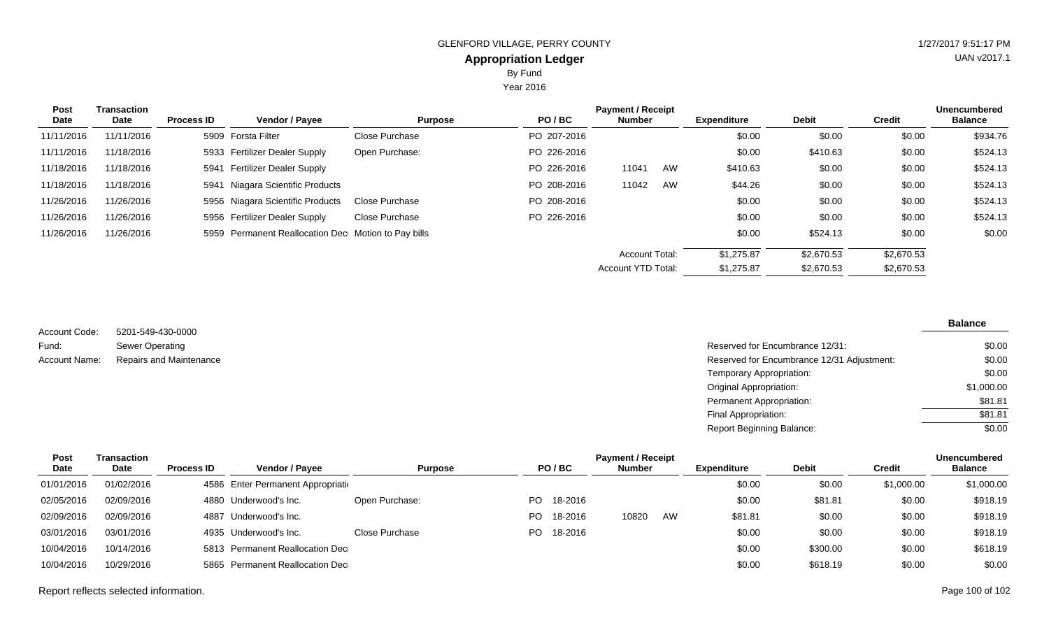GLENFORD VILLAGE, PERRY COUNTY

## Appropriation Ledger

By Fund

Year 2016

| Post Date | Transaction Date | Process ID | Vendor / Payee | Purpose | PO / BC | Payment / Receipt Number | | Expenditure | Debit | Credit | Unencumbered Balance |
|---|---|---|---|---|---|---|---|---|---|---|---|
| 11/11/2016 | 11/11/2016 | 5909 | Forsta Filter | Close Purchase | PO 207-2016 | | | $0.00 | $0.00 | $0.00 | $934.76 |
| 11/11/2016 | 11/18/2016 | 5933 | Fertilizer Dealer Supply | Open Purchase: | PO 226-2016 | | | $0.00 | $410.63 | $0.00 | $524.13 |
| 11/18/2016 | 11/18/2016 | 5941 | Fertilizer Dealer Supply | | PO 226-2016 | 11041 | AW | $410.63 | $0.00 | $0.00 | $524.13 |
| 11/18/2016 | 11/18/2016 | 5941 | Niagara Scientific Products | | PO 208-2016 | 11042 | AW | $44.26 | $0.00 | $0.00 | $524.13 |
| 11/26/2016 | 11/26/2016 | 5956 | Niagara Scientific Products | Close Purchase | PO 208-2016 | | | $0.00 | $0.00 | $0.00 | $524.13 |
| 11/26/2016 | 11/26/2016 | 5956 | Fertilizer Dealer Supply | Close Purchase | PO 226-2016 | | | $0.00 | $0.00 | $0.00 | $524.13 |
| 11/26/2016 | 11/26/2016 | 5959 | Permanent Reallocation Dec | Motion to Pay bills | | | | $0.00 | $524.13 | $0.00 | $0.00 |
| | | | | | | Account Total: | | $1,275.87 | $2,670.53 | $2,670.53 | |
| | | | | | | Account YTD Total: | | $1,275.87 | $2,670.53 | $2,670.53 | |

Account Code: 5201-549-430-0000

Fund: Sewer Operating

Account Name: Repairs and Maintenance

| | Balance |
|---|---|
| Reserved for Encumbrance 12/31: | $0.00 |
| Reserved for Encumbrance 12/31 Adjustment: | $0.00 |
| Temporary Appropriation: | $0.00 |
| Original Appropriation: | $1,000.00 |
| Permanent Appropriation: | $81.81 |
| Final Appropriation: | $81.81 |
| Report Beginning Balance: | $0.00 |

| Post Date | Transaction Date | Process ID | Vendor / Payee | Purpose | PO / BC | Payment / Receipt Number | | Expenditure | Debit | Credit | Unencumbered Balance |
|---|---|---|---|---|---|---|---|---|---|---|---|
| 01/01/2016 | 01/02/2016 | 4586 | Enter Permanent Appropriati | | | | | $0.00 | $0.00 | $1,000.00 | $1,000.00 |
| 02/05/2016 | 02/09/2016 | 4880 | Underwood's Inc. | Open Purchase: | PO 18-2016 | | | $0.00 | $81.81 | $0.00 | $918.19 |
| 02/09/2016 | 02/09/2016 | 4887 | Underwood's Inc. | | PO 18-2016 | 10820 | AW | $81.81 | $0.00 | $0.00 | $918.19 |
| 03/01/2016 | 03/01/2016 | 4935 | Underwood's Inc. | Close Purchase | PO 18-2016 | | | $0.00 | $0.00 | $0.00 | $918.19 |
| 10/04/2016 | 10/14/2016 | 5813 | Permanent Reallocation Dec | | | | | $0.00 | $300.00 | $0.00 | $618.19 |
| 10/04/2016 | 10/29/2016 | 5865 | Permanent Reallocation Dec | | | | | $0.00 | $618.19 | $0.00 | $0.00 |

Report reflects selected information.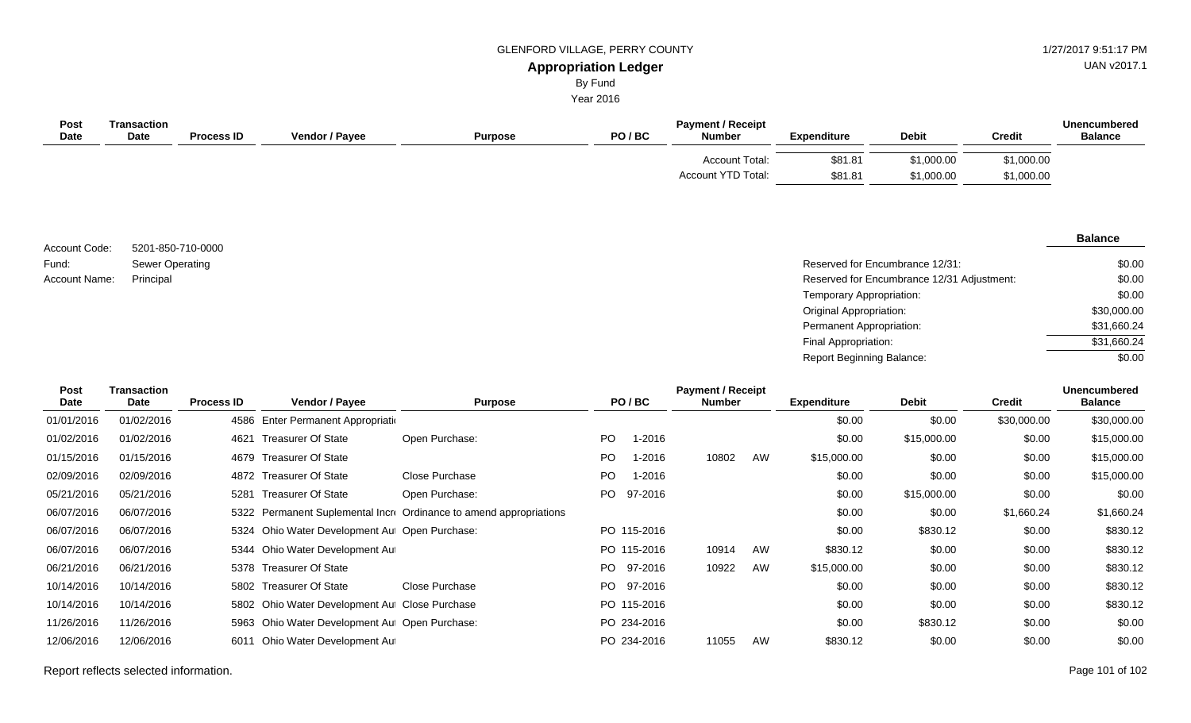GLENFORD VILLAGE, PERRY COUNTY

# Appropriation Ledger

By Fund

Year 2016

| Post Date | Transaction Date | Process ID | Vendor / Payee | Purpose | PO / BC | Payment / Receipt Number | Expenditure | Debit | Credit | Unencumbered Balance |
|---|---|---|---|---|---|---|---|---|---|---|
| | | | | | | Account Total: | $81.81 | $1,000.00 | $1,000.00 | |
| | | | | | | Account YTD Total: | $81.81 | $1,000.00 | $1,000.00 | |

Account Code: 5201-850-710-0000
Fund: Sewer Operating
Account Name: Principal

| | Balance |
|---|---|
| Reserved for Encumbrance 12/31: | $0.00 |
| Reserved for Encumbrance 12/31 Adjustment: | $0.00 |
| Temporary Appropriation: | $0.00 |
| Original Appropriation: | $30,000.00 |
| Permanent Appropriation: | $31,660.24 |
| Final Appropriation: | $31,660.24 |
| Report Beginning Balance: | $0.00 |

| Post Date | Transaction Date | Process ID | Vendor / Payee | Purpose | PO / BC | Payment / Receipt Number | Expenditure | Debit | Credit | Unencumbered Balance |
|---|---|---|---|---|---|---|---|---|---|---|
| 01/01/2016 | 01/02/2016 | 4586 | Enter Permanent Appropriati | | | | $0.00 | $0.00 | $30,000.00 | $30,000.00 |
| 01/02/2016 | 01/02/2016 | 4621 | Treasurer Of State | Open Purchase: | PO 1-2016 | | $0.00 | $15,000.00 | $0.00 | $15,000.00 |
| 01/15/2016 | 01/15/2016 | 4679 | Treasurer Of State | | PO 1-2016 | 10802 AW | $15,000.00 | $0.00 | $0.00 | $15,000.00 |
| 02/09/2016 | 02/09/2016 | 4872 | Treasurer Of State | Close Purchase | PO 1-2016 | | $0.00 | $0.00 | $0.00 | $15,000.00 |
| 05/21/2016 | 05/21/2016 | 5281 | Treasurer Of State | Open Purchase: | PO 97-2016 | | $0.00 | $15,000.00 | $0.00 | $0.00 |
| 06/07/2016 | 06/07/2016 | 5322 | Permanent Suplemental Incr | Ordinance to amend appropriations | | | $0.00 | $0.00 | $1,660.24 | $1,660.24 |
| 06/07/2016 | 06/07/2016 | 5324 | Ohio Water Development Au | Open Purchase: | PO 115-2016 | | $0.00 | $830.12 | $0.00 | $830.12 |
| 06/07/2016 | 06/07/2016 | 5344 | Ohio Water Development Au | | PO 115-2016 | 10914 AW | $830.12 | $0.00 | $0.00 | $830.12 |
| 06/21/2016 | 06/21/2016 | 5378 | Treasurer Of State | | PO 97-2016 | 10922 AW | $15,000.00 | $0.00 | $0.00 | $830.12 |
| 10/14/2016 | 10/14/2016 | 5802 | Treasurer Of State | Close Purchase | PO 97-2016 | | $0.00 | $0.00 | $0.00 | $830.12 |
| 10/14/2016 | 10/14/2016 | 5802 | Ohio Water Development Au | Close Purchase | PO 115-2016 | | $0.00 | $0.00 | $0.00 | $830.12 |
| 11/26/2016 | 11/26/2016 | 5963 | Ohio Water Development Au | Open Purchase: | PO 234-2016 | | $0.00 | $830.12 | $0.00 | $0.00 |
| 12/06/2016 | 12/06/2016 | 6011 | Ohio Water Development Au | | PO 234-2016 | 11055 AW | $830.12 | $0.00 | $0.00 | $0.00 |

Report reflects selected information.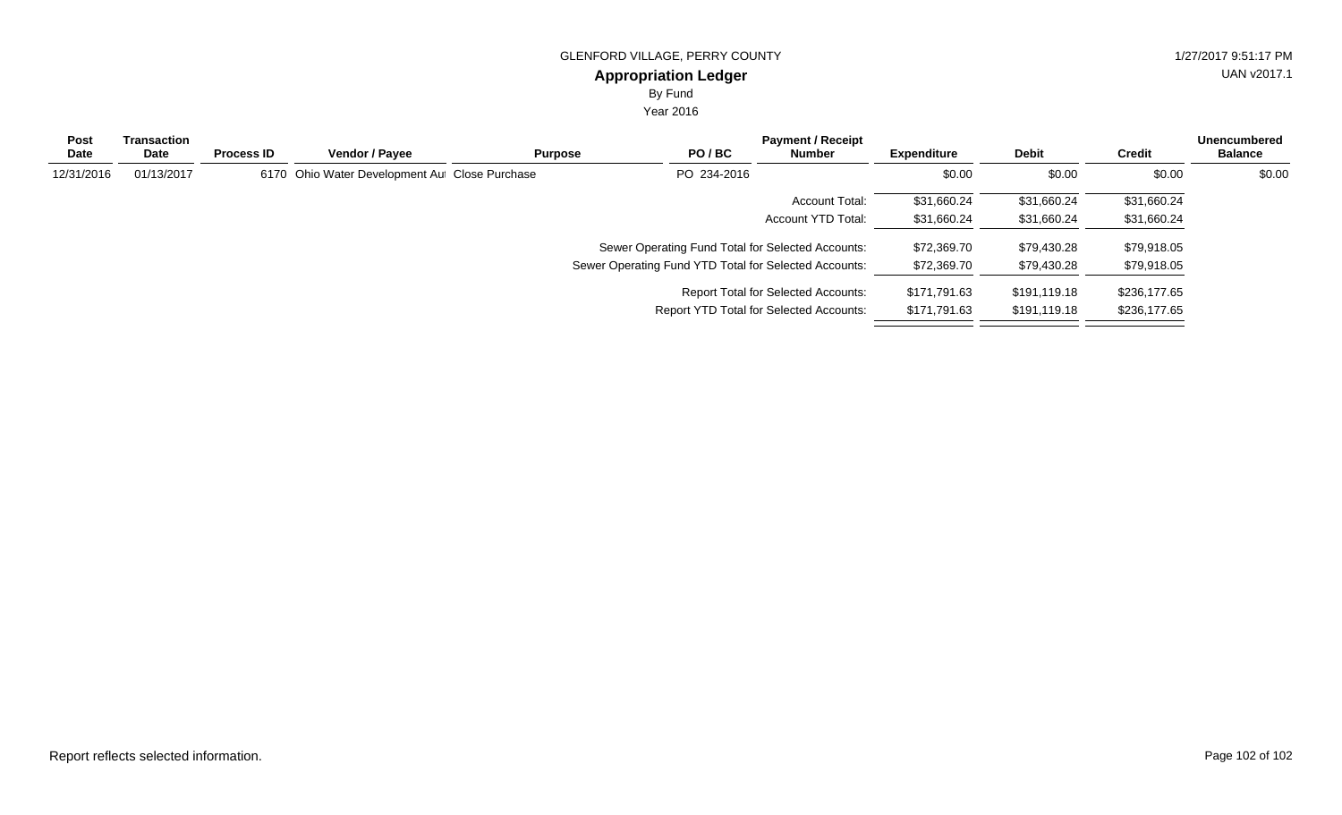GLENFORD VILLAGE, PERRY COUNTY

# Appropriation Ledger

By Fund

Year 2016

| Post Date | Transaction Date | Process ID | Vendor / Payee | Purpose | PO / BC | Payment / Receipt Number | Expenditure | Debit | Credit | Unencumbered Balance |
|---|---|---|---|---|---|---|---|---|---|---|
| 12/31/2016 | 01/13/2017 | 6170 | Ohio Water Development Aut | Close Purchase | PO 234-2016 | | $0.00 | $0.00 | $0.00 | $0.00 |
| | | | | | | Account Total: | $31,660.24 | $31,660.24 | $31,660.24 | |
| | | | | | | Account YTD Total: | $31,660.24 | $31,660.24 | $31,660.24 | |
| | | | | | | Sewer Operating Fund Total for Selected Accounts: | $72,369.70 | $79,430.28 | $79,918.05 | |
| | | | | | | Sewer Operating Fund YTD Total for Selected Accounts: | $72,369.70 | $79,430.28 | $79,918.05 | |
| | | | | | | Report Total for Selected Accounts: | $171,791.63 | $191,119.18 | $236,177.65 | |
| | | | | | | Report YTD Total for Selected Accounts: | $171,791.63 | $191,119.18 | $236,177.65 | |

Report reflects selected information.